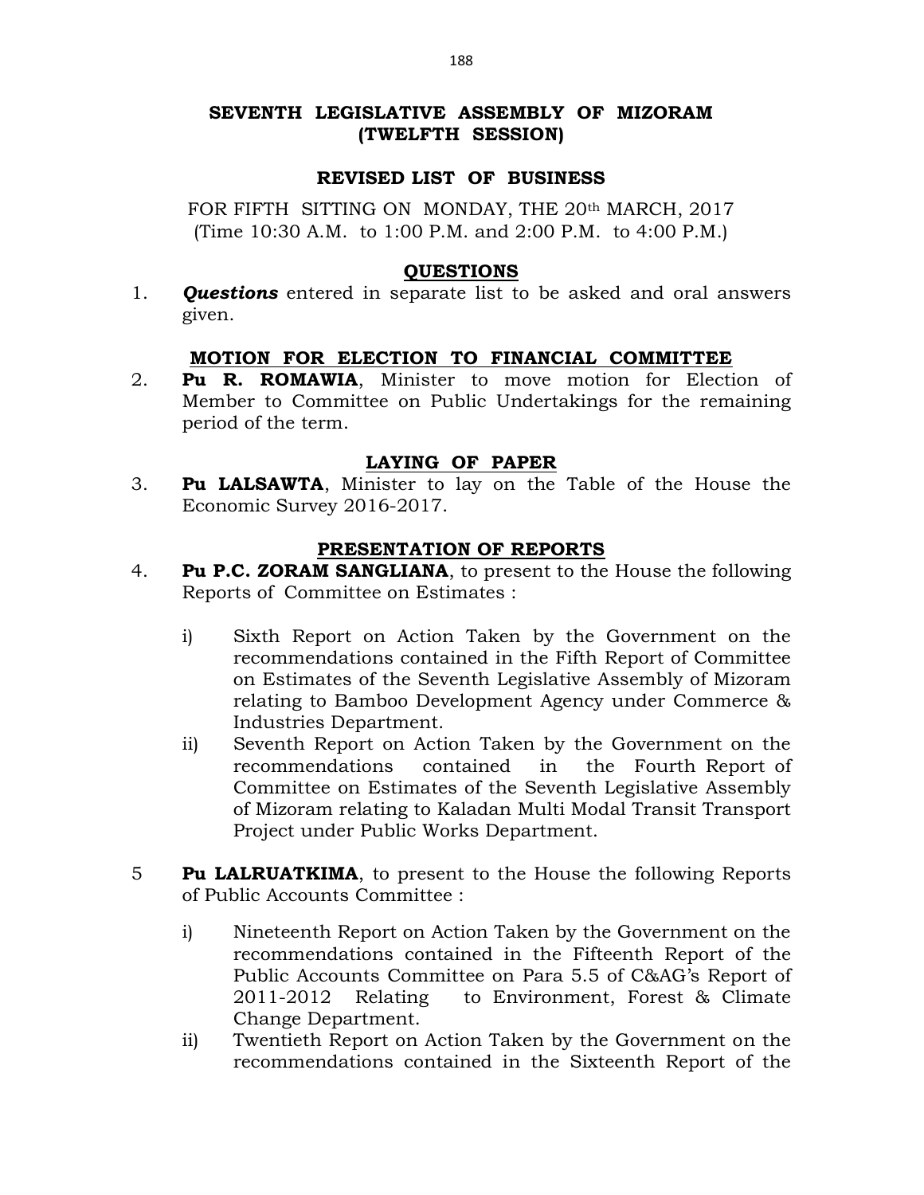# SEVENTH LEGISLATIVE ASSEMBLY OF MIZORAM
## (TWELFTH SESSION)

## REVISED LIST OF BUSINESS

FOR FIFTH SITTING ON MONDAY, THE 20th MARCH, 2017
(Time 10:30 A.M. to 1:00 P.M. and 2:00 P.M. to 4:00 P.M.)

### QUESTIONS

1. ***Questions*** entered in separate list to be asked and oral answers given.

### MOTION FOR ELECTION TO FINANCIAL COMMITTEE

2. **Pu R. ROMAWIA**, Minister to move motion for Election of Member to Committee on Public Undertakings for the remaining period of the term.

### LAYING OF PAPER

3. **Pu LALSAWTA**, Minister to lay on the Table of the House the Economic Survey 2016-2017.

### PRESENTATION OF REPORTS

4. **Pu P.C. ZORAM SANGLIANA**, to present to the House the following Reports of Committee on Estimates :

   i) Sixth Report on Action Taken by the Government on the recommendations contained in the Fifth Report of Committee on Estimates of the Seventh Legislative Assembly of Mizoram relating to Bamboo Development Agency under Commerce & Industries Department.

   ii) Seventh Report on Action Taken by the Government on the recommendations contained in the Fourth Report of Committee on Estimates of the Seventh Legislative Assembly of Mizoram relating to Kaladan Multi Modal Transit Transport Project under Public Works Department.

5 **Pu LALRUATKIMA**, to present to the House the following Reports of Public Accounts Committee :

   i) Nineteenth Report on Action Taken by the Government on the recommendations contained in the Fifteenth Report of the Public Accounts Committee on Para 5.5 of C&AG's Report of 2011-2012 Relating to Environment, Forest & Climate Change Department.

   ii) Twentieth Report on Action Taken by the Government on the recommendations contained in the Sixteenth Report of the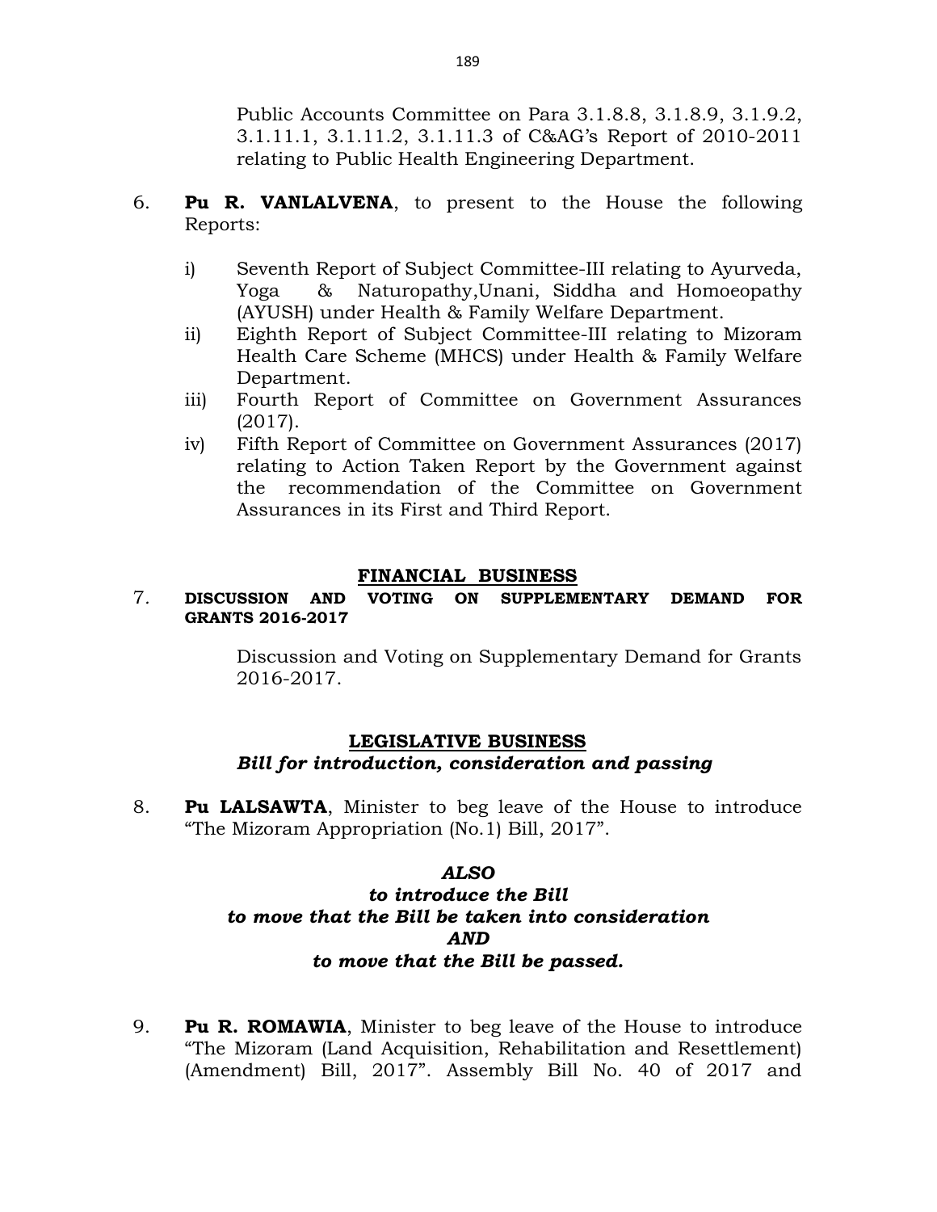Public Accounts Committee on Para 3.1.8.8, 3.1.8.9, 3.1.9.2, 3.1.11.1, 3.1.11.2, 3.1.11.3 of C&AG's Report of 2010-2011 relating to Public Health Engineering Department.

6. **Pu R. VANLALVENA**, to present to the House the following Reports:

   i) Seventh Report of Subject Committee-III relating to Ayurveda, Yoga & Naturopathy,Unani, Siddha and Homoeopathy (AYUSH) under Health & Family Welfare Department.
   
   ii) Eighth Report of Subject Committee-III relating to Mizoram Health Care Scheme (MHCS) under Health & Family Welfare Department.
   
   iii) Fourth Report of Committee on Government Assurances (2017).
   
   iv) Fifth Report of Committee on Government Assurances (2017) relating to Action Taken Report by the Government against the recommendation of the Committee on Government Assurances in its First and Third Report.

## FINANCIAL BUSINESS

7. **DISCUSSION AND VOTING ON SUPPLEMENTARY DEMAND FOR GRANTS 2016-2017**

   Discussion and Voting on Supplementary Demand for Grants 2016-2017.

## LEGISLATIVE BUSINESS

***Bill for introduction, consideration and passing***

8. **Pu LALSAWTA**, Minister to beg leave of the House to introduce "The Mizoram Appropriation (No.1) Bill, 2017".

***ALSO***
***to introduce the Bill***
***to move that the Bill be taken into consideration***
***AND***
***to move that the Bill be passed.***

9. **Pu R. ROMAWIA**, Minister to beg leave of the House to introduce "The Mizoram (Land Acquisition, Rehabilitation and Resettlement) (Amendment) Bill, 2017". Assembly Bill No. 40 of 2017 and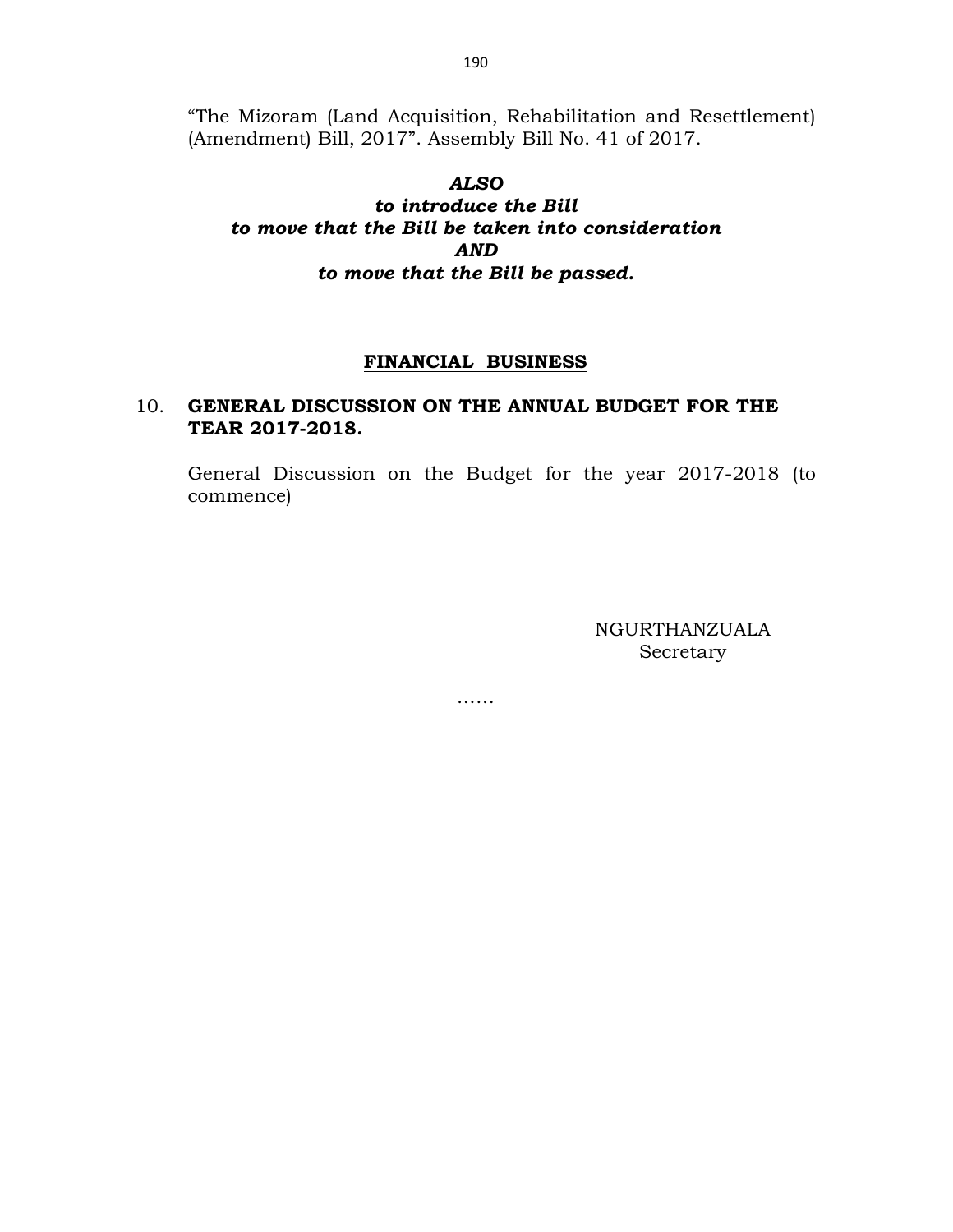"The Mizoram (Land Acquisition, Rehabilitation and Resettlement) (Amendment) Bill, 2017". Assembly Bill No. 41 of 2017.

***ALSO***
***to introduce the Bill***
***to move that the Bill be taken into consideration***
***AND***
***to move that the Bill be passed.***

## FINANCIAL BUSINESS

10. **GENERAL DISCUSSION ON THE ANNUAL BUDGET FOR THE TEAR 2017-2018.**

General Discussion on the Budget for the year 2017-2018 (to commence)

NGURTHANZUALA
Secretary

……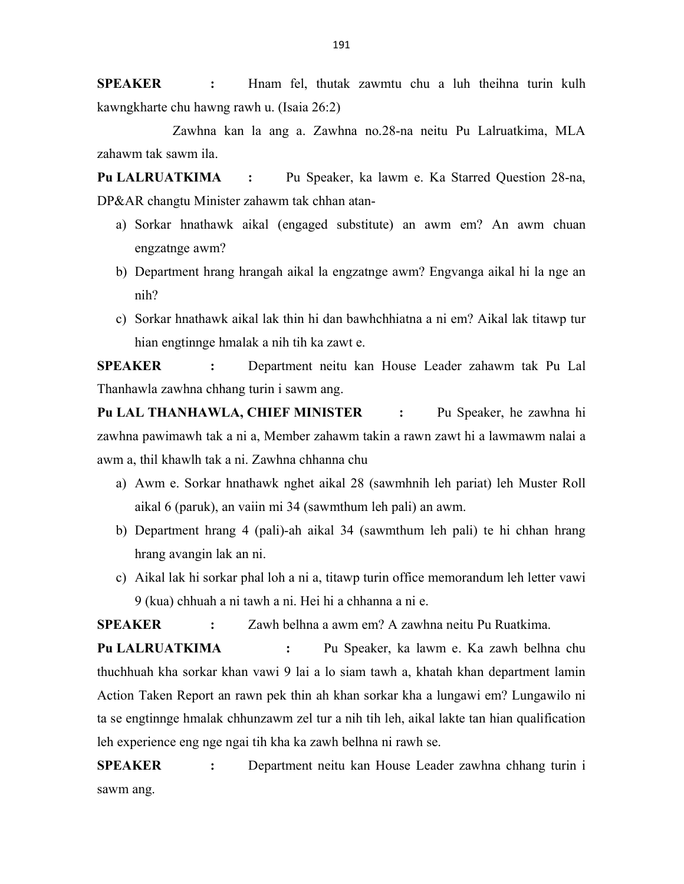**SPEAKER** : Hnam fel, thutak zawmtu chu a luh theihna turin kulh kawngkharte chu hawng rawh u. (Isaia 26:2)

Zawhna kan la ang a. Zawhna no.28-na neitu Pu Lalruatkima, MLA zahawm tak sawm ila.

**Pu LALRUATKIMA** : Pu Speaker, ka lawm e. Ka Starred Question 28-na, DP&AR changtu Minister zahawm tak chhan atan-

a) Sorkar hnathawk aikal (engaged substitute) an awm em? An awm chuan engzatnge awm?
b) Department hrang hrangah aikal la engzatnge awm? Engvanga aikal hi la nge an nih?
c) Sorkar hnathawk aikal lak thin hi dan bawhchhiatna a ni em? Aikal lak titawp tur hian engtinnge hmalak a nih tih ka zawt e.

**SPEAKER** : Department neitu kan House Leader zahawm tak Pu Lal Thanhawla zawhna chhang turin i sawm ang.

**Pu LAL THANHAWLA, CHIEF MINISTER** : Pu Speaker, he zawhna hi zawhna pawimawh tak a ni a, Member zahawm takin a rawn zawt hi a lawmawm nalai a awm a, thil khawlh tak a ni. Zawhna chhanna chu

a) Awm e. Sorkar hnathawk nghet aikal 28 (sawmhnih leh pariat) leh Muster Roll aikal 6 (paruk), an vaiin mi 34 (sawmthum leh pali) an awm.
b) Department hrang 4 (pali)-ah aikal 34 (sawmthum leh pali) te hi chhan hrang hrang avangin lak an ni.
c) Aikal lak hi sorkar phal loh a ni a, titawp turin office memorandum leh letter vawi 9 (kua) chhuah a ni tawh a ni. Hei hi a chhanna a ni e.

**SPEAKER** : Zawh belhna a awm em? A zawhna neitu Pu Ruatkima.

**Pu LALRUATKIMA** : Pu Speaker, ka lawm e. Ka zawh belhna chu thuchhuah kha sorkar khan vawi 9 lai a lo siam tawh a, khatah khan department lamin Action Taken Report an rawn pek thin ah khan sorkar kha a lungawi em? Lungawilo ni ta se engtinnge hmalak chhunzawm zel tur a nih tih leh, aikal lakte tan hian qualification leh experience eng nge ngai tih kha ka zawh belhna ni rawh se.

**SPEAKER** : Department neitu kan House Leader zawhna chhang turin i sawm ang.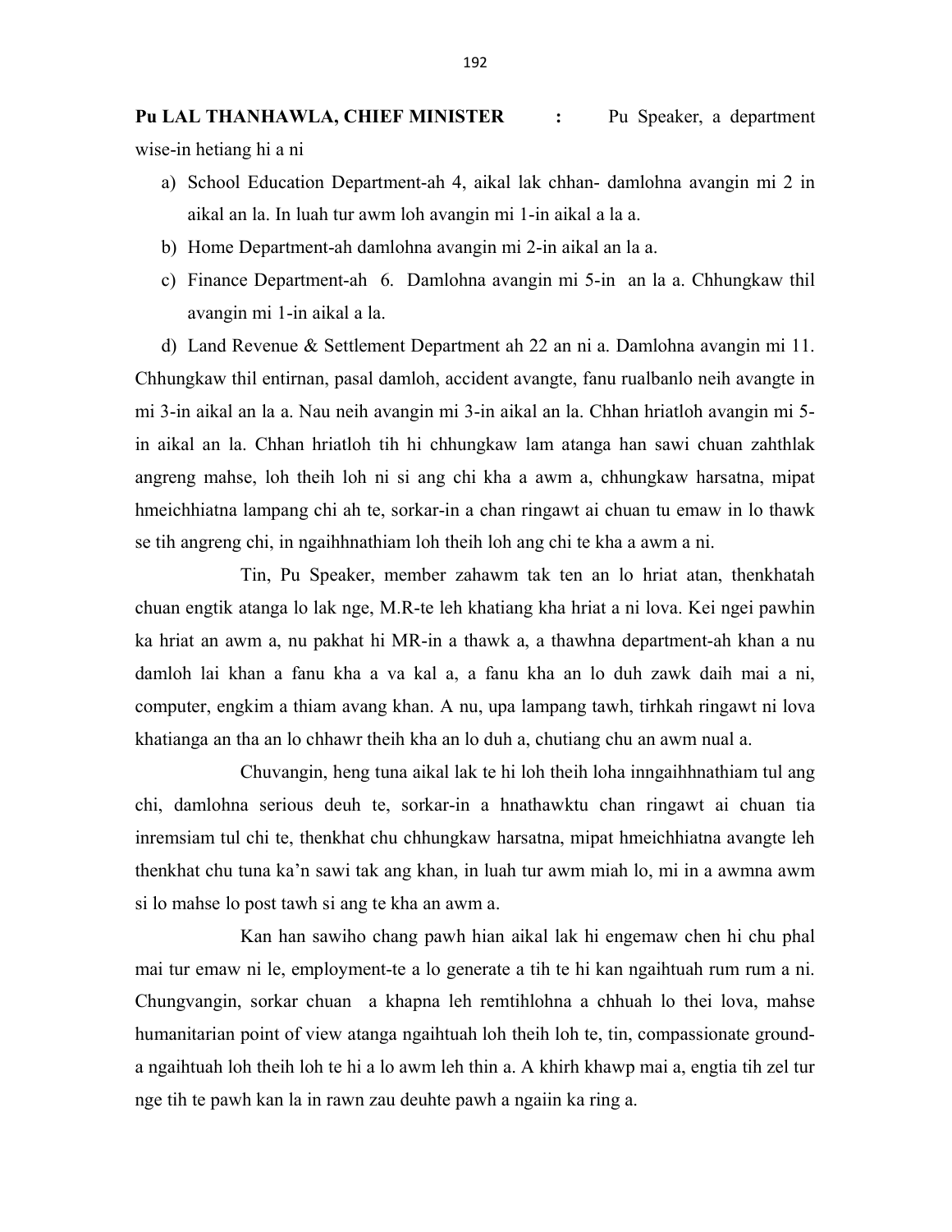**Pu LAL THANHAWLA, CHIEF MINISTER :** Pu Speaker, a department wise-in hetiang hi a ni

a) School Education Department-ah 4, aikal lak chhan- damlohna avangin mi 2 in aikal an la. In luah tur awm loh avangin mi 1-in aikal a la a.

b) Home Department-ah damlohna avangin mi 2-in aikal an la a.

c) Finance Department-ah 6. Damlohna avangin mi 5-in an la a. Chhungkaw thil avangin mi 1-in aikal a la.

d) Land Revenue & Settlement Department ah 22 an ni a. Damlohna avangin mi 11. Chhungkaw thil entirnan, pasal damloh, accident avangte, fanu rualbanlo neih avangte in mi 3-in aikal an la a. Nau neih avangin mi 3-in aikal an la. Chhan hriatloh avangin mi 5-in aikal an la. Chhan hriatloh tih hi chhungkaw lam atanga han sawi chuan zahthlak angreng mahse, loh theih loh ni si ang chi kha a awm a, chhungkaw harsatna, mipat hmeichhiatna lampang chi ah te, sorkar-in a chan ringawt ai chuan tu emaw in lo thawk se tih angreng chi, in ngaihhnathiam loh theih loh ang chi te kha a awm a ni.

Tin, Pu Speaker, member zahawm tak ten an lo hriat atan, thenkhatah chuan engtik atanga lo lak nge, M.R-te leh khatiang kha hriat a ni lova. Kei ngei pawhin ka hriat an awm a, nu pakhat hi MR-in a thawk a, a thawhna department-ah khan a nu damloh lai khan a fanu kha a va kal a, a fanu kha an lo duh zawk daih mai a ni, computer, engkim a thiam avang khan. A nu, upa lampang tawh, tirhkah ringawt ni lova khatianga an tha an lo chhawr theih kha an lo duh a, chutiang chu an awm nual a.

Chuvangin, heng tuna aikal lak te hi loh theih loha inngaihhnathiam tul ang chi, damlohna serious deuh te, sorkar-in a hnathawktu chan ringawt ai chuan tia inremsiam tul chi te, thenkhat chu chhungkaw harsatna, mipat hmeichhiatna avangte leh thenkhat chu tuna ka'n sawi tak ang khan, in luah tur awm miah lo, mi in a awmna awm si lo mahse lo post tawh si ang te kha an awm a.

Kan han sawiho chang pawh hian aikal lak hi engemaw chen hi chu phal mai tur emaw ni le, employment-te a lo generate a tih te hi kan ngaihtuah rum rum a ni. Chungvangin, sorkar chuan a khapna leh remtihlohna a chhuah lo thei lova, mahse humanitarian point of view atanga ngaihtuah loh theih loh te, tin, compassionate ground-a ngaihtuah loh theih loh te hi a lo awm leh thin a. A khirh khawp mai a, engtia tih zel tur nge tih te pawh kan la in rawn zau deuhte pawh a ngaiin ka ring a.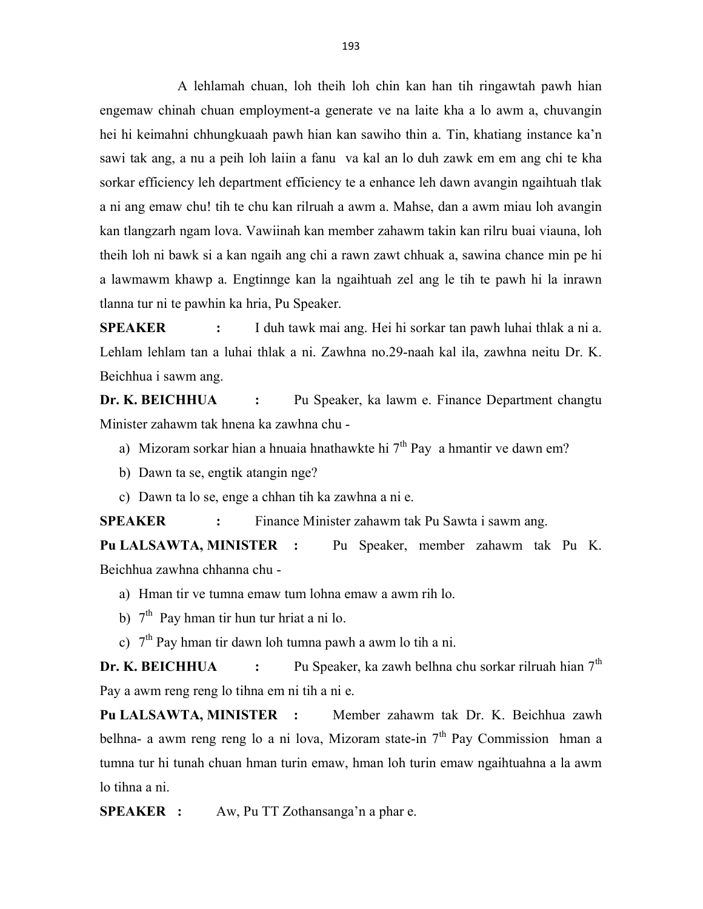A lehlamah chuan, loh theih loh chin kan han tih ringawtah pawh hian engemaw chinah chuan employment-a generate ve na laite kha a lo awm a, chuvangin hei hi keimahni chhungkuaah pawh hian kan sawiho thin a. Tin, khatiang instance ka'n sawi tak ang, a nu a peih loh laiin a fanu va kal an lo duh zawk em em ang chi te kha sorkar efficiency leh department efficiency te a enhance leh dawn avangin ngaihtuah tlak a ni ang emaw chu! tih te chu kan rilruah a awm a. Mahse, dan a awm miau loh avangin kan tlangzarh ngam lova. Vawiinah kan member zahawm takin kan rilru buai viauna, loh theih loh ni bawk si a kan ngaih ang chi a rawn zawt chhuak a, sawina chance min pe hi a lawmawm khawp a. Engtinnge kan la ngaihtuah zel ang le tih te pawh hi la inrawn tlanna tur ni te pawhin ka hria, Pu Speaker.

**SPEAKER :** I duh tawk mai ang. Hei hi sorkar tan pawh luhai thlak a ni a. Lehlam lehlam tan a luhai thlak a ni. Zawhna no.29-naah kal ila, zawhna neitu Dr. K. Beichhua i sawm ang.

**Dr. K. BEICHHUA :** Pu Speaker, ka lawm e. Finance Department changtu Minister zahawm tak hnena ka zawhna chu -

a) Mizoram sorkar hian a hnuaia hnathawkte hi 7th Pay a hmantir ve dawn em?
b) Dawn ta se, engtik atangin nge?
c) Dawn ta lo se, enge a chhan tih ka zawhna a ni e.

**SPEAKER :** Finance Minister zahawm tak Pu Sawta i sawm ang.

**Pu LALSAWTA, MINISTER :** Pu Speaker, member zahawm tak Pu K. Beichhua zawhna chhanna chu -

a) Hman tir ve tumna emaw tum lohna emaw a awm rih lo.
b) 7th Pay hman tir hun tur hriat a ni lo.
c) 7th Pay hman tir dawn loh tumna pawh a awm lo tih a ni.

**Dr. K. BEICHHUA :** Pu Speaker, ka zawh belhna chu sorkar rilruah hian 7th Pay a awm reng reng lo tihna em ni tih a ni e.

**Pu LALSAWTA, MINISTER :** Member zahawm tak Dr. K. Beichhua zawh belhna- a awm reng reng lo a ni lova, Mizoram state-in 7th Pay Commission hman a tumna tur hi tunah chuan hman turin emaw, hman loh turin emaw ngaihtuahna a la awm lo tihna a ni.

**SPEAKER :** Aw, Pu TT Zothansanga'n a phar e.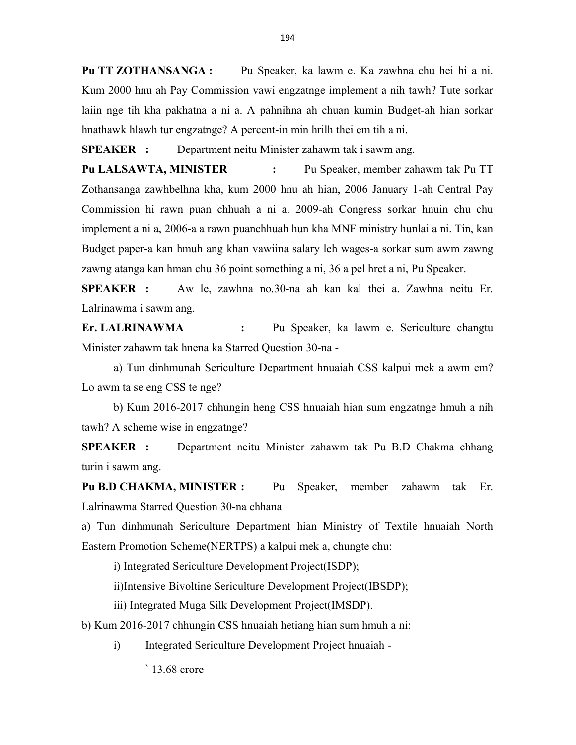**Pu TT ZOTHANSANGA :** Pu Speaker, ka lawm e. Ka zawhna chu hei hi a ni. Kum 2000 hnu ah Pay Commission vawi engzatnge implement a nih tawh? Tute sorkar laiin nge tih kha pakhatna a ni a. A pahnihna ah chuan kumin Budget-ah hian sorkar hnathawk hlawh tur engzatnge? A percent-in min hrilh thei em tih a ni.

**SPEAKER :** Department neitu Minister zahawm tak i sawm ang.

**Pu LALSAWTA, MINISTER :** Pu Speaker, member zahawm tak Pu TT Zothansanga zawhbelhna kha, kum 2000 hnu ah hian, 2006 January 1-ah Central Pay Commission hi rawn puan chhuah a ni a. 2009-ah Congress sorkar hnuin chu chu implement a ni a, 2006-a a rawn puanchhuah hun kha MNF ministry hunlai a ni. Tin, kan Budget paper-a kan hmuh ang khan vawiina salary leh wages-a sorkar sum awm zawng zawng atanga kan hman chu 36 point something a ni, 36 a pel hret a ni, Pu Speaker.

**SPEAKER :** Aw le, zawhna no.30-na ah kan kal thei a. Zawhna neitu Er. Lalrinawma i sawm ang.

**Er. LALRINAWMA :** Pu Speaker, ka lawm e. Sericulture changtu Minister zahawm tak hnena ka Starred Question 30-na -

a) Tun dinhmunah Sericulture Department hnuaiah CSS kalpui mek a awm em? Lo awm ta se eng CSS te nge?

b) Kum 2016-2017 chhungin heng CSS hnuaiah hian sum engzatnge hmuh a nih tawh? A scheme wise in engzatnge?

**SPEAKER :** Department neitu Minister zahawm tak Pu B.D Chakma chhang turin i sawm ang.

**Pu B.D CHAKMA, MINISTER :** Pu Speaker, member zahawm tak Er. Lalrinawma Starred Question 30-na chhana

a) Tun dinhmunah Sericulture Department hian Ministry of Textile hnuaiah North Eastern Promotion Scheme(NERTPS) a kalpui mek a, chungte chu:

i) Integrated Sericulture Development Project(ISDP);

ii)Intensive Bivoltine Sericulture Development Project(IBSDP);

iii) Integrated Muga Silk Development Project(IMSDP).

b) Kum 2016-2017 chhungin CSS hnuaiah hetiang hian sum hmuh a ni:

i) Integrated Sericulture Development Project hnuaiah -

` 13.68 crore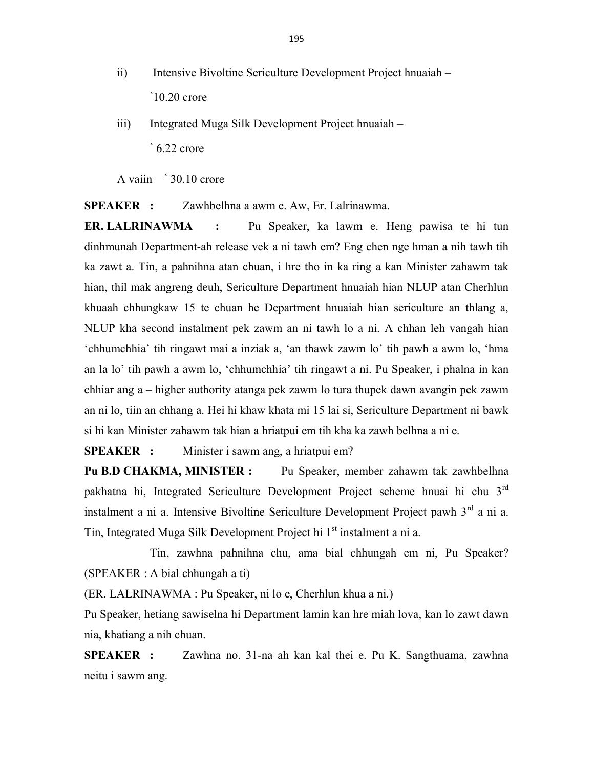ii) Intensive Bivoltine Sericulture Development Project hnuaiah – `10.20 crore

iii) Integrated Muga Silk Development Project hnuaiah – ` 6.22 crore

A vaiin – ` 30.10 crore

**SPEAKER :** Zawhbelhna a awm e. Aw, Er. Lalrinawma.

**ER. LALRINAWMA :** Pu Speaker, ka lawm e. Heng pawisa te hi tun dinhmunah Department-ah release vek a ni tawh em? Eng chen nge hman a nih tawh tih ka zawt a. Tin, a pahnihna atan chuan, i hre tho in ka ring a kan Minister zahawm tak hian, thil mak angreng deuh, Sericulture Department hnuaiah hian NLUP atan Cherhlun khuaah chhungkaw 15 te chuan he Department hnuaiah hian sericulture an thlang a, NLUP kha second instalment pek zawm an ni tawh lo a ni. A chhan leh vangah hian 'chhumchhia' tih ringawt mai a inziak a, 'an thawk zawm lo' tih pawh a awm lo, 'hma an la lo' tih pawh a awm lo, 'chhumchhia' tih ringawt a ni. Pu Speaker, i phalna in kan chhiar ang a – higher authority atanga pek zawm lo tura thupek dawn avangin pek zawm an ni lo, tiin an chhang a. Hei hi khaw khata mi 15 lai si, Sericulture Department ni bawk si hi kan Minister zahawm tak hian a hriatpui em tih kha ka zawh belhna a ni e.

**SPEAKER :** Minister i sawm ang, a hriatpui em?

**Pu B.D CHAKMA, MINISTER :** Pu Speaker, member zahawm tak zawhbelhna pakhatna hi, Integrated Sericulture Development Project scheme hnuai hi chu 3rd instalment a ni a. Intensive Bivoltine Sericulture Development Project pawh 3rd a ni a. Tin, Integrated Muga Silk Development Project hi 1st instalment a ni a.

Tin, zawhna pahnihna chu, ama bial chhungah em ni, Pu Speaker? (SPEAKER : A bial chhungah a ti)

(ER. LALRINAWMA : Pu Speaker, ni lo e, Cherhlun khua a ni.)

Pu Speaker, hetiang sawiselna hi Department lamin kan hre miah lova, kan lo zawt dawn nia, khatiang a nih chuan.

**SPEAKER :** Zawhna no. 31-na ah kan kal thei e. Pu K. Sangthuama, zawhna neitu i sawm ang.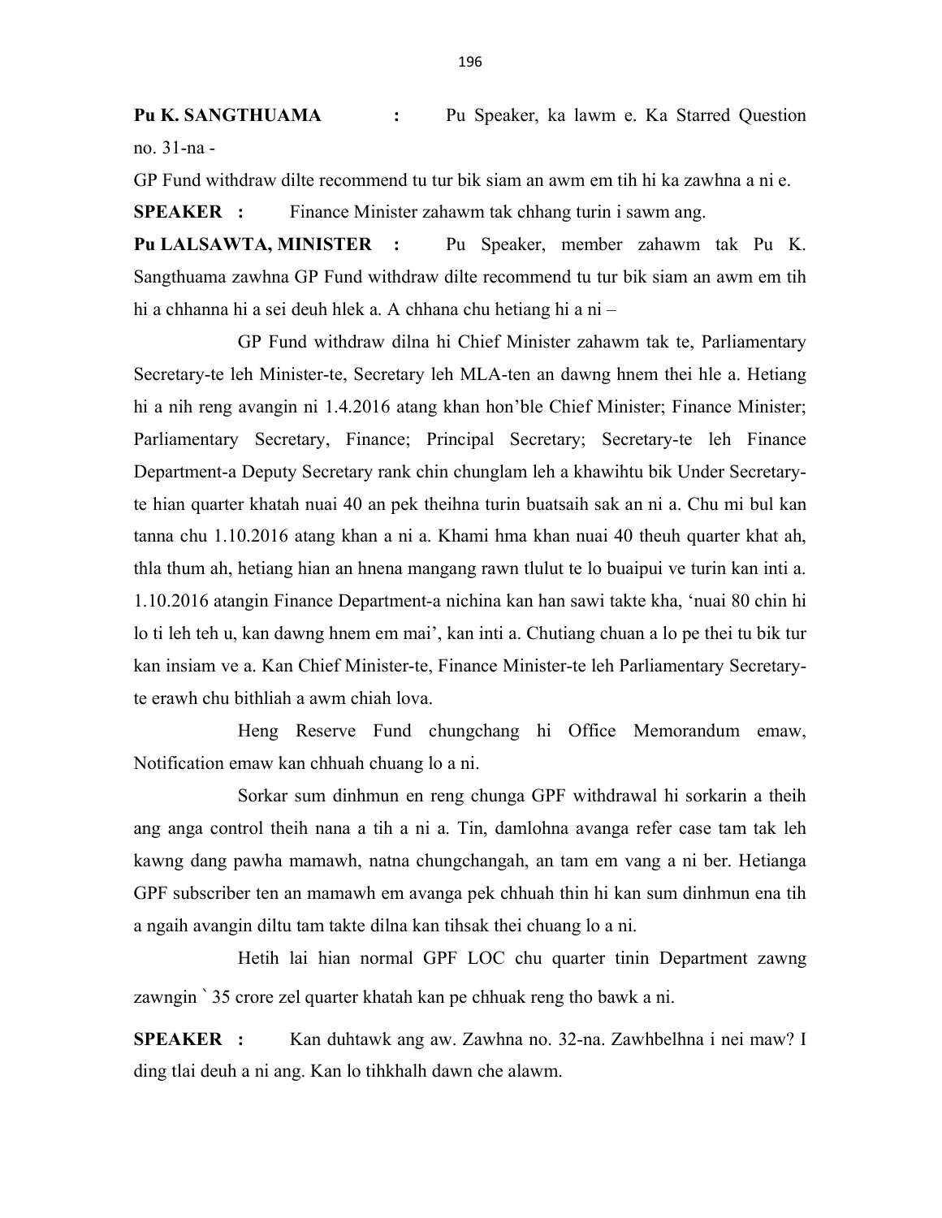**Pu K. SANGTHUAMA :** Pu Speaker, ka lawm e. Ka Starred Question no. 31-na -

GP Fund withdraw dilte recommend tu tur bik siam an awm em tih hi ka zawhna a ni e.

**SPEAKER :** Finance Minister zahawm tak chhang turin i sawm ang.

**Pu LALSAWTA, MINISTER :** Pu Speaker, member zahawm tak Pu K. Sangthuama zawhna GP Fund withdraw dilte recommend tu tur bik siam an awm em tih hi a chhanna hi a sei deuh hlek a. A chhana chu hetiang hi a ni –

GP Fund withdraw dilna hi Chief Minister zahawm tak te, Parliamentary Secretary-te leh Minister-te, Secretary leh MLA-ten an dawng hnem thei hle a. Hetiang hi a nih reng avangin ni 1.4.2016 atang khan hon'ble Chief Minister; Finance Minister; Parliamentary Secretary, Finance; Principal Secretary; Secretary-te leh Finance Department-a Deputy Secretary rank chin chunglam leh a khawihtu bik Under Secretary-te hian quarter khatah nuai 40 an pek theihna turin buatsaih sak an ni a. Chu mi bul kan tanna chu 1.10.2016 atang khan a ni a. Khami hma khan nuai 40 theuh quarter khat ah, thla thum ah, hetiang hian an hnena mangang rawn tlulut te lo buaipui ve turin kan inti a. 1.10.2016 atangin Finance Department-a nichina kan han sawi takte kha, 'nuai 80 chin hi lo ti leh teh u, kan dawng hnem em mai', kan inti a. Chutiang chuan a lo pe thei tu bik tur kan insiam ve a. Kan Chief Minister-te, Finance Minister-te leh Parliamentary Secretary-te erawh chu bithliah a awm chiah lova.

Heng Reserve Fund chungchang hi Office Memorandum emaw, Notification emaw kan chhuah chuang lo a ni.

Sorkar sum dinhmun en reng chunga GPF withdrawal hi sorkarin a theih ang anga control theih nana a tih a ni a. Tin, damlohna avanga refer case tam tak leh kawng dang pawha mamawh, natna chungchangah, an tam em vang a ni ber. Hetianga GPF subscriber ten an mamawh em avanga pek chhuah thin hi kan sum dinhmun ena tih a ngaih avangin diltu tam takte dilna kan tihsak thei chuang lo a ni.

Hetih lai hian normal GPF LOC chu quarter tinin Department zawng zawngin ` 35 crore zel quarter khatah kan pe chhuak reng tho bawk a ni.

**SPEAKER :** Kan duhtawk ang aw. Zawhna no. 32-na. Zawhbelhna i nei maw? I ding tlai deuh a ni ang. Kan lo tihkhalh dawn che alawm.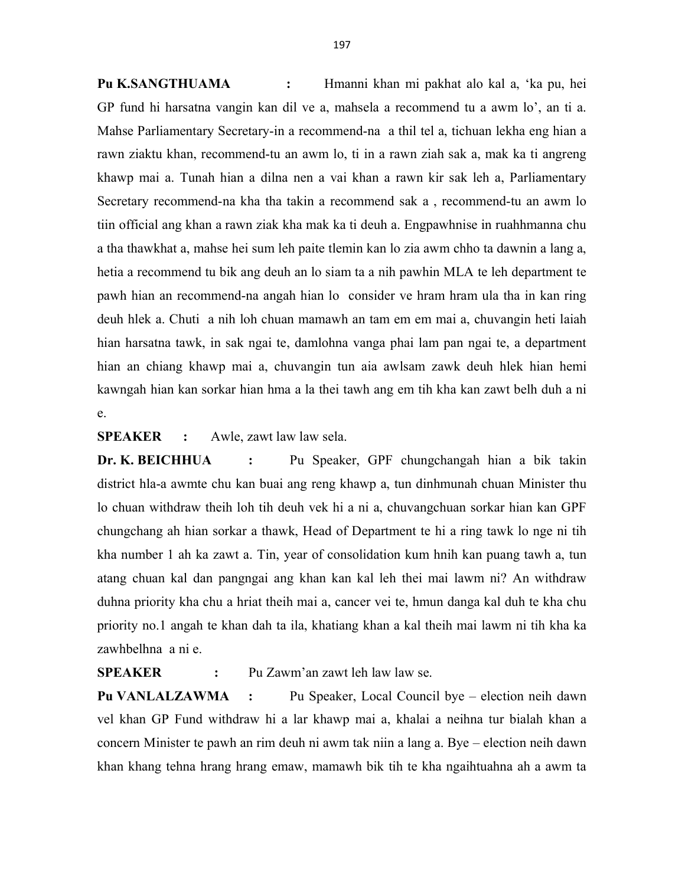**Pu K.SANGTHUAMA :** Hmanni khan mi pakhat alo kal a, 'ka pu, hei GP fund hi harsatna vangin kan dil ve a, mahsela a recommend tu a awm lo', an ti a. Mahse Parliamentary Secretary-in a recommend-na a thil tel a, tichuan lekha eng hian a rawn ziaktu khan, recommend-tu an awm lo, ti in a rawn ziah sak a, mak ka ti angreng khawp mai a. Tunah hian a dilna nen a vai khan a rawn kir sak leh a, Parliamentary Secretary recommend-na kha tha takin a recommend sak a , recommend-tu an awm lo tiin official ang khan a rawn ziak kha mak ka ti deuh a. Engpawhnise in ruahhmanna chu a tha thawkhat a, mahse hei sum leh paite tlemin kan lo zia awm chho ta dawnin a lang a, hetia a recommend tu bik ang deuh an lo siam ta a nih pawhin MLA te leh department te pawh hian an recommend-na angah hian lo consider ve hram hram ula tha in kan ring deuh hlek a. Chuti a nih loh chuan mamawh an tam em em mai a, chuvangin heti laiah hian harsatna tawk, in sak ngai te, damlohna vanga phai lam pan ngai te, a department hian an chiang khawp mai a, chuvangin tun aia awlsam zawk deuh hlek hian hemi kawngah hian kan sorkar hian hma a la thei tawh ang em tih kha kan zawt belh duh a ni e.

**SPEAKER :** Awle, zawt law law sela.

**Dr. K. BEICHHUA :** Pu Speaker, GPF chungchangah hian a bik takin district hla-a awmte chu kan buai ang reng khawp a, tun dinhmunah chuan Minister thu lo chuan withdraw theih loh tih deuh vek hi a ni a, chuvangchuan sorkar hian kan GPF chungchang ah hian sorkar a thawk, Head of Department te hi a ring tawk lo nge ni tih kha number 1 ah ka zawt a. Tin, year of consolidation kum hnih kan puang tawh a, tun atang chuan kal dan pangngai ang khan kan kal leh thei mai lawm ni? An withdraw duhna priority kha chu a hriat theih mai a, cancer vei te, hmun danga kal duh te kha chu priority no.1 angah te khan dah ta ila, khatiang khan a kal theih mai lawm ni tih kha ka zawhbelhna a ni e.

**SPEAKER :** Pu Zawm'an zawt leh law law se.

**Pu VANLALZAWMA :** Pu Speaker, Local Council bye – election neih dawn vel khan GP Fund withdraw hi a lar khawp mai a, khalai a neihna tur bialah khan a concern Minister te pawh an rim deuh ni awm tak niin a lang a. Bye – election neih dawn khan khang tehna hrang hrang emaw, mamawh bik tih te kha ngaihtuahna ah a awm ta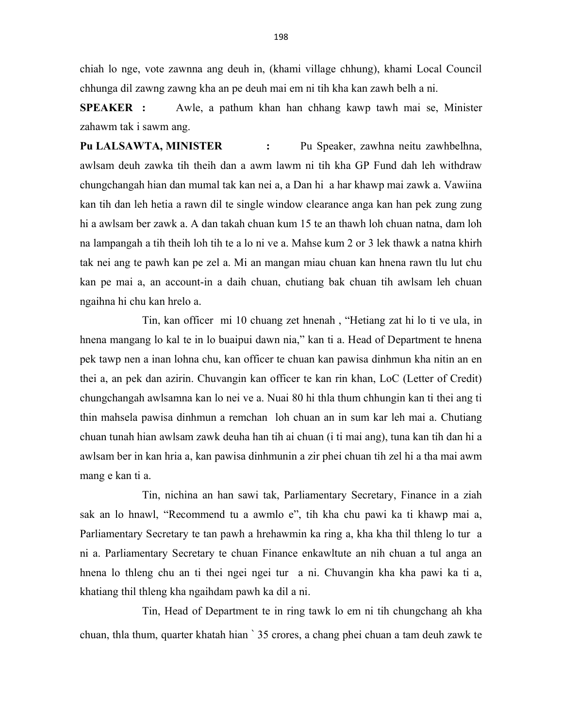chiah lo nge, vote zawnna ang deuh in, (khami village chhung), khami Local Council chhunga dil zawng zawng kha an pe deuh mai em ni tih kha kan zawh belh a ni.

**SPEAKER :** Awle, a pathum khan han chhang kawp tawh mai se, Minister zahawm tak i sawm ang.

**Pu LALSAWTA, MINISTER :** Pu Speaker, zawhna neitu zawhbelhna, awlsam deuh zawka tih theih dan a awm lawm ni tih kha GP Fund dah leh withdraw chungchangah hian dan mumal tak kan nei a, a Dan hi a har khawp mai zawk a. Vawiina kan tih dan leh hetia a rawn dil te single window clearance anga kan han pek zung zung hi a awlsam ber zawk a. A dan takah chuan kum 15 te an thawh loh chuan natna, dam loh na lampangah a tih theih loh tih te a lo ni ve a. Mahse kum 2 or 3 lek thawk a natna khirh tak nei ang te pawh kan pe zel a. Mi an mangan miau chuan kan hnena rawn tlu lut chu kan pe mai a, an account-in a daih chuan, chutiang bak chuan tih awlsam leh chuan ngaihna hi chu kan hrelo a.

Tin, kan officer mi 10 chuang zet hnenah , "Hetiang zat hi lo ti ve ula, in hnena mangang lo kal te in lo buaipui dawn nia," kan ti a. Head of Department te hnena pek tawp nen a inan lohna chu, kan officer te chuan kan pawisa dinhmun kha nitin an en thei a, an pek dan azirin. Chuvangin kan officer te kan rin khan, LoC (Letter of Credit) chungchangah awlsamna kan lo nei ve a. Nuai 80 hi thla thum chhungin kan ti thei ang ti thin mahsela pawisa dinhmun a remchan loh chuan an in sum kar leh mai a. Chutiang chuan tunah hian awlsam zawk deuha han tih ai chuan (i ti mai ang), tuna kan tih dan hi a awlsam ber in kan hria a, kan pawisa dinhmunin a zir phei chuan tih zel hi a tha mai awm mang e kan ti a.

Tin, nichina an han sawi tak, Parliamentary Secretary, Finance in a ziah sak an lo hnawl, "Recommend tu a awmlo e", tih kha chu pawi ka ti khawp mai a, Parliamentary Secretary te tan pawh a hrehawmin ka ring a, kha kha thil thleng lo tur a ni a. Parliamentary Secretary te chuan Finance enkawltute an nih chuan a tul anga an hnena lo thleng chu an ti thei ngei ngei tur a ni. Chuvangin kha kha pawi ka ti a, khatiang thil thleng kha ngaihdam pawh ka dil a ni.

Tin, Head of Department te in ring tawk lo em ni tih chungchang ah kha chuan, thla thum, quarter khatah hian ` 35 crores, a chang phei chuan a tam deuh zawk te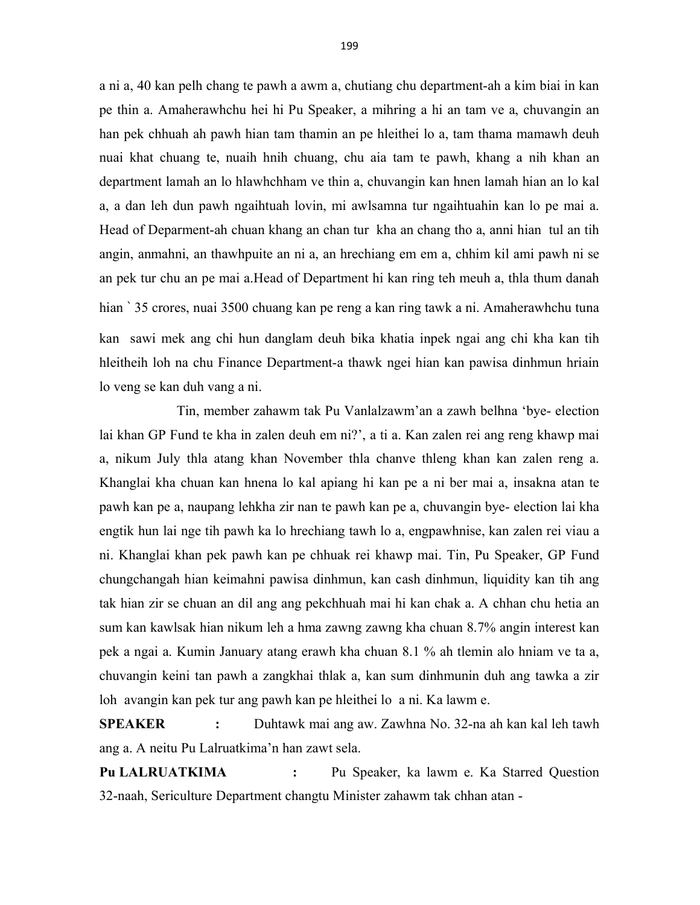a ni a, 40 kan pelh chang te pawh a awm a, chutiang chu department-ah a kim biai in kan pe thin a. Amaherawhchu hei hi Pu Speaker, a mihring a hi an tam ve a, chuvangin an han pek chhuah ah pawh hian tam thamin an pe hleithei lo a, tam thama mamawh deuh nuai khat chuang te, nuaih hnih chuang, chu aia tam te pawh, khang a nih khan an department lamah an lo hlawhchham ve thin a, chuvangin kan hnen lamah hian an lo kal a, a dan leh dun pawh ngaihtuah lovin, mi awlsamna tur ngaihtuahin kan lo pe mai a. Head of Deparment-ah chuan khang an chan tur kha an chang tho a, anni hian tul an tih angin, anmahni, an thawhpuite an ni a, an hrechiang em em a, chhim kil ami pawh ni se an pek tur chu an pe mai a.Head of Department hi kan ring teh meuh a, thla thum danah hian ` 35 crores, nuai 3500 chuang kan pe reng a kan ring tawk a ni. Amaherawhchu tuna kan sawi mek ang chi hun danglam deuh bika khatia inpek ngai ang chi kha kan tih hleitheih loh na chu Finance Department-a thawk ngei hian kan pawisa dinhmun hriain lo veng se kan duh vang a ni.

Tin, member zahawm tak Pu Vanlalzawm'an a zawh belhna 'bye- election lai khan GP Fund te kha in zalen deuh em ni?', a ti a. Kan zalen rei ang reng khawp mai a, nikum July thla atang khan November thla chanve thleng khan kan zalen reng a. Khanglai kha chuan kan hnena lo kal apiang hi kan pe a ni ber mai a, insakna atan te pawh kan pe a, naupang lehkha zir nan te pawh kan pe a, chuvangin bye- election lai kha engtik hun lai nge tih pawh ka lo hrechiang tawh lo a, engpawhnise, kan zalen rei viau a ni. Khanglai khan pek pawh kan pe chhuak rei khawp mai. Tin, Pu Speaker, GP Fund chungchangah hian keimahni pawisa dinhmun, kan cash dinhmun, liquidity kan tih ang tak hian zir se chuan an dil ang ang pekchhuah mai hi kan chak a. A chhan chu hetia an sum kan kawlsak hian nikum leh a hma zawng zawng kha chuan 8.7% angin interest kan pek a ngai a. Kumin January atang erawh kha chuan 8.1 % ah tlemin alo hniam ve ta a, chuvangin keini tan pawh a zangkhai thlak a, kan sum dinhmunin duh ang tawka a zir loh avangin kan pek tur ang pawh kan pe hleithei lo a ni. Ka lawm e.

**SPEAKER :** Duhtawk mai ang aw. Zawhna No. 32-na ah kan kal leh tawh ang a. A neitu Pu Lalruatkima'n han zawt sela.

**Pu LALRUATKIMA :** Pu Speaker, ka lawm e. Ka Starred Question 32-naah, Sericulture Department changtu Minister zahawm tak chhan atan -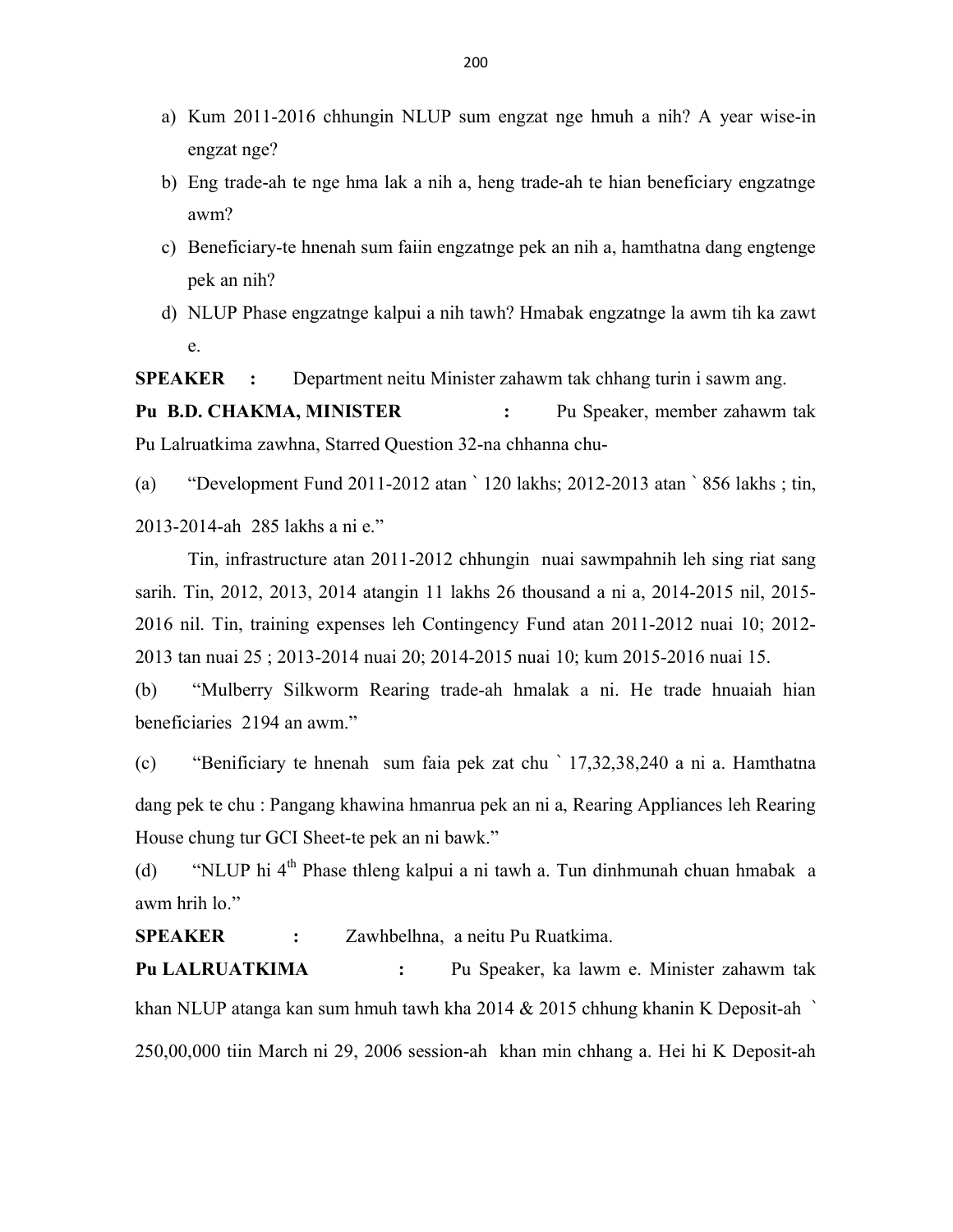a) Kum 2011-2016 chhungin NLUP sum engzat nge hmuh a nih? A year wise-in engzat nge?
b) Eng trade-ah te nge hma lak a nih a, heng trade-ah te hian beneficiary engzatnge awm?
c) Beneficiary-te hnenah sum faiin engzatnge pek an nih a, hamthatna dang engtenge pek an nih?
d) NLUP Phase engzatnge kalpui a nih tawh? Hmabak engzatnge la awm tih ka zawt e.

**SPEAKER :** Department neitu Minister zahawm tak chhang turin i sawm ang.

**Pu B.D. CHAKMA, MINISTER :** Pu Speaker, member zahawm tak Pu Lalruatkima zawhna, Starred Question 32-na chhanna chu-

(a) "Development Fund 2011-2012 atan ` 120 lakhs; 2012-2013 atan ` 856 lakhs ; tin, 2013-2014-ah 285 lakhs a ni e."

Tin, infrastructure atan 2011-2012 chhungin nuai sawmpahnih leh sing riat sang sarih. Tin, 2012, 2013, 2014 atangin 11 lakhs 26 thousand a ni a, 2014-2015 nil, 2015-2016 nil. Tin, training expenses leh Contingency Fund atan 2011-2012 nuai 10; 2012-2013 tan nuai 25 ; 2013-2014 nuai 20; 2014-2015 nuai 10; kum 2015-2016 nuai 15.

(b) "Mulberry Silkworm Rearing trade-ah hmalak a ni. He trade hnuaiah hian beneficiaries 2194 an awm."

(c) "Benificiary te hnenah sum faia pek zat chu ` 17,32,38,240 a ni a. Hamthatna dang pek te chu : Pangang khawina hmanrua pek an ni a, Rearing Appliances leh Rearing House chung tur GCI Sheet-te pek an ni bawk."

(d) "NLUP hi 4th Phase thleng kalpui a ni tawh a. Tun dinhmunah chuan hmabak a awm hrih lo."

**SPEAKER :** Zawhbelhna, a neitu Pu Ruatkima.

**Pu LALRUATKIMA :** Pu Speaker, ka lawm e. Minister zahawm tak khan NLUP atanga kan sum hmuh tawh kha 2014 & 2015 chhung khanin K Deposit-ah ` 250,00,000 tiin March ni 29, 2006 session-ah khan min chhang a. Hei hi K Deposit-ah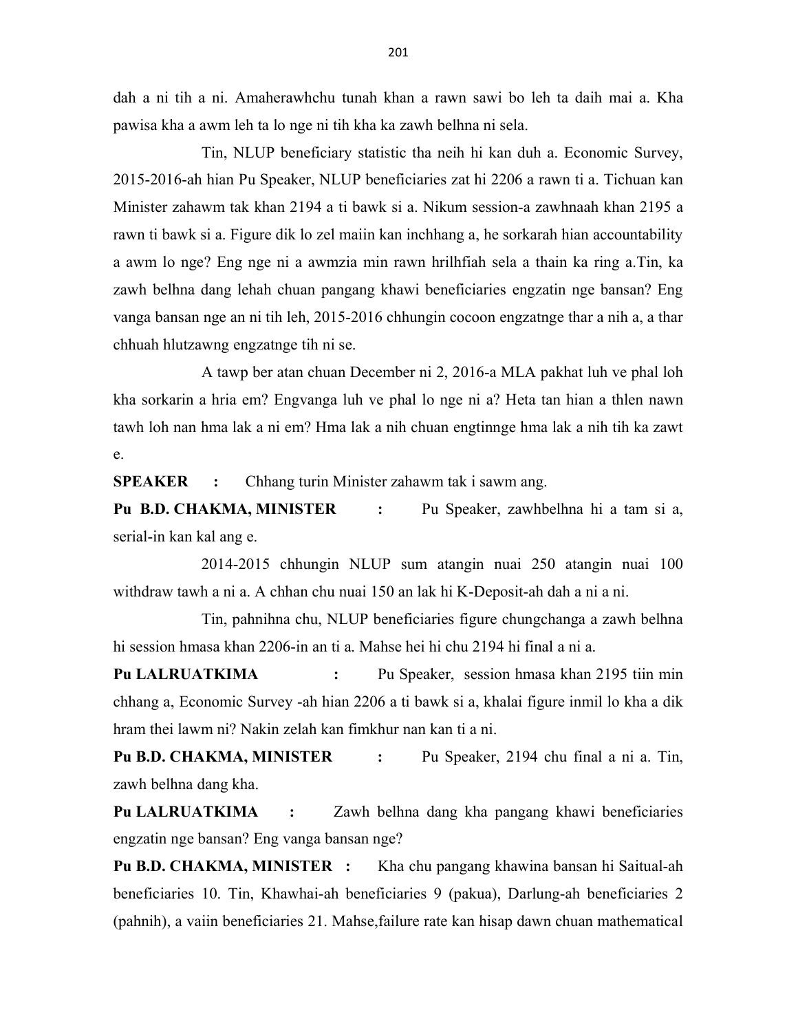dah a ni tih a ni. Amaherawhchu tunah khan a rawn sawi bo leh ta daih mai a. Kha pawisa kha a awm leh ta lo nge ni tih kha ka zawh belhna ni sela.

Tin, NLUP beneficiary statistic tha neih hi kan duh a. Economic Survey, 2015-2016-ah hian Pu Speaker, NLUP beneficiaries zat hi 2206 a rawn ti a. Tichuan kan Minister zahawm tak khan 2194 a ti bawk si a. Nikum session-a zawhnaah khan 2195 a rawn ti bawk si a. Figure dik lo zel maiin kan inchhang a, he sorkarah hian accountability a awm lo nge? Eng nge ni a awmzia min rawn hrilhfiah sela a thain ka ring a.Tin, ka zawh belhna dang lehah chuan pangang khawi beneficiaries engzatin nge bansan? Eng vanga bansan nge an ni tih leh, 2015-2016 chhungin cocoon engzatnge thar a nih a, a thar chhuah hlutzawng engzatnge tih ni se.

A tawp ber atan chuan December ni 2, 2016-a MLA pakhat luh ve phal loh kha sorkarin a hria em? Engvanga luh ve phal lo nge ni a? Heta tan hian a thlen nawn tawh loh nan hma lak a ni em? Hma lak a nih chuan engtinnge hma lak a nih tih ka zawt e.

**SPEAKER :** Chhang turin Minister zahawm tak i sawm ang.

**Pu B.D. CHAKMA, MINISTER :** Pu Speaker, zawhbelhna hi a tam si a, serial-in kan kal ang e.

2014-2015 chhungin NLUP sum atangin nuai 250 atangin nuai 100 withdraw tawh a ni a. A chhan chu nuai 150 an lak hi K-Deposit-ah dah a ni a ni.

Tin, pahnihna chu, NLUP beneficiaries figure chungchanga a zawh belhna hi session hmasa khan 2206-in an ti a. Mahse hei hi chu 2194 hi final a ni a.

**Pu LALRUATKIMA :** Pu Speaker, session hmasa khan 2195 tiin min chhang a, Economic Survey -ah hian 2206 a ti bawk si a, khalai figure inmil lo kha a dik hram thei lawm ni? Nakin zelah kan fimkhur nan kan ti a ni.

**Pu B.D. CHAKMA, MINISTER :** Pu Speaker, 2194 chu final a ni a. Tin, zawh belhna dang kha.

**Pu LALRUATKIMA :** Zawh belhna dang kha pangang khawi beneficiaries engzatin nge bansan? Eng vanga bansan nge?

**Pu B.D. CHAKMA, MINISTER :** Kha chu pangang khawina bansan hi Saitual-ah beneficiaries 10. Tin, Khawhai-ah beneficiaries 9 (pakua), Darlung-ah beneficiaries 2 (pahnih), a vaiin beneficiaries 21. Mahse,failure rate kan hisap dawn chuan mathematical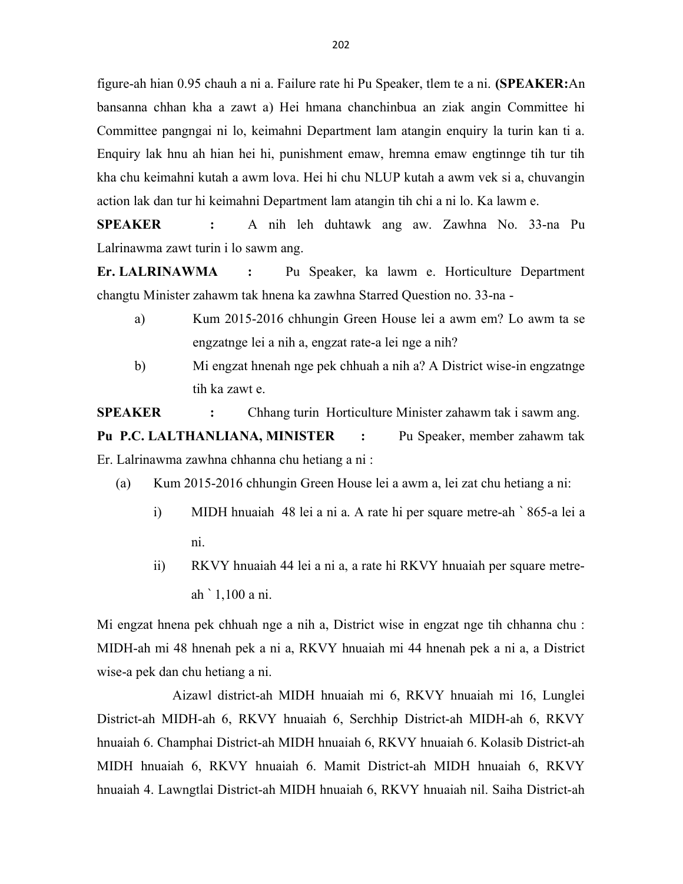figure-ah hian 0.95 chauh a ni a. Failure rate hi Pu Speaker, tlem te a ni. **(SPEAKER:**An bansanna chhan kha a zawt a) Hei hmana chanchinbua an ziak angin Committee hi Committee pangngai ni lo, keimahni Department lam atangin enquiry la turin kan ti a. Enquiry lak hnu ah hian hei hi, punishment emaw, hremna emaw engtinnge tih tur tih kha chu keimahni kutah a awm lova. Hei hi chu NLUP kutah a awm vek si a, chuvangin action lak dan tur hi keimahni Department lam atangin tih chi a ni lo. Ka lawm e.

**SPEAKER :** A nih leh duhtawk ang aw. Zawhna No. 33-na Pu Lalrinawma zawt turin i lo sawm ang.

**Er. LALRINAWMA :** Pu Speaker, ka lawm e. Horticulture Department changtu Minister zahawm tak hnena ka zawhna Starred Question no. 33-na -

a) Kum 2015-2016 chhungin Green House lei a awm em? Lo awm ta se engzatnge lei a nih a, engzat rate-a lei nge a nih?

b) Mi engzat hnenah nge pek chhuah a nih a? A District wise-in engzatnge tih ka zawt e.

**SPEAKER :** Chhang turin Horticulture Minister zahawm tak i sawm ang.

**Pu P.C. LALTHANLIANA, MINISTER :** Pu Speaker, member zahawm tak Er. Lalrinawma zawhna chhanna chu hetiang a ni :

(a) Kum 2015-2016 chhungin Green House lei a awm a, lei zat chu hetiang a ni:

i) MIDH hnuaiah 48 lei a ni a. A rate hi per square metre-ah ` 865-a lei a ni.

ii) RKVY hnuaiah 44 lei a ni a, a rate hi RKVY hnuaiah per square metre-ah ` 1,100 a ni.

Mi engzat hnena pek chhuah nge a nih a, District wise in engzat nge tih chhanna chu : MIDH-ah mi 48 hnenah pek a ni a, RKVY hnuaiah mi 44 hnenah pek a ni a, a District wise-a pek dan chu hetiang a ni.

Aizawl district-ah MIDH hnuaiah mi 6, RKVY hnuaiah mi 16, Lunglei District-ah MIDH-ah 6, RKVY hnuaiah 6, Serchhip District-ah MIDH-ah 6, RKVY hnuaiah 6. Champhai District-ah MIDH hnuaiah 6, RKVY hnuaiah 6. Kolasib District-ah MIDH hnuaiah 6, RKVY hnuaiah 6. Mamit District-ah MIDH hnuaiah 6, RKVY hnuaiah 4. Lawngtlai District-ah MIDH hnuaiah 6, RKVY hnuaiah nil. Saiha District-ah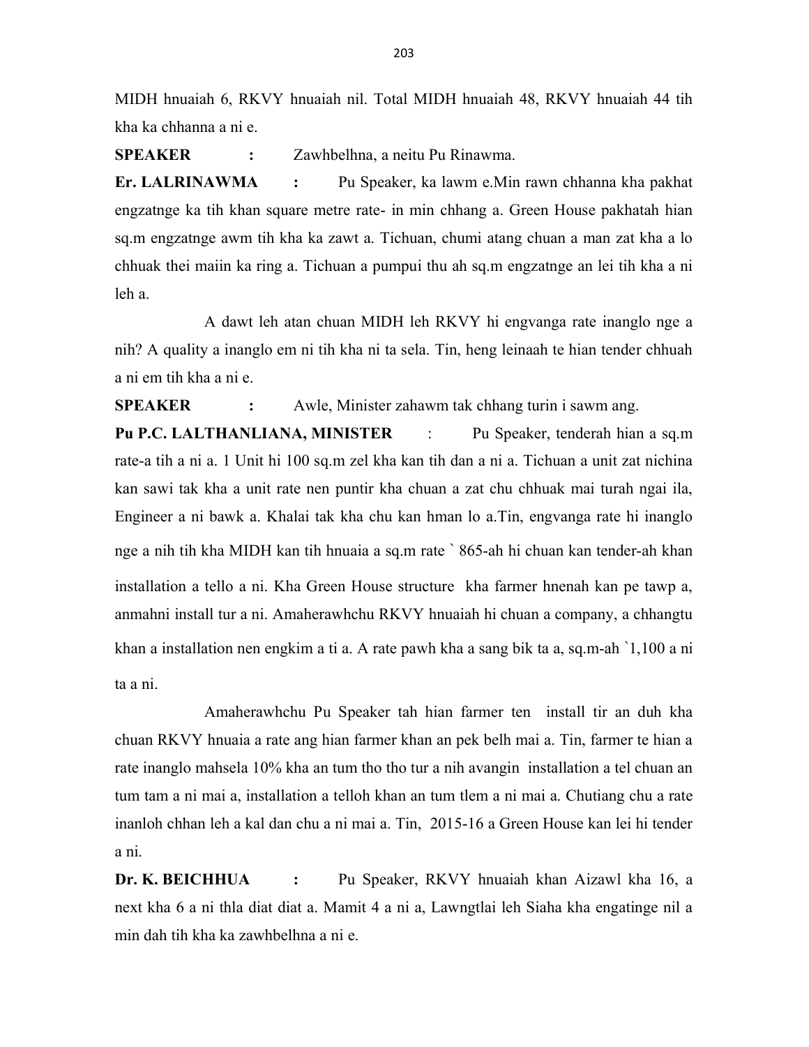MIDH hnuaiah 6, RKVY hnuaiah nil. Total MIDH hnuaiah 48, RKVY hnuaiah 44 tih kha ka chhanna a ni e.

**SPEAKER :** Zawhbelhna, a neitu Pu Rinawma.

**Er. LALRINAWMA :** Pu Speaker, ka lawm e.Min rawn chhanna kha pakhat engzatnge ka tih khan square metre rate- in min chhang a. Green House pakhatah hian sq.m engzatnge awm tih kha ka zawt a. Tichuan, chumi atang chuan a man zat kha a lo chhuak thei maiin ka ring a. Tichuan a pumpui thu ah sq.m engzatnge an lei tih kha a ni leh a.

A dawt leh atan chuan MIDH leh RKVY hi engvanga rate inanglo nge a nih? A quality a inanglo em ni tih kha ni ta sela. Tin, heng leinaah te hian tender chhuah a ni em tih kha a ni e.

**SPEAKER :** Awle, Minister zahawm tak chhang turin i sawm ang.

**Pu P.C. LALTHANLIANA, MINISTER :** Pu Speaker, tenderah hian a sq.m rate-a tih a ni a. 1 Unit hi 100 sq.m zel kha kan tih dan a ni a. Tichuan a unit zat nichina kan sawi tak kha a unit rate nen puntir kha chuan a zat chu chhuak mai turah ngai ila, Engineer a ni bawk a. Khalai tak kha chu kan hman lo a.Tin, engvanga rate hi inanglo nge a nih tih kha MIDH kan tih hnuaia a sq.m rate ` 865-ah hi chuan kan tender-ah khan installation a tello a ni. Kha Green House structure kha farmer hnenah kan pe tawp a, anmahni install tur a ni. Amaherawhchu RKVY hnuaiah hi chuan a company, a chhangtu khan a installation nen engkim a ti a. A rate pawh kha a sang bik ta a, sq.m-ah `1,100 a ni ta a ni.

Amaherawhchu Pu Speaker tah hian farmer ten install tir an duh kha chuan RKVY hnuaia a rate ang hian farmer khan an pek belh mai a. Tin, farmer te hian a rate inanglo mahsela 10% kha an tum tho tho tur a nih avangin installation a tel chuan an tum tam a ni mai a, installation a telloh khan an tum tlem a ni mai a. Chutiang chu a rate inanloh chhan leh a kal dan chu a ni mai a. Tin, 2015-16 a Green House kan lei hi tender a ni.

**Dr. K. BEICHHUA :** Pu Speaker, RKVY hnuaiah khan Aizawl kha 16, a next kha 6 a ni thla diat diat a. Mamit 4 a ni a, Lawngtlai leh Siaha kha engatinge nil a min dah tih kha ka zawhbelhna a ni e.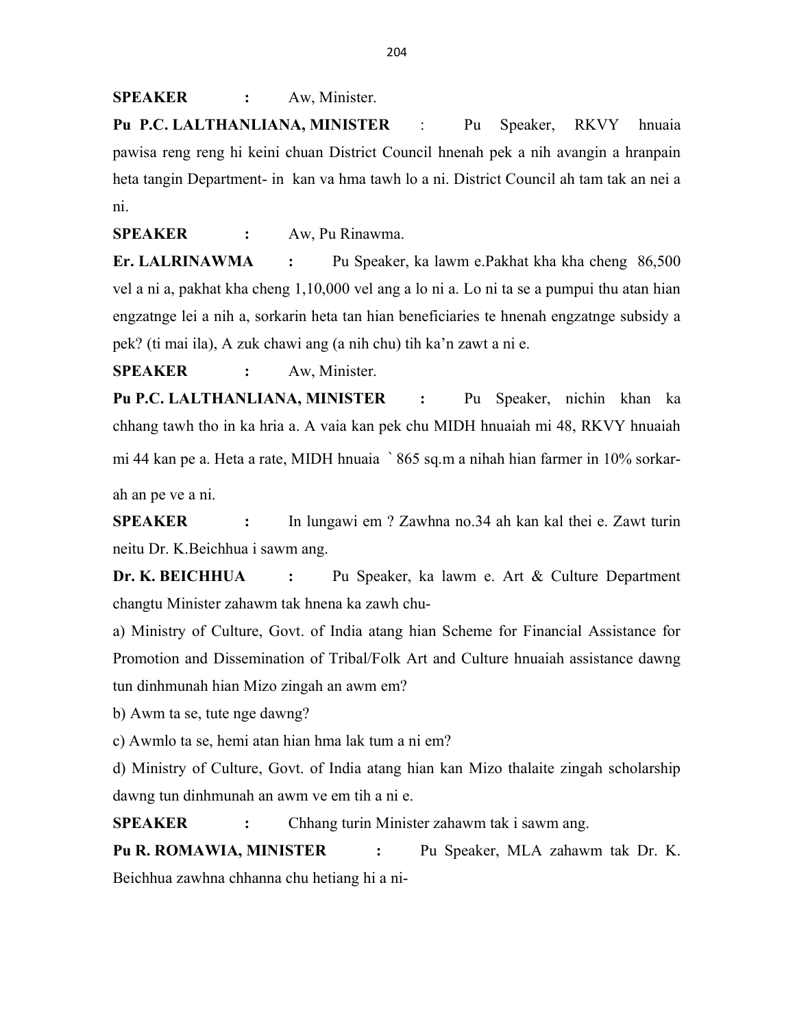**SPEAKER : ** Aw, Minister.

**Pu P.C. LALTHANLIANA, MINISTER** : Pu Speaker, RKVY hnuaia pawisa reng reng hi keini chuan District Council hnenah pek a nih avangin a hranpain heta tangin Department- in kan va hma tawh lo a ni. District Council ah tam tak an nei a ni.

**SPEAKER : ** Aw, Pu Rinawma.

**Er. LALRINAWMA : ** Pu Speaker, ka lawm e.Pakhat kha kha cheng 86,500 vel a ni a, pakhat kha cheng 1,10,000 vel ang a lo ni a. Lo ni ta se a pumpui thu atan hian engzatnge lei a nih a, sorkarin heta tan hian beneficiaries te hnenah engzatnge subsidy a pek? (ti mai ila), A zuk chawi ang (a nih chu) tih ka'n zawt a ni e.

**SPEAKER : ** Aw, Minister.

**Pu P.C. LALTHANLIANA, MINISTER : ** Pu Speaker, nichin khan ka chhang tawh tho in ka hria a. A vaia kan pek chu MIDH hnuaiah mi 48, RKVY hnuaiah mi 44 kan pe a. Heta a rate, MIDH hnuaia ` 865 sq.m a nihah hian farmer in 10% sorkar-ah an pe ve a ni.

**SPEAKER : ** In lungawi em ? Zawhna no.34 ah kan kal thei e. Zawt turin neitu Dr. K.Beichhua i sawm ang.

**Dr. K. BEICHHUA : ** Pu Speaker, ka lawm e. Art & Culture Department changtu Minister zahawm tak hnena ka zawh chu-

a) Ministry of Culture, Govt. of India atang hian Scheme for Financial Assistance for Promotion and Dissemination of Tribal/Folk Art and Culture hnuaiah assistance dawng tun dinhmunah hian Mizo zingah an awm em?

b) Awm ta se, tute nge dawng?

c) Awmlo ta se, hemi atan hian hma lak tum a ni em?

d) Ministry of Culture, Govt. of India atang hian kan Mizo thalaite zingah scholarship dawng tun dinhmunah an awm ve em tih a ni e.

**SPEAKER : ** Chhang turin Minister zahawm tak i sawm ang.

**Pu R. ROMAWIA, MINISTER : ** Pu Speaker, MLA zahawm tak Dr. K. Beichhua zawhna chhanna chu hetiang hi a ni-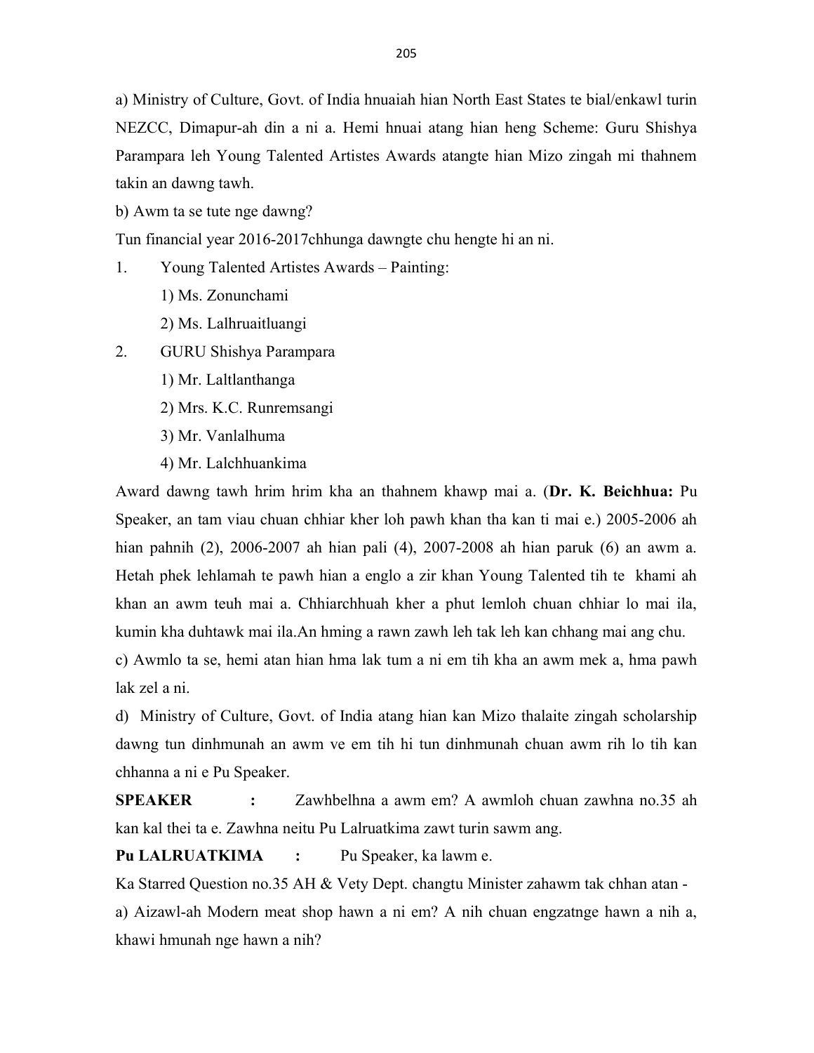a) Ministry of Culture, Govt. of India hnuaiah hian North East States te bial/enkawl turin NEZCC, Dimapur-ah din a ni a. Hemi hnuai atang hian heng Scheme: Guru Shishya Parampara leh Young Talented Artistes Awards atangte hian Mizo zingah mi thahnem takin an dawng tawh.

b) Awm ta se tute nge dawng?

Tun financial year 2016-2017chhunga dawngte chu hengte hi an ni.

1. Young Talented Artistes Awards – Painting:
   1) Ms. Zonunchami
   2) Ms. Lalhruaitluangi
2. GURU Shishya Parampara
   1) Mr. Laltlanthanga
   2) Mrs. K.C. Runremsangi
   3) Mr. Vanlalhuma
   4) Mr. Lalchhuankima

Award dawng tawh hrim hrim kha an thahnem khawp mai a. (**Dr. K. Beichhua:** Pu Speaker, an tam viau chuan chhiar kher loh pawh khan tha kan ti mai e.) 2005-2006 ah hian pahnih (2), 2006-2007 ah hian pali (4), 2007-2008 ah hian paruk (6) an awm a. Hetah phek lehlamah te pawh hian a englo a zir khan Young Talented tih te khami ah khan an awm teuh mai a. Chhiarchhuah kher a phut lemloh chuan chhiar lo mai ila, kumin kha duhtawk mai ila.An hming a rawn zawh leh tak leh kan chhang mai ang chu.

c) Awmlo ta se, hemi atan hian hma lak tum a ni em tih kha an awm mek a, hma pawh lak zel a ni.

d) Ministry of Culture, Govt. of India atang hian kan Mizo thalaite zingah scholarship dawng tun dinhmunah an awm ve em tih hi tun dinhmunah chuan awm rih lo tih kan chhanna a ni e Pu Speaker.

**SPEAKER :** Zawhbelhna a awm em? A awmloh chuan zawhna no.35 ah kan kal thei ta e. Zawhna neitu Pu Lalruatkima zawt turin sawm ang.

**Pu LALRUATKIMA :** Pu Speaker, ka lawm e.

Ka Starred Question no.35 AH & Vety Dept. changtu Minister zahawm tak chhan atan -

a) Aizawl-ah Modern meat shop hawn a ni em? A nih chuan engzatnge hawn a nih a, khawi hmunah nge hawn a nih?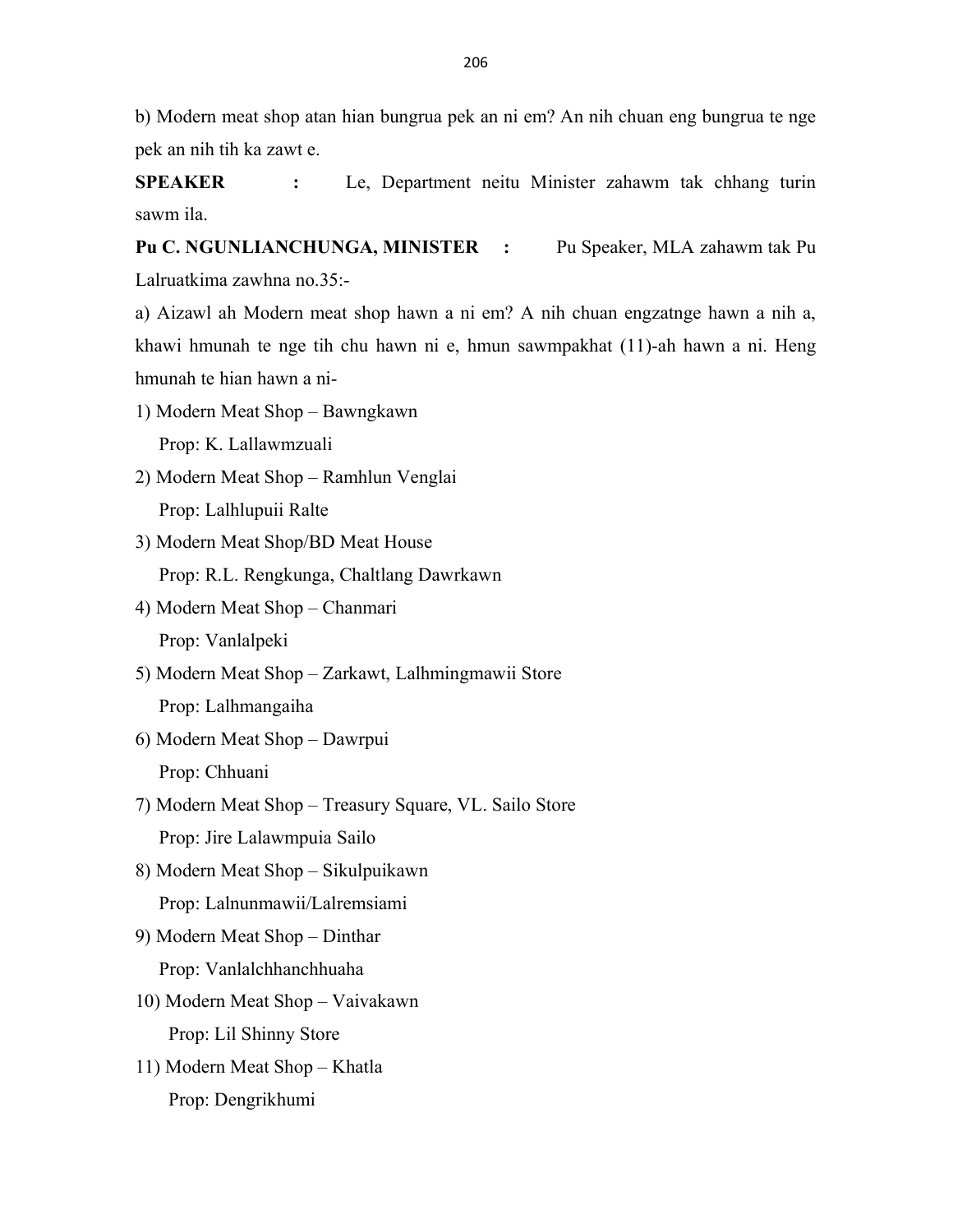b) Modern meat shop atan hian bungrua pek an ni em? An nih chuan eng bungrua te nge pek an nih tih ka zawt e.

**SPEAKER :** Le, Department neitu Minister zahawm tak chhang turin sawm ila.

**Pu C. NGUNLIANCHUNGA, MINISTER :** Pu Speaker, MLA zahawm tak Pu Lalruatkima zawhna no.35:-

a) Aizawl ah Modern meat shop hawn a ni em? A nih chuan engzatnge hawn a nih a, khawi hmunah te nge tih chu hawn ni e, hmun sawmpakhat (11)-ah hawn a ni. Heng hmunah te hian hawn a ni-

1) Modern Meat Shop – Bawngkawn
   Prop: K. Lallawmzuali
2) Modern Meat Shop – Ramhlun Venglai
   Prop: Lalhlupuii Ralte
3) Modern Meat Shop/BD Meat House
   Prop: R.L. Rengkunga, Chaltlang Dawrkawn
4) Modern Meat Shop – Chanmari
   Prop: Vanlalpeki
5) Modern Meat Shop – Zarkawt, Lalhmingmawii Store
   Prop: Lalhmangaiha
6) Modern Meat Shop – Dawrpui
   Prop: Chhuani
7) Modern Meat Shop – Treasury Square, VL. Sailo Store
   Prop: Jire Lalawmpuia Sailo
8) Modern Meat Shop – Sikulpuikawn
   Prop: Lalnunmawii/Lalremsiami
9) Modern Meat Shop – Dinthar
   Prop: Vanlalchhanchhuaha
10) Modern Meat Shop – Vaivakawn
    Prop: Lil Shinny Store
11) Modern Meat Shop – Khatla
    Prop: Dengrikhumi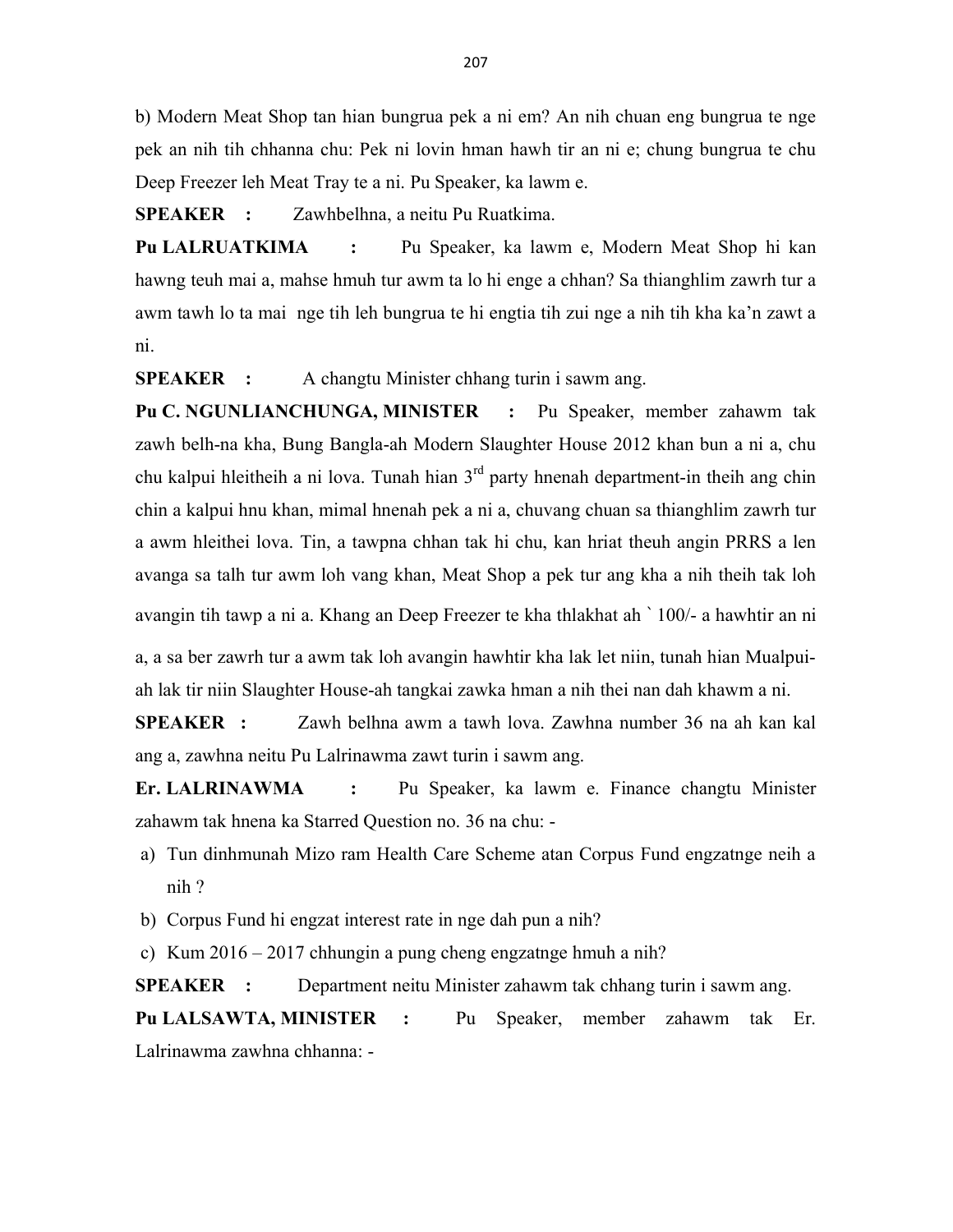b) Modern Meat Shop tan hian bungrua pek a ni em? An nih chuan eng bungrua te nge pek an nih tih chhanna chu: Pek ni lovin hman hawh tir an ni e; chung bungrua te chu Deep Freezer leh Meat Tray te a ni. Pu Speaker, ka lawm e.

**SPEAKER :** Zawhbelhna, a neitu Pu Ruatkima.

**Pu LALRUATKIMA :** Pu Speaker, ka lawm e, Modern Meat Shop hi kan hawng teuh mai a, mahse hmuh tur awm ta lo hi enge a chhan? Sa thianghlim zawrh tur a awm tawh lo ta mai nge tih leh bungrua te hi engtia tih zui nge a nih tih kha ka'n zawt a ni.

**SPEAKER :** A changtu Minister chhang turin i sawm ang.

**Pu C. NGUNLIANCHUNGA, MINISTER :** Pu Speaker, member zahawm tak zawh belh-na kha, Bung Bangla-ah Modern Slaughter House 2012 khan bun a ni a, chu chu kalpui hleitheih a ni lova. Tunah hian 3rd party hnenah department-in theih ang chin chin a kalpui hnu khan, mimal hnenah pek a ni a, chuvang chuan sa thianghlim zawrh tur a awm hleithei lova. Tin, a tawpna chhan tak hi chu, kan hriat theuh angin PRRS a len avanga sa talh tur awm loh vang khan, Meat Shop a pek tur ang kha a nih theih tak loh avangin tih tawp a ni a. Khang an Deep Freezer te kha thlakhat ah ` 100/- a hawhtir an ni a, a sa ber zawrh tur a awm tak loh avangin hawhtir kha lak let niin, tunah hian Mualpui-ah lak tir niin Slaughter House-ah tangkai zawka hman a nih thei nan dah khawm a ni.

**SPEAKER :** Zawh belhna awm a tawh lova. Zawhna number 36 na ah kan kal ang a, zawhna neitu Pu Lalrinawma zawt turin i sawm ang.

**Er. LALRINAWMA :** Pu Speaker, ka lawm e. Finance changtu Minister zahawm tak hnena ka Starred Question no. 36 na chu: -

a) Tun dinhmunah Mizo ram Health Care Scheme atan Corpus Fund engzatnge neih a nih ?
b) Corpus Fund hi engzat interest rate in nge dah pun a nih?
c) Kum 2016 – 2017 chhungin a pung cheng engzatnge hmuh a nih?

**SPEAKER :** Department neitu Minister zahawm tak chhang turin i sawm ang.

**Pu LALSAWTA, MINISTER :** Pu Speaker, member zahawm tak Er. Lalrinawma zawhna chhanna: -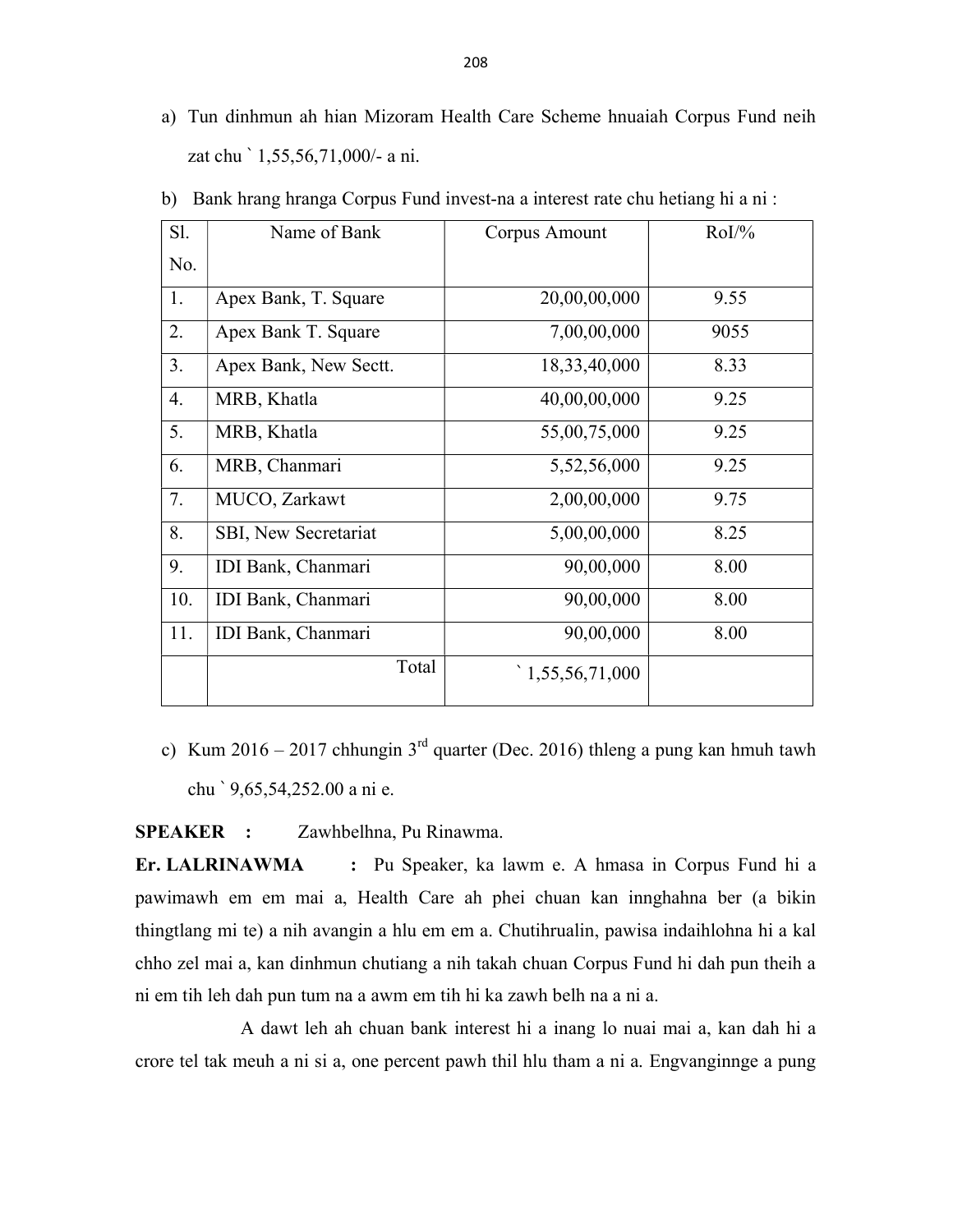a) Tun dinhmun ah hian Mizoram Health Care Scheme hnuaiah Corpus Fund neih zat chu ` 1,55,56,71,000/- a ni.

b) Bank hrang hranga Corpus Fund invest-na a interest rate chu hetiang hi a ni :

| Sl. No. | Name of Bank | Corpus Amount | RoI/% |
|---|---|---|---|
| 1. | Apex Bank, T. Square | 20,00,00,000 | 9.55 |
| 2. | Apex Bank T. Square | 7,00,00,000 | 9055 |
| 3. | Apex Bank, New Sectt. | 18,33,40,000 | 8.33 |
| 4. | MRB, Khatla | 40,00,00,000 | 9.25 |
| 5. | MRB, Khatla | 55,00,75,000 | 9.25 |
| 6. | MRB, Chanmari | 5,52,56,000 | 9.25 |
| 7. | MUCO, Zarkawt | 2,00,00,000 | 9.75 |
| 8. | SBI, New Secretariat | 5,00,00,000 | 8.25 |
| 9. | IDI Bank, Chanmari | 90,00,000 | 8.00 |
| 10. | IDI Bank, Chanmari | 90,00,000 | 8.00 |
| 11. | IDI Bank, Chanmari | 90,00,000 | 8.00 |
| | Total | ` 1,55,56,71,000 | |

c) Kum 2016 – 2017 chhungin 3rd quarter (Dec. 2016) thleng a pung kan hmuh tawh chu ` 9,65,54,252.00 a ni e.

**SPEAKER :** Zawhbelhna, Pu Rinawma.

**Er. LALRINAWMA :** Pu Speaker, ka lawm e. A hmasa in Corpus Fund hi a pawimawh em em mai a, Health Care ah phei chuan kan innghahna ber (a bikin thingtlang mi te) a nih avangin a hlu em em a. Chutihrualin, pawisa indaihlohna hi a kal chho zel mai a, kan dinhmun chutiang a nih takah chuan Corpus Fund hi dah pun theih a ni em tih leh dah pun tum na a awm em tih hi ka zawh belh na a ni a.

A dawt leh ah chuan bank interest hi a inang lo nuai mai a, kan dah hi a crore tel tak meuh a ni si a, one percent pawh thil hlu tham a ni a. Engvanginnge a pung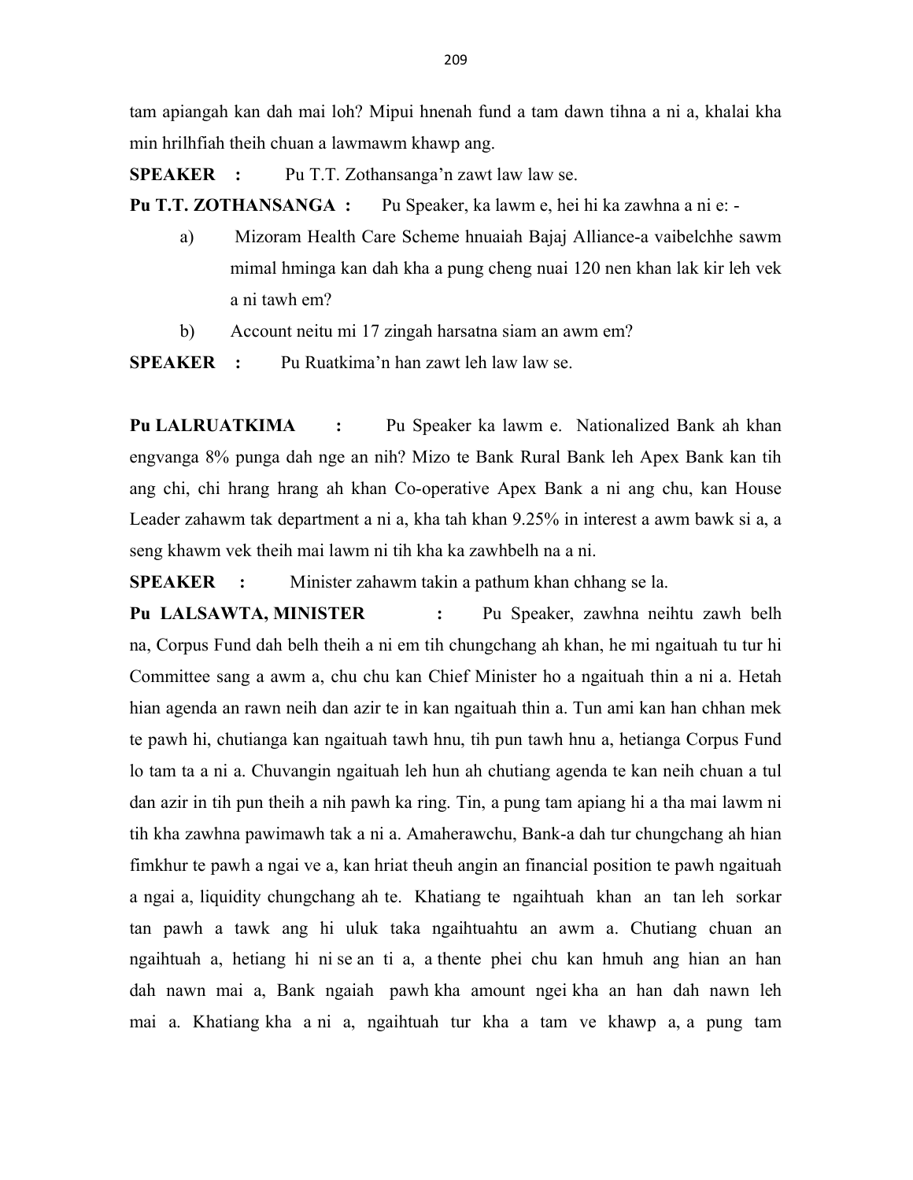tam apiangah kan dah mai loh? Mipui hnenah fund a tam dawn tihna a ni a, khalai kha min hrilhfiah theih chuan a lawmawm khawp ang.

**SPEAKER :** Pu T.T. Zothansanga'n zawt law law se.

**Pu T.T. ZOTHANSANGA :** Pu Speaker, ka lawm e, hei hi ka zawhna a ni e: -

a) Mizoram Health Care Scheme hnuaiah Bajaj Alliance-a vaibelchhe sawm mimal hminga kan dah kha a pung cheng nuai 120 nen khan lak kir leh vek a ni tawh em?

b) Account neitu mi 17 zingah harsatna siam an awm em?

**SPEAKER :** Pu Ruatkima'n han zawt leh law law se.

**Pu LALRUATKIMA :** Pu Speaker ka lawm e. Nationalized Bank ah khan engvanga 8% punga dah nge an nih? Mizo te Bank Rural Bank leh Apex Bank kan tih ang chi, chi hrang hrang ah khan Co-operative Apex Bank a ni ang chu, kan House Leader zahawm tak department a ni a, kha tah khan 9.25% in interest a awm bawk si a, a seng khawm vek theih mai lawm ni tih kha ka zawhbelh na a ni.

**SPEAKER :** Minister zahawm takin a pathum khan chhang se la.

**Pu LALSAWTA, MINISTER :** Pu Speaker, zawhna neihtu zawh belh na, Corpus Fund dah belh theih a ni em tih chungchang ah khan, he mi ngaituah tu tur hi Committee sang a awm a, chu chu kan Chief Minister ho a ngaituah thin a ni a. Hetah hian agenda an rawn neih dan azir te in kan ngaituah thin a. Tun ami kan han chhan mek te pawh hi, chutianga kan ngaituah tawh hnu, tih pun tawh hnu a, hetianga Corpus Fund lo tam ta a ni a. Chuvangin ngaituah leh hun ah chutiang agenda te kan neih chuan a tul dan azir in tih pun theih a nih pawh ka ring. Tin, a pung tam apiang hi a tha mai lawm ni tih kha zawhna pawimawh tak a ni a. Amaherawchu, Bank-a dah tur chungchang ah hian fimkhur te pawh a ngai ve a, kan hriat theuh angin an financial position te pawh ngaituah a ngai a, liquidity chungchang ah te. Khatiang te ngaihtuah khan an tan leh sorkar tan pawh a tawk ang hi uluk taka ngaihtuahtu an awm a. Chutiang chuan an ngaihtuah a, hetiang hi ni se an ti a, a thente phei chu kan hmuh ang hian an han dah nawn mai a, Bank ngaiah pawh kha amount ngei kha an han dah nawn leh mai a. Khatiang kha a ni a, ngaihtuah tur kha a tam ve khawp a, a pung tam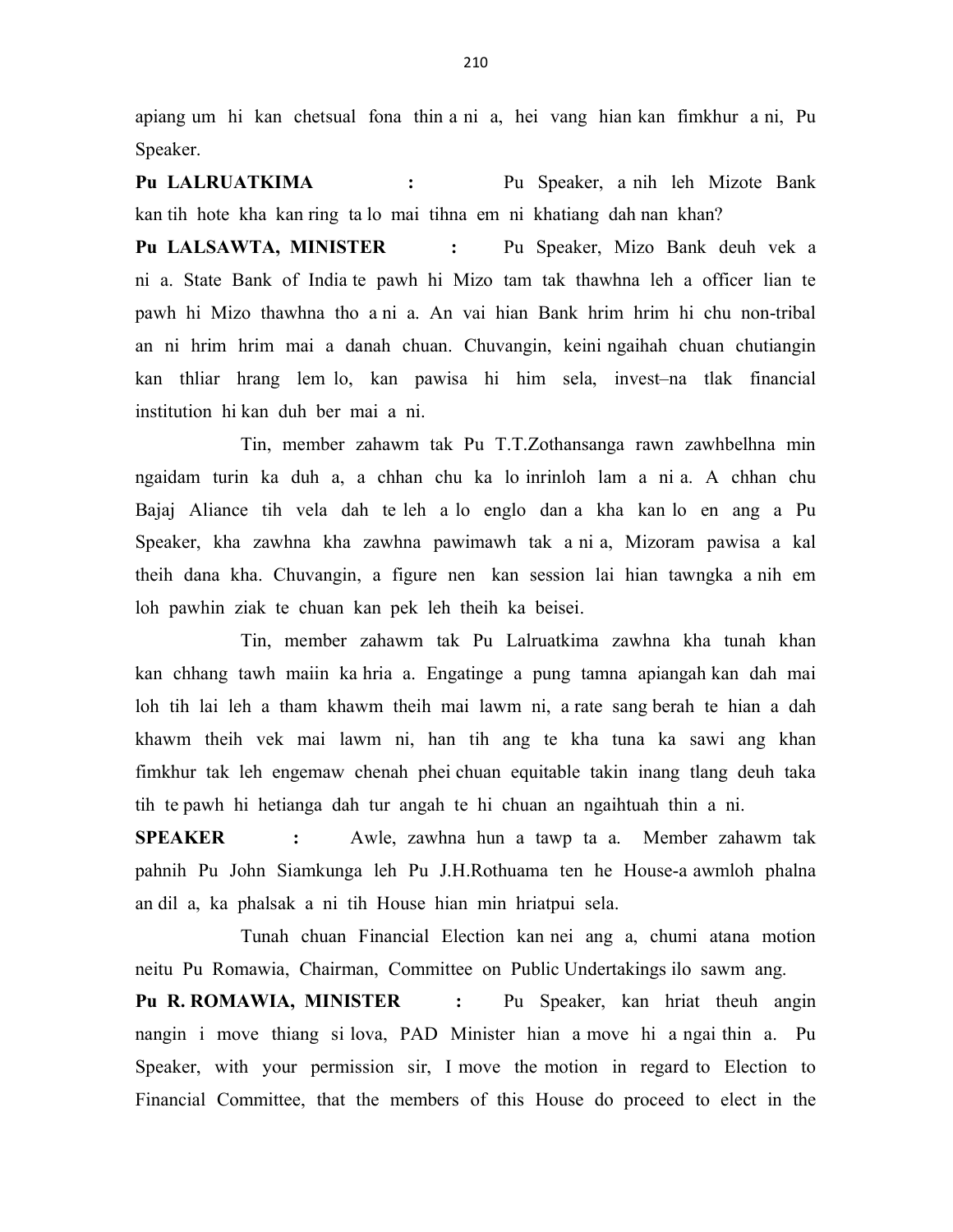apiang um hi kan chetsual fona thin a ni a, hei vang hian kan fimkhur a ni, Pu Speaker.

**Pu LALRUATKIMA :** Pu Speaker, a nih leh Mizote Bank kan tih hote kha kan ring ta lo mai tihna em ni khatiang dah nan khan?

**Pu LALSAWTA, MINISTER :** Pu Speaker, Mizo Bank deuh vek a ni a. State Bank of India te pawh hi Mizo tam tak thawhna leh a officer lian te pawh hi Mizo thawhna tho a ni a. An vai hian Bank hrim hrim hi chu non-tribal an ni hrim hrim mai a danah chuan. Chuvangin, keini ngaihah chuan chutiangin kan thliar hrang lem lo, kan pawisa hi him sela, invest–na tlak financial institution hi kan duh ber mai a ni.

Tin, member zahawm tak Pu T.T.Zothansanga rawn zawhbelhna min ngaidam turin ka duh a, a chhan chu ka lo inrinloh lam a ni a. A chhan chu Bajaj Aliance tih vela dah te leh a lo englo dan a kha kan lo en ang a Pu Speaker, kha zawhna kha zawhna pawimawh tak a ni a, Mizoram pawisa a kal theih dana kha. Chuvangin, a figure nen kan session lai hian tawngka a nih em loh pawhin ziak te chuan kan pek leh theih ka beisei.

Tin, member zahawm tak Pu Lalruatkima zawhna kha tunah khan kan chhang tawh maiin ka hria a. Engatinge a pung tamna apiangah kan dah mai loh tih lai leh a tham khawm theih mai lawm ni, a rate sang berah te hian a dah khawm theih vek mai lawm ni, han tih ang te kha tuna ka sawi ang khan fimkhur tak leh engemaw chenah phei chuan equitable takin inang tlang deuh taka tih te pawh hi hetianga dah tur angah te hi chuan an ngaihtuah thin a ni.

**SPEAKER :** Awle, zawhna hun a tawp ta a. Member zahawm tak pahnih Pu John Siamkunga leh Pu J.H.Rothuama ten he House-a awmloh phalna an dil a, ka phalsak a ni tih House hian min hriatpui sela.

Tunah chuan Financial Election kan nei ang a, chumi atana motion neitu Pu Romawia, Chairman, Committee on Public Undertakings ilo sawm ang.

**Pu R. ROMAWIA, MINISTER :** Pu Speaker, kan hriat theuh angin nangin i move thiang si lova, PAD Minister hian a move hi a ngai thin a. Pu Speaker, with your permission sir, I move the motion in regard to Election to Financial Committee, that the members of this House do proceed to elect in the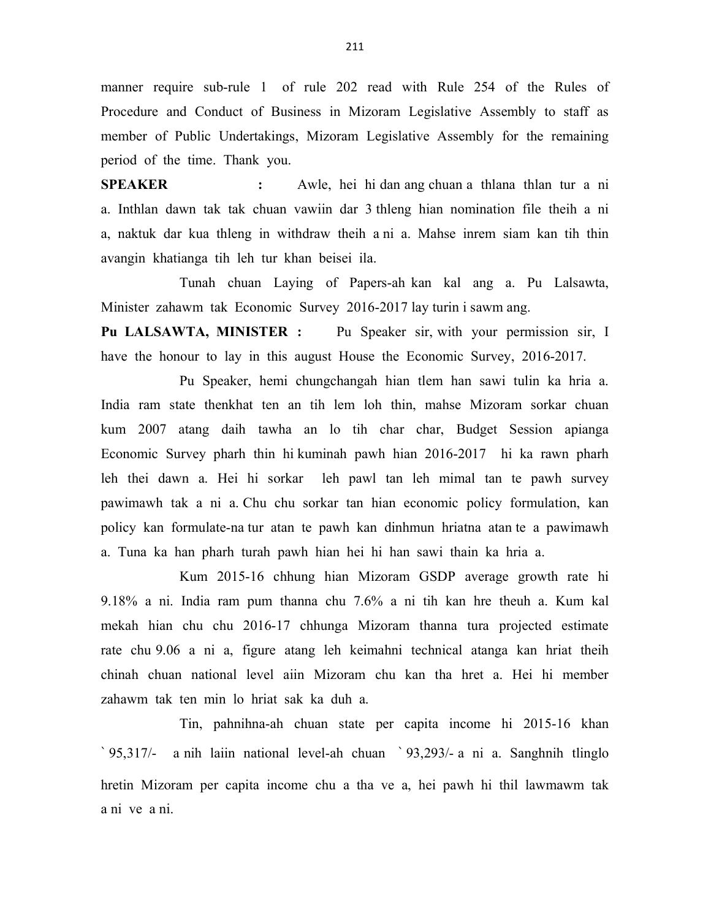manner require sub-rule 1 of rule 202 read with Rule 254 of the Rules of Procedure and Conduct of Business in Mizoram Legislative Assembly to staff as member of Public Undertakings, Mizoram Legislative Assembly for the remaining period of the time. Thank you.

**SPEAKER :** Awle, hei hi dan ang chuan a thlana thlan tur a ni a. Inthlan dawn tak tak chuan vawiin dar 3 thleng hian nomination file theih a ni a, naktuk dar kua thleng in withdraw theih a ni a. Mahse inrem siam kan tih thin avangin khatianga tih leh tur khan beisei ila.

Tunah chuan Laying of Papers-ah kan kal ang a. Pu Lalsawta, Minister zahawm tak Economic Survey 2016-2017 lay turin i sawm ang.

**Pu LALSAWTA, MINISTER :** Pu Speaker sir, with your permission sir, I have the honour to lay in this august House the Economic Survey, 2016-2017.

Pu Speaker, hemi chungchangah hian tlem han sawi tulin ka hria a. India ram state thenkhat ten an tih lem loh thin, mahse Mizoram sorkar chuan kum 2007 atang daih tawha an lo tih char char, Budget Session apianga Economic Survey pharh thin hi kuminah pawh hian 2016-2017 hi ka rawn pharh leh thei dawn a. Hei hi sorkar leh pawl tan leh mimal tan te pawh survey pawimawh tak a ni a. Chu chu sorkar tan hian economic policy formulation, kan policy kan formulate-na tur atan te pawh kan dinhmun hriatna atan te a pawimawh a. Tuna ka han pharh turah pawh hian hei hi han sawi thain ka hria a.

Kum 2015-16 chhung hian Mizoram GSDP average growth rate hi 9.18% a ni. India ram pum thanna chu 7.6% a ni tih kan hre theuh a. Kum kal mekah hian chu chu 2016-17 chhunga Mizoram thanna tura projected estimate rate chu 9.06 a ni a, figure atang leh keimahni technical atanga kan hriat theih chinah chuan national level aiin Mizoram chu kan tha hret a. Hei hi member zahawm tak ten min lo hriat sak ka duh a.

Tin, pahnihna-ah chuan state per capita income hi 2015-16 khan ` 95,317/- a nih laiin national level-ah chuan ` 93,293/- a ni a. Sanghnih tlinglo hretin Mizoram per capita income chu a tha ve a, hei pawh hi thil lawmawm tak a ni ve a ni.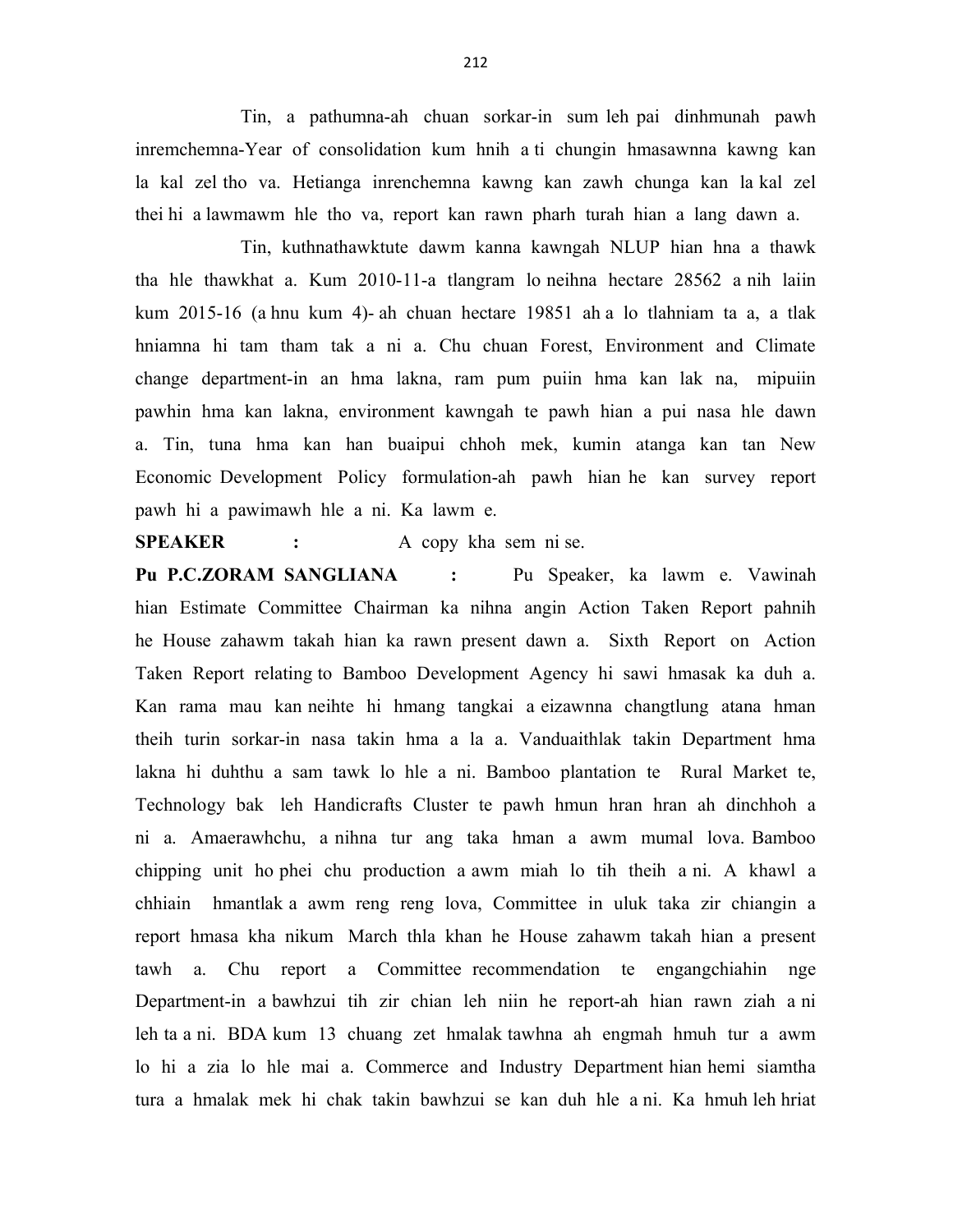Tin, a pathumna-ah chuan sorkar-in sum leh pai dinhmunah pawh inremchemna-Year of consolidation kum hnih a ti chungin hmasawnna kawng kan la kal zel tho va. Hetianga inrenchemna kawng kan zawh chunga kan la kal zel thei hi a lawmawm hle tho va, report kan rawn pharh turah hian a lang dawn a.

Tin, kuthnathawktute dawm kanna kawngah NLUP hian hna a thawk tha hle thawkhat a. Kum 2010-11-a tlangram lo neihna hectare 28562 a nih laiin kum 2015-16 (a hnu kum 4)- ah chuan hectare 19851 ah a lo tlahniam ta a, a tlak hniamna hi tam tham tak a ni a. Chu chuan Forest, Environment and Climate change department-in an hma lakna, ram pum puiin hma kan lak na, mipuiin pawhin hma kan lakna, environment kawngah te pawh hian a pui nasa hle dawn a. Tin, tuna hma kan han buaipui chhoh mek, kumin atanga kan tan New Economic Development Policy formulation-ah pawh hian he kan survey report pawh hi a pawimawh hle a ni. Ka lawm e.

**SPEAKER :** A copy kha sem ni se.

**Pu P.C.ZORAM SANGLIANA :** Pu Speaker, ka lawm e. Vawinah hian Estimate Committee Chairman ka nihna angin Action Taken Report pahnih he House zahawm takah hian ka rawn present dawn a. Sixth Report on Action Taken Report relating to Bamboo Development Agency hi sawi hmasak ka duh a. Kan rama mau kan neihte hi hmang tangkai a eizawnna changtlung atana hman theih turin sorkar-in nasa takin hma a la a. Vanduaithlak takin Department hma lakna hi duhthu a sam tawk lo hle a ni. Bamboo plantation te Rural Market te, Technology bak leh Handicrafts Cluster te pawh hmun hran hran ah dinchhoh a ni a. Amaerawhchu, a nihna tur ang taka hman a awm mumal lova. Bamboo chipping unit ho phei chu production a awm miah lo tih theih a ni. A khawl a chhiain hmantlak a awm reng reng lova, Committee in uluk taka zir chiangin a report hmasa kha nikum March thla khan he House zahawm takah hian a present tawh a. Chu report a Committee recommendation te engangchiahin nge Department-in a bawhzui tih zir chian leh niin he report-ah hian rawn ziah a ni leh ta a ni. BDA kum 13 chuang zet hmalak tawhna ah engmah hmuh tur a awm lo hi a zia lo hle mai a. Commerce and Industry Department hian hemi siamtha tura a hmalak mek hi chak takin bawhzui se kan duh hle a ni. Ka hmuh leh hriat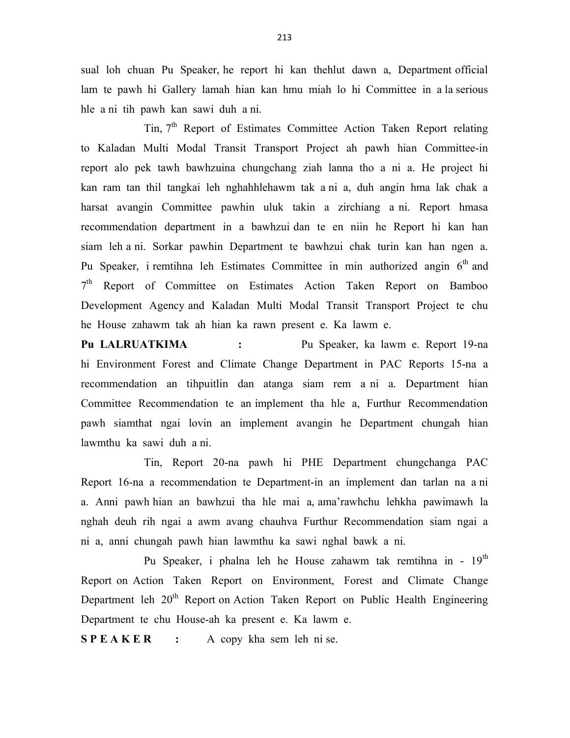sual loh chuan Pu Speaker, he report hi kan thehlut dawn a, Department official lam te pawh hi Gallery lamah hian kan hmu miah lo hi Committee in a la serious hle a ni tih pawh kan sawi duh a ni.

Tin, 7th Report of Estimates Committee Action Taken Report relating to Kaladan Multi Modal Transit Transport Project ah pawh hian Committee-in report alo pek tawh bawhzuina chungchang ziah lanna tho a ni a. He project hi kan ram tan thil tangkai leh nghahhlehawm tak a ni a, duh angin hma lak chak a harsat avangin Committee pawhin uluk takin a zirchiang a ni. Report hmasa recommendation department in a bawhzui dan te en niin he Report hi kan han siam leh a ni. Sorkar pawhin Department te bawhzui chak turin kan han ngen a. Pu Speaker, i remtihna leh Estimates Committee in min authorized angin 6th and 7th Report of Committee on Estimates Action Taken Report on Bamboo Development Agency and Kaladan Multi Modal Transit Transport Project te chu he House zahawm tak ah hian ka rawn present e. Ka lawm e.

**Pu LALRUATKIMA :** Pu Speaker, ka lawm e. Report 19-na hi Environment Forest and Climate Change Department in PAC Reports 15-na a recommendation an tihpuitlin dan atanga siam rem a ni a. Department hian Committee Recommendation te an implement tha hle a, Furthur Recommendation pawh siamthat ngai lovin an implement avangin he Department chungah hian lawmthu ka sawi duh a ni.

Tin, Report 20-na pawh hi PHE Department chungchanga PAC Report 16-na a recommendation te Department-in an implement dan tarlan na a ni a. Anni pawh hian an bawhzui tha hle mai a, ama'rawhchu lehkha pawimawh la nghah deuh rih ngai a awm avang chauhva Furthur Recommendation siam ngai a ni a, anni chungah pawh hian lawmthu ka sawi nghal bawk a ni.

Pu Speaker, i phalna leh he House zahawm tak remtihna in - 19th Report on Action Taken Report on Environment, Forest and Climate Change Department leh 20th Report on Action Taken Report on Public Health Engineering Department te chu House-ah ka present e. Ka lawm e.

**S P E A K E R :** A copy kha sem leh ni se.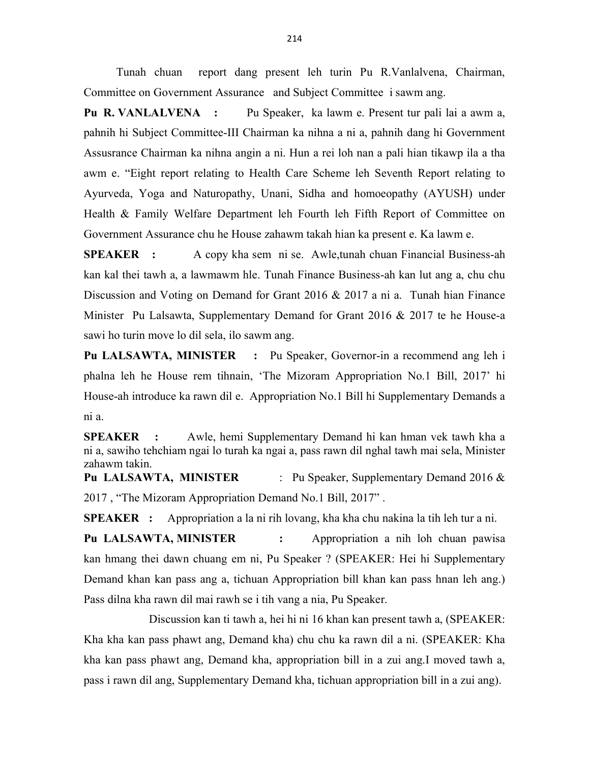Tunah chuan report dang present leh turin Pu R.Vanlalvena, Chairman, Committee on Government Assurance and Subject Committee i sawm ang.

**Pu R. VANLALVENA :** Pu Speaker, ka lawm e. Present tur pali lai a awm a, pahnih hi Subject Committee-III Chairman ka nihna a ni a, pahnih dang hi Government Assusrance Chairman ka nihna angin a ni. Hun a rei loh nan a pali hian tikawp ila a tha awm e. "Eight report relating to Health Care Scheme leh Seventh Report relating to Ayurveda, Yoga and Naturopathy, Unani, Sidha and homoeopathy (AYUSH) under Health & Family Welfare Department leh Fourth leh Fifth Report of Committee on Government Assurance chu he House zahawm takah hian ka present e. Ka lawm e.

**SPEAKER :** A copy kha sem ni se. Awle,tunah chuan Financial Business-ah kan kal thei tawh a, a lawmawm hle. Tunah Finance Business-ah kan lut ang a, chu chu Discussion and Voting on Demand for Grant 2016 & 2017 a ni a. Tunah hian Finance Minister Pu Lalsawta, Supplementary Demand for Grant 2016 & 2017 te he House-a sawi ho turin move lo dil sela, ilo sawm ang.

**Pu LALSAWTA, MINISTER :** Pu Speaker, Governor-in a recommend ang leh i phalna leh he House rem tihnain, 'The Mizoram Appropriation No.1 Bill, 2017' hi House-ah introduce ka rawn dil e. Appropriation No.1 Bill hi Supplementary Demands a ni a.

**SPEAKER :** Awle, hemi Supplementary Demand hi kan hman vek tawh kha a ni a, sawiho tehchiam ngai lo turah ka ngai a, pass rawn dil nghal tawh mai sela, Minister zahawm takin.

**Pu LALSAWTA, MINISTER :** Pu Speaker, Supplementary Demand 2016 & 2017 , "The Mizoram Appropriation Demand No.1 Bill, 2017" .

**SPEAKER :** Appropriation a la ni rih lovang, kha kha chu nakina la tih leh tur a ni.

**Pu LALSAWTA, MINISTER :** Appropriation a nih loh chuan pawisa kan hmang thei dawn chuang em ni, Pu Speaker ? (SPEAKER: Hei hi Supplementary Demand khan kan pass ang a, tichuan Appropriation bill khan kan pass hnan leh ang.) Pass dilna kha rawn dil mai rawh se i tih vang a nia, Pu Speaker.

Discussion kan ti tawh a, hei hi ni 16 khan kan present tawh a, (SPEAKER: Kha kha kan pass phawt ang, Demand kha) chu chu ka rawn dil a ni. (SPEAKER: Kha kha kan pass phawt ang, Demand kha, appropriation bill in a zui ang.I moved tawh a, pass i rawn dil ang, Supplementary Demand kha, tichuan appropriation bill in a zui ang).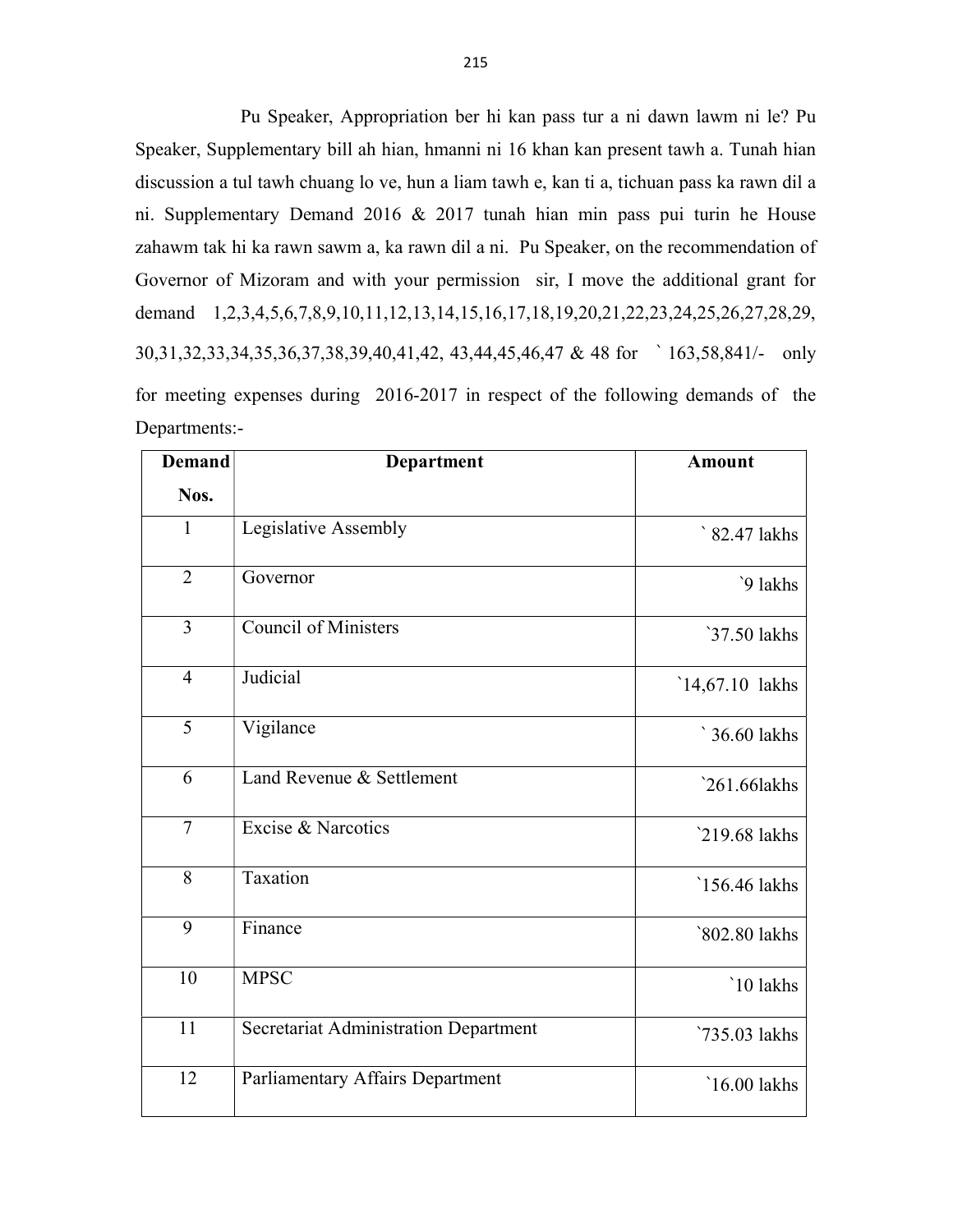Pu Speaker, Appropriation ber hi kan pass tur a ni dawn lawm ni le? Pu Speaker, Supplementary bill ah hian, hmanni ni 16 khan kan present tawh a. Tunah hian discussion a tul tawh chuang lo ve, hun a liam tawh e, kan ti a, tichuan pass ka rawn dil a ni. Supplementary Demand 2016 & 2017 tunah hian min pass pui turin he House zahawm tak hi ka rawn sawm a, ka rawn dil a ni. Pu Speaker, on the recommendation of Governor of Mizoram and with your permission sir, I move the additional grant for demand 1,2,3,4,5,6,7,8,9,10,11,12,13,14,15,16,17,18,19,20,21,22,23,24,25,26,27,28,29, 30,31,32,33,34,35,36,37,38,39,40,41,42, 43,44,45,46,47 & 48 for ` 163,58,841/- only for meeting expenses during 2016-2017 in respect of the following demands of the Departments:-

| Demand Nos. | Department | Amount |
|---|---|---|
| 1 | Legislative Assembly | ` 82.47 lakhs |
| 2 | Governor | `9 lakhs |
| 3 | Council of Ministers | `37.50 lakhs |
| 4 | Judicial | `14,67.10 lakhs |
| 5 | Vigilance | ` 36.60 lakhs |
| 6 | Land Revenue & Settlement | `261.66lakhs |
| 7 | Excise & Narcotics | `219.68 lakhs |
| 8 | Taxation | `156.46 lakhs |
| 9 | Finance | `802.80 lakhs |
| 10 | MPSC | `10 lakhs |
| 11 | Secretariat Administration Department | `735.03 lakhs |
| 12 | Parliamentary Affairs Department | `16.00 lakhs |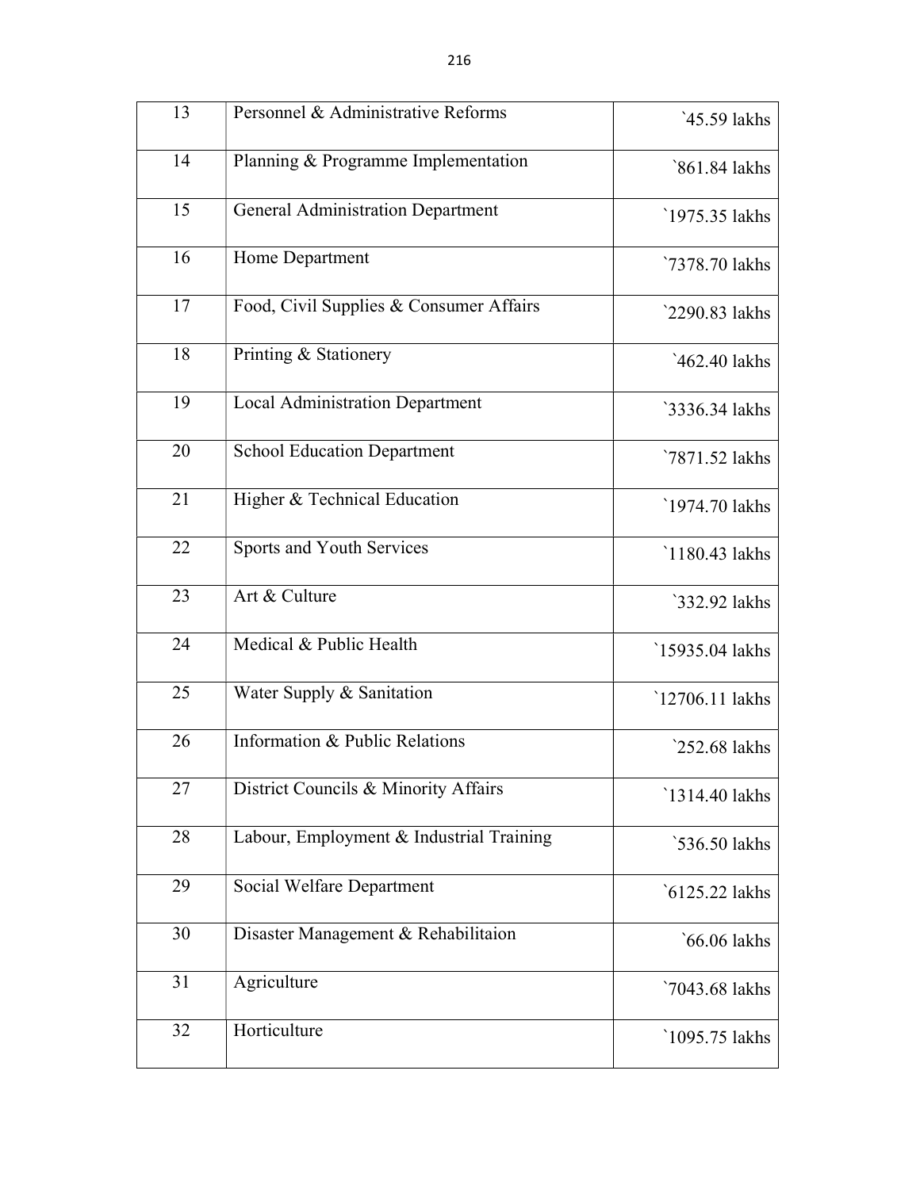| 13 | Personnel & Administrative Reforms | `45.59 lakhs |
|---|---|---|
| 14 | Planning & Programme Implementation | `861.84 lakhs |
| 15 | General Administration Department | `1975.35 lakhs |
| 16 | Home Department | `7378.70 lakhs |
| 17 | Food, Civil Supplies & Consumer Affairs | `2290.83 lakhs |
| 18 | Printing & Stationery | `462.40 lakhs |
| 19 | Local Administration Department | `3336.34 lakhs |
| 20 | School Education Department | `7871.52 lakhs |
| 21 | Higher & Technical Education | `1974.70 lakhs |
| 22 | Sports and Youth Services | `1180.43 lakhs |
| 23 | Art & Culture | `332.92 lakhs |
| 24 | Medical & Public Health | `15935.04 lakhs |
| 25 | Water Supply & Sanitation | `12706.11 lakhs |
| 26 | Information & Public Relations | `252.68 lakhs |
| 27 | District Councils & Minority Affairs | `1314.40 lakhs |
| 28 | Labour, Employment & Industrial Training | `536.50 lakhs |
| 29 | Social Welfare Department | `6125.22 lakhs |
| 30 | Disaster Management & Rehabilitaion | `66.06 lakhs |
| 31 | Agriculture | `7043.68 lakhs |
| 32 | Horticulture | `1095.75 lakhs |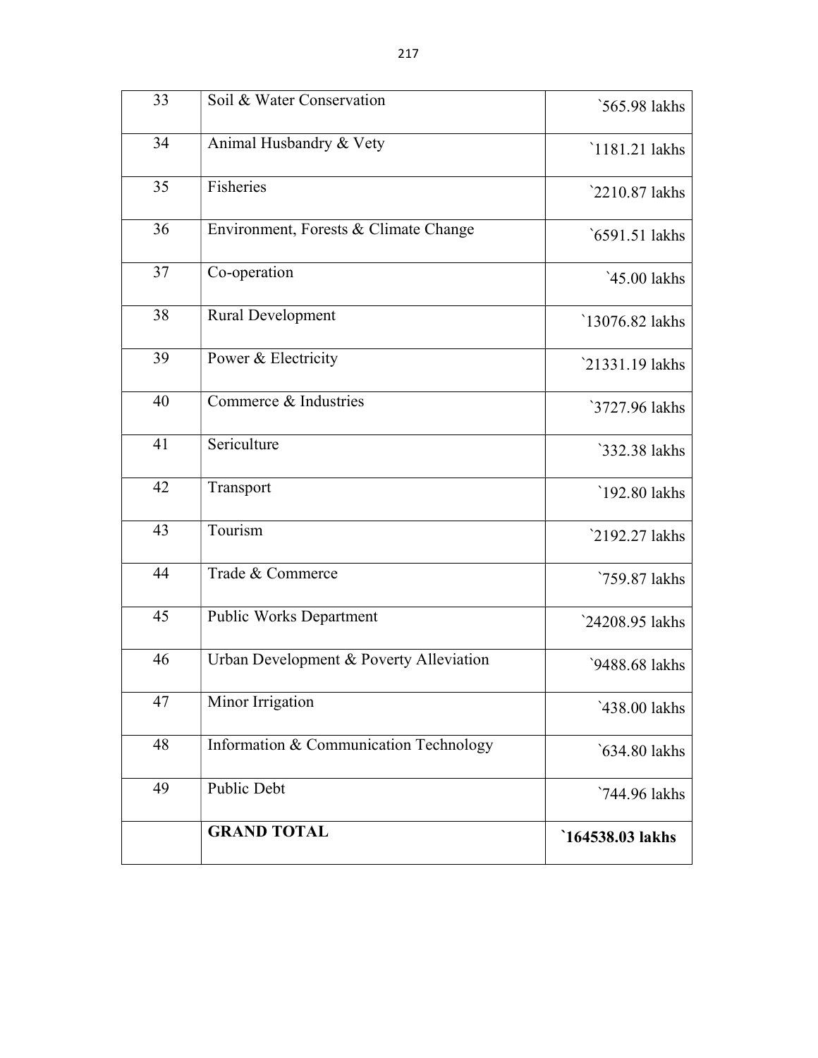| 33 | Soil & Water Conservation | `565.98 lakhs |
|---|---|---|
| 34 | Animal Husbandry & Vety | `1181.21 lakhs |
| 35 | Fisheries | `2210.87 lakhs |
| 36 | Environment, Forests & Climate Change | `6591.51 lakhs |
| 37 | Co-operation | `45.00 lakhs |
| 38 | Rural Development | `13076.82 lakhs |
| 39 | Power & Electricity | `21331.19 lakhs |
| 40 | Commerce & Industries | `3727.96 lakhs |
| 41 | Sericulture | `332.38 lakhs |
| 42 | Transport | `192.80 lakhs |
| 43 | Tourism | `2192.27 lakhs |
| 44 | Trade & Commerce | `759.87 lakhs |
| 45 | Public Works Department | `24208.95 lakhs |
| 46 | Urban Development & Poverty Alleviation | `9488.68 lakhs |
| 47 | Minor Irrigation | `438.00 lakhs |
| 48 | Information & Communication Technology | `634.80 lakhs |
| 49 | Public Debt | `744.96 lakhs |
| | **GRAND TOTAL** | **`164538.03 lakhs** |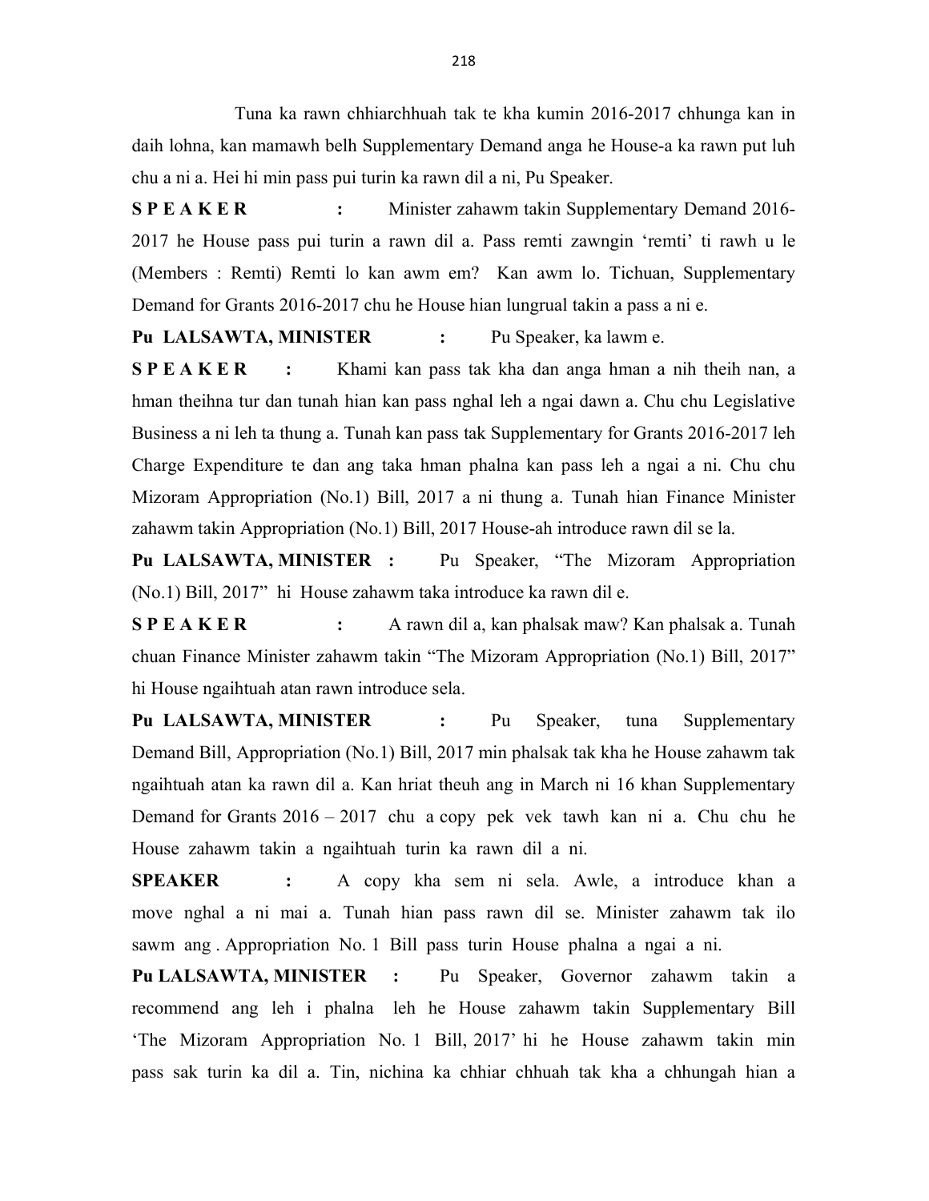Tuna ka rawn chhiarchhuah tak te kha kumin 2016-2017 chhunga kan in daih lohna, kan mamawh belh Supplementary Demand anga he House-a ka rawn put luh chu a ni a. Hei hi min pass pui turin ka rawn dil a ni, Pu Speaker.

**S P E A K E R :** Minister zahawm takin Supplementary Demand 2016-2017 he House pass pui turin a rawn dil a. Pass remti zawngin 'remti' ti rawh u le (Members : Remti) Remti lo kan awm em? Kan awm lo. Tichuan, Supplementary Demand for Grants 2016-2017 chu he House hian lungrual takin a pass a ni e.

**Pu LALSAWTA, MINISTER :** Pu Speaker, ka lawm e.

**S P E A K E R :** Khami kan pass tak kha dan anga hman a nih theih nan, a hman theihna tur dan tunah hian kan pass nghal leh a ngai dawn a. Chu chu Legislative Business a ni leh ta thung a. Tunah kan pass tak Supplementary for Grants 2016-2017 leh Charge Expenditure te dan ang taka hman phalna kan pass leh a ngai a ni. Chu chu Mizoram Appropriation (No.1) Bill, 2017 a ni thung a. Tunah hian Finance Minister zahawm takin Appropriation (No.1) Bill, 2017 House-ah introduce rawn dil se la.

**Pu LALSAWTA, MINISTER :** Pu Speaker, "The Mizoram Appropriation (No.1) Bill, 2017" hi House zahawm taka introduce ka rawn dil e.

**S P E A K E R :** A rawn dil a, kan phalsak maw? Kan phalsak a. Tunah chuan Finance Minister zahawm takin "The Mizoram Appropriation (No.1) Bill, 2017" hi House ngaihtuah atan rawn introduce sela.

**Pu LALSAWTA, MINISTER :** Pu Speaker, tuna Supplementary Demand Bill, Appropriation (No.1) Bill, 2017 min phalsak tak kha he House zahawm tak ngaihtuah atan ka rawn dil a. Kan hriat theuh ang in March ni 16 khan Supplementary Demand for Grants 2016 – 2017 chu a copy pek vek tawh kan ni a. Chu chu he House zahawm takin a ngaihtuah turin ka rawn dil a ni.

**SPEAKER :** A copy kha sem ni sela. Awle, a introduce khan a move nghal a ni mai a. Tunah hian pass rawn dil se. Minister zahawm tak ilo sawm ang . Appropriation No. 1 Bill pass turin House phalna a ngai a ni.

**Pu LALSAWTA, MINISTER :** Pu Speaker, Governor zahawm takin a recommend ang leh i phalna leh he House zahawm takin Supplementary Bill 'The Mizoram Appropriation No. 1 Bill, 2017' hi he House zahawm takin min pass sak turin ka dil a. Tin, nichina ka chhiar chhuah tak kha a chhungah hian a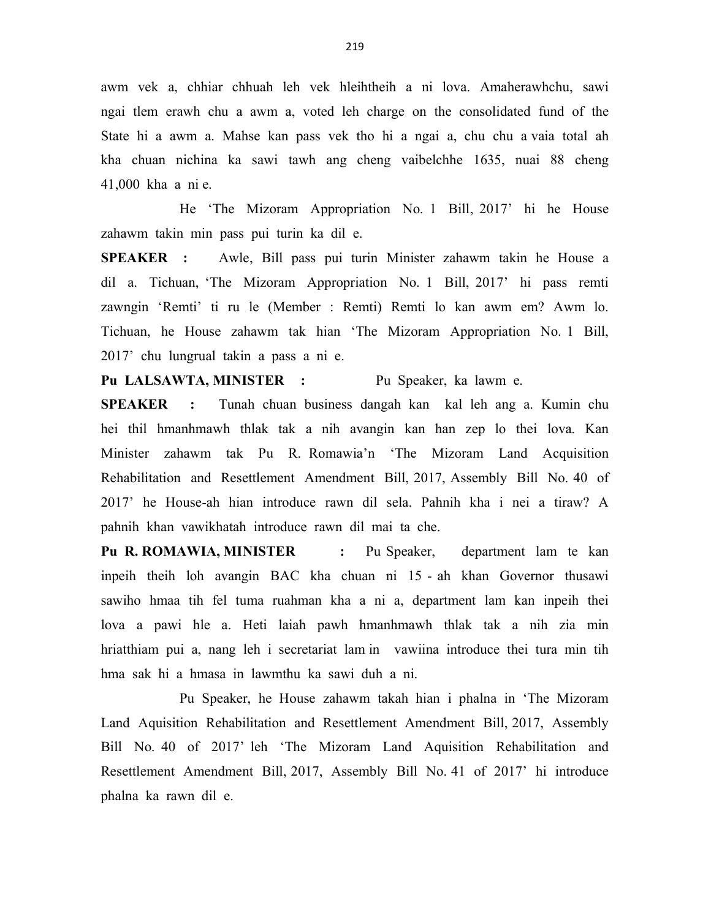awm vek a, chhiar chhuah leh vek hleihtheih a ni lova. Amaherawhchu, sawi ngai tlem erawh chu a awm a, voted leh charge on the consolidated fund of the State hi a awm a. Mahse kan pass vek tho hi a ngai a, chu chu a vaia total ah kha chuan nichina ka sawi tawh ang cheng vaibelchhe 1635, nuai 88 cheng 41,000 kha a ni e.

He 'The Mizoram Appropriation No. 1 Bill, 2017' hi he House zahawm takin min pass pui turin ka dil e.

**SPEAKER :** Awle, Bill pass pui turin Minister zahawm takin he House a dil a. Tichuan, 'The Mizoram Appropriation No. 1 Bill, 2017' hi pass remti zawngin 'Remti' ti ru le (Member : Remti) Remti lo kan awm em? Awm lo. Tichuan, he House zahawm tak hian 'The Mizoram Appropriation No. 1 Bill, 2017' chu lungrual takin a pass a ni e.

**Pu LALSAWTA, MINISTER :** Pu Speaker, ka lawm e.

**SPEAKER :** Tunah chuan business dangah kan kal leh ang a. Kumin chu hei thil hmanhmawh thlak tak a nih avangin kan han zep lo thei lova. Kan Minister zahawm tak Pu R. Romawia'n 'The Mizoram Land Acquisition Rehabilitation and Resettlement Amendment Bill, 2017, Assembly Bill No. 40 of 2017' he House-ah hian introduce rawn dil sela. Pahnih kha i nei a tiraw? A pahnih khan vawikhatah introduce rawn dil mai ta che.

**Pu R. ROMAWIA, MINISTER :** Pu Speaker, department lam te kan inpeih theih loh avangin BAC kha chuan ni 15 - ah khan Governor thusawi sawiho hmaa tih fel tuma ruahman kha a ni a, department lam kan inpeih thei lova a pawi hle a. Heti laiah pawh hmanhmawh thlak tak a nih zia min hriatthiam pui a, nang leh i secretariat lam in vawiina introduce thei tura min tih hma sak hi a hmasa in lawmthu ka sawi duh a ni.

Pu Speaker, he House zahawm takah hian i phalna in 'The Mizoram Land Aquisition Rehabilitation and Resettlement Amendment Bill, 2017, Assembly Bill No. 40 of 2017' leh 'The Mizoram Land Aquisition Rehabilitation and Resettlement Amendment Bill, 2017, Assembly Bill No. 41 of 2017' hi introduce phalna ka rawn dil e.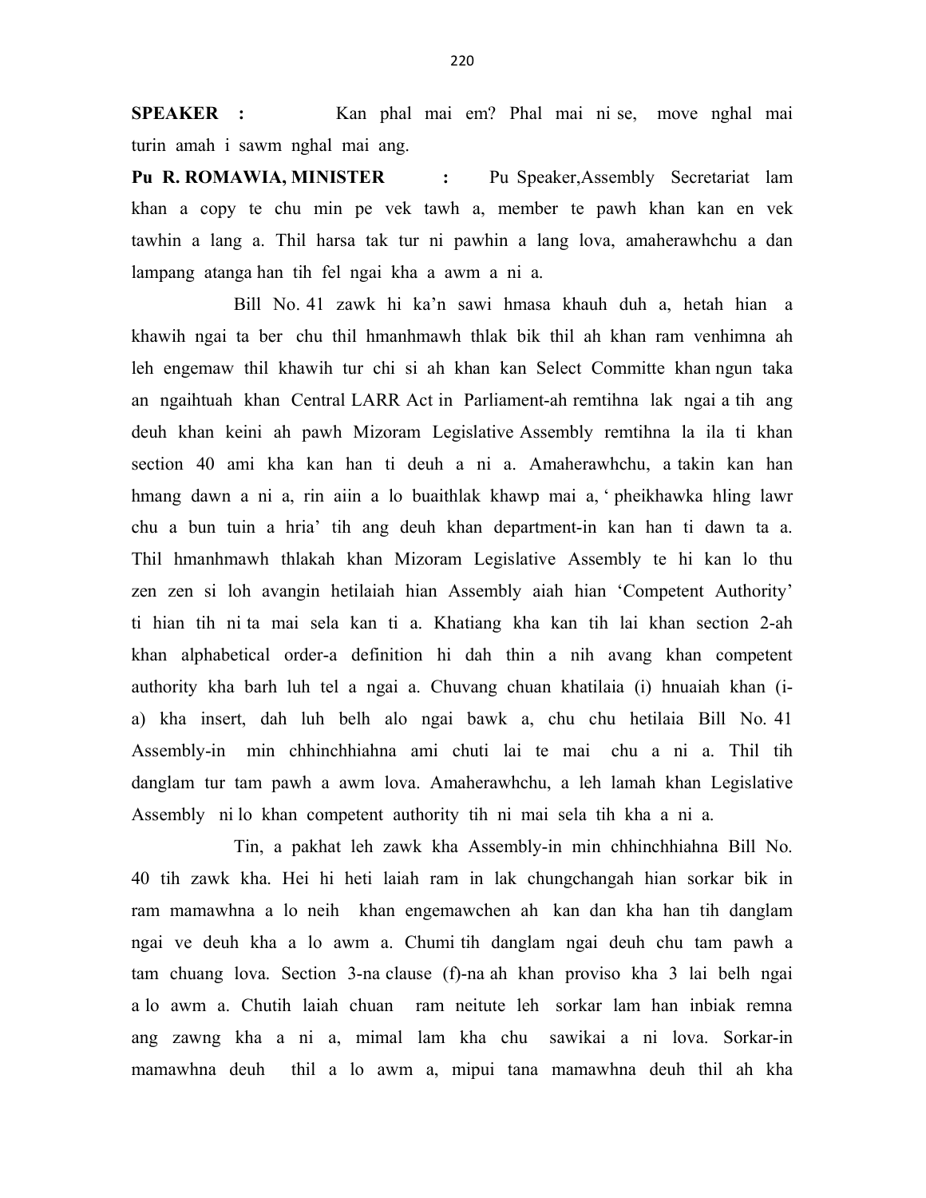**SPEAKER :** Kan phal mai em? Phal mai ni se, move nghal mai turin amah i sawm nghal mai ang.

**Pu R. ROMAWIA, MINISTER :** Pu Speaker,Assembly Secretariat lam khan a copy te chu min pe vek tawh a, member te pawh khan kan en vek tawhin a lang a. Thil harsa tak tur ni pawhin a lang lova, amaherawhchu a dan lampang atanga han tih fel ngai kha a awm a ni a.

Bill No. 41 zawk hi ka'n sawi hmasa khauh duh a, hetah hian a khawih ngai ta ber chu thil hmanhmawh thlak bik thil ah khan ram venhimna ah leh engemaw thil khawih tur chi si ah khan kan Select Committe khan ngun taka an ngaihtuah khan Central LARR Act in Parliament-ah remtihna lak ngai a tih ang deuh khan keini ah pawh Mizoram Legislative Assembly remtihna la ila ti khan section 40 ami kha kan han ti deuh a ni a. Amaherawhchu, a takin kan han hmang dawn a ni a, rin aiin a lo buaithlak khawp mai a, ' pheikhawka hling lawr chu a bun tuin a hria' tih ang deuh khan department-in kan han ti dawn ta a. Thil hmanhmawh thlakah khan Mizoram Legislative Assembly te hi kan lo thu zen zen si loh avangin hetilaiah hian Assembly aiah hian 'Competent Authority' ti hian tih ni ta mai sela kan ti a. Khatiang kha kan tih lai khan section 2-ah khan alphabetical order-a definition hi dah thin a nih avang khan competent authority kha barh luh tel a ngai a. Chuvang chuan khatilaia (i) hnuaiah khan (i-a) kha insert, dah luh belh alo ngai bawk a, chu chu hetilaia Bill No. 41 Assembly-in min chhinchhiahna ami chuti lai te mai chu a ni a. Thil tih danglam tur tam pawh a awm lova. Amaherawhchu, a leh lamah khan Legislative Assembly ni lo khan competent authority tih ni mai sela tih kha a ni a.

Tin, a pakhat leh zawk kha Assembly-in min chhinchhiahna Bill No. 40 tih zawk kha. Hei hi heti laiah ram in lak chungchangah hian sorkar bik in ram mamawhna a lo neih khan engemawchen ah kan dan kha han tih danglam ngai ve deuh kha a lo awm a. Chumi tih danglam ngai deuh chu tam pawh a tam chuang lova. Section 3-na clause (f)-na ah khan proviso kha 3 lai belh ngai a lo awm a. Chutih laiah chuan ram neitute leh sorkar lam han inbiak remna ang zawng kha a ni a, mimal lam kha chu sawikai a ni lova. Sorkar-in mamawhna deuh thil a lo awm a, mipui tana mamawhna deuh thil ah kha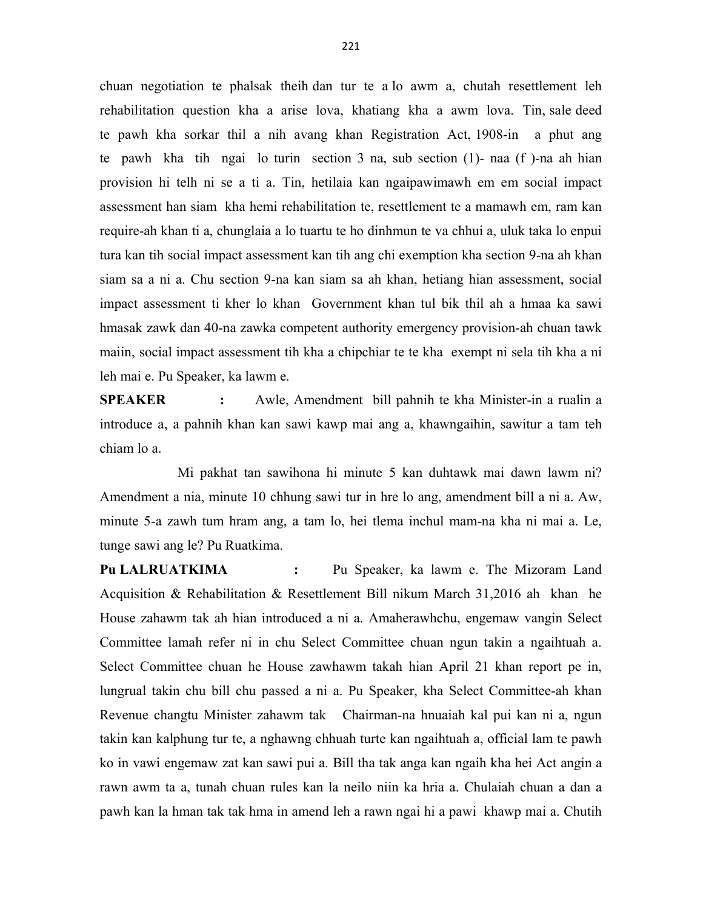chuan negotiation te phalsak theih dan tur te a lo awm a, chutah resettlement leh rehabilitation question kha a arise lova, khatiang kha a awm lova. Tin, sale deed te pawh kha sorkar thil a nih avang khan Registration Act, 1908-in a phut ang te pawh kha tih ngai lo turin section 3 na, sub section (1)- naa (f )-na ah hian provision hi telh ni se a ti a. Tin, hetilaia kan ngaipawimawh em em social impact assessment han siam kha hemi rehabilitation te, resettlement te a mamawh em, ram kan require-ah khan ti a, chunglaia a lo tuartu te ho dinhmun te va chhui a, uluk taka lo enpui tura kan tih social impact assessment kan tih ang chi exemption kha section 9-na ah khan siam sa a ni a. Chu section 9-na kan siam sa ah khan, hetiang hian assessment, social impact assessment ti kher lo khan Government khan tul bik thil ah a hmaa ka sawi hmasak zawk dan 40-na zawka competent authority emergency provision-ah chuan tawk maiin, social impact assessment tih kha a chipchiar te te kha exempt ni sela tih kha a ni leh mai e. Pu Speaker, ka lawm e.

**SPEAKER :** Awle, Amendment bill pahnih te kha Minister-in a rualin a introduce a, a pahnih khan kan sawi kawp mai ang a, khawngaihin, sawitur a tam teh chiam lo a.

Mi pakhat tan sawihona hi minute 5 kan duhtawk mai dawn lawm ni? Amendment a nia, minute 10 chhung sawi tur in hre lo ang, amendment bill a ni a. Aw, minute 5-a zawh tum hram ang, a tam lo, hei tlema inchul mam-na kha ni mai a. Le, tunge sawi ang le? Pu Ruatkima.

**Pu LALRUATKIMA :** Pu Speaker, ka lawm e. The Mizoram Land Acquisition & Rehabilitation & Resettlement Bill nikum March 31,2016 ah khan he House zahawm tak ah hian introduced a ni a. Amaherawhchu, engemaw vangin Select Committee lamah refer ni in chu Select Committee chuan ngun takin a ngaihtuah a. Select Committee chuan he House zawhawm takah hian April 21 khan report pe in, lungrual takin chu bill chu passed a ni a. Pu Speaker, kha Select Committee-ah khan Revenue changtu Minister zahawm tak Chairman-na hnuaiah kal pui kan ni a, ngun takin kan kalphung tur te, a nghawng chhuah turte kan ngaihtuah a, official lam te pawh ko in vawi engemaw zat kan sawi pui a. Bill tha tak anga kan ngaih kha hei Act angin a rawn awm ta a, tunah chuan rules kan la neilo niin ka hria a. Chulaiah chuan a dan a pawh kan la hman tak tak hma in amend leh a rawn ngai hi a pawi khawp mai a. Chutih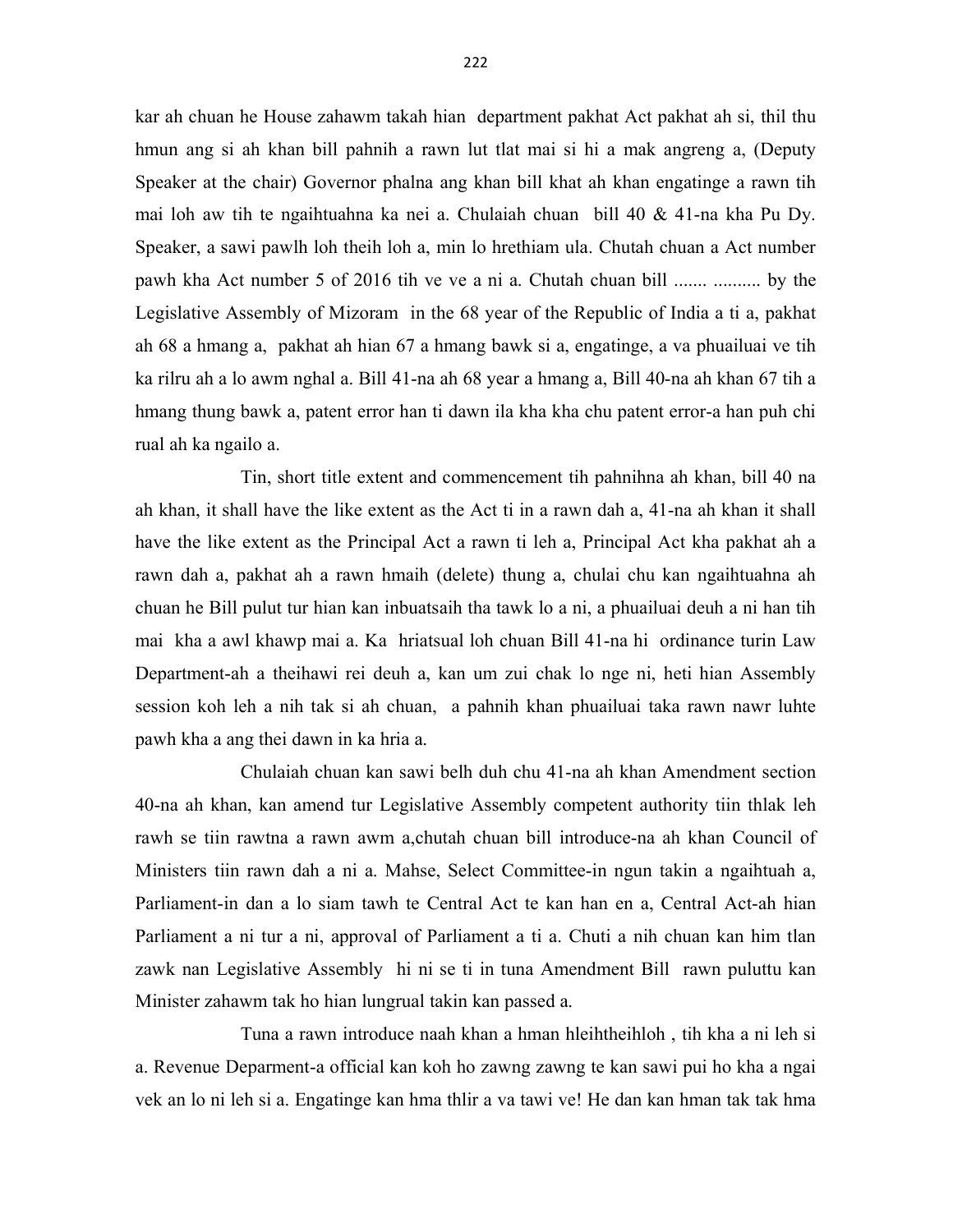kar ah chuan he House zahawm takah hian department pakhat Act pakhat ah si, thil thu hmun ang si ah khan bill pahnih a rawn lut tlat mai si hi a mak angreng a, (Deputy Speaker at the chair) Governor phalna ang khan bill khat ah khan engatinge a rawn tih mai loh aw tih te ngaihtuahna ka nei a. Chulaiah chuan bill 40 & 41-na kha Pu Dy. Speaker, a sawi pawlh loh theih loh a, min lo hrethiam ula. Chutah chuan a Act number pawh kha Act number 5 of 2016 tih ve ve a ni a. Chutah chuan bill ....... .......... by the Legislative Assembly of Mizoram in the 68 year of the Republic of India a ti a, pakhat ah 68 a hmang a, pakhat ah hian 67 a hmang bawk si a, engatinge, a va phuailuai ve tih ka rilru ah a lo awm nghal a. Bill 41-na ah 68 year a hmang a, Bill 40-na ah khan 67 tih a hmang thung bawk a, patent error han ti dawn ila kha kha chu patent error-a han puh chi rual ah ka ngailo a.

Tin, short title extent and commencement tih pahnihna ah khan, bill 40 na ah khan, it shall have the like extent as the Act ti in a rawn dah a, 41-na ah khan it shall have the like extent as the Principal Act a rawn ti leh a, Principal Act kha pakhat ah a rawn dah a, pakhat ah a rawn hmaih (delete) thung a, chulai chu kan ngaihtuahna ah chuan he Bill pulut tur hian kan inbuatsaih tha tawk lo a ni, a phuailuai deuh a ni han tih mai kha a awl khawp mai a. Ka hriatsual loh chuan Bill 41-na hi ordinance turin Law Department-ah a theihawi rei deuh a, kan um zui chak lo nge ni, heti hian Assembly session koh leh a nih tak si ah chuan, a pahnih khan phuailuai taka rawn nawr luhte pawh kha a ang thei dawn in ka hria a.

Chulaiah chuan kan sawi belh duh chu 41-na ah khan Amendment section 40-na ah khan, kan amend tur Legislative Assembly competent authority tiin thlak leh rawh se tiin rawtna a rawn awm a,chutah chuan bill introduce-na ah khan Council of Ministers tiin rawn dah a ni a. Mahse, Select Committee-in ngun takin a ngaihtuah a, Parliament-in dan a lo siam tawh te Central Act te kan han en a, Central Act-ah hian Parliament a ni tur a ni, approval of Parliament a ti a. Chuti a nih chuan kan him tlan zawk nan Legislative Assembly hi ni se ti in tuna Amendment Bill rawn puluttu kan Minister zahawm tak ho hian lungrual takin kan passed a.

Tuna a rawn introduce naah khan a hman hleihtheihloh , tih kha a ni leh si a. Revenue Deparment-a official kan koh ho zawng zawng te kan sawi pui ho kha a ngai vek an lo ni leh si a. Engatinge kan hma thlir a va tawi ve! He dan kan hman tak tak hma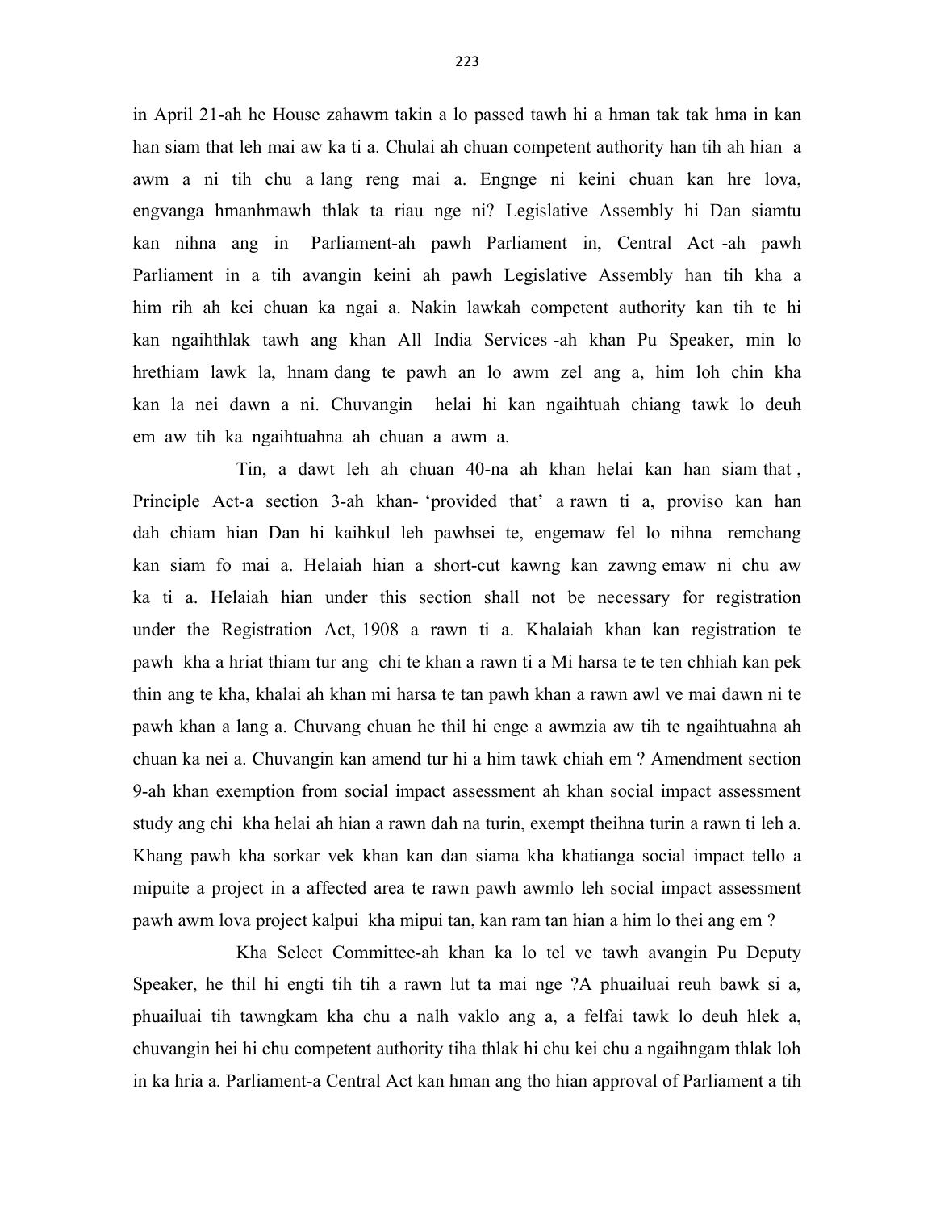in April 21-ah he House zahawm takin a lo passed tawh hi a hman tak tak hma in kan han siam that leh mai aw ka ti a. Chulai ah chuan competent authority han tih ah hian a awm a ni tih chu a lang reng mai a. Engnge ni keini chuan kan hre lova, engvanga hmanhmawh thlak ta riau nge ni? Legislative Assembly hi Dan siamtu kan nihna ang in Parliament-ah pawh Parliament in, Central Act -ah pawh Parliament in a tih avangin keini ah pawh Legislative Assembly han tih kha a him rih ah kei chuan ka ngai a. Nakin lawkah competent authority kan tih te hi kan ngaihthlak tawh ang khan All India Services -ah khan Pu Speaker, min lo hrethiam lawk la, hnam dang te pawh an lo awm zel ang a, him loh chin kha kan la nei dawn a ni. Chuvangin helai hi kan ngaihtuah chiang tawk lo deuh em aw tih ka ngaihtuahna ah chuan a awm a.

Tin, a dawt leh ah chuan 40-na ah khan helai kan han siam that , Principle Act-a section 3-ah khan- 'provided that' a rawn ti a, proviso kan han dah chiam hian Dan hi kaihkul leh pawhsei te, engemaw fel lo nihna remchang kan siam fo mai a. Helaiah hian a short-cut kawng kan zawng emaw ni chu aw ka ti a. Helaiah hian under this section shall not be necessary for registration under the Registration Act, 1908 a rawn ti a. Khalaiah khan kan registration te pawh kha a hriat thiam tur ang chi te khan a rawn ti a Mi harsa te te ten chhiah kan pek thin ang te kha, khalai ah khan mi harsa te tan pawh khan a rawn awl ve mai dawn ni te pawh khan a lang a. Chuvang chuan he thil hi enge a awmzia aw tih te ngaihtuahna ah chuan ka nei a. Chuvangin kan amend tur hi a him tawk chiah em ? Amendment section 9-ah khan exemption from social impact assessment ah khan social impact assessment study ang chi kha helai ah hian a rawn dah na turin, exempt theihna turin a rawn ti leh a. Khang pawh kha sorkar vek khan kan dan siama kha khatianga social impact tello a mipuite a project in a affected area te rawn pawh awmlo leh social impact assessment pawh awm lova project kalpui kha mipui tan, kan ram tan hian a him lo thei ang em ?

Kha Select Committee-ah khan ka lo tel ve tawh avangin Pu Deputy Speaker, he thil hi engti tih tih a rawn lut ta mai nge ?A phuailuai reuh bawk si a, phuailuai tih tawngkam kha chu a nalh vaklo ang a, a felfai tawk lo deuh hlek a, chuvangin hei hi chu competent authority tiha thlak hi chu kei chu a ngaihngam thlak loh in ka hria a. Parliament-a Central Act kan hman ang tho hian approval of Parliament a tih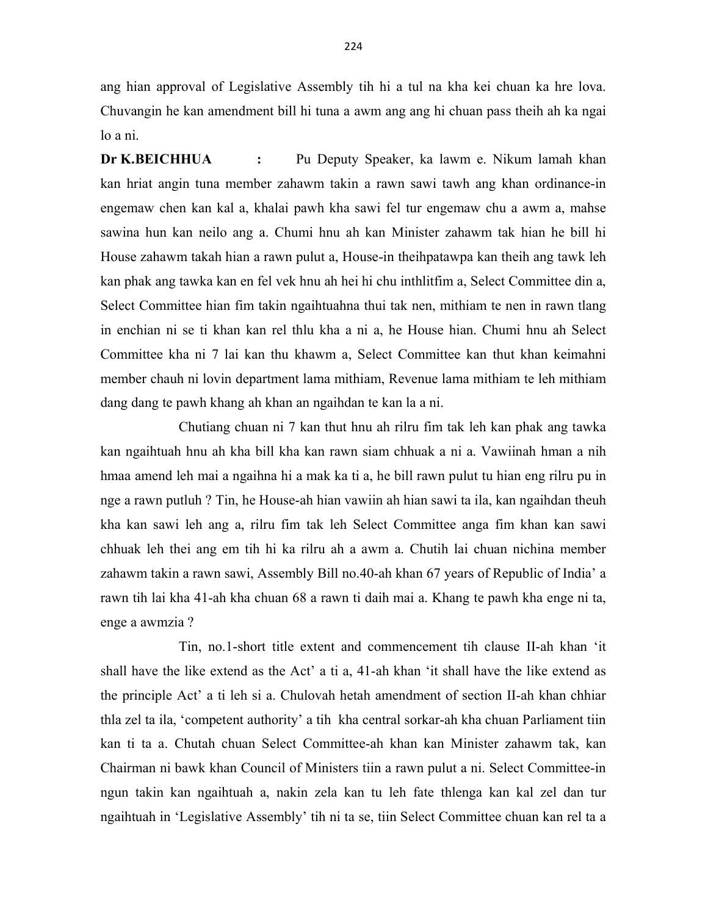ang hian approval of Legislative Assembly tih hi a tul na kha kei chuan ka hre lova. Chuvangin he kan amendment bill hi tuna a awm ang ang hi chuan pass theih ah ka ngai lo a ni.

**Dr K.BEICHHUA :** Pu Deputy Speaker, ka lawm e. Nikum lamah khan kan hriat angin tuna member zahawm takin a rawn sawi tawh ang khan ordinance-in engemaw chen kan kal a, khalai pawh kha sawi fel tur engemaw chu a awm a, mahse sawina hun kan neilo ang a. Chumi hnu ah kan Minister zahawm tak hian he bill hi House zahawm takah hian a rawn pulut a, House-in theihpatawpa kan theih ang tawk leh kan phak ang tawka kan en fel vek hnu ah hei hi chu inthlitfim a, Select Committee din a, Select Committee hian fim takin ngaihtuahna thui tak nen, mithiam te nen in rawn tlang in enchian ni se ti khan kan rel thlu kha a ni a, he House hian. Chumi hnu ah Select Committee kha ni 7 lai kan thu khawm a, Select Committee kan thut khan keimahni member chauh ni lovin department lama mithiam, Revenue lama mithiam te leh mithiam dang dang te pawh khang ah khan an ngaihdan te kan la a ni.

Chutiang chuan ni 7 kan thut hnu ah rilru fim tak leh kan phak ang tawka kan ngaihtuah hnu ah kha bill kha kan rawn siam chhuak a ni a. Vawiinah hman a nih hmaa amend leh mai a ngaihna hi a mak ka ti a, he bill rawn pulut tu hian eng rilru pu in nge a rawn putluh ? Tin, he House-ah hian vawiin ah hian sawi ta ila, kan ngaihdan theuh kha kan sawi leh ang a, rilru fim tak leh Select Committee anga fim khan kan sawi chhuak leh thei ang em tih hi ka rilru ah a awm a. Chutih lai chuan nichina member zahawm takin a rawn sawi, Assembly Bill no.40-ah khan 67 years of Republic of India' a rawn tih lai kha 41-ah kha chuan 68 a rawn ti daih mai a. Khang te pawh kha enge ni ta, enge a awmzia ?

Tin, no.1-short title extent and commencement tih clause II-ah khan 'it shall have the like extend as the Act' a ti a, 41-ah khan 'it shall have the like extend as the principle Act' a ti leh si a. Chulovah hetah amendment of section II-ah khan chhiar thla zel ta ila, 'competent authority' a tih kha central sorkar-ah kha chuan Parliament tiin kan ti ta a. Chutah chuan Select Committee-ah khan kan Minister zahawm tak, kan Chairman ni bawk khan Council of Ministers tiin a rawn pulut a ni. Select Committee-in ngun takin kan ngaihtuah a, nakin zela kan tu leh fate thlenga kan kal zel dan tur ngaihtuah in 'Legislative Assembly' tih ni ta se, tiin Select Committee chuan kan rel ta a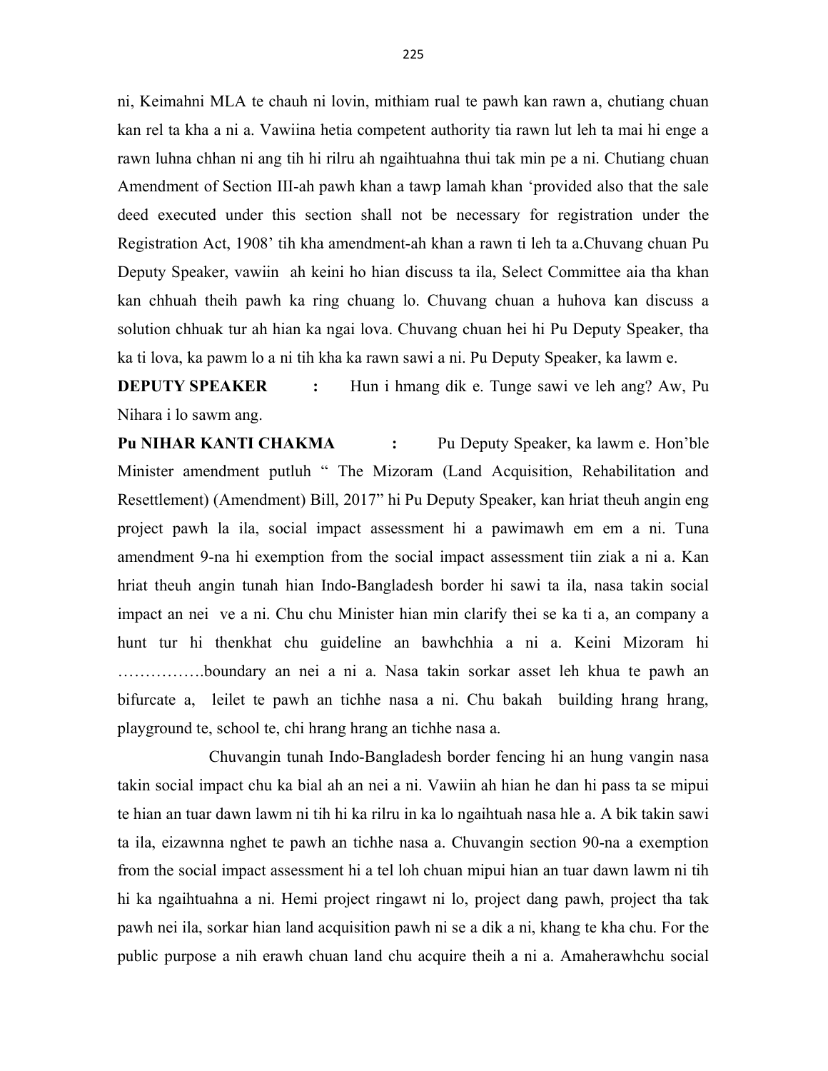ni, Keimahni MLA te chauh ni lovin, mithiam rual te pawh kan rawn a, chutiang chuan kan rel ta kha a ni a. Vawiina hetia competent authority tia rawn lut leh ta mai hi enge a rawn luhna chhan ni ang tih hi rilru ah ngaihtuahna thui tak min pe a ni. Chutiang chuan Amendment of Section III-ah pawh khan a tawp lamah khan 'provided also that the sale deed executed under this section shall not be necessary for registration under the Registration Act, 1908' tih kha amendment-ah khan a rawn ti leh ta a.Chuvang chuan Pu Deputy Speaker, vawiin ah keini ho hian discuss ta ila, Select Committee aia tha khan kan chhuah theih pawh ka ring chuang lo. Chuvang chuan a huhova kan discuss a solution chhuak tur ah hian ka ngai lova. Chuvang chuan hei hi Pu Deputy Speaker, tha ka ti lova, ka pawm lo a ni tih kha ka rawn sawi a ni. Pu Deputy Speaker, ka lawm e.

**DEPUTY SPEAKER** : Hun i hmang dik e. Tunge sawi ve leh ang? Aw, Pu Nihara i lo sawm ang.

**Pu NIHAR KANTI CHAKMA** : Pu Deputy Speaker, ka lawm e. Hon'ble Minister amendment putluh " The Mizoram (Land Acquisition, Rehabilitation and Resettlement) (Amendment) Bill, 2017" hi Pu Deputy Speaker, kan hriat theuh angin eng project pawh la ila, social impact assessment hi a pawimawh em em a ni. Tuna amendment 9-na hi exemption from the social impact assessment tiin ziak a ni a. Kan hriat theuh angin tunah hian Indo-Bangladesh border hi sawi ta ila, nasa takin social impact an nei ve a ni. Chu chu Minister hian min clarify thei se ka ti a, an company a hunt tur hi thenkhat chu guideline an bawhchhia a ni a. Keini Mizoram hi …………….boundary an nei a ni a. Nasa takin sorkar asset leh khua te pawh an bifurcate a, leilet te pawh an tichhe nasa a ni. Chu bakah building hrang hrang, playground te, school te, chi hrang hrang an tichhe nasa a.

Chuvangin tunah Indo-Bangladesh border fencing hi an hung vangin nasa takin social impact chu ka bial ah an nei a ni. Vawiin ah hian he dan hi pass ta se mipui te hian an tuar dawn lawm ni tih hi ka rilru in ka lo ngaihtuah nasa hle a. A bik takin sawi ta ila, eizawnna nghet te pawh an tichhe nasa a. Chuvangin section 90-na a exemption from the social impact assessment hi a tel loh chuan mipui hian an tuar dawn lawm ni tih hi ka ngaihtuahna a ni. Hemi project ringawt ni lo, project dang pawh, project tha tak pawh nei ila, sorkar hian land acquisition pawh ni se a dik a ni, khang te kha chu. For the public purpose a nih erawh chuan land chu acquire theih a ni a. Amaherawhchu social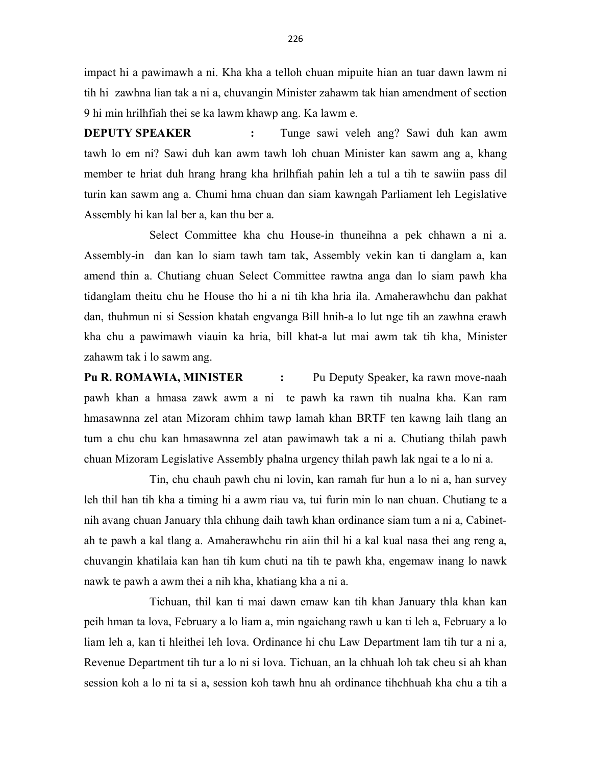impact hi a pawimawh a ni. Kha kha a telloh chuan mipuite hian an tuar dawn lawm ni tih hi zawhna lian tak a ni a, chuvangin Minister zahawm tak hian amendment of section 9 hi min hrilhfiah thei se ka lawm khawp ang. Ka lawm e.

**DEPUTY SPEAKER** : Tunge sawi veleh ang? Sawi duh kan awm tawh lo em ni? Sawi duh kan awm tawh loh chuan Minister kan sawm ang a, khang member te hriat duh hrang hrang kha hrilhfiah pahin leh a tul a tih te sawiin pass dil turin kan sawm ang a. Chumi hma chuan dan siam kawngah Parliament leh Legislative Assembly hi kan lal ber a, kan thu ber a.

Select Committee kha chu House-in thuneihna a pek chhawn a ni a. Assembly-in dan kan lo siam tawh tam tak, Assembly vekin kan ti danglam a, kan amend thin a. Chutiang chuan Select Committee rawtna anga dan lo siam pawh kha tidanglam theitu chu he House tho hi a ni tih kha hria ila. Amaherawhchu dan pakhat dan, thuhmun ni si Session khatah engvanga Bill hnih-a lo lut nge tih an zawhna erawh kha chu a pawimawh viauin ka hria, bill khat-a lut mai awm tak tih kha, Minister zahawm tak i lo sawm ang.

**Pu R. ROMAWIA, MINISTER** : Pu Deputy Speaker, ka rawn move-naah pawh khan a hmasa zawk awm a ni te pawh ka rawn tih nualna kha. Kan ram hmasawnna zel atan Mizoram chhim tawp lamah khan BRTF ten kawng laih tlang an tum a chu chu kan hmasawnna zel atan pawimawh tak a ni a. Chutiang thilah pawh chuan Mizoram Legislative Assembly phalna urgency thilah pawh lak ngai te a lo ni a.

Tin, chu chauh pawh chu ni lovin, kan ramah fur hun a lo ni a, han survey leh thil han tih kha a timing hi a awm riau va, tui furin min lo nan chuan. Chutiang te a nih avang chuan January thla chhung daih tawh khan ordinance siam tum a ni a, Cabinet-ah te pawh a kal tlang a. Amaherawhchu rin aiin thil hi a kal kual nasa thei ang reng a, chuvangin khatilaia kan han tih kum chuti na tih te pawh kha, engemaw inang lo nawk nawk te pawh a awm thei a nih kha, khatiang kha a ni a.

Tichuan, thil kan ti mai dawn emaw kan tih khan January thla khan kan peih hman ta lova, February a lo liam a, min ngaichang rawh u kan ti leh a, February a lo liam leh a, kan ti hleithei leh lova. Ordinance hi chu Law Department lam tih tur a ni a, Revenue Department tih tur a lo ni si lova. Tichuan, an la chhuah loh tak cheu si ah khan session koh a lo ni ta si a, session koh tawh hnu ah ordinance tihchhuah kha chu a tih a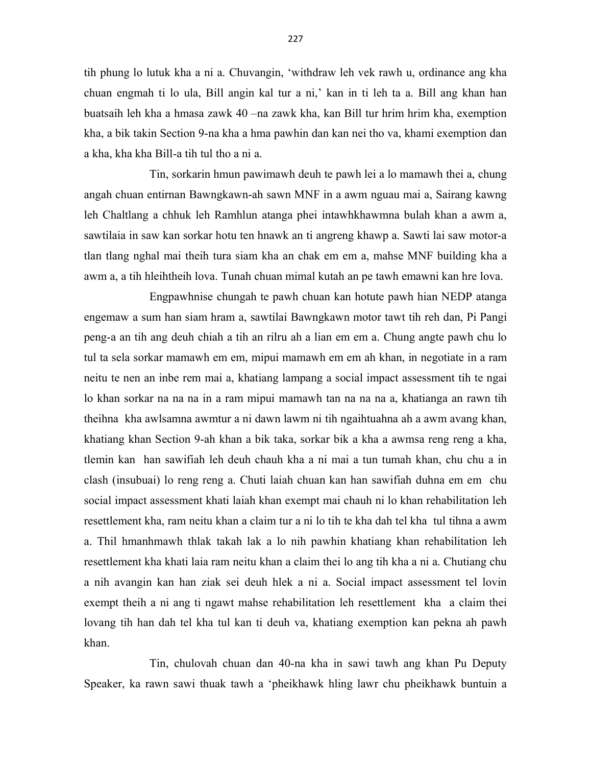tih phung lo lutuk kha a ni a. Chuvangin, 'withdraw leh vek rawh u, ordinance ang kha chuan engmah ti lo ula, Bill angin kal tur a ni,' kan in ti leh ta a. Bill ang khan han buatsaih leh kha a hmasa zawk 40 –na zawk kha, kan Bill tur hrim hrim kha, exemption kha, a bik takin Section 9-na kha a hma pawhin dan kan nei tho va, khami exemption dan a kha, kha kha Bill-a tih tul tho a ni a.

Tin, sorkarin hmun pawimawh deuh te pawh lei a lo mamawh thei a, chung angah chuan entirnan Bawngkawn-ah sawn MNF in a awm nguau mai a, Sairang kawng leh Chaltlang a chhuk leh Ramhlun atanga phei intawhkhawmna bulah khan a awm a, sawtilaia in saw kan sorkar hotu ten hnawk an ti angreng khawp a. Sawti lai saw motor-a tlan tlang nghal mai theih tura siam kha an chak em em a, mahse MNF building kha a awm a, a tih hleihtheih lova. Tunah chuan mimal kutah an pe tawh emawni kan hre lova.

Engpawhnise chungah te pawh chuan kan hotute pawh hian NEDP atanga engemaw a sum han siam hram a, sawtilai Bawngkawn motor tawt tih reh dan, Pi Pangi peng-a an tih ang deuh chiah a tih an rilru ah a lian em em a. Chung angte pawh chu lo tul ta sela sorkar mamawh em em, mipui mamawh em em ah khan, in negotiate in a ram neitu te nen an inbe rem mai a, khatiang lampang a social impact assessment tih te ngai lo khan sorkar na na na in a ram mipui mamawh tan na na na a, khatianga an rawn tih theihna kha awlsamna awmtur a ni dawn lawm ni tih ngaihtuahna ah a awm avang khan, khatiang khan Section 9-ah khan a bik taka, sorkar bik a kha a awmsa reng reng a kha, tlemin kan han sawifiah leh deuh chauh kha a ni mai a tun tumah khan, chu chu a in clash (insubuai) lo reng reng a. Chuti laiah chuan kan han sawifiah duhna em em chu social impact assessment khati laiah khan exempt mai chauh ni lo khan rehabilitation leh resettlement kha, ram neitu khan a claim tur a ni lo tih te kha dah tel kha tul tihna a awm a. Thil hmanhmawh thlak takah lak a lo nih pawhin khatiang khan rehabilitation leh resettlement kha khati laia ram neitu khan a claim thei lo ang tih kha a ni a. Chutiang chu a nih avangin kan han ziak sei deuh hlek a ni a. Social impact assessment tel lovin exempt theih a ni ang ti ngawt mahse rehabilitation leh resettlement kha a claim thei lovang tih han dah tel kha tul kan ti deuh va, khatiang exemption kan pekna ah pawh khan.

Tin, chulovah chuan dan 40-na kha in sawi tawh ang khan Pu Deputy Speaker, ka rawn sawi thuak tawh a 'pheikhawk hling lawr chu pheikhawk buntuin a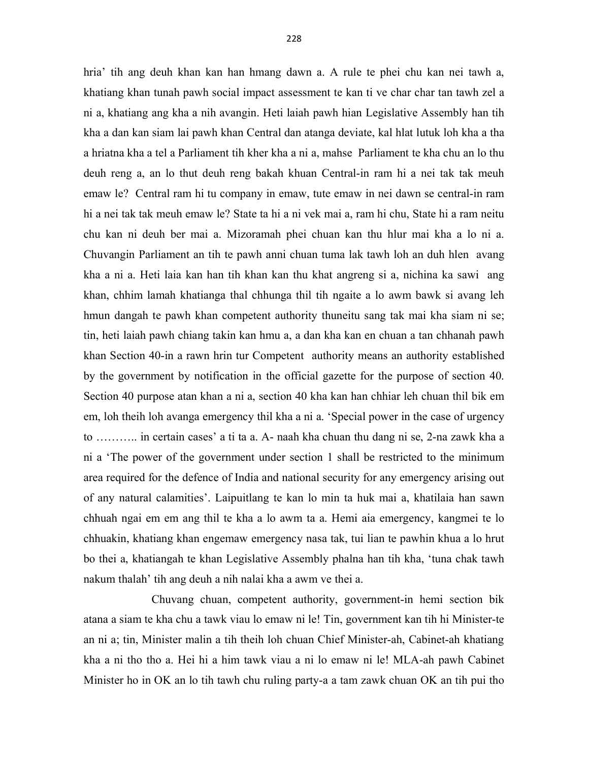hria' tih ang deuh khan kan han hmang dawn a. A rule te phei chu kan nei tawh a, khatiang khan tunah pawh social impact assessment te kan ti ve char char tan tawh zel a ni a, khatiang ang kha a nih avangin. Heti laiah pawh hian Legislative Assembly han tih kha a dan kan siam lai pawh khan Central dan atanga deviate, kal hlat lutuk loh kha a tha a hriatna kha a tel a Parliament tih kher kha a ni a, mahse Parliament te kha chu an lo thu deuh reng a, an lo thut deuh reng bakah khuan Central-in ram hi a nei tak tak meuh emaw le? Central ram hi tu company in emaw, tute emaw in nei dawn se central-in ram hi a nei tak tak meuh emaw le? State ta hi a ni vek mai a, ram hi chu, State hi a ram neitu chu kan ni deuh ber mai a. Mizoramah phei chuan kan thu hlur mai kha a lo ni a. Chuvangin Parliament an tih te pawh anni chuan tuma lak tawh loh an duh hlen avang kha a ni a. Heti laia kan han tih khan kan thu khat angreng si a, nichina ka sawi ang khan, chhim lamah khatianga thal chhunga thil tih ngaite a lo awm bawk si avang leh hmun dangah te pawh khan competent authority thuneitu sang tak mai kha siam ni se; tin, heti laiah pawh chiang takin kan hmu a, a dan kha kan en chuan a tan chhanah pawh khan Section 40-in a rawn hrin tur Competent authority means an authority established by the government by notification in the official gazette for the purpose of section 40. Section 40 purpose atan khan a ni a, section 40 kha kan han chhiar leh chuan thil bik em em, loh theih loh avanga emergency thil kha a ni a. 'Special power in the case of urgency to ……….. in certain cases' a ti ta a. A- naah kha chuan thu dang ni se, 2-na zawk kha a ni a 'The power of the government under section 1 shall be restricted to the minimum area required for the defence of India and national security for any emergency arising out of any natural calamities'. Laipuitlang te kan lo min ta huk mai a, khatilaia han sawn chhuah ngai em em ang thil te kha a lo awm ta a. Hemi aia emergency, kangmei te lo chhuakin, khatiang khan engemaw emergency nasa tak, tui lian te pawhin khua a lo hrut bo thei a, khatiangah te khan Legislative Assembly phalna han tih kha, 'tuna chak tawh nakum thalah' tih ang deuh a nih nalai kha a awm ve thei a.

Chuvang chuan, competent authority, government-in hemi section bik atana a siam te kha chu a tawk viau lo emaw ni le! Tin, government kan tih hi Minister-te an ni a; tin, Minister malin a tih theih loh chuan Chief Minister-ah, Cabinet-ah khatiang kha a ni tho tho a. Hei hi a him tawk viau a ni lo emaw ni le! MLA-ah pawh Cabinet Minister ho in OK an lo tih tawh chu ruling party-a a tam zawk chuan OK an tih pui tho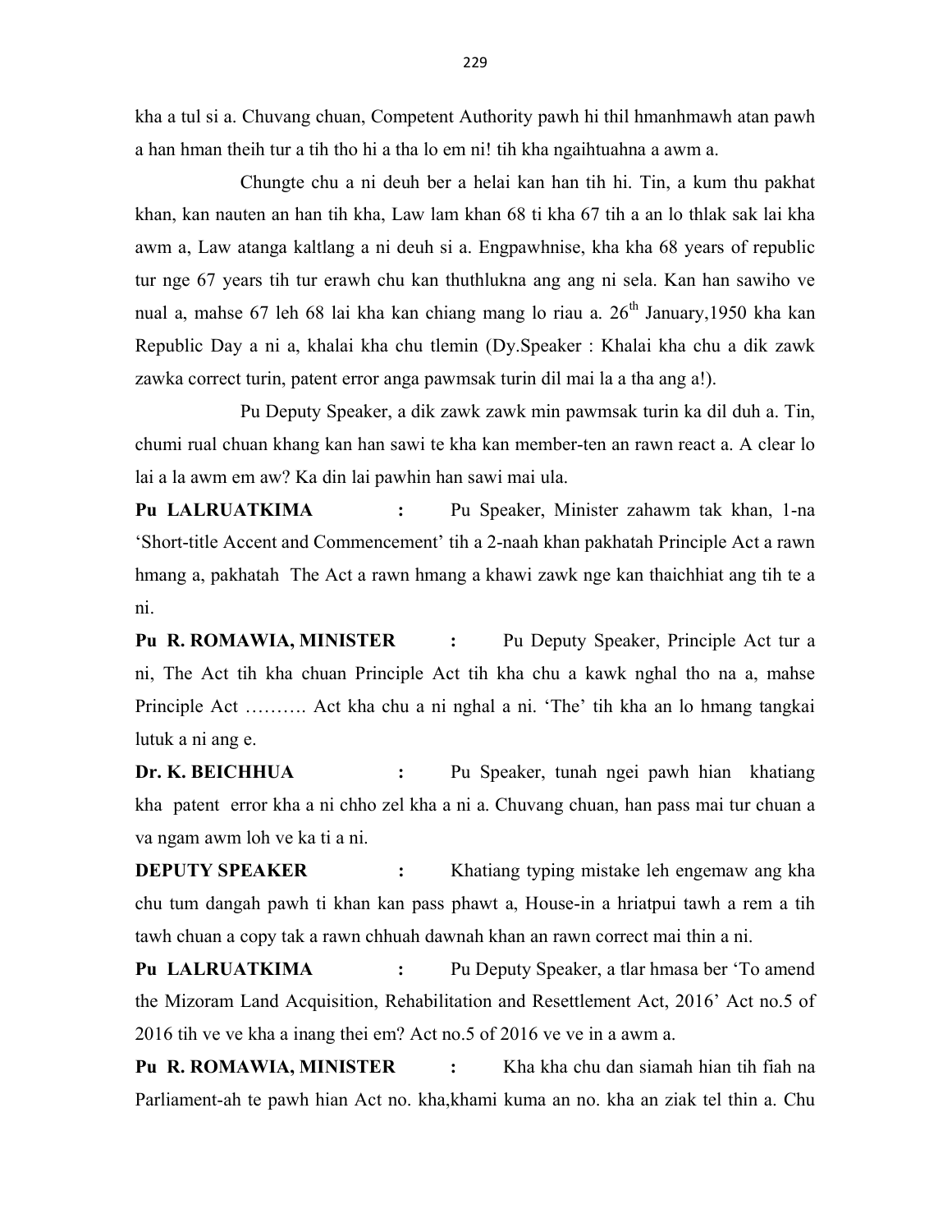kha a tul si a. Chuvang chuan, Competent Authority pawh hi thil hmanhmawh atan pawh a han hman theih tur a tih tho hi a tha lo em ni! tih kha ngaihtuahna a awm a.

Chungte chu a ni deuh ber a helai kan han tih hi. Tin, a kum thu pakhat khan, kan nauten an han tih kha, Law lam khan 68 ti kha 67 tih a an lo thlak sak lai kha awm a, Law atanga kaltlang a ni deuh si a. Engpawhnise, kha kha 68 years of republic tur nge 67 years tih tur erawh chu kan thuthlukna ang ang ni sela. Kan han sawiho ve nual a, mahse 67 leh 68 lai kha kan chiang mang lo riau a. 26th January,1950 kha kan Republic Day a ni a, khalai kha chu tlemin (Dy.Speaker : Khalai kha chu a dik zawk zawka correct turin, patent error anga pawmsak turin dil mai la a tha ang a!).

Pu Deputy Speaker, a dik zawk zawk min pawmsak turin ka dil duh a. Tin, chumi rual chuan khang kan han sawi te kha kan member-ten an rawn react a. A clear lo lai a la awm em aw? Ka din lai pawhin han sawi mai ula.

**Pu LALRUATKIMA :** Pu Speaker, Minister zahawm tak khan, 1-na 'Short-title Accent and Commencement' tih a 2-naah khan pakhatah Principle Act a rawn hmang a, pakhatah The Act a rawn hmang a khawi zawk nge kan thaichhiat ang tih te a ni.

**Pu R. ROMAWIA, MINISTER :** Pu Deputy Speaker, Principle Act tur a ni, The Act tih kha chuan Principle Act tih kha chu a kawk nghal tho na a, mahse Principle Act ………. Act kha chu a ni nghal a ni. 'The' tih kha an lo hmang tangkai lutuk a ni ang e.

**Dr. K. BEICHHUA :** Pu Speaker, tunah ngei pawh hian khatiang kha patent error kha a ni chho zel kha a ni a. Chuvang chuan, han pass mai tur chuan a va ngam awm loh ve ka ti a ni.

**DEPUTY SPEAKER :** Khatiang typing mistake leh engemaw ang kha chu tum dangah pawh ti khan kan pass phawt a, House-in a hriatpui tawh a rem a tih tawh chuan a copy tak a rawn chhuah dawnah khan an rawn correct mai thin a ni.

**Pu LALRUATKIMA :** Pu Deputy Speaker, a tlar hmasa ber 'To amend the Mizoram Land Acquisition, Rehabilitation and Resettlement Act, 2016' Act no.5 of 2016 tih ve ve kha a inang thei em? Act no.5 of 2016 ve ve in a awm a.

**Pu R. ROMAWIA, MINISTER :** Kha kha chu dan siamah hian tih fiah na Parliament-ah te pawh hian Act no. kha,khami kuma an no. kha an ziak tel thin a. Chu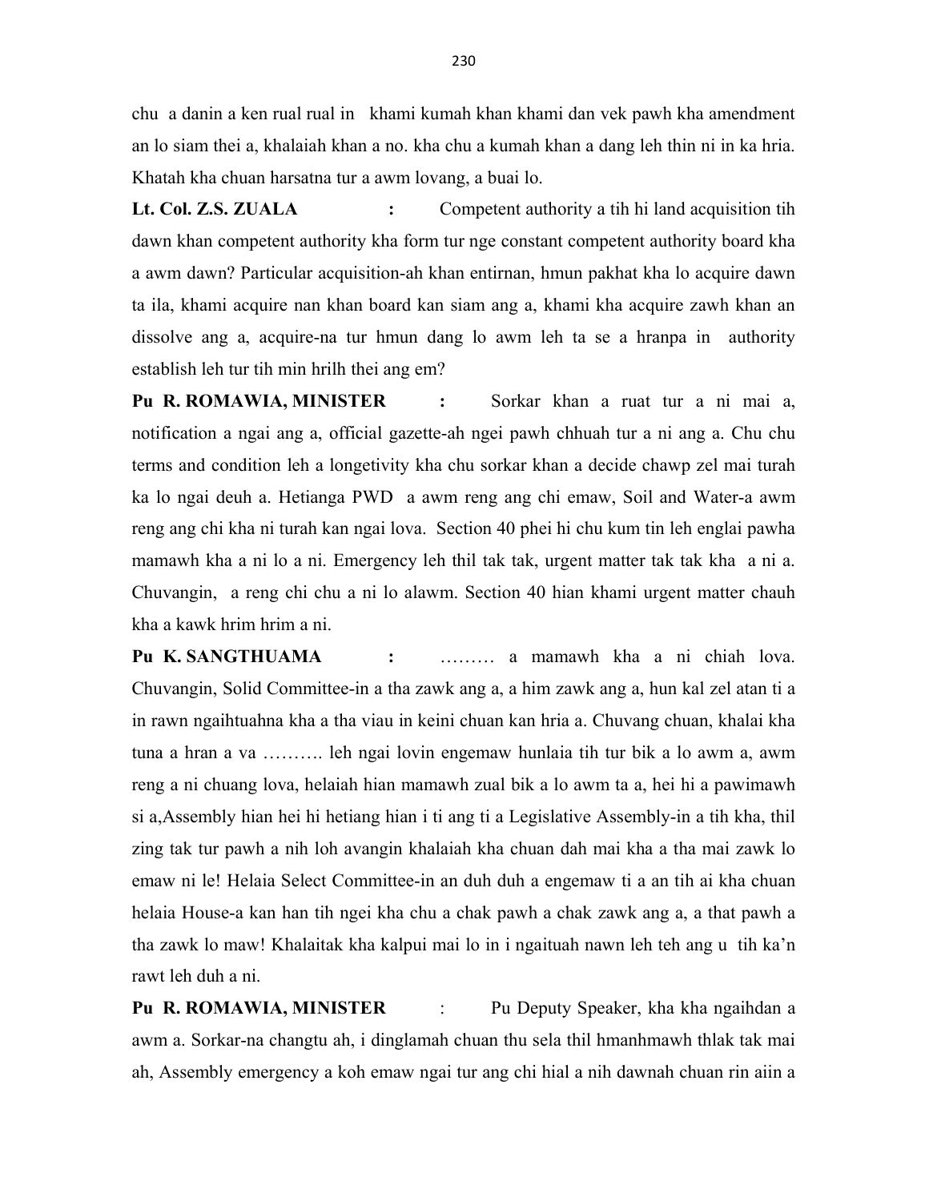chu a danin a ken rual rual in khami kumah khan khami dan vek pawh kha amendment an lo siam thei a, khalaiah khan a no. kha chu a kumah khan a dang leh thin ni in ka hria. Khatah kha chuan harsatna tur a awm lovang, a buai lo.

**Lt. Col. Z.S. ZUALA :** Competent authority a tih hi land acquisition tih dawn khan competent authority kha form tur nge constant competent authority board kha a awm dawn? Particular acquisition-ah khan entirnan, hmun pakhat kha lo acquire dawn ta ila, khami acquire nan khan board kan siam ang a, khami kha acquire zawh khan an dissolve ang a, acquire-na tur hmun dang lo awm leh ta se a hranpa in authority establish leh tur tih min hrilh thei ang em?

**Pu R. ROMAWIA, MINISTER :** Sorkar khan a ruat tur a ni mai a, notification a ngai ang a, official gazette-ah ngei pawh chhuah tur a ni ang a. Chu chu terms and condition leh a longetivity kha chu sorkar khan a decide chawp zel mai turah ka lo ngai deuh a. Hetianga PWD a awm reng ang chi emaw, Soil and Water-a awm reng ang chi kha ni turah kan ngai lova. Section 40 phei hi chu kum tin leh englai pawha mamawh kha a ni lo a ni. Emergency leh thil tak tak, urgent matter tak tak kha a ni a. Chuvangin, a reng chi chu a ni lo alawm. Section 40 hian khami urgent matter chauh kha a kawk hrim hrim a ni.

**Pu K. SANGTHUAMA :** ……… a mamawh kha a ni chiah lova. Chuvangin, Solid Committee-in a tha zawk ang a, a him zawk ang a, hun kal zel atan ti a in rawn ngaihtuahna kha a tha viau in keini chuan kan hria a. Chuvang chuan, khalai kha tuna a hran a va ………. leh ngai lovin engemaw hunlaia tih tur bik a lo awm a, awm reng a ni chuang lova, helaiah hian mamawh zual bik a lo awm ta a, hei hi a pawimawh si a,Assembly hian hei hi hetiang hian i ti ang ti a Legislative Assembly-in a tih kha, thil zing tak tur pawh a nih loh avangin khalaiah kha chuan dah mai kha a tha mai zawk lo emaw ni le! Helaia Select Committee-in an duh duh a engemaw ti a an tih ai kha chuan helaia House-a kan han tih ngei kha chu a chak pawh a chak zawk ang a, a that pawh a tha zawk lo maw! Khalaitak kha kalpui mai lo in i ngaituah nawn leh teh ang u tih ka'n rawt leh duh a ni.

**Pu R. ROMAWIA, MINISTER :** Pu Deputy Speaker, kha kha ngaihdan a awm a. Sorkar-na changtu ah, i dinglamah chuan thu sela thil hmanhmawh thlak tak mai ah, Assembly emergency a koh emaw ngai tur ang chi hial a nih dawnah chuan rin aiin a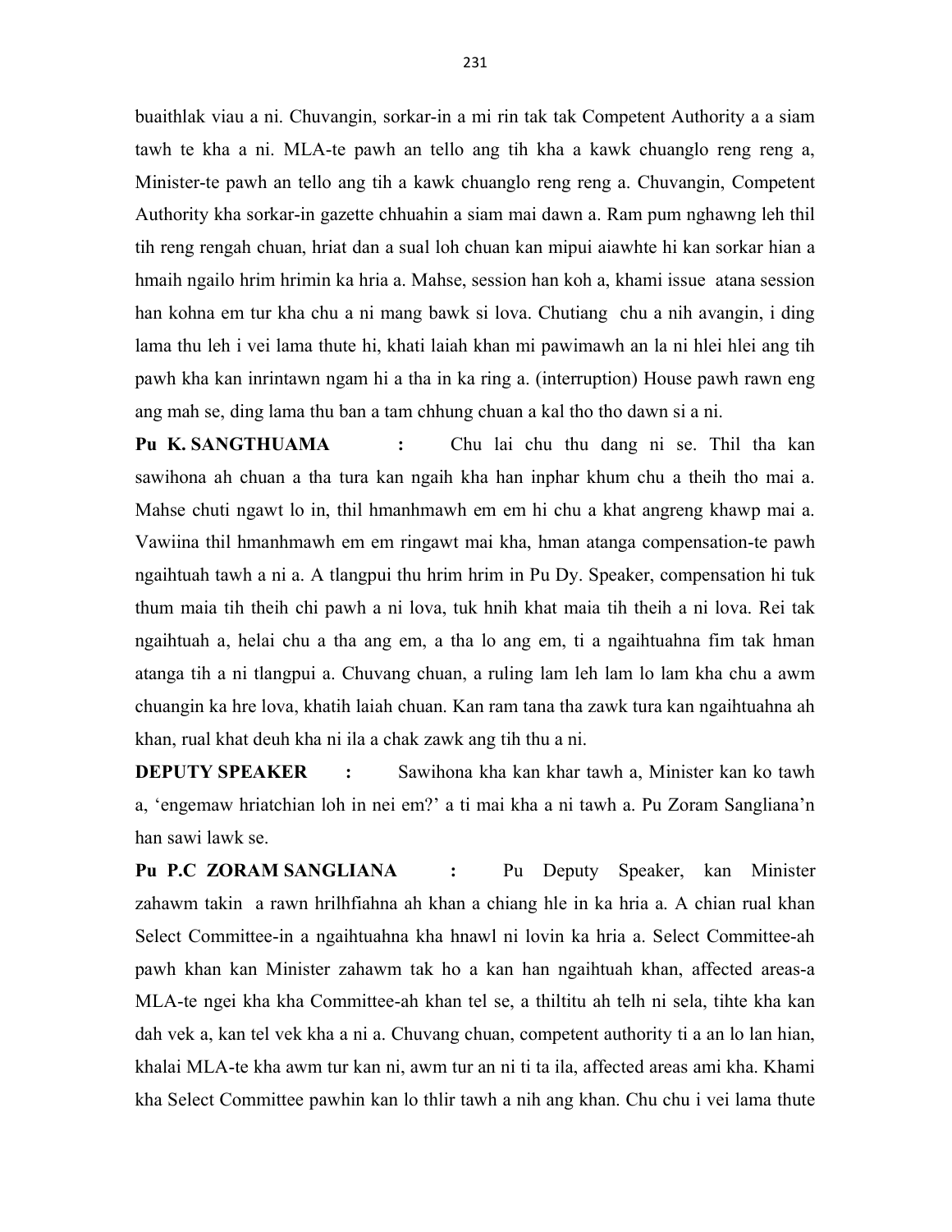buaithlak viau a ni. Chuvangin, sorkar-in a mi rin tak tak Competent Authority a a siam tawh te kha a ni. MLA-te pawh an tello ang tih kha a kawk chuanglo reng reng a, Minister-te pawh an tello ang tih a kawk chuanglo reng reng a. Chuvangin, Competent Authority kha sorkar-in gazette chhuahin a siam mai dawn a. Ram pum nghawng leh thil tih reng rengah chuan, hriat dan a sual loh chuan kan mipui aiawhte hi kan sorkar hian a hmaih ngailo hrim hrimin ka hria a. Mahse, session han koh a, khami issue atana session han kohna em tur kha chu a ni mang bawk si lova. Chutiang chu a nih avangin, i ding lama thu leh i vei lama thute hi, khati laiah khan mi pawimawh an la ni hlei hlei ang tih pawh kha kan inrintawn ngam hi a tha in ka ring a. (interruption) House pawh rawn eng ang mah se, ding lama thu ban a tam chhung chuan a kal tho tho dawn si a ni.

**Pu K. SANGTHUAMA :** Chu lai chu thu dang ni se. Thil tha kan sawihona ah chuan a tha tura kan ngaih kha han inphar khum chu a theih tho mai a. Mahse chuti ngawt lo in, thil hmanhmawh em em hi chu a khat angreng khawp mai a. Vawiina thil hmanhmawh em em ringawt mai kha, hman atanga compensation-te pawh ngaihtuah tawh a ni a. A tlangpui thu hrim hrim in Pu Dy. Speaker, compensation hi tuk thum maia tih theih chi pawh a ni lova, tuk hnih khat maia tih theih a ni lova. Rei tak ngaihtuah a, helai chu a tha ang em, a tha lo ang em, ti a ngaihtuahna fim tak hman atanga tih a ni tlangpui a. Chuvang chuan, a ruling lam leh lam lo lam kha chu a awm chuangin ka hre lova, khatih laiah chuan. Kan ram tana tha zawk tura kan ngaihtuahna ah khan, rual khat deuh kha ni ila a chak zawk ang tih thu a ni.

**DEPUTY SPEAKER :** Sawihona kha kan khar tawh a, Minister kan ko tawh a, 'engemaw hriatchian loh in nei em?' a ti mai kha a ni tawh a. Pu Zoram Sangliana'n han sawi lawk se.

**Pu P.C ZORAM SANGLIANA :** Pu Deputy Speaker, kan Minister zahawm takin a rawn hrilhfiahna ah khan a chiang hle in ka hria a. A chian rual khan Select Committee-in a ngaihtuahna kha hnawl ni lovin ka hria a. Select Committee-ah pawh khan kan Minister zahawm tak ho a kan han ngaihtuah khan, affected areas-a MLA-te ngei kha kha Committee-ah khan tel se, a thiltitu ah telh ni sela, tihte kha kan dah vek a, kan tel vek kha a ni a. Chuvang chuan, competent authority ti a an lo lan hian, khalai MLA-te kha awm tur kan ni, awm tur an ni ti ta ila, affected areas ami kha. Khami kha Select Committee pawhin kan lo thlir tawh a nih ang khan. Chu chu i vei lama thute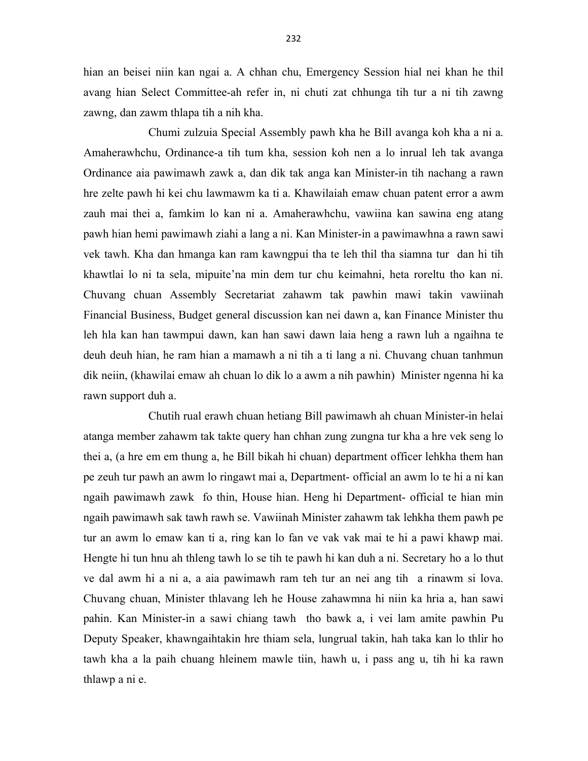hian an beisei niin kan ngai a. A chhan chu, Emergency Session hial nei khan he thil avang hian Select Committee-ah refer in, ni chuti zat chhunga tih tur a ni tih zawng zawng, dan zawm thlapa tih a nih kha.

Chumi zulzuia Special Assembly pawh kha he Bill avanga koh kha a ni a. Amaherawhchu, Ordinance-a tih tum kha, session koh nen a lo inrual leh tak avanga Ordinance aia pawimawh zawk a, dan dik tak anga kan Minister-in tih nachang a rawn hre zelte pawh hi kei chu lawmawm ka ti a. Khawilaiah emaw chuan patent error a awm zauh mai thei a, famkim lo kan ni a. Amaherawhchu, vawiina kan sawina eng atang pawh hian hemi pawimawh ziahi a lang a ni. Kan Minister-in a pawimawhna a rawn sawi vek tawh. Kha dan hmanga kan ram kawngpui tha te leh thil tha siamna tur dan hi tih khawtlai lo ni ta sela, mipuite'na min dem tur chu keimahni, heta roreltu tho kan ni. Chuvang chuan Assembly Secretariat zahawm tak pawhin mawi takin vawiinah Financial Business, Budget general discussion kan nei dawn a, kan Finance Minister thu leh hla kan han tawmpui dawn, kan han sawi dawn laia heng a rawn luh a ngaihna te deuh deuh hian, he ram hian a mamawh a ni tih a ti lang a ni. Chuvang chuan tanhmun dik neiin, (khawilai emaw ah chuan lo dik lo a awm a nih pawhin) Minister ngenna hi ka rawn support duh a.

Chutih rual erawh chuan hetiang Bill pawimawh ah chuan Minister-in helai atanga member zahawm tak takte query han chhan zung zungna tur kha a hre vek seng lo thei a, (a hre em em thung a, he Bill bikah hi chuan) department officer lehkha them han pe zeuh tur pawh an awm lo ringawt mai a, Department- official an awm lo te hi a ni kan ngaih pawimawh zawk fo thin, House hian. Heng hi Department- official te hian min ngaih pawimawh sak tawh rawh se. Vawiinah Minister zahawm tak lehkha them pawh pe tur an awm lo emaw kan ti a, ring kan lo fan ve vak vak mai te hi a pawi khawp mai. Hengte hi tun hnu ah thleng tawh lo se tih te pawh hi kan duh a ni. Secretary ho a lo thut ve dal awm hi a ni a, a aia pawimawh ram teh tur an nei ang tih a rinawm si lova. Chuvang chuan, Minister thlavang leh he House zahawmna hi niin ka hria a, han sawi pahin. Kan Minister-in a sawi chiang tawh tho bawk a, i vei lam amite pawhin Pu Deputy Speaker, khawngaihtakin hre thiam sela, lungrual takin, hah taka kan lo thlir ho tawh kha a la paih chuang hleinem mawle tiin, hawh u, i pass ang u, tih hi ka rawn thlawp a ni e.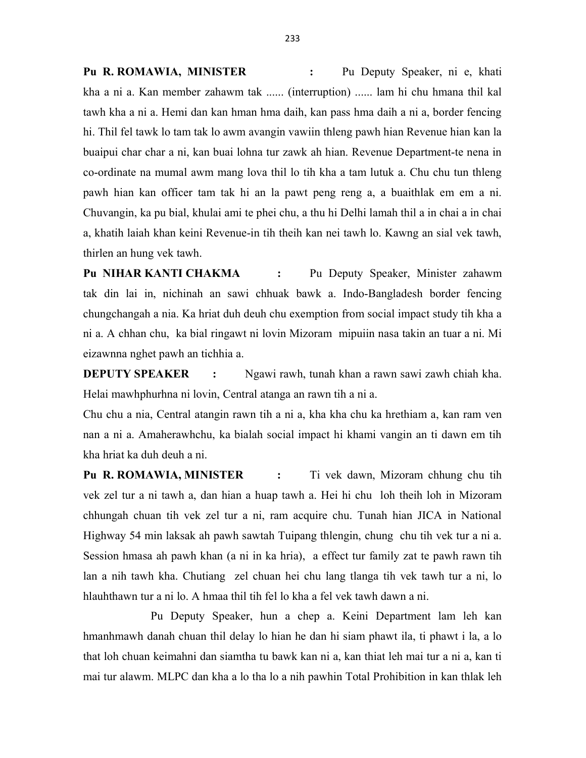**Pu R. ROMAWIA, MINISTER :** Pu Deputy Speaker, ni e, khati kha a ni a. Kan member zahawm tak ...... (interruption) ...... lam hi chu hmana thil kal tawh kha a ni a. Hemi dan kan hman hma daih, kan pass hma daih a ni a, border fencing hi. Thil fel tawk lo tam tak lo awm avangin vawiin thleng pawh hian Revenue hian kan la buaipui char char a ni, kan buai lohna tur zawk ah hian. Revenue Department-te nena in co-ordinate na mumal awm mang lova thil lo tih kha a tam lutuk a. Chu chu tun thleng pawh hian kan officer tam tak hi an la pawt peng reng a, a buaithlak em em a ni. Chuvangin, ka pu bial, khulai ami te phei chu, a thu hi Delhi lamah thil a in chai a in chai a, khatih laiah khan keini Revenue-in tih theih kan nei tawh lo. Kawng an sial vek tawh, thirlen an hung vek tawh.

**Pu NIHAR KANTI CHAKMA :** Pu Deputy Speaker, Minister zahawm tak din lai in, nichinah an sawi chhuak bawk a. Indo-Bangladesh border fencing chungchangah a nia. Ka hriat duh deuh chu exemption from social impact study tih kha a ni a. A chhan chu, ka bial ringawt ni lovin Mizoram mipuiin nasa takin an tuar a ni. Mi eizawnna nghet pawh an tichhia a.

**DEPUTY SPEAKER :** Ngawi rawh, tunah khan a rawn sawi zawh chiah kha. Helai mawhphurhna ni lovin, Central atanga an rawn tih a ni a.

Chu chu a nia, Central atangin rawn tih a ni a, kha kha chu ka hrethiam a, kan ram ven nan a ni a. Amaherawhchu, ka bialah social impact hi khami vangin an ti dawn em tih kha hriat ka duh deuh a ni.

**Pu R. ROMAWIA, MINISTER :** Ti vek dawn, Mizoram chhung chu tih vek zel tur a ni tawh a, dan hian a huap tawh a. Hei hi chu loh theih loh in Mizoram chhungah chuan tih vek zel tur a ni, ram acquire chu. Tunah hian JICA in National Highway 54 min laksak ah pawh sawtah Tuipang thlengin, chung chu tih vek tur a ni a. Session hmasa ah pawh khan (a ni in ka hria), a effect tur family zat te pawh rawn tih lan a nih tawh kha. Chutiang zel chuan hei chu lang tlanga tih vek tawh tur a ni, lo hlauhthawn tur a ni lo. A hmaa thil tih fel lo kha a fel vek tawh dawn a ni.

Pu Deputy Speaker, hun a chep a. Keini Department lam leh kan hmanhmawh danah chuan thil delay lo hian he dan hi siam phawt ila, ti phawt i la, a lo that loh chuan keimahni dan siamtha tu bawk kan ni a, kan thiat leh mai tur a ni a, kan ti mai tur alawm. MLPC dan kha a lo tha lo a nih pawhin Total Prohibition in kan thlak leh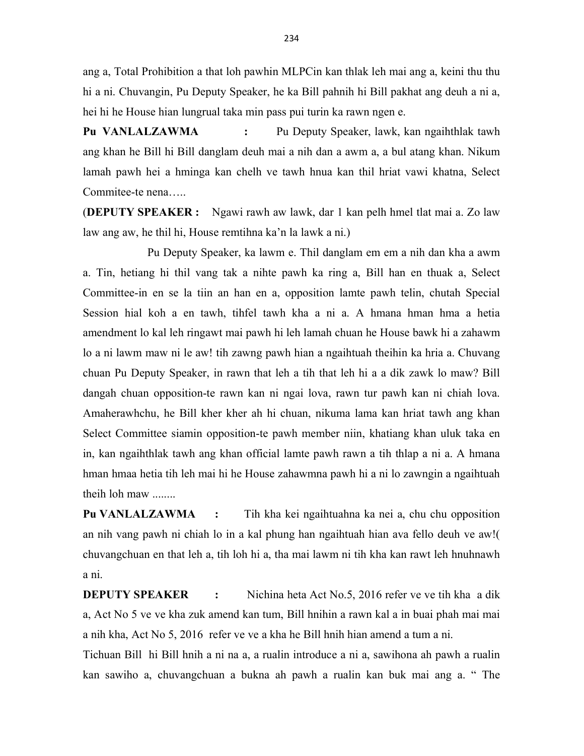ang a, Total Prohibition a that loh pawhin MLPCin kan thlak leh mai ang a, keini thu thu hi a ni. Chuvangin, Pu Deputy Speaker, he ka Bill pahnih hi Bill pakhat ang deuh a ni a, hei hi he House hian lungrual taka min pass pui turin ka rawn ngen e.

**Pu VANLALZAWMA :** Pu Deputy Speaker, lawk, kan ngaihthlak tawh ang khan he Bill hi Bill danglam deuh mai a nih dan a awm a, a bul atang khan. Nikum lamah pawh hei a hminga kan chelh ve tawh hnua kan thil hriat vawi khatna, Select Commitee-te nena…..

(**DEPUTY SPEAKER :** Ngawi rawh aw lawk, dar 1 kan pelh hmel tlat mai a. Zo law law ang aw, he thil hi, House remtihna ka'n la lawk a ni.)

Pu Deputy Speaker, ka lawm e. Thil danglam em em a nih dan kha a awm a. Tin, hetiang hi thil vang tak a nihte pawh ka ring a, Bill han en thuak a, Select Committee-in en se la tiin an han en a, opposition lamte pawh telin, chutah Special Session hial koh a en tawh, tihfel tawh kha a ni a. A hmana hman hma a hetia amendment lo kal leh ringawt mai pawh hi leh lamah chuan he House bawk hi a zahawm lo a ni lawm maw ni le aw! tih zawng pawh hian a ngaihtuah theihin ka hria a. Chuvang chuan Pu Deputy Speaker, in rawn that leh a tih that leh hi a a dik zawk lo maw? Bill dangah chuan opposition-te rawn kan ni ngai lova, rawn tur pawh kan ni chiah lova. Amaherawhchu, he Bill kher kher ah hi chuan, nikuma lama kan hriat tawh ang khan Select Committee siamin opposition-te pawh member niin, khatiang khan uluk taka en in, kan ngaihthlak tawh ang khan official lamte pawh rawn a tih thlap a ni a. A hmana hman hmaa hetia tih leh mai hi he House zahawmna pawh hi a ni lo zawngin a ngaihtuah theih loh maw ........

**Pu VANLALZAWMA :** Tih kha kei ngaihtuahna ka nei a, chu chu opposition an nih vang pawh ni chiah lo in a kal phung han ngaihtuah hian ava fello deuh ve aw!( chuvangchuan en that leh a, tih loh hi a, tha mai lawm ni tih kha kan rawt leh hnuhnawh a ni.

**DEPUTY SPEAKER :** Nichina heta Act No.5, 2016 refer ve ve tih kha a dik a, Act No 5 ve ve kha zuk amend kan tum, Bill hnihin a rawn kal a in buai phah mai mai a nih kha, Act No 5, 2016 refer ve ve a kha he Bill hnih hian amend a tum a ni.

Tichuan Bill hi Bill hnih a ni na a, a rualin introduce a ni a, sawihona ah pawh a rualin kan sawiho a, chuvangchuan a bukna ah pawh a rualin kan buk mai ang a. " The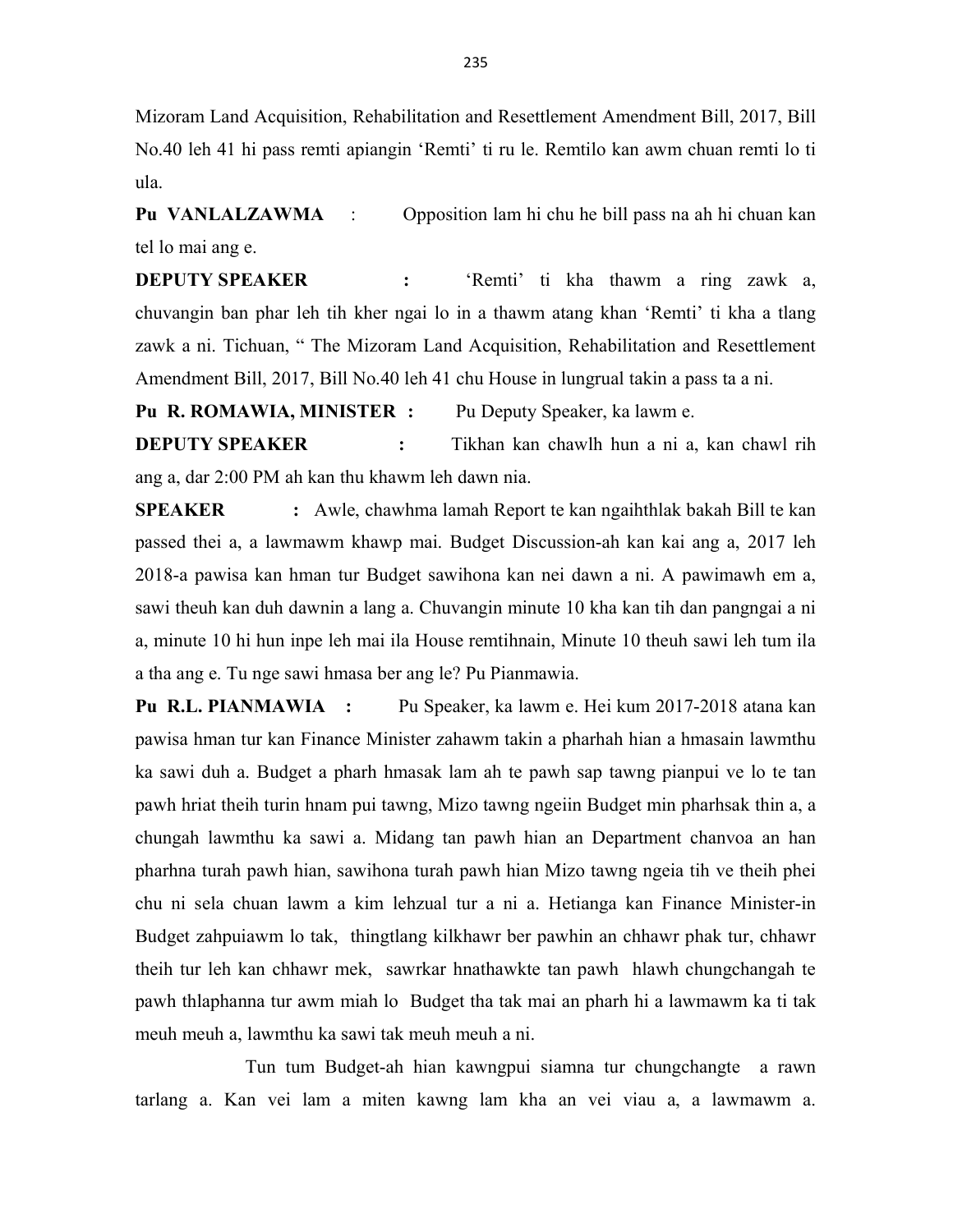Mizoram Land Acquisition, Rehabilitation and Resettlement Amendment Bill, 2017, Bill No.40 leh 41 hi pass remti apiangin 'Remti' ti ru le. Remtilo kan awm chuan remti lo ti ula.

**Pu VANLALZAWMA** : Opposition lam hi chu he bill pass na ah hi chuan kan tel lo mai ang e.

**DEPUTY SPEAKER** : 'Remti' ti kha thawm a ring zawk a, chuvangin ban phar leh tih kher ngai lo in a thawm atang khan 'Remti' ti kha a tlang zawk a ni. Tichuan, " The Mizoram Land Acquisition, Rehabilitation and Resettlement Amendment Bill, 2017, Bill No.40 leh 41 chu House in lungrual takin a pass ta a ni.

**Pu R. ROMAWIA, MINISTER :** Pu Deputy Speaker, ka lawm e.

**DEPUTY SPEAKER** : Tikhan kan chawlh hun a ni a, kan chawl rih ang a, dar 2:00 PM ah kan thu khawm leh dawn nia.

**SPEAKER** : Awle, chawhma lamah Report te kan ngaihthlak bakah Bill te kan passed thei a, a lawmawm khawp mai. Budget Discussion-ah kan kai ang a, 2017 leh 2018-a pawisa kan hman tur Budget sawihona kan nei dawn a ni. A pawimawh em a, sawi theuh kan duh dawnin a lang a. Chuvangin minute 10 kha kan tih dan pangngai a ni a, minute 10 hi hun inpe leh mai ila House remtihnain, Minute 10 theuh sawi leh tum ila a tha ang e. Tu nge sawi hmasa ber ang le? Pu Pianmawia.

**Pu R.L. PIANMAWIA :** Pu Speaker, ka lawm e. Hei kum 2017-2018 atana kan pawisa hman tur kan Finance Minister zahawm takin a pharhah hian a hmasain lawmthu ka sawi duh a. Budget a pharh hmasak lam ah te pawh sap tawng pianpui ve lo te tan pawh hriat theih turin hnam pui tawng, Mizo tawng ngeiin Budget min pharhsak thin a, a chungah lawmthu ka sawi a. Midang tan pawh hian an Department chanvoa an han pharhna turah pawh hian, sawihona turah pawh hian Mizo tawng ngeia tih ve theih phei chu ni sela chuan lawm a kim lehzual tur a ni a. Hetianga kan Finance Minister-in Budget zahpuiawm lo tak, thingtlang kilkhawr ber pawhin an chhawr phak tur, chhawr theih tur leh kan chhawr mek, sawrkar hnathawkte tan pawh hlawh chungchangah te pawh thlaphanna tur awm miah lo Budget tha tak mai an pharh hi a lawmawm ka ti tak meuh meuh a, lawmthu ka sawi tak meuh meuh a ni.

Tun tum Budget-ah hian kawngpui siamna tur chungchangte a rawn tarlang a. Kan vei lam a miten kawng lam kha an vei viau a, a lawmawm a.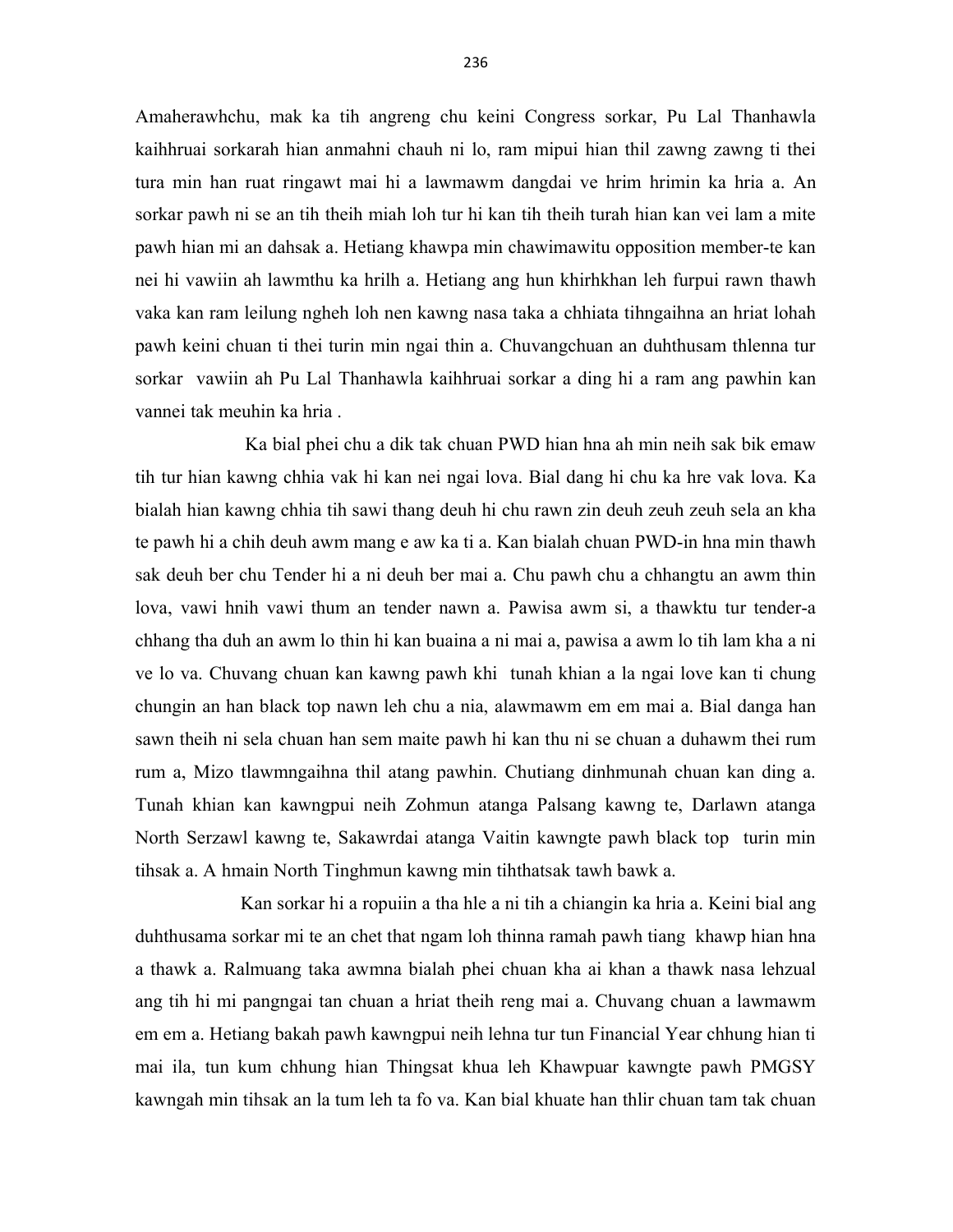Amaherawhchu, mak ka tih angreng chu keini Congress sorkar, Pu Lal Thanhawla kaihhruai sorkarah hian anmahni chauh ni lo, ram mipui hian thil zawng zawng ti thei tura min han ruat ringawt mai hi a lawmawm dangdai ve hrim hrimin ka hria a. An sorkar pawh ni se an tih theih miah loh tur hi kan tih theih turah hian kan vei lam a mite pawh hian mi an dahsak a. Hetiang khawpa min chawimawitu opposition member-te kan nei hi vawiin ah lawmthu ka hrilh a. Hetiang ang hun khirhkhan leh furpui rawn thawh vaka kan ram leilung ngheh loh nen kawng nasa taka a chhiata tihngaihna an hriat lohah pawh keini chuan ti thei turin min ngai thin a. Chuvangchuan an duhthusam thlenna tur sorkar vawiin ah Pu Lal Thanhawla kaihhruai sorkar a ding hi a ram ang pawhin kan vannei tak meuhin ka hria .

Ka bial phei chu a dik tak chuan PWD hian hna ah min neih sak bik emaw tih tur hian kawng chhia vak hi kan nei ngai lova. Bial dang hi chu ka hre vak lova. Ka bialah hian kawng chhia tih sawi thang deuh hi chu rawn zin deuh zeuh zeuh sela an kha te pawh hi a chih deuh awm mang e aw ka ti a. Kan bialah chuan PWD-in hna min thawh sak deuh ber chu Tender hi a ni deuh ber mai a. Chu pawh chu a chhangtu an awm thin lova, vawi hnih vawi thum an tender nawn a. Pawisa awm si, a thawktu tur tender-a chhang tha duh an awm lo thin hi kan buaina a ni mai a, pawisa a awm lo tih lam kha a ni ve lo va. Chuvang chuan kan kawng pawh khi tunah khian a la ngai love kan ti chung chungin an han black top nawn leh chu a nia, alawmawm em em mai a. Bial danga han sawn theih ni sela chuan han sem maite pawh hi kan thu ni se chuan a duhawm thei rum rum a, Mizo tlawmngaihna thil atang pawhin. Chutiang dinhmunah chuan kan ding a. Tunah khian kan kawngpui neih Zohmun atanga Palsang kawng te, Darlawn atanga North Serzawl kawng te, Sakawrdai atanga Vaitin kawngte pawh black top turin min tihsak a. A hmain North Tinghmun kawng min tihthatsak tawh bawk a.

Kan sorkar hi a ropuiin a tha hle a ni tih a chiangin ka hria a. Keini bial ang duhthusama sorkar mi te an chet that ngam loh thinna ramah pawh tiang khawp hian hna a thawk a. Ralmuang taka awmna bialah phei chuan kha ai khan a thawk nasa lehzual ang tih hi mi pangngai tan chuan a hriat theih reng mai a. Chuvang chuan a lawmawm em em a. Hetiang bakah pawh kawngpui neih lehna tur tun Financial Year chhung hian ti mai ila, tun kum chhung hian Thingsat khua leh Khawpuar kawngte pawh PMGSY kawngah min tihsak an la tum leh ta fo va. Kan bial khuate han thlir chuan tam tak chuan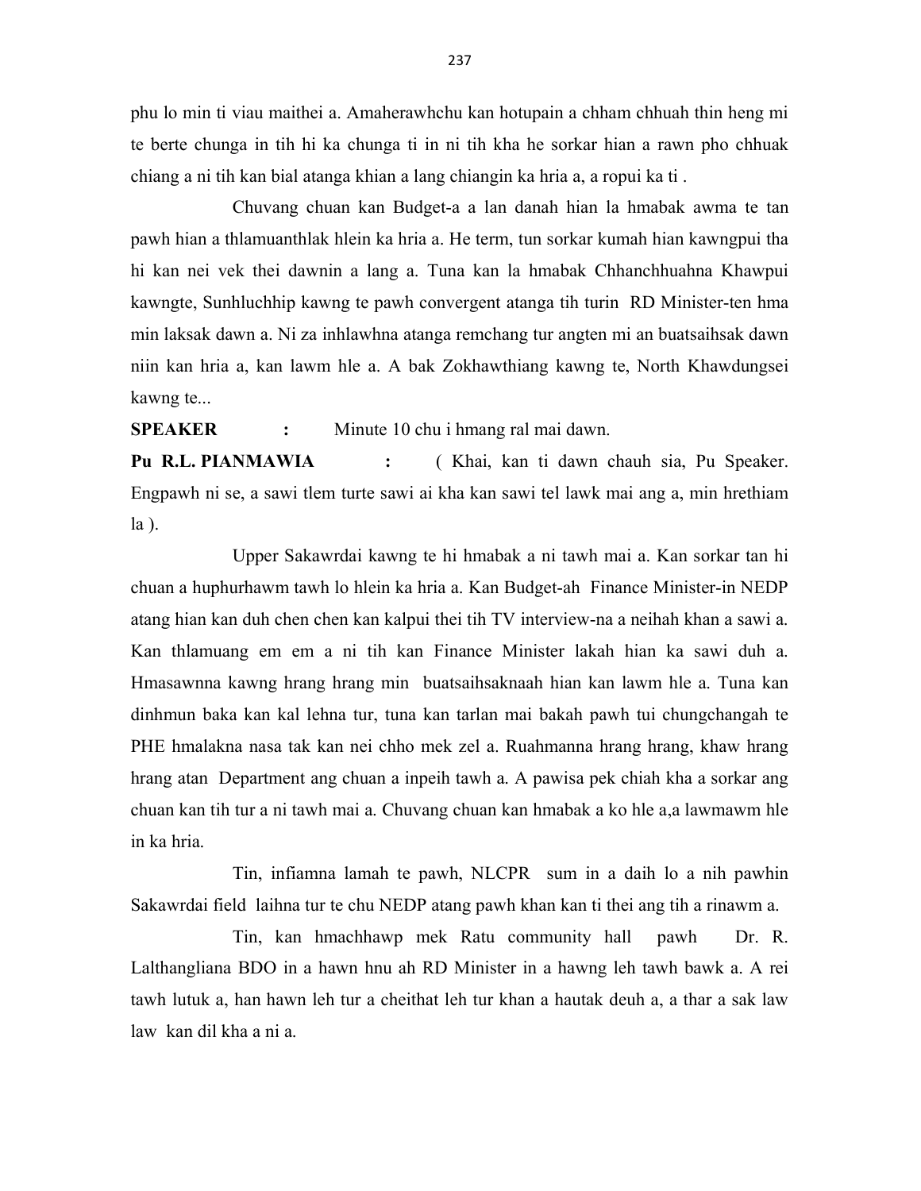phu lo min ti viau maithei a. Amaherawhchu kan hotupain a chham chhuah thin heng mi te berte chunga in tih hi ka chunga ti in ni tih kha he sorkar hian a rawn pho chhuak chiang a ni tih kan bial atanga khian a lang chiangin ka hria a, a ropui ka ti .

Chuvang chuan kan Budget-a a lan danah hian la hmabak awma te tan pawh hian a thlamuanthlak hlein ka hria a. He term, tun sorkar kumah hian kawngpui tha hi kan nei vek thei dawnin a lang a. Tuna kan la hmabak Chhanchhuahna Khawpui kawngte, Sunhluchhip kawng te pawh convergent atanga tih turin RD Minister-ten hma min laksak dawn a. Ni za inhlawhna atanga remchang tur angten mi an buatsaihsak dawn niin kan hria a, kan lawm hle a. A bak Zokhawthiang kawng te, North Khawdungsei kawng te...

**SPEAKER** : Minute 10 chu i hmang ral mai dawn.

**Pu R.L. PIANMAWIA** : ( Khai, kan ti dawn chauh sia, Pu Speaker. Engpawh ni se, a sawi tlem turte sawi ai kha kan sawi tel lawk mai ang a, min hrethiam la ).

Upper Sakawrdai kawng te hi hmabak a ni tawh mai a. Kan sorkar tan hi chuan a huphurhawm tawh lo hlein ka hria a. Kan Budget-ah Finance Minister-in NEDP atang hian kan duh chen chen kan kalpui thei tih TV interview-na a neihah khan a sawi a. Kan thlamuang em em a ni tih kan Finance Minister lakah hian ka sawi duh a. Hmasawnna kawng hrang hrang min buatsaihsaknaah hian kan lawm hle a. Tuna kan dinhmun baka kan kal lehna tur, tuna kan tarlan mai bakah pawh tui chungchangah te PHE hmalakna nasa tak kan nei chho mek zel a. Ruahmanna hrang hrang, khaw hrang hrang atan Department ang chuan a inpeih tawh a. A pawisa pek chiah kha a sorkar ang chuan kan tih tur a ni tawh mai a. Chuvang chuan kan hmabak a ko hle a,a lawmawm hle in ka hria.

Tin, infiamna lamah te pawh, NLCPR sum in a daih lo a nih pawhin Sakawrdai field laihna tur te chu NEDP atang pawh khan kan ti thei ang tih a rinawm a.

Tin, kan hmachhawp mek Ratu community hall pawh Dr. R. Lalthangliana BDO in a hawn hnu ah RD Minister in a hawng leh tawh bawk a. A rei tawh lutuk a, han hawn leh tur a cheithat leh tur khan a hautak deuh a, a thar a sak law law kan dil kha a ni a.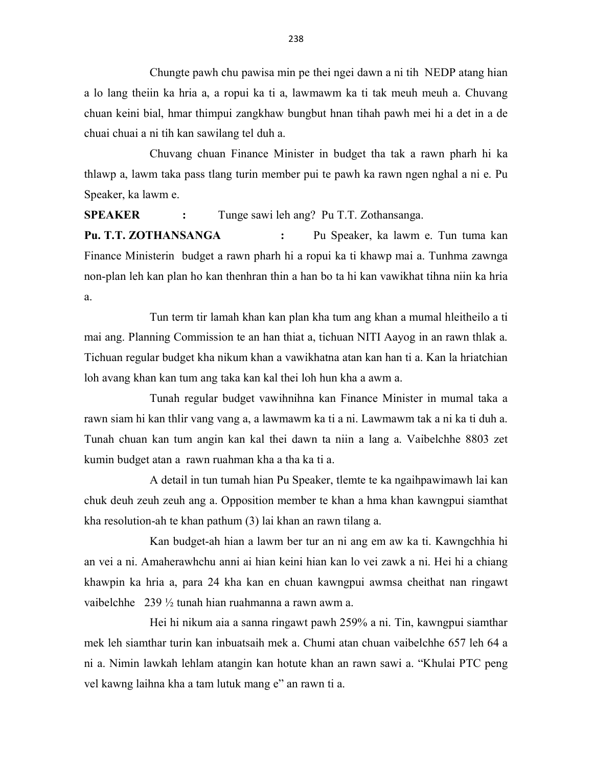Chungte pawh chu pawisa min pe thei ngei dawn a ni tih NEDP atang hian a lo lang theiin ka hria a, a ropui ka ti a, lawmawm ka ti tak meuh meuh a. Chuvang chuan keini bial, hmar thimpui zangkhaw bungbut hnan tihah pawh mei hi a det in a de chuai chuai a ni tih kan sawilang tel duh a.

Chuvang chuan Finance Minister in budget tha tak a rawn pharh hi ka thlawp a, lawm taka pass tlang turin member pui te pawh ka rawn ngen nghal a ni e. Pu Speaker, ka lawm e.

**SPEAKER :** Tunge sawi leh ang? Pu T.T. Zothansanga.

**Pu. T.T. ZOTHANSANGA :** Pu Speaker, ka lawm e. Tun tuma kan Finance Ministerin budget a rawn pharh hi a ropui ka ti khawp mai a. Tunhma zawnga non-plan leh kan plan ho kan thenhran thin a han bo ta hi kan vawikhat tihna niin ka hria a.

Tun term tir lamah khan kan plan kha tum ang khan a mumal hleitheilo a ti mai ang. Planning Commission te an han thiat a, tichuan NITI Aayog in an rawn thlak a. Tichuan regular budget kha nikum khan a vawikhatna atan kan han ti a. Kan la hriatchian loh avang khan kan tum ang taka kan kal thei loh hun kha a awm a.

Tunah regular budget vawihnihna kan Finance Minister in mumal taka a rawn siam hi kan thlir vang vang a, a lawmawm ka ti a ni. Lawmawm tak a ni ka ti duh a. Tunah chuan kan tum angin kan kal thei dawn ta niin a lang a. Vaibelchhe 8803 zet kumin budget atan a rawn ruahman kha a tha ka ti a.

A detail in tun tumah hian Pu Speaker, tlemte te ka ngaihpawimawh lai kan chuk deuh zeuh zeuh ang a. Opposition member te khan a hma khan kawngpui siamthat kha resolution-ah te khan pathum (3) lai khan an rawn tilang a.

Kan budget-ah hian a lawm ber tur an ni ang em aw ka ti. Kawngchhia hi an vei a ni. Amaherawhchu anni ai hian keini hian kan lo vei zawk a ni. Hei hi a chiang khawpin ka hria a, para 24 kha kan en chuan kawngpui awmsa cheithat nan ringawt vaibelchhe 239 ½ tunah hian ruahmanna a rawn awm a.

Hei hi nikum aia a sanna ringawt pawh 259% a ni. Tin, kawngpui siamthar mek leh siamthar turin kan inbuatsaih mek a. Chumi atan chuan vaibelchhe 657 leh 64 a ni a. Nimin lawkah lehlam atangin kan hotute khan an rawn sawi a. “Khulai PTC peng vel kawng laihna kha a tam lutuk mang e” an rawn ti a.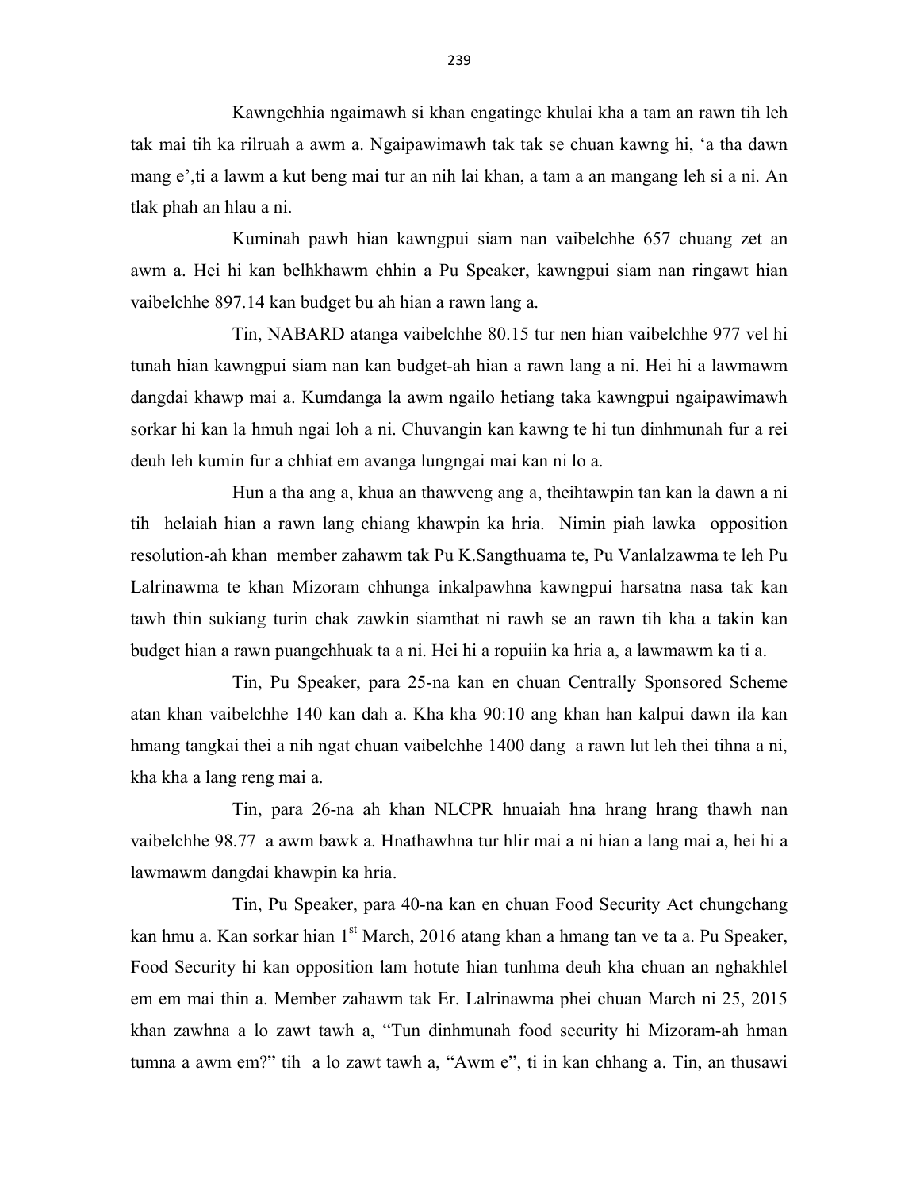Kawngchhia ngaimawh si khan engatinge khulai kha a tam an rawn tih leh tak mai tih ka rilruah a awm a. Ngaipawimawh tak tak se chuan kawng hi, 'a tha dawn mang e',ti a lawm a kut beng mai tur an nih lai khan, a tam a an mangang leh si a ni. An tlak phah an hlau a ni.

Kuminah pawh hian kawngpui siam nan vaibelchhe 657 chuang zet an awm a. Hei hi kan belhkhawm chhin a Pu Speaker, kawngpui siam nan ringawt hian vaibelchhe 897.14 kan budget bu ah hian a rawn lang a.

Tin, NABARD atanga vaibelchhe 80.15 tur nen hian vaibelchhe 977 vel hi tunah hian kawngpui siam nan kan budget-ah hian a rawn lang a ni. Hei hi a lawmawm dangdai khawp mai a. Kumdanga la awm ngailo hetiang taka kawngpui ngaipawimawh sorkar hi kan la hmuh ngai loh a ni. Chuvangin kan kawng te hi tun dinhmunah fur a rei deuh leh kumin fur a chhiat em avanga lungngai mai kan ni lo a.

Hun a tha ang a, khua an thawveng ang a, theihtawpin tan kan la dawn a ni tih helaiah hian a rawn lang chiang khawpin ka hria. Nimin piah lawka opposition resolution-ah khan member zahawm tak Pu K.Sangthuama te, Pu Vanlalzawma te leh Pu Lalrinawma te khan Mizoram chhunga inkalpawhna kawngpui harsatna nasa tak kan tawh thin sukiang turin chak zawkin siamthat ni rawh se an rawn tih kha a takin kan budget hian a rawn puangchhuak ta a ni. Hei hi a ropuiin ka hria a, a lawmawm ka ti a.

Tin, Pu Speaker, para 25-na kan en chuan Centrally Sponsored Scheme atan khan vaibelchhe 140 kan dah a. Kha kha 90:10 ang khan han kalpui dawn ila kan hmang tangkai thei a nih ngat chuan vaibelchhe 1400 dang a rawn lut leh thei tihna a ni, kha kha a lang reng mai a.

Tin, para 26-na ah khan NLCPR hnuaiah hna hrang hrang thawh nan vaibelchhe 98.77 a awm bawk a. Hnathawhna tur hlir mai a ni hian a lang mai a, hei hi a lawmawm dangdai khawpin ka hria.

Tin, Pu Speaker, para 40-na kan en chuan Food Security Act chungchang kan hmu a. Kan sorkar hian 1st March, 2016 atang khan a hmang tan ve ta a. Pu Speaker, Food Security hi kan opposition lam hotute hian tunhma deuh kha chuan an nghakhlel em em mai thin a. Member zahawm tak Er. Lalrinawma phei chuan March ni 25, 2015 khan zawhna a lo zawt tawh a, "Tun dinhmunah food security hi Mizoram-ah hman tumna a awm em?" tih a lo zawt tawh a, "Awm e", ti in kan chhang a. Tin, an thusawi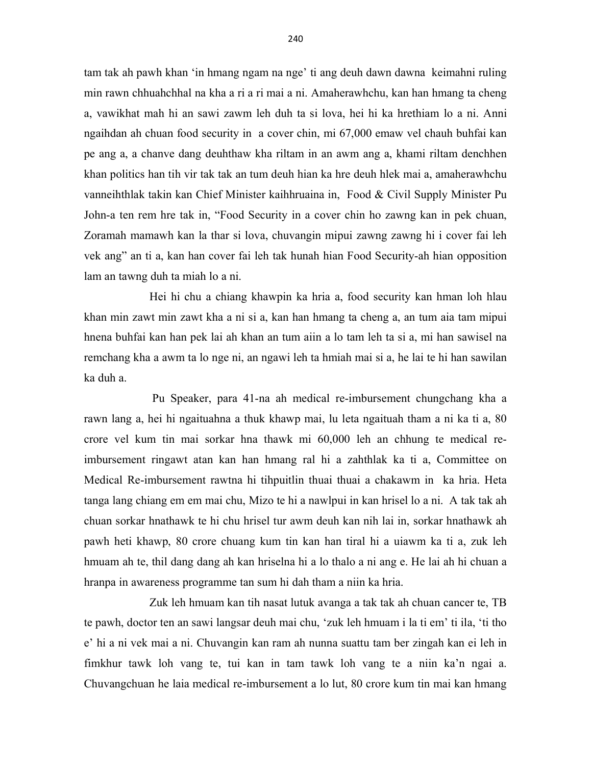tam tak ah pawh khan 'in hmang ngam na nge' ti ang deuh dawn dawna keimahni ruling min rawn chhuahchhal na kha a ri a ri mai a ni. Amaherawhchu, kan han hmang ta cheng a, vawikhat mah hi an sawi zawm leh duh ta si lova, hei hi ka hrethiam lo a ni. Anni ngaihdan ah chuan food security in a cover chin, mi 67,000 emaw vel chauh buhfai kan pe ang a, a chanve dang deuhthaw kha riltam in an awm ang a, khami riltam denchhen khan politics han tih vir tak tak an tum deuh hian ka hre deuh hlek mai a, amaherawhchu vanneihthlak takin kan Chief Minister kaihhruaina in, Food & Civil Supply Minister Pu John-a ten rem hre tak in, "Food Security in a cover chin ho zawng kan in pek chuan, Zoramah mamawh kan la thar si lova, chuvangin mipui zawng zawng hi i cover fai leh vek ang" an ti a, kan han cover fai leh tak hunah hian Food Security-ah hian opposition lam an tawng duh ta miah lo a ni.

Hei hi chu a chiang khawpin ka hria a, food security kan hman loh hlau khan min zawt min zawt kha a ni si a, kan han hmang ta cheng a, an tum aia tam mipui hnena buhfai kan han pek lai ah khan an tum aiin a lo tam leh ta si a, mi han sawisel na remchang kha a awm ta lo nge ni, an ngawi leh ta hmiah mai si a, he lai te hi han sawilan ka duh a.

Pu Speaker, para 41-na ah medical re-imbursement chungchang kha a rawn lang a, hei hi ngaituahna a thuk khawp mai, lu leta ngaituah tham a ni ka ti a, 80 crore vel kum tin mai sorkar hna thawk mi 60,000 leh an chhung te medical re-imbursement ringawt atan kan han hmang ral hi a zahthlak ka ti a, Committee on Medical Re-imbursement rawtna hi tihpuitlin thuai thuai a chakawm in ka hria. Heta tanga lang chiang em em mai chu, Mizo te hi a nawlpui in kan hrisel lo a ni. A tak tak ah chuan sorkar hnathawk te hi chu hrisel tur awm deuh kan nih lai in, sorkar hnathawk ah pawh heti khawp, 80 crore chuang kum tin kan han tiral hi a uiawm ka ti a, zuk leh hmuam ah te, thil dang dang ah kan hriselna hi a lo thalo a ni ang e. He lai ah hi chuan a hranpa in awareness programme tan sum hi dah tham a niin ka hria.

Zuk leh hmuam kan tih nasat lutuk avanga a tak tak ah chuan cancer te, TB te pawh, doctor ten an sawi langsar deuh mai chu, 'zuk leh hmuam i la ti em' ti ila, 'ti tho e' hi a ni vek mai a ni. Chuvangin kan ram ah nunna suattu tam ber zingah kan ei leh in fimkhur tawk loh vang te, tui kan in tam tawk loh vang te a niin ka'n ngai a. Chuvangchuan he laia medical re-imbursement a lo lut, 80 crore kum tin mai kan hmang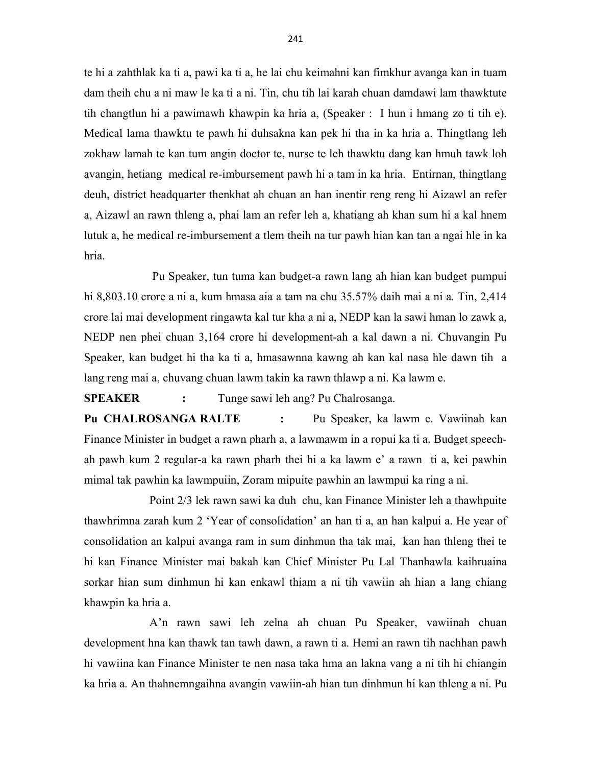te hi a zahthlak ka ti a, pawi ka ti a, he lai chu keimahni kan fimkhur avanga kan in tuam dam theih chu a ni maw le ka ti a ni. Tin, chu tih lai karah chuan damdawi lam thawktute tih changtlun hi a pawimawh khawpin ka hria a, (Speaker : I hun i hmang zo ti tih e). Medical lama thawktu te pawh hi duhsakna kan pek hi tha in ka hria a. Thingtlang leh zokhaw lamah te kan tum angin doctor te, nurse te leh thawktu dang kan hmuh tawk loh avangin, hetiang medical re-imbursement pawh hi a tam in ka hria. Entirnan, thingtlang deuh, district headquarter thenkhat ah chuan an han inentir reng reng hi Aizawl an refer a, Aizawl an rawn thleng a, phai lam an refer leh a, khatiang ah khan sum hi a kal hnem lutuk a, he medical re-imbursement a tlem theih na tur pawh hian kan tan a ngai hle in ka hria.

Pu Speaker, tun tuma kan budget-a rawn lang ah hian kan budget pumpui hi 8,803.10 crore a ni a, kum hmasa aia a tam na chu 35.57% daih mai a ni a. Tin, 2,414 crore lai mai development ringawta kal tur kha a ni a, NEDP kan la sawi hman lo zawk a, NEDP nen phei chuan 3,164 crore hi development-ah a kal dawn a ni. Chuvangin Pu Speaker, kan budget hi tha ka ti a, hmasawnna kawng ah kan kal nasa hle dawn tih a lang reng mai a, chuvang chuan lawm takin ka rawn thlawp a ni. Ka lawm e.

**SPEAKER :** Tunge sawi leh ang? Pu Chalrosanga.

**Pu CHALROSANGA RALTE :** Pu Speaker, ka lawm e. Vawiinah kan Finance Minister in budget a rawn pharh a, a lawmawm in a ropui ka ti a. Budget speech-ah pawh kum 2 regular-a ka rawn pharh thei hi a ka lawm e' a rawn ti a, kei pawhin mimal tak pawhin ka lawmpuiin, Zoram mipuite pawhin an lawmpui ka ring a ni.

Point 2/3 lek rawn sawi ka duh chu, kan Finance Minister leh a thawhpuite thawhrimna zarah kum 2 'Year of consolidation' an han ti a, an han kalpui a. He year of consolidation an kalpui avanga ram in sum dinhmun tha tak mai, kan han thleng thei te hi kan Finance Minister mai bakah kan Chief Minister Pu Lal Thanhawla kaihruaina sorkar hian sum dinhmun hi kan enkawl thiam a ni tih vawiin ah hian a lang chiang khawpin ka hria a.

A'n rawn sawi leh zelna ah chuan Pu Speaker, vawiinah chuan development hna kan thawk tan tawh dawn, a rawn ti a. Hemi an rawn tih nachhan pawh hi vawiina kan Finance Minister te nen nasa taka hma an lakna vang a ni tih hi chiangin ka hria a. An thahnemngaihna avangin vawiin-ah hian tun dinhmun hi kan thleng a ni. Pu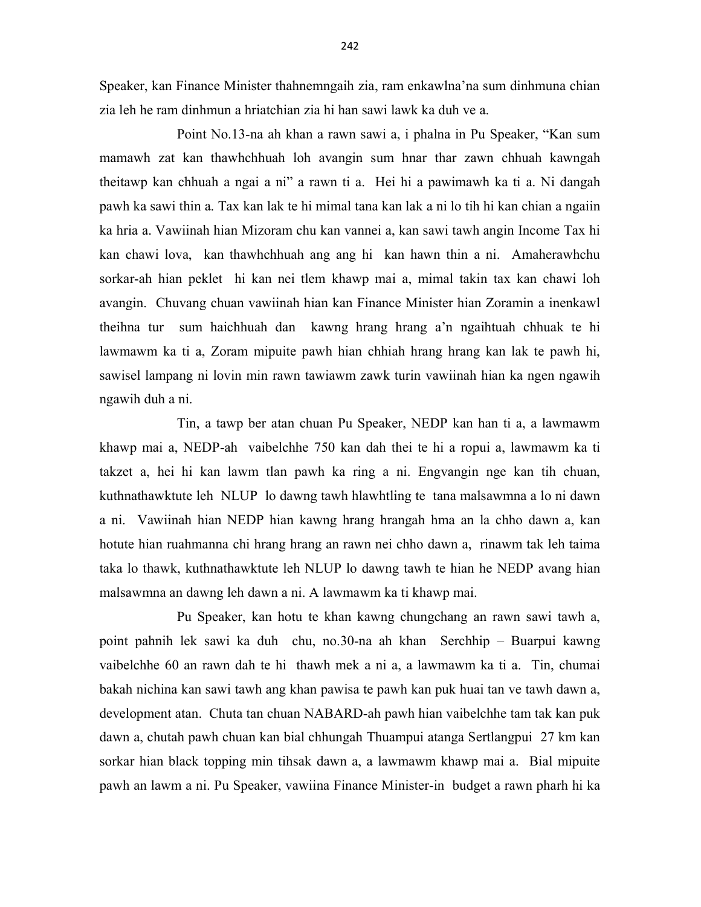Speaker, kan Finance Minister thahnemngaih zia, ram enkawlna'na sum dinhmuna chian zia leh he ram dinhmun a hriatchian zia hi han sawi lawk ka duh ve a.

Point No.13-na ah khan a rawn sawi a, i phalna in Pu Speaker, "Kan sum mamawh zat kan thawhchhuah loh avangin sum hnar thar zawn chhuah kawngah theitawp kan chhuah a ngai a ni" a rawn ti a. Hei hi a pawimawh ka ti a. Ni dangah pawh ka sawi thin a. Tax kan lak te hi mimal tana kan lak a ni lo tih hi kan chian a ngaiin ka hria a. Vawiinah hian Mizoram chu kan vannei a, kan sawi tawh angin Income Tax hi kan chawi lova, kan thawhchhuah ang ang hi kan hawn thin a ni. Amaherawhchu sorkar-ah hian peklet hi kan nei tlem khawp mai a, mimal takin tax kan chawi loh avangin. Chuvang chuan vawiinah hian kan Finance Minister hian Zoramin a inenkawl theihna tur sum haichhuah dan kawng hrang hrang a'n ngaihtuah chhuak te hi lawmawm ka ti a, Zoram mipuite pawh hian chhiah hrang hrang kan lak te pawh hi, sawisel lampang ni lovin min rawn tawiawm zawk turin vawiinah hian ka ngen ngawih ngawih duh a ni.

Tin, a tawp ber atan chuan Pu Speaker, NEDP kan han ti a, a lawmawm khawp mai a, NEDP-ah vaibelchhe 750 kan dah thei te hi a ropui a, lawmawm ka ti takzet a, hei hi kan lawm tlan pawh ka ring a ni. Engvangin nge kan tih chuan, kuthnathawktute leh NLUP lo dawng tawh hlawhtling te tana malsawmna a lo ni dawn a ni. Vawiinah hian NEDP hian kawng hrang hrangah hma an la chho dawn a, kan hotute hian ruahmanna chi hrang hrang an rawn nei chho dawn a, rinawm tak leh taima taka lo thawk, kuthnathawktute leh NLUP lo dawng tawh te hian he NEDP avang hian malsawmna an dawng leh dawn a ni. A lawmawm ka ti khawp mai.

Pu Speaker, kan hotu te khan kawng chungchang an rawn sawi tawh a, point pahnih lek sawi ka duh chu, no.30-na ah khan Serchhip – Buarpui kawng vaibelchhe 60 an rawn dah te hi thawh mek a ni a, a lawmawm ka ti a. Tin, chumai bakah nichina kan sawi tawh ang khan pawisa te pawh kan puk huai tan ve tawh dawn a, development atan. Chuta tan chuan NABARD-ah pawh hian vaibelchhe tam tak kan puk dawn a, chutah pawh chuan kan bial chhungah Thuampui atanga Sertlangpui 27 km kan sorkar hian black topping min tihsak dawn a, a lawmawm khawp mai a. Bial mipuite pawh an lawm a ni. Pu Speaker, vawiina Finance Minister-in budget a rawn pharh hi ka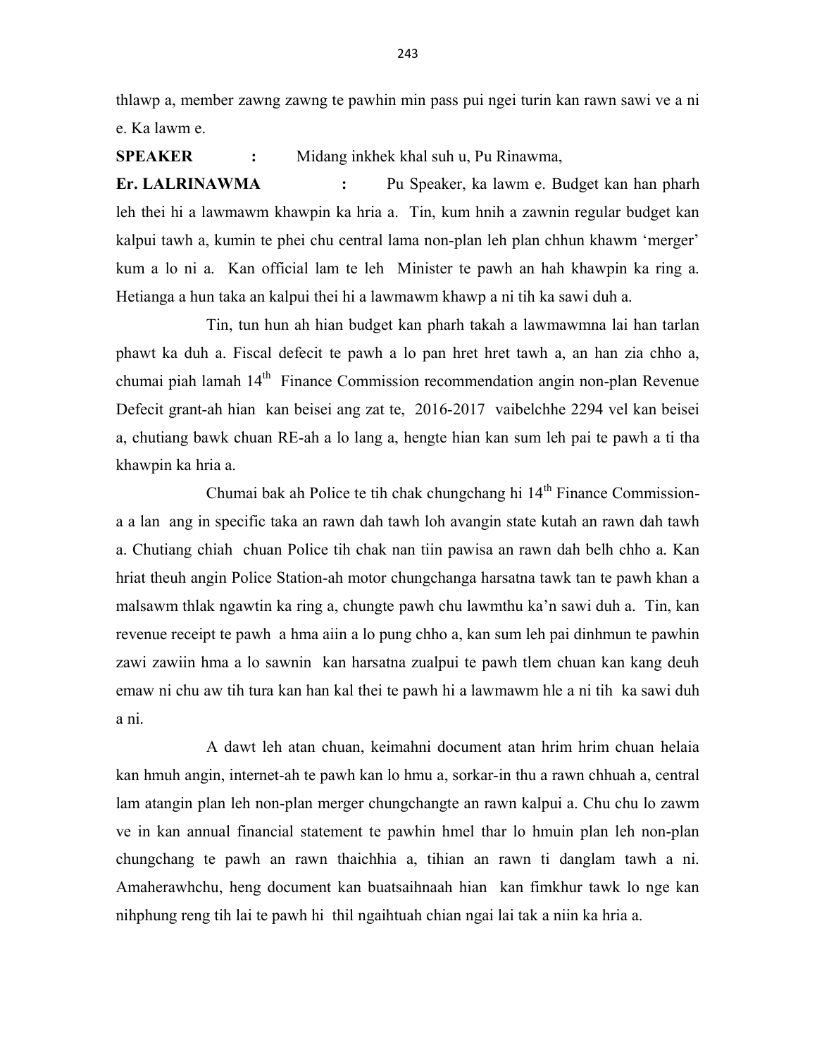thlawp a, member zawng zawng te pawhin min pass pui ngei turin kan rawn sawi ve a ni e. Ka lawm e.

**SPEAKER** : Midang inkhek khal suh u, Pu Rinawma,

**Er. LALRINAWMA** : Pu Speaker, ka lawm e. Budget kan han pharh leh thei hi a lawmawm khawpin ka hria a. Tin, kum hnih a zawnin regular budget kan kalpui tawh a, kumin te phei chu central lama non-plan leh plan chhun khawm 'merger' kum a lo ni a. Kan official lam te leh Minister te pawh an hah khawpin ka ring a. Hetianga a hun taka an kalpui thei hi a lawmawm khawp a ni tih ka sawi duh a.

Tin, tun hun ah hian budget kan pharh takah a lawmawmna lai han tarlan phawt ka duh a. Fiscal defecit te pawh a lo pan hret hret tawh a, an han zia chho a, chumai piah lamah 14th Finance Commission recommendation angin non-plan Revenue Defecit grant-ah hian kan beisei ang zat te, 2016-2017 vaibelchhe 2294 vel kan beisei a, chutiang bawk chuan RE-ah a lo lang a, hengte hian kan sum leh pai te pawh a ti tha khawpin ka hria a.

Chumai bak ah Police te tih chak chungchang hi 14th Finance Commission-a a lan ang in specific taka an rawn dah tawh loh avangin state kutah an rawn dah tawh a. Chutiang chiah chuan Police tih chak nan tiin pawisa an rawn dah belh chho a. Kan hriat theuh angin Police Station-ah motor chungchanga harsatna tawk tan te pawh khan a malsawm thlak ngawtin ka ring a, chungte pawh chu lawmthu ka'n sawi duh a. Tin, kan revenue receipt te pawh a hma aiin a lo pung chho a, kan sum leh pai dinhmun te pawhin zawi zawiin hma a lo sawnin kan harsatna zualpui te pawh tlem chuan kan kang deuh emaw ni chu aw tih tura kan han kal thei te pawh hi a lawmawm hle a ni tih ka sawi duh a ni.

A dawt leh atan chuan, keimahni document atan hrim hrim chuan helaia kan hmuh angin, internet-ah te pawh kan lo hmu a, sorkar-in thu a rawn chhuah a, central lam atangin plan leh non-plan merger chungchangte an rawn kalpui a. Chu chu lo zawm ve in kan annual financial statement te pawhin hmel thar lo hmuin plan leh non-plan chungchang te pawh an rawn thaichhia a, tihian an rawn ti danglam tawh a ni. Amaherawhchu, heng document kan buatsaihnaah hian kan fimkhur tawk lo nge kan nihphung reng tih lai te pawh hi thil ngaihtuah chian ngai lai tak a niin ka hria a.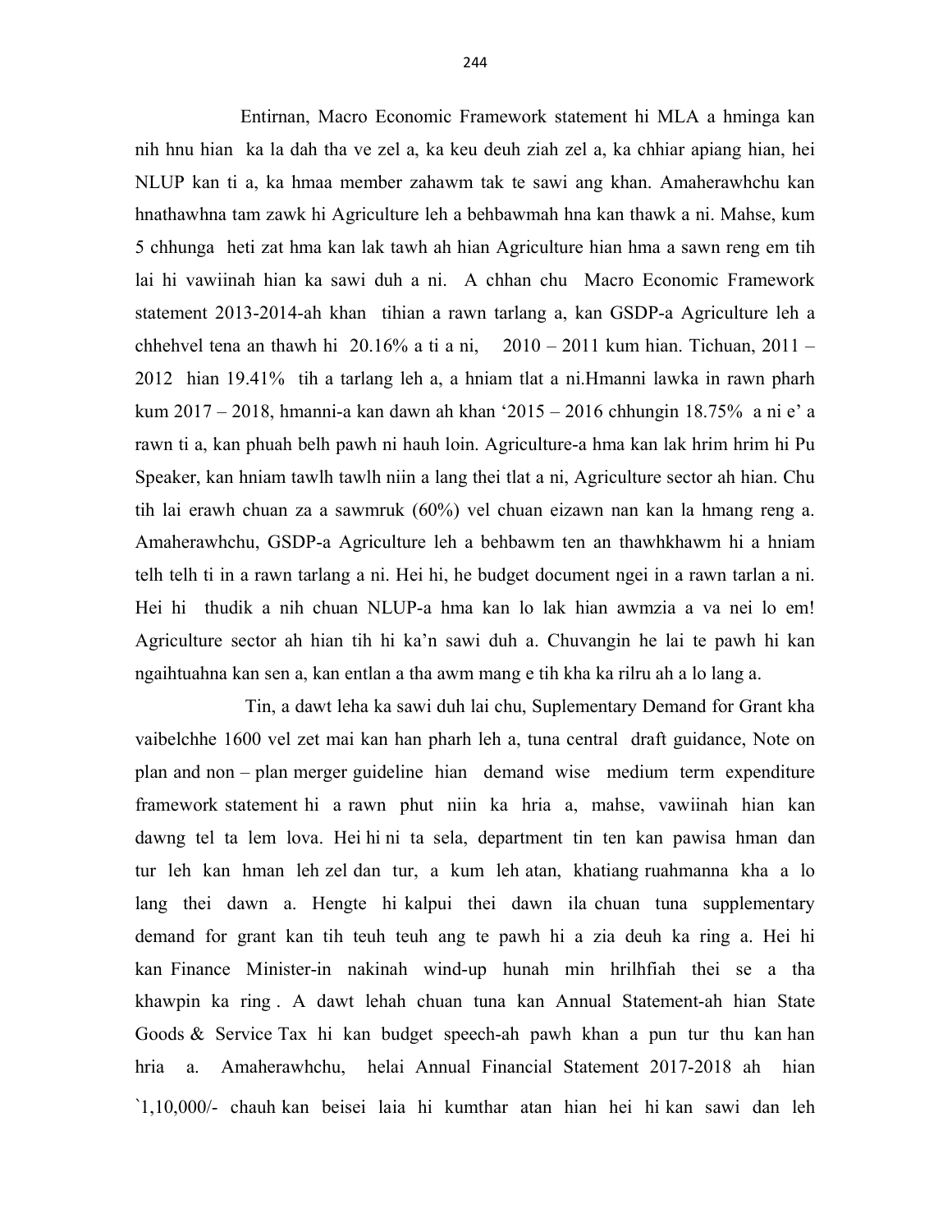Entirnan, Macro Economic Framework statement hi MLA a hminga kan nih hnu hian ka la dah tha ve zel a, ka keu deuh ziah zel a, ka chhiar apiang hian, hei NLUP kan ti a, ka hmaa member zahawm tak te sawi ang khan. Amaherawhchu kan hnathawhna tam zawk hi Agriculture leh a behbawmah hna kan thawk a ni. Mahse, kum 5 chhunga heti zat hma kan lak tawh ah hian Agriculture hian hma a sawn reng em tih lai hi vawiinah hian ka sawi duh a ni. A chhan chu Macro Economic Framework statement 2013-2014-ah khan tihian a rawn tarlang a, kan GSDP-a Agriculture leh a chhehvel tena an thawh hi 20.16% a ti a ni, 2010 – 2011 kum hian. Tichuan, 2011 – 2012 hian 19.41% tih a tarlang leh a, a hniam tlat a ni.Hmanni lawka in rawn pharh kum 2017 – 2018, hmanni-a kan dawn ah khan '2015 – 2016 chhungin 18.75% a ni e' a rawn ti a, kan phuah belh pawh ni hauh loin. Agriculture-a hma kan lak hrim hrim hi Pu Speaker, kan hniam tawlh tawlh niin a lang thei tlat a ni, Agriculture sector ah hian. Chu tih lai erawh chuan za a sawmruk (60%) vel chuan eizawn nan kan la hmang reng a. Amaherawhchu, GSDP-a Agriculture leh a behbawm ten an thawhkhawm hi a hniam telh telh ti in a rawn tarlang a ni. Hei hi, he budget document ngei in a rawn tarlan a ni. Hei hi thudik a nih chuan NLUP-a hma kan lo lak hian awmzia a va nei lo em! Agriculture sector ah hian tih hi ka'n sawi duh a. Chuvangin he lai te pawh hi kan ngaihtuahna kan sen a, kan entlan a tha awm mang e tih kha ka rilru ah a lo lang a.

Tin, a dawt leha ka sawi duh lai chu, Suplementary Demand for Grant kha vaibelchhe 1600 vel zet mai kan han pharh leh a, tuna central draft guidance, Note on plan and non – plan merger guideline hian demand wise medium term expenditure framework statement hi a rawn phut niin ka hria a, mahse, vawiinah hian kan dawng tel ta lem lova. Hei hi ni ta sela, department tin ten kan pawisa hman dan tur leh kan hman leh zel dan tur, a kum leh atan, khatiang ruahmanna kha a lo lang thei dawn a. Hengte hi kalpui thei dawn ila chuan tuna supplementary demand for grant kan tih teuh teuh ang te pawh hi a zia deuh ka ring a. Hei hi kan Finance Minister-in nakinah wind-up hunah min hrilhfiah thei se a tha khawpin ka ring . A dawt lehah chuan tuna kan Annual Statement-ah hian State Goods & Service Tax hi kan budget speech-ah pawh khan a pun tur thu kan han hria a. Amaherawhchu, helai Annual Financial Statement 2017-2018 ah hian `1,10,000/- chauh kan beisei laia hi kumthar atan hian hei hi kan sawi dan leh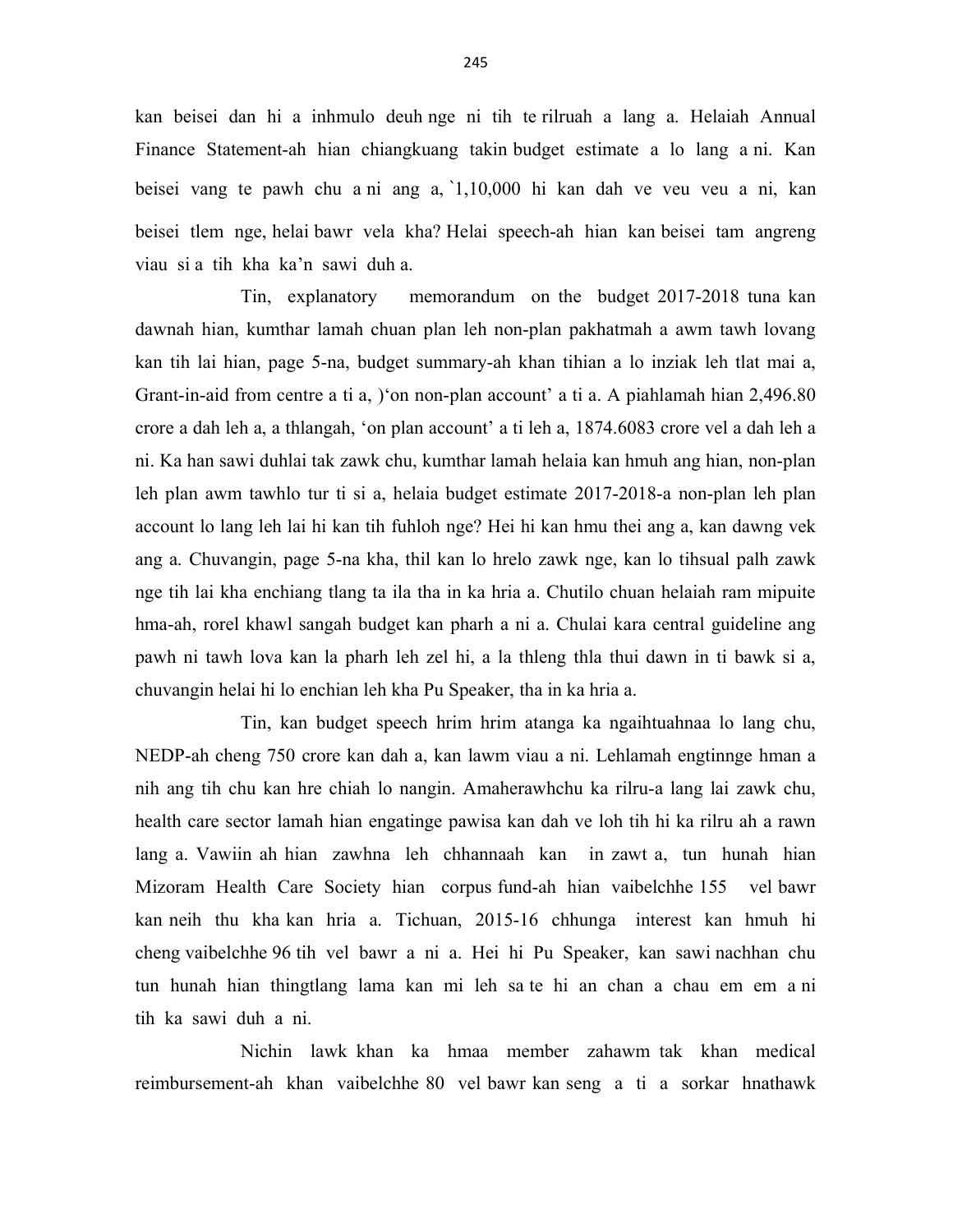kan beisei dan hi a inhmulo deuh nge ni tih te rilruah a lang a. Helaiah Annual Finance Statement-ah hian chiangkuang takin budget estimate a lo lang a ni. Kan beisei vang te pawh chu a ni ang a, `1,10,000 hi kan dah ve veu veu a ni, kan beisei tlem nge, helai bawr vela kha? Helai speech-ah hian kan beisei tam angreng viau si a tih kha ka'n sawi duh a.

Tin, explanatory memorandum on the budget 2017-2018 tuna kan dawnah hian, kumthar lamah chuan plan leh non-plan pakhatmah a awm tawh lovang kan tih lai hian, page 5-na, budget summary-ah khan tihian a lo inziak leh tlat mai a, Grant-in-aid from centre a ti a, )'on non-plan account' a ti a. A piahlamah hian 2,496.80 crore a dah leh a, a thlangah, 'on plan account' a ti leh a, 1874.6083 crore vel a dah leh a ni. Ka han sawi duhlai tak zawk chu, kumthar lamah helaia kan hmuh ang hian, non-plan leh plan awm tawhlo tur ti si a, helaia budget estimate 2017-2018-a non-plan leh plan account lo lang leh lai hi kan tih fuhloh nge? Hei hi kan hmu thei ang a, kan dawng vek ang a. Chuvangin, page 5-na kha, thil kan lo hrelo zawk nge, kan lo tihsual palh zawk nge tih lai kha enchiang tlang ta ila tha in ka hria a. Chutilo chuan helaiah ram mipuite hma-ah, rorel khawl sangah budget kan pharh a ni a. Chulai kara central guideline ang pawh ni tawh lova kan la pharh leh zel hi, a la thleng thla thui dawn in ti bawk si a, chuvangin helai hi lo enchian leh kha Pu Speaker, tha in ka hria a.

Tin, kan budget speech hrim hrim atanga ka ngaihtuahnaa lo lang chu, NEDP-ah cheng 750 crore kan dah a, kan lawm viau a ni. Lehlamah engtinnge hman a nih ang tih chu kan hre chiah lo nangin. Amaherawhchu ka rilru-a lang lai zawk chu, health care sector lamah hian engatinge pawisa kan dah ve loh tih hi ka rilru ah a rawn lang a. Vawiin ah hian zawhna leh chhannaah kan in zawt a, tun hunah hian Mizoram Health Care Society hian corpus fund-ah hian vaibelchhe 155 vel bawr kan neih thu kha kan hria a. Tichuan, 2015-16 chhunga interest kan hmuh hi cheng vaibelchhe 96 tih vel bawr a ni a. Hei hi Pu Speaker, kan sawi nachhan chu tun hunah hian thingtlang lama kan mi leh sa te hi an chan a chau em em a ni tih ka sawi duh a ni.

Nichin lawk khan ka hmaa member zahawm tak khan medical reimbursement-ah khan vaibelchhe 80 vel bawr kan seng a ti a sorkar hnathawk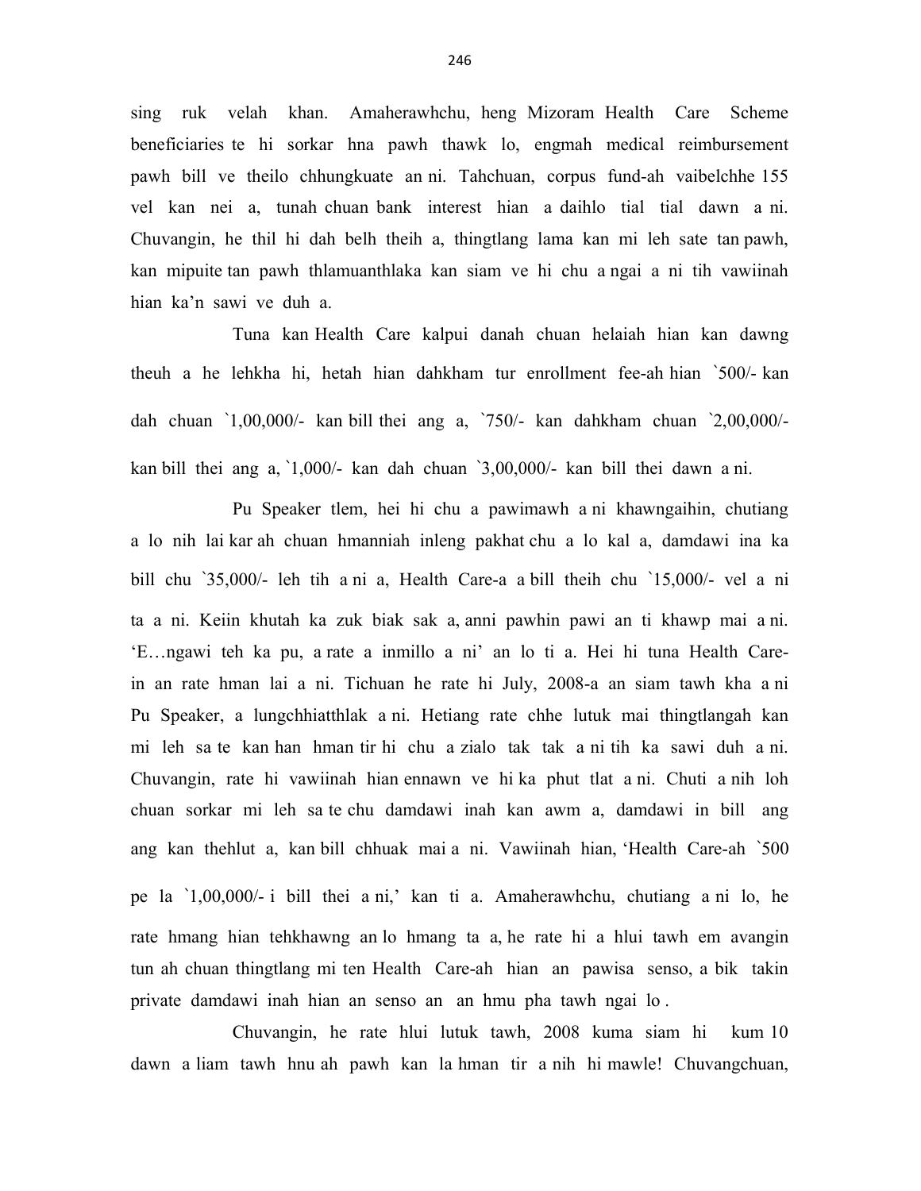sing ruk velah khan. Amaherawhchu, heng Mizoram Health Care Scheme beneficiaries te hi sorkar hna pawh thawk lo, engmah medical reimbursement pawh bill ve theilo chhungkuate an ni. Tahchuan, corpus fund-ah vaibelchhe 155 vel kan nei a, tunah chuan bank interest hian a daihlo tial tial dawn a ni. Chuvangin, he thil hi dah belh theih a, thingtlang lama kan mi leh sate tan pawh, kan mipuite tan pawh thlamuanthlaka kan siam ve hi chu a ngai a ni tih vawiinah hian ka'n sawi ve duh a.

Tuna kan Health Care kalpui danah chuan helaiah hian kan dawng theuh a he lehkha hi, hetah hian dahkham tur enrollment fee-ah hian `500/- kan dah chuan `1,00,000/- kan bill thei ang a, `750/- kan dahkham chuan `2,00,000/- kan bill thei ang a, `1,000/- kan dah chuan `3,00,000/- kan bill thei dawn a ni.

Pu Speaker tlem, hei hi chu a pawimawh a ni khawngaihin, chutiang a lo nih lai kar ah chuan hmanniah inleng pakhat chu a lo kal a, damdawi ina ka bill chu `35,000/- leh tih a ni a, Health Care-a a bill theih chu `15,000/- vel a ni ta a ni. Keiin khutah ka zuk biak sak a, anni pawhin pawi an ti khawp mai a ni. 'E…ngawi teh ka pu, a rate a inmillo a ni' an lo ti a. Hei hi tuna Health Care-in an rate hman lai a ni. Tichuan he rate hi July, 2008-a an siam tawh kha a ni Pu Speaker, a lungchhiatthlak a ni. Hetiang rate chhe lutuk mai thingtlangah kan mi leh sa te kan han hman tir hi chu a zialo tak tak a ni tih ka sawi duh a ni. Chuvangin, rate hi vawiinah hian ennawn ve hi ka phut tlat a ni. Chuti a nih loh chuan sorkar mi leh sa te chu damdawi inah kan awm a, damdawi in bill ang ang kan thehlut a, kan bill chhuak mai a ni. Vawiinah hian, 'Health Care-ah `500 pe la `1,00,000/- i bill thei a ni,' kan ti a. Amaherawhchu, chutiang a ni lo, he rate hmang hian tehkhawng an lo hmang ta a, he rate hi a hlui tawh em avangin tun ah chuan thingtlang mi ten Health Care-ah hian an pawisa senso, a bik takin private damdawi inah hian an senso an an hmu pha tawh ngai lo .

Chuvangin, he rate hlui lutuk tawh, 2008 kuma siam hi kum 10 dawn a liam tawh hnu ah pawh kan la hman tir a nih hi mawle! Chuvangchuan,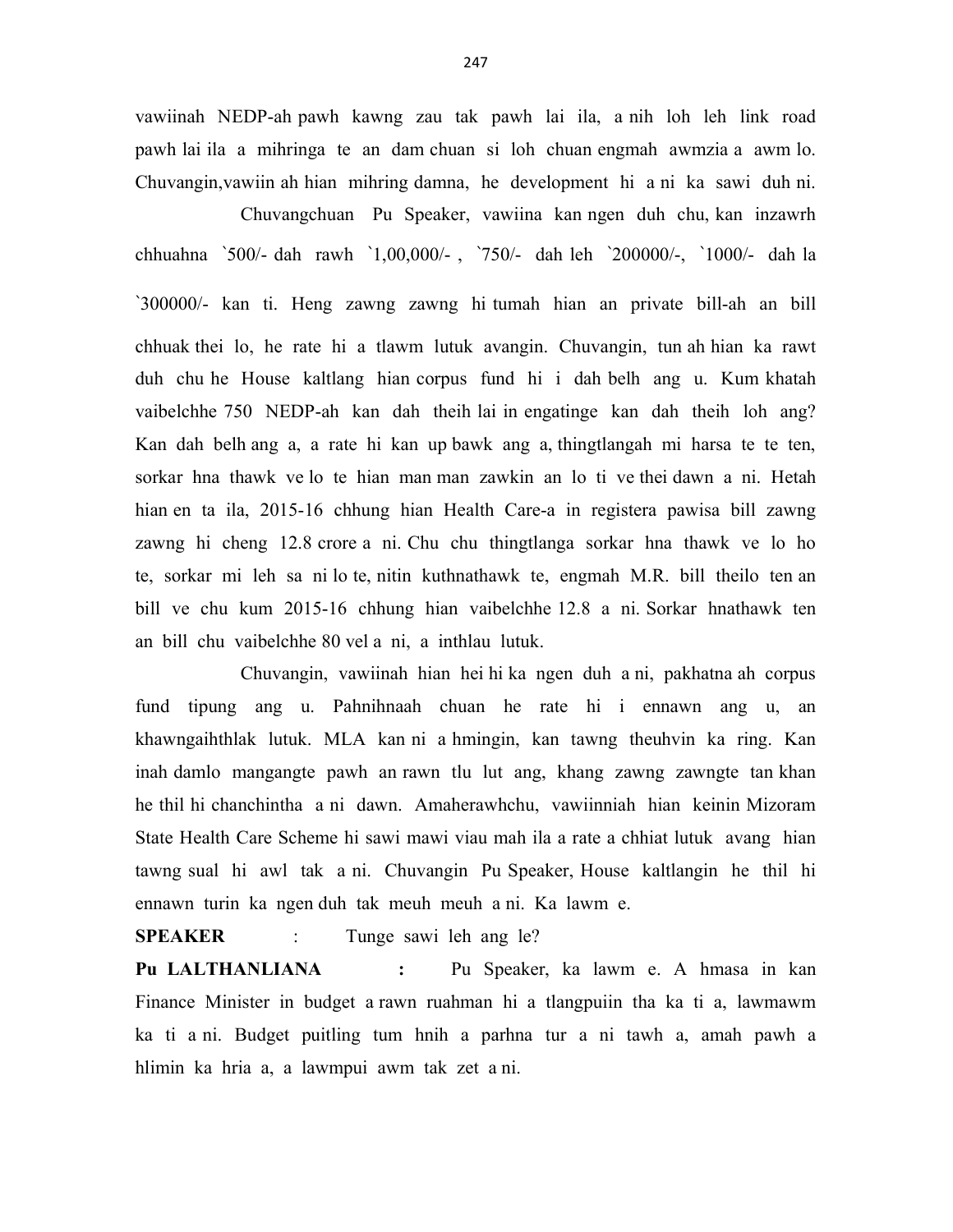vawiinah NEDP-ah pawh kawng zau tak pawh lai ila, a nih loh leh link road pawh lai ila a mihringa te an dam chuan si loh chuan engmah awmzia a awm lo. Chuvangin,vawiin ah hian mihring damna, he development hi a ni ka sawi duh ni.

Chuvangchuan Pu Speaker, vawiina kan ngen duh chu, kan inzawrh chhuahna `500/- dah rawh `1,00,000/- , `750/- dah leh `200000/-, `1000/- dah la `300000/- kan ti. Heng zawng zawng hi tumah hian an private bill-ah an bill chhuak thei lo, he rate hi a tlawm lutuk avangin. Chuvangin, tun ah hian ka rawt duh chu he House kaltlang hian corpus fund hi i dah belh ang u. Kum khatah vaibelchhe 750 NEDP-ah kan dah theih lai in engatinge kan dah theih loh ang? Kan dah belh ang a, a rate hi kan up bawk ang a, thingtlangah mi harsa te te ten, sorkar hna thawk ve lo te hian man man zawkin an lo ti ve thei dawn a ni. Hetah hian en ta ila, 2015-16 chhung hian Health Care-a in registera pawisa bill zawng zawng hi cheng 12.8 crore a ni. Chu chu thingtlanga sorkar hna thawk ve lo ho te, sorkar mi leh sa ni lo te, nitin kuthnathawk te, engmah M.R. bill theilo ten an bill ve chu kum 2015-16 chhung hian vaibelchhe 12.8 a ni. Sorkar hnathawk ten an bill chu vaibelchhe 80 vel a ni, a inthlau lutuk.

Chuvangin, vawiinah hian hei hi ka ngen duh a ni, pakhatna ah corpus fund tipung ang u. Pahnihnaah chuan he rate hi i ennawn ang u, an khawngaihthlak lutuk. MLA kan ni a hmingin, kan tawng theuhvin ka ring. Kan inah damlo mangangte pawh an rawn tlu lut ang, khang zawng zawngte tan khan he thil hi chanchintha a ni dawn. Amaherawhchu, vawiinniah hian keinin Mizoram State Health Care Scheme hi sawi mawi viau mah ila a rate a chhiat lutuk avang hian tawng sual hi awl tak a ni. Chuvangin Pu Speaker, House kaltlangin he thil hi ennawn turin ka ngen duh tak meuh meuh a ni. Ka lawm e.

**SPEAKER** : Tunge sawi leh ang le?

**Pu LALTHANLIANA** : Pu Speaker, ka lawm e. A hmasa in kan Finance Minister in budget a rawn ruahman hi a tlangpuiin tha ka ti a, lawmawm ka ti a ni. Budget puitling tum hnih a parhna tur a ni tawh a, amah pawh a hlimin ka hria a, a lawmpui awm tak zet a ni.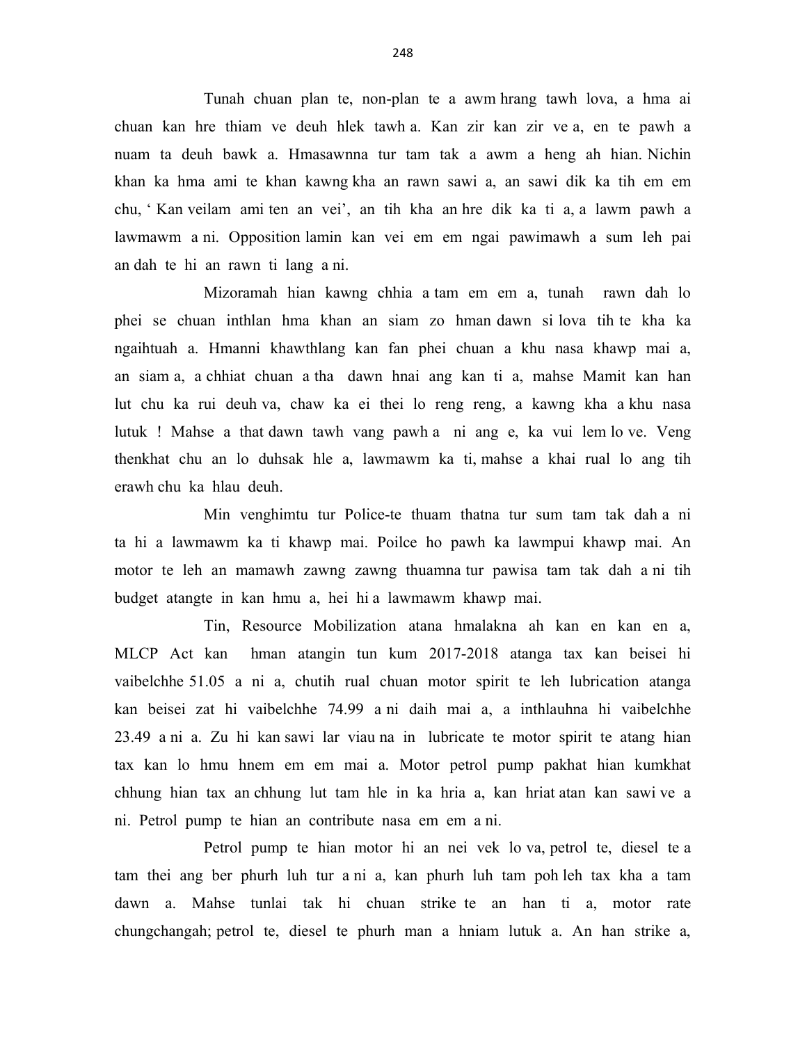Tunah chuan plan te, non-plan te a awm hrang tawh lova, a hma ai chuan kan hre thiam ve deuh hlek tawh a. Kan zir kan zir ve a, en te pawh a nuam ta deuh bawk a. Hmasawnna tur tam tak a awm a heng ah hian. Nichin khan ka hma ami te khan kawng kha an rawn sawi a, an sawi dik ka tih em em chu, ' Kan veilam ami ten an vei', an tih kha an hre dik ka ti a, a lawm pawh a lawmawm a ni. Opposition lamin kan vei em em ngai pawimawh a sum leh pai an dah te hi an rawn ti lang a ni.

Mizoramah hian kawng chhia a tam em em a, tunah rawn dah lo phei se chuan inthlan hma khan an siam zo hman dawn si lova tih te kha ka ngaihtuah a. Hmanni khawthlang kan fan phei chuan a khu nasa khawp mai a, an siam a, a chhiat chuan a tha dawn hnai ang kan ti a, mahse Mamit kan han lut chu ka rui deuh va, chaw ka ei thei lo reng reng, a kawng kha a khu nasa lutuk ! Mahse a that dawn tawh vang pawh a ni ang e, ka vui lem lo ve. Veng thenkhat chu an lo duhsak hle a, lawmawm ka ti, mahse a khai rual lo ang tih erawh chu ka hlau deuh.

Min venghimtu tur Police-te thuam thatna tur sum tam tak dah a ni ta hi a lawmawm ka ti khawp mai. Poilce ho pawh ka lawmpui khawp mai. An motor te leh an mamawh zawng zawng thuamna tur pawisa tam tak dah a ni tih budget atangte in kan hmu a, hei hi a lawmawm khawp mai.

Tin, Resource Mobilization atana hmalakna ah kan en kan en a, MLCP Act kan hman atangin tun kum 2017-2018 atanga tax kan beisei hi vaibelchhe 51.05 a ni a, chutih rual chuan motor spirit te leh lubrication atanga kan beisei zat hi vaibelchhe 74.99 a ni daih mai a, a inthlauhna hi vaibelchhe 23.49 a ni a. Zu hi kan sawi lar viau na in lubricate te motor spirit te atang hian tax kan lo hmu hnem em em mai a. Motor petrol pump pakhat hian kumkhat chhung hian tax an chhung lut tam hle in ka hria a, kan hriat atan kan sawi ve a ni. Petrol pump te hian an contribute nasa em em a ni.

Petrol pump te hian motor hi an nei vek lo va, petrol te, diesel te a tam thei ang ber phurh luh tur a ni a, kan phurh luh tam poh leh tax kha a tam dawn a. Mahse tunlai tak hi chuan strike te an han ti a, motor rate chungchangah; petrol te, diesel te phurh man a hniam lutuk a. An han strike a,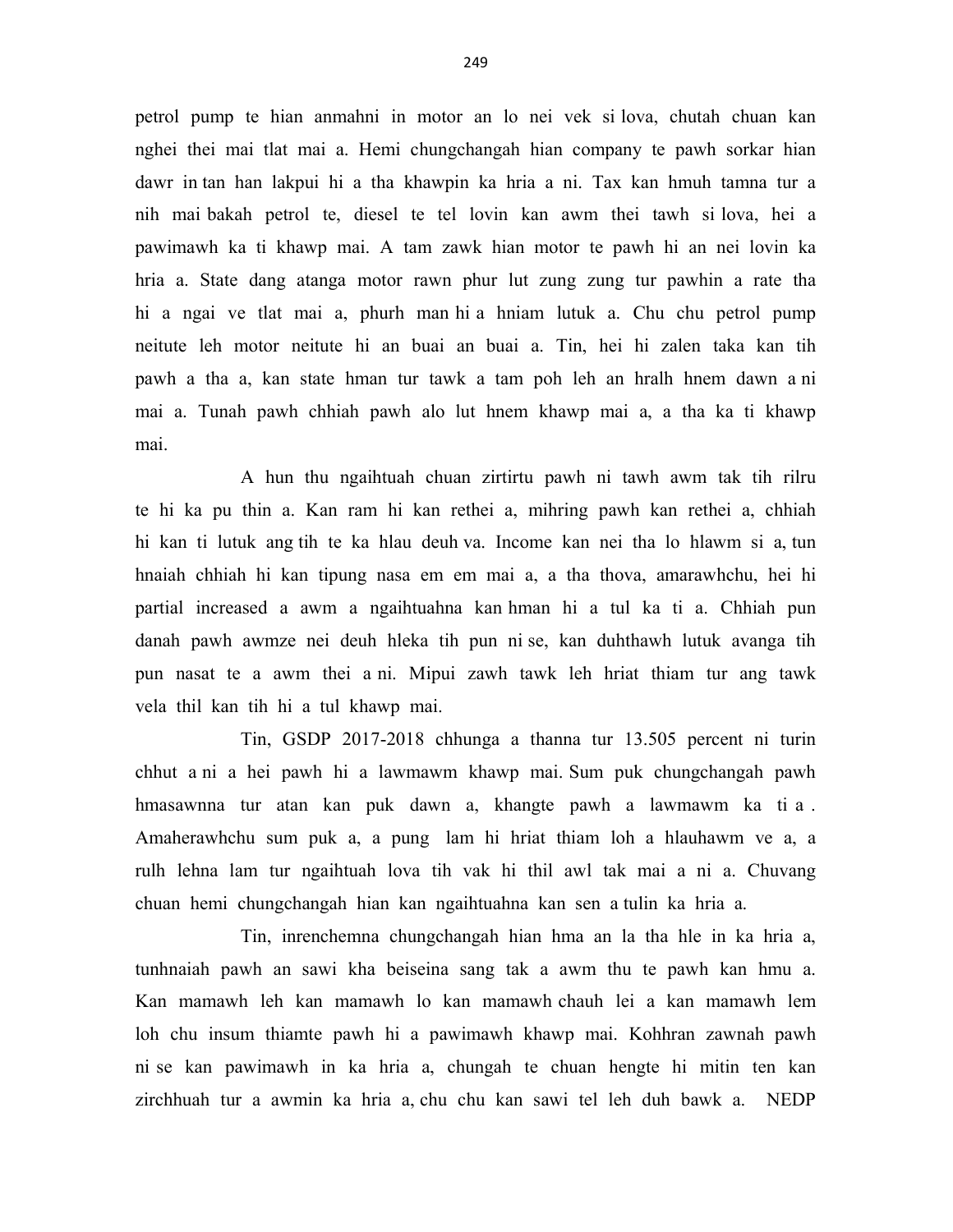petrol pump te hian anmahni in motor an lo nei vek si lova, chutah chuan kan nghei thei mai tlat mai a. Hemi chungchangah hian company te pawh sorkar hian dawr in tan han lakpui hi a tha khawpin ka hria a ni. Tax kan hmuh tamna tur a nih mai bakah petrol te, diesel te tel lovin kan awm thei tawh si lova, hei a pawimawh ka ti khawp mai. A tam zawk hian motor te pawh hi an nei lovin ka hria a. State dang atanga motor rawn phur lut zung zung tur pawhin a rate tha hi a ngai ve tlat mai a, phurh man hi a hniam lutuk a. Chu chu petrol pump neitute leh motor neitute hi an buai an buai a. Tin, hei hi zalen taka kan tih pawh a tha a, kan state hman tur tawk a tam poh leh an hralh hnem dawn a ni mai a. Tunah pawh chhiah pawh alo lut hnem khawp mai a, a tha ka ti khawp mai.

A hun thu ngaihtuah chuan zirtirtu pawh ni tawh awm tak tih rilru te hi ka pu thin a. Kan ram hi kan rethei a, mihring pawh kan rethei a, chhiah hi kan ti lutuk ang tih te ka hlau deuh va. Income kan nei tha lo hlawm si a, tun hnaiah chhiah hi kan tipung nasa em em mai a, a tha thova, amarawhchu, hei hi partial increased a awm a ngaihtuahna kan hman hi a tul ka ti a. Chhiah pun danah pawh awmze nei deuh hleka tih pun ni se, kan duhthawh lutuk avanga tih pun nasat te a awm thei a ni. Mipui zawh tawk leh hriat thiam tur ang tawk vela thil kan tih hi a tul khawp mai.

Tin, GSDP 2017-2018 chhunga a thanna tur 13.505 percent ni turin chhut a ni a hei pawh hi a lawmawm khawp mai. Sum puk chungchangah pawh hmasawnna tur atan kan puk dawn a, khangte pawh a lawmawm ka ti a . Amaherawhchu sum puk a, a pung lam hi hriat thiam loh a hlauhawm ve a, a rulh lehna lam tur ngaihtuah lova tih vak hi thil awl tak mai a ni a. Chuvang chuan hemi chungchangah hian kan ngaihtuahna kan sen a tulin ka hria a.

Tin, inrenchemna chungchangah hian hma an la tha hle in ka hria a, tunhnaiah pawh an sawi kha beiseina sang tak a awm thu te pawh kan hmu a. Kan mamawh leh kan mamawh lo kan mamawh chauh lei a kan mamawh lem loh chu insum thiamte pawh hi a pawimawh khawp mai. Kohhran zawnah pawh ni se kan pawimawh in ka hria a, chungah te chuan hengte hi mitin ten kan zirchhuah tur a awmin ka hria a, chu chu kan sawi tel leh duh bawk a. NEDP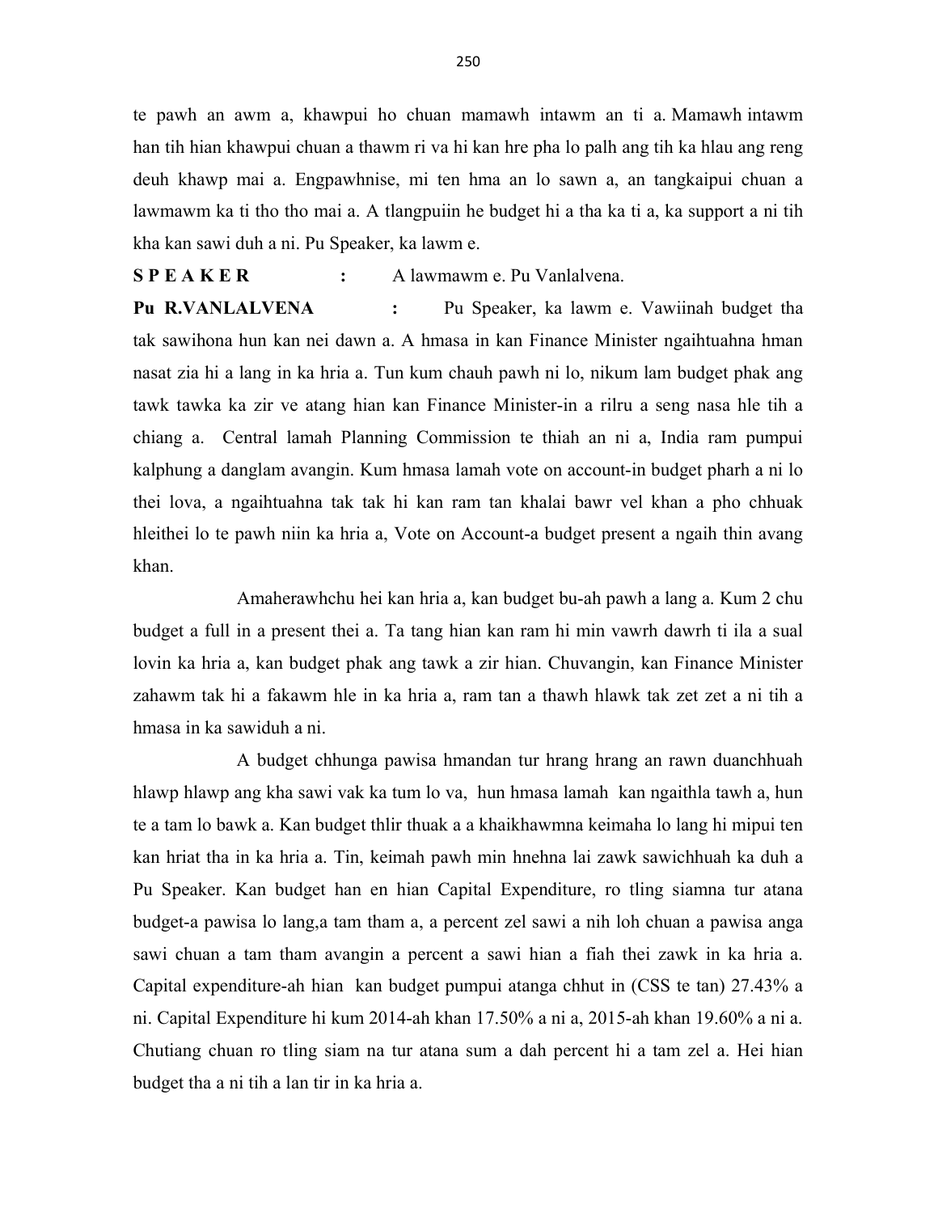te pawh an awm a, khawpui ho chuan mamawh intawm an ti a. Mamawh intawm han tih hian khawpui chuan a thawm ri va hi kan hre pha lo palh ang tih ka hlau ang reng deuh khawp mai a. Engpawhnise, mi ten hma an lo sawn a, an tangkaipui chuan a lawmawm ka ti tho tho mai a. A tlangpuiin he budget hi a tha ka ti a, ka support a ni tih kha kan sawi duh a ni. Pu Speaker, ka lawm e.

**S P E A K E R** : A lawmawm e. Pu Vanlalvena.

**Pu R.VANLALVENA** : Pu Speaker, ka lawm e. Vawiinah budget tha tak sawihona hun kan nei dawn a. A hmasa in kan Finance Minister ngaihtuahna hman nasat zia hi a lang in ka hria a. Tun kum chauh pawh ni lo, nikum lam budget phak ang tawk tawka ka zir ve atang hian kan Finance Minister-in a rilru a seng nasa hle tih a chiang a. Central lamah Planning Commission te thiah an ni a, India ram pumpui kalphung a danglam avangin. Kum hmasa lamah vote on account-in budget pharh a ni lo thei lova, a ngaihtuahna tak tak hi kan ram tan khalai bawr vel khan a pho chhuak hleithei lo te pawh niin ka hria a, Vote on Account-a budget present a ngaih thin avang khan.

Amaherawhchu hei kan hria a, kan budget bu-ah pawh a lang a. Kum 2 chu budget a full in a present thei a. Ta tang hian kan ram hi min vawrh dawrh ti ila a sual lovin ka hria a, kan budget phak ang tawk a zir hian. Chuvangin, kan Finance Minister zahawm tak hi a fakawm hle in ka hria a, ram tan a thawh hlawk tak zet zet a ni tih a hmasa in ka sawiduh a ni.

A budget chhunga pawisa hmandan tur hrang hrang an rawn duanchhuah hlawp hlawp ang kha sawi vak ka tum lo va, hun hmasa lamah kan ngaithla tawh a, hun te a tam lo bawk a. Kan budget thlir thuak a a khaikhawmna keimaha lo lang hi mipui ten kan hriat tha in ka hria a. Tin, keimah pawh min hnehna lai zawk sawichhuah ka duh a Pu Speaker. Kan budget han en hian Capital Expenditure, ro tling siamna tur atana budget-a pawisa lo lang,a tam tham a, a percent zel sawi a nih loh chuan a pawisa anga sawi chuan a tam tham avangin a percent a sawi hian a fiah thei zawk in ka hria a. Capital expenditure-ah hian kan budget pumpui atanga chhut in (CSS te tan) 27.43% a ni. Capital Expenditure hi kum 2014-ah khan 17.50% a ni a, 2015-ah khan 19.60% a ni a. Chutiang chuan ro tling siam na tur atana sum a dah percent hi a tam zel a. Hei hian budget tha a ni tih a lan tir in ka hria a.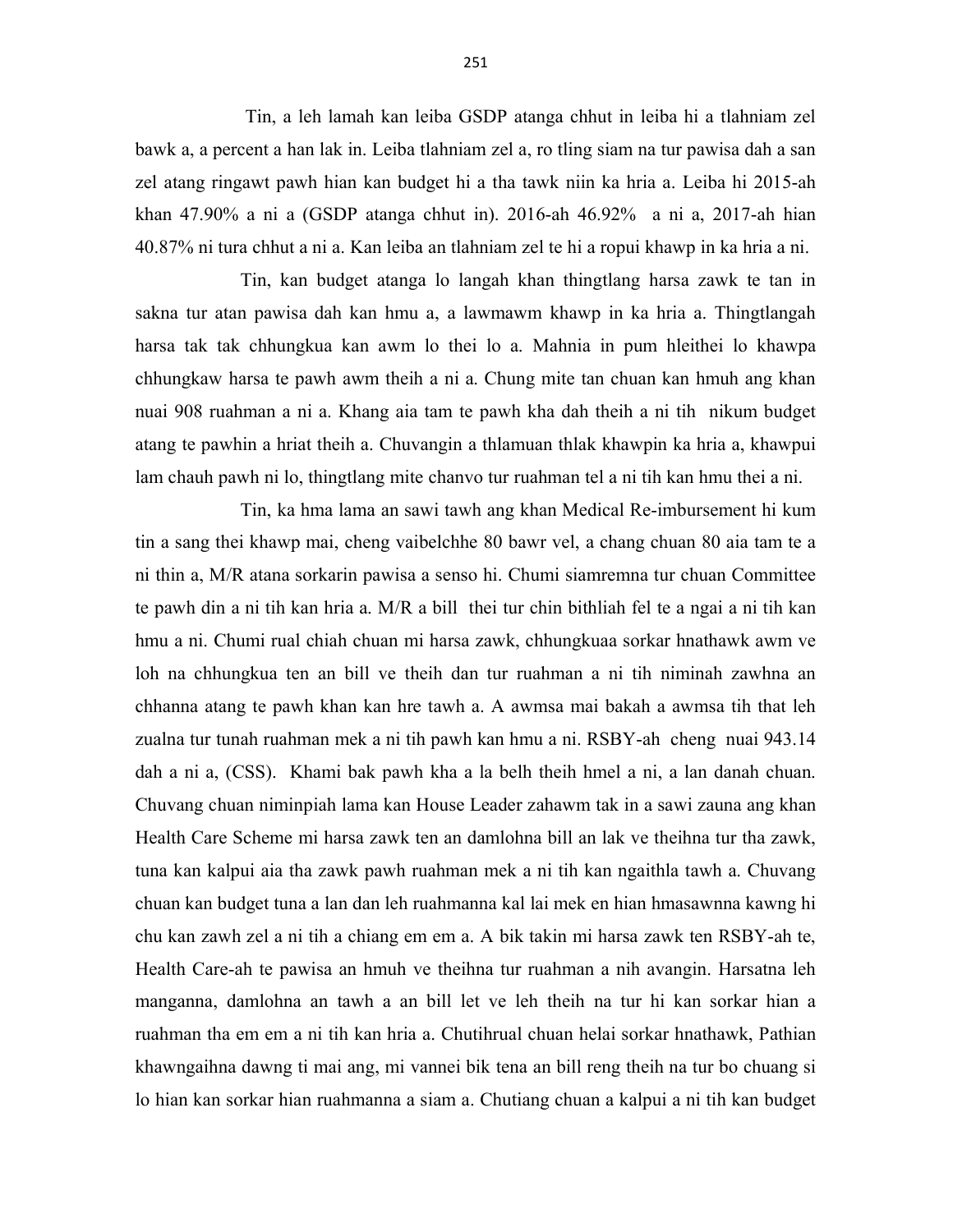Tin, a leh lamah kan leiba GSDP atanga chhut in leiba hi a tlahniam zel bawk a, a percent a han lak in. Leiba tlahniam zel a, ro tling siam na tur pawisa dah a san zel atang ringawt pawh hian kan budget hi a tha tawk niin ka hria a. Leiba hi 2015-ah khan 47.90% a ni a (GSDP atanga chhut in). 2016-ah 46.92% a ni a, 2017-ah hian 40.87% ni tura chhut a ni a. Kan leiba an tlahniam zel te hi a ropui khawp in ka hria a ni.

Tin, kan budget atanga lo langah khan thingtlang harsa zawk te tan in sakna tur atan pawisa dah kan hmu a, a lawmawm khawp in ka hria a. Thingtlangah harsa tak tak chhungkua kan awm lo thei lo a. Mahnia in pum hleithei lo khawpa chhungkaw harsa te pawh awm theih a ni a. Chung mite tan chuan kan hmuh ang khan nuai 908 ruahman a ni a. Khang aia tam te pawh kha dah theih a ni tih nikum budget atang te pawhin a hriat theih a. Chuvangin a thlamuan thlak khawpin ka hria a, khawpui lam chauh pawh ni lo, thingtlang mite chanvo tur ruahman tel a ni tih kan hmu thei a ni.

Tin, ka hma lama an sawi tawh ang khan Medical Re-imbursement hi kum tin a sang thei khawp mai, cheng vaibelchhe 80 bawr vel, a chang chuan 80 aia tam te a ni thin a, M/R atana sorkarin pawisa a senso hi. Chumi siamremna tur chuan Committee te pawh din a ni tih kan hria a. M/R a bill thei tur chin bithliah fel te a ngai a ni tih kan hmu a ni. Chumi rual chiah chuan mi harsa zawk, chhungkuaa sorkar hnathawk awm ve loh na chhungkua ten an bill ve theih dan tur ruahman a ni tih niminah zawhna an chhanna atang te pawh khan kan hre tawh a. A awmsa mai bakah a awmsa tih that leh zualna tur tunah ruahman mek a ni tih pawh kan hmu a ni. RSBY-ah cheng nuai 943.14 dah a ni a, (CSS). Khami bak pawh kha a la belh theih hmel a ni, a lan danah chuan. Chuvang chuan niminpiah lama kan House Leader zahawm tak in a sawi zauna ang khan Health Care Scheme mi harsa zawk ten an damlohna bill an lak ve theihna tur tha zawk, tuna kan kalpui aia tha zawk pawh ruahman mek a ni tih kan ngaithla tawh a. Chuvang chuan kan budget tuna a lan dan leh ruahmanna kal lai mek en hian hmasawnna kawng hi chu kan zawh zel a ni tih a chiang em em a. A bik takin mi harsa zawk ten RSBY-ah te, Health Care-ah te pawisa an hmuh ve theihna tur ruahman a nih avangin. Harsatna leh manganna, damlohna an tawh a an bill let ve leh theih na tur hi kan sorkar hian a ruahman tha em em a ni tih kan hria a. Chutihrual chuan helai sorkar hnathawk, Pathian khawngaihna dawng ti mai ang, mi vannei bik tena an bill reng theih na tur bo chuang si lo hian kan sorkar hian ruahmanna a siam a. Chutiang chuan a kalpui a ni tih kan budget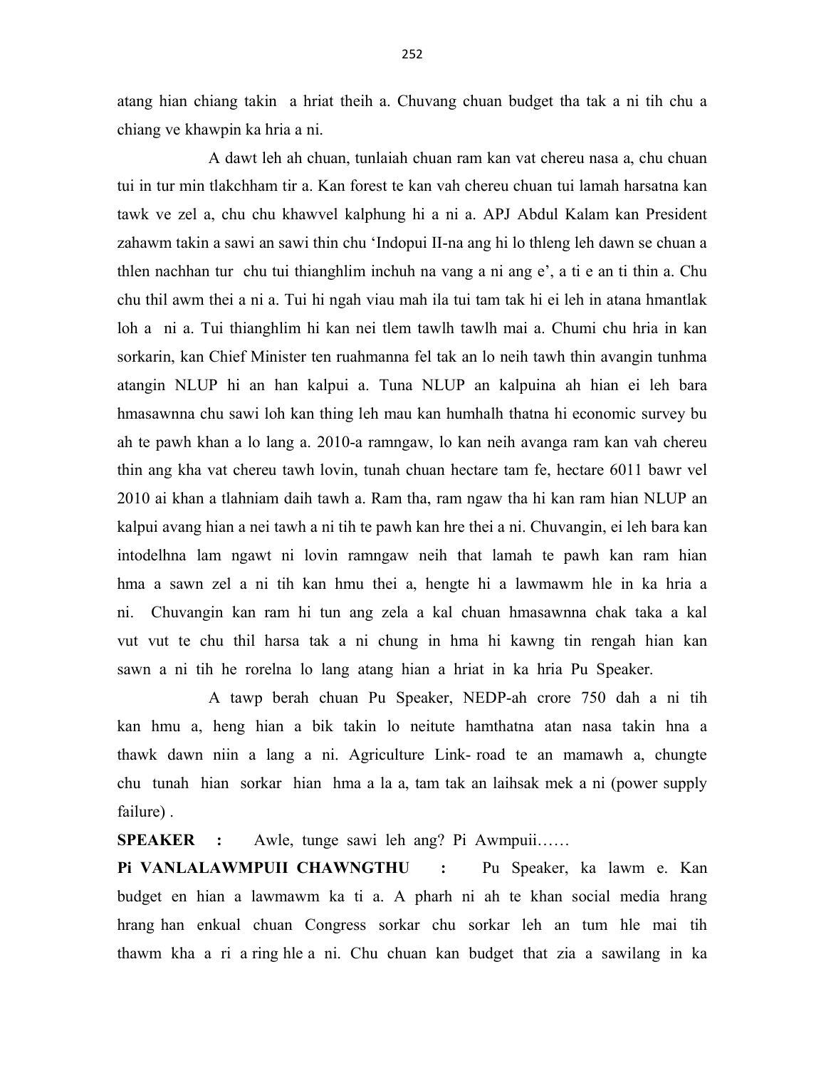atang hian chiang takin a hriat theih a. Chuvang chuan budget tha tak a ni tih chu a chiang ve khawpin ka hria a ni.

A dawt leh ah chuan, tunlaiah chuan ram kan vat chereu nasa a, chu chuan tui in tur min tlakchham tir a. Kan forest te kan vah chereu chuan tui lamah harsatna kan tawk ve zel a, chu chu khawvel kalphung hi a ni a. APJ Abdul Kalam kan President zahawm takin a sawi an sawi thin chu 'Indopui II-na ang hi lo thleng leh dawn se chuan a thlen nachhan tur chu tui thianghlim inchuh na vang a ni ang e', a ti e an ti thin a. Chu chu thil awm thei a ni a. Tui hi ngah viau mah ila tui tam tak hi ei leh in atana hmantlak loh a ni a. Tui thianghlim hi kan nei tlem tawlh tawlh mai a. Chumi chu hria in kan sorkarin, kan Chief Minister ten ruahmanna fel tak an lo neih tawh thin avangin tunhma atangin NLUP hi an han kalpui a. Tuna NLUP an kalpuina ah hian ei leh bara hmasawnna chu sawi loh kan thing leh mau kan humhalh thatna hi economic survey bu ah te pawh khan a lo lang a. 2010-a ramngaw, lo kan neih avanga ram kan vah chereu thin ang kha vat chereu tawh lovin, tunah chuan hectare tam fe, hectare 6011 bawr vel 2010 ai khan a tlahniam daih tawh a. Ram tha, ram ngaw tha hi kan ram hian NLUP an kalpui avang hian a nei tawh a ni tih te pawh kan hre thei a ni. Chuvangin, ei leh bara kan intodelhna lam ngawt ni lovin ramngaw neih that lamah te pawh kan ram hian hma a sawn zel a ni tih kan hmu thei a, hengte hi a lawmawm hle in ka hria a ni. Chuvangin kan ram hi tun ang zela a kal chuan hmasawnna chak taka a kal vut vut te chu thil harsa tak a ni chung in hma hi kawng tin rengah hian kan sawn a ni tih he rorelna lo lang atang hian a hriat in ka hria Pu Speaker.

A tawp berah chuan Pu Speaker, NEDP-ah crore 750 dah a ni tih kan hmu a, heng hian a bik takin lo neitute hamthatna atan nasa takin hna a thawk dawn niin a lang a ni. Agriculture Link- road te an mamawh a, chungte chu tunah hian sorkar hian hma a la a, tam tak an laihsak mek a ni (power supply failure) .

**SPEAKER :** Awle, tunge sawi leh ang? Pi Awmpuii……

**Pi VANLALAWMPUII CHAWNGTHU :** Pu Speaker, ka lawm e. Kan budget en hian a lawmawm ka ti a. A pharh ni ah te khan social media hrang hrang han enkual chuan Congress sorkar chu sorkar leh an tum hle mai tih thawm kha a ri a ring hle a ni. Chu chuan kan budget that zia a sawilang in ka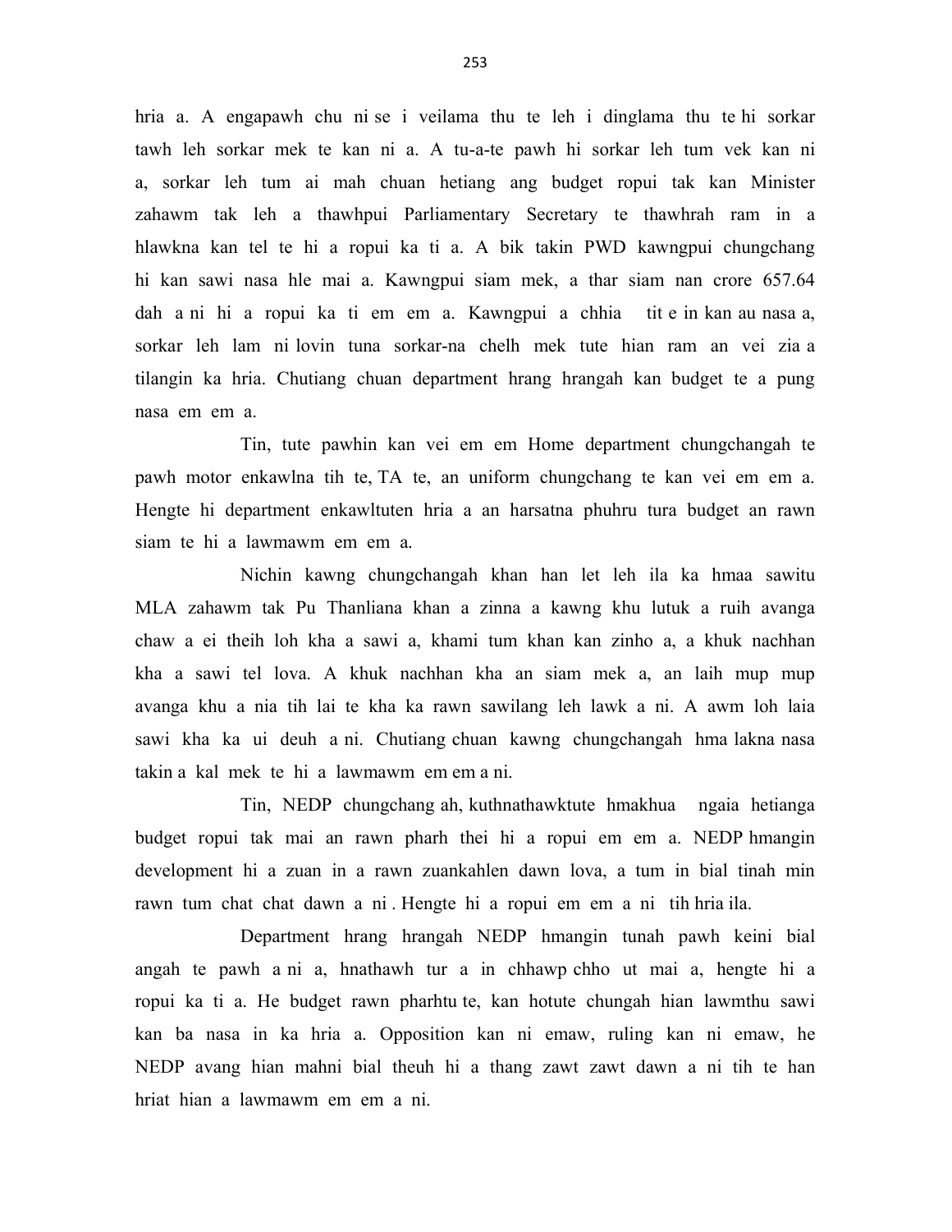hria a. A engapawh chu ni se i veilama thu te leh i dinglama thu te hi sorkar tawh leh sorkar mek te kan ni a. A tu-a-te pawh hi sorkar leh tum vek kan ni a, sorkar leh tum ai mah chuan hetiang ang budget ropui tak kan Minister zahawm tak leh a thawhpui Parliamentary Secretary te thawhrah ram in a hlawkna kan tel te hi a ropui ka ti a. A bik takin PWD kawngpui chungchang hi kan sawi nasa hle mai a. Kawngpui siam mek, a thar siam nan crore 657.64 dah a ni hi a ropui ka ti em em a. Kawngpui a chhia tit e in kan au nasa a, sorkar leh lam ni lovin tuna sorkar-na chelh mek tute hian ram an vei zia a tilangin ka hria. Chutiang chuan department hrang hrangah kan budget te a pung nasa em em a.

Tin, tute pawhin kan vei em em Home department chungchangah te pawh motor enkawlna tih te, TA te, an uniform chungchang te kan vei em em a. Hengte hi department enkawltuten hria a an harsatna phuhru tura budget an rawn siam te hi a lawmawm em em a.

Nichin kawng chungchangah khan han let leh ila ka hmaa sawitu MLA zahawm tak Pu Thanliana khan a zinna a kawng khu lutuk a ruih avanga chaw a ei theih loh kha a sawi a, khami tum khan kan zinho a, a khuk nachhan kha a sawi tel lova. A khuk nachhan kha an siam mek a, an laih mup mup avanga khu a nia tih lai te kha ka rawn sawilang leh lawk a ni. A awm loh laia sawi kha ka ui deuh a ni. Chutiang chuan kawng chungchangah hma lakna nasa takin a kal mek te hi a lawmawm em em a ni.

Tin, NEDP chungchang ah, kuthnathawktute hmakhua ngaia hetianga budget ropui tak mai an rawn pharh thei hi a ropui em em a. NEDP hmangin development hi a zuan in a rawn zuankahlen dawn lova, a tum in bial tinah min rawn tum chat chat dawn a ni . Hengte hi a ropui em em a ni tih hria ila.

Department hrang hrangah NEDP hmangin tunah pawh keini bial angah te pawh a ni a, hnathawh tur a in chhawp chho ut mai a, hengte hi a ropui ka ti a. He budget rawn pharhtu te, kan hotute chungah hian lawmthu sawi kan ba nasa in ka hria a. Opposition kan ni emaw, ruling kan ni emaw, he NEDP avang hian mahni bial theuh hi a thang zawt zawt dawn a ni tih te han hriat hian a lawmawm em em a ni.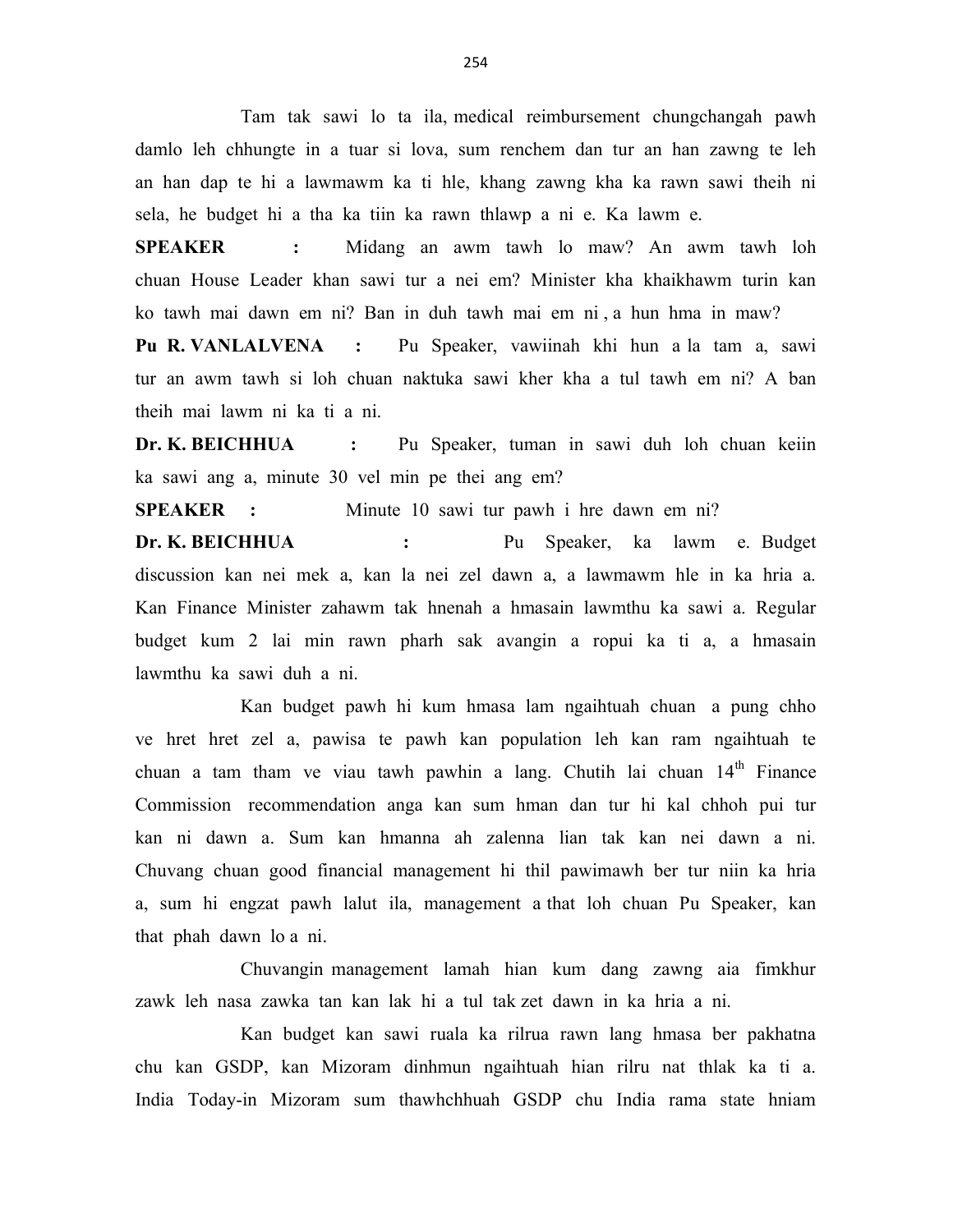Tam tak sawi lo ta ila, medical reimbursement chungchangah pawh damlo leh chhungte in a tuar si lova, sum renchem dan tur an han zawng te leh an han dap te hi a lawmawm ka ti hle, khang zawng kha ka rawn sawi theih ni sela, he budget hi a tha ka tiin ka rawn thlawp a ni e. Ka lawm e.

**SPEAKER :** Midang an awm tawh lo maw? An awm tawh loh chuan House Leader khan sawi tur a nei em? Minister kha khaikhawm turin kan ko tawh mai dawn em ni? Ban in duh tawh mai em ni , a hun hma in maw?

**Pu R. VANLALVENA :** Pu Speaker, vawiinah khi hun a la tam a, sawi tur an awm tawh si loh chuan naktuka sawi kher kha a tul tawh em ni? A ban theih mai lawm ni ka ti a ni.

**Dr. K. BEICHHUA :** Pu Speaker, tuman in sawi duh loh chuan keiin ka sawi ang a, minute 30 vel min pe thei ang em?

**SPEAKER :** Minute 10 sawi tur pawh i hre dawn em ni?

**Dr. K. BEICHHUA :** Pu Speaker, ka lawm e. Budget discussion kan nei mek a, kan la nei zel dawn a, a lawmawm hle in ka hria a. Kan Finance Minister zahawm tak hnenah a hmasain lawmthu ka sawi a. Regular budget kum 2 lai min rawn pharh sak avangin a ropui ka ti a, a hmasain lawmthu ka sawi duh a ni.

Kan budget pawh hi kum hmasa lam ngaihtuah chuan a pung chho ve hret hret zel a, pawisa te pawh kan population leh kan ram ngaihtuah te chuan a tam tham ve viau tawh pawhin a lang. Chutih lai chuan 14th Finance Commission recommendation anga kan sum hman dan tur hi kal chhoh pui tur kan ni dawn a. Sum kan hmanna ah zalenna lian tak kan nei dawn a ni. Chuvang chuan good financial management hi thil pawimawh ber tur niin ka hria a, sum hi engzat pawh lalut ila, management a that loh chuan Pu Speaker, kan that phah dawn lo a ni.

Chuvangin management lamah hian kum dang zawng aia fimkhur zawk leh nasa zawka tan kan lak hi a tul tak zet dawn in ka hria a ni.

Kan budget kan sawi ruala ka rilrua rawn lang hmasa ber pakhatna chu kan GSDP, kan Mizoram dinhmun ngaihtuah hian rilru nat thlak ka ti a. India Today-in Mizoram sum thawhchhuah GSDP chu India rama state hniam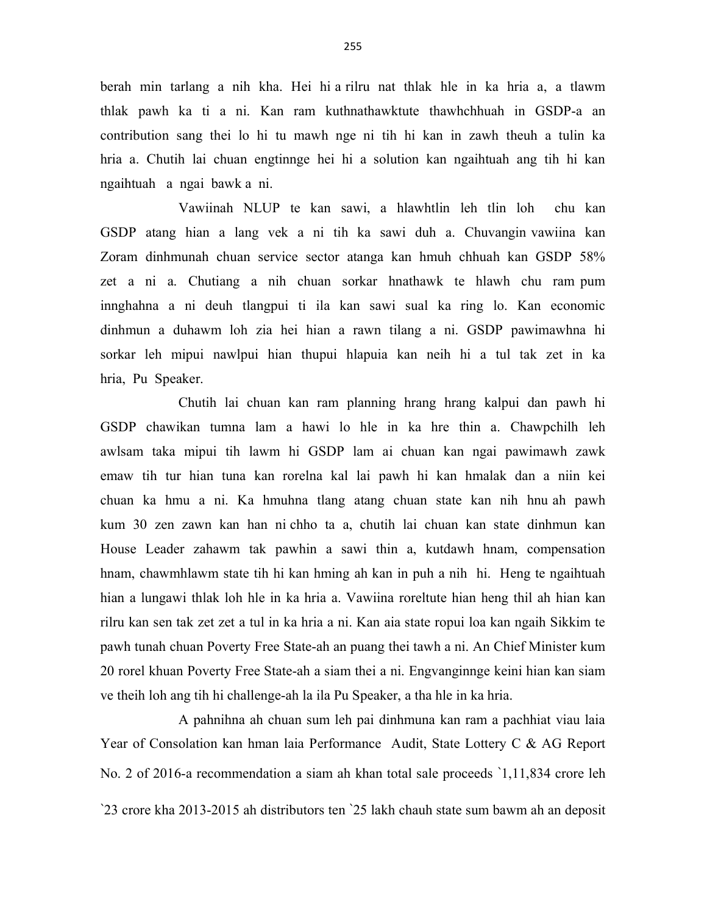berah min tarlang a nih kha. Hei hi a rilru nat thlak hle in ka hria a, a tlawm thlak pawh ka ti a ni. Kan ram kuthnathawktute thawhchhuah in GSDP-a an contribution sang thei lo hi tu mawh nge ni tih hi kan in zawh theuh a tulin ka hria a. Chutih lai chuan engtinnge hei hi a solution kan ngaihtuah ang tih hi kan ngaihtuah a ngai bawk a ni.

Vawiinah NLUP te kan sawi, a hlawhtlin leh tlin loh chu kan GSDP atang hian a lang vek a ni tih ka sawi duh a. Chuvangin vawiina kan Zoram dinhmunah chuan service sector atanga kan hmuh chhuah kan GSDP 58% zet a ni a. Chutiang a nih chuan sorkar hnathawk te hlawh chu ram pum innghahna a ni deuh tlangpui ti ila kan sawi sual ka ring lo. Kan economic dinhmun a duhawm loh zia hei hian a rawn tilang a ni. GSDP pawimawhna hi sorkar leh mipui nawlpui hian thupui hlapuia kan neih hi a tul tak zet in ka hria, Pu Speaker.

Chutih lai chuan kan ram planning hrang hrang kalpui dan pawh hi GSDP chawikan tumna lam a hawi lo hle in ka hre thin a. Chawpchilh leh awlsam taka mipui tih lawm hi GSDP lam ai chuan kan ngai pawimawh zawk emaw tih tur hian tuna kan rorelna kal lai pawh hi kan hmalak dan a niin kei chuan ka hmu a ni. Ka hmuhna tlang atang chuan state kan nih hnu ah pawh kum 30 zen zawn kan han ni chho ta a, chutih lai chuan kan state dinhmun kan House Leader zahawm tak pawhin a sawi thin a, kutdawh hnam, compensation hnam, chawmhlawm state tih hi kan hming ah kan in puh a nih hi. Heng te ngaihtuah hian a lungawi thlak loh hle in ka hria a. Vawiina roreltute hian heng thil ah hian kan rilru kan sen tak zet zet a tul in ka hria a ni. Kan aia state ropui loa kan ngaih Sikkim te pawh tunah chuan Poverty Free State-ah an puang thei tawh a ni. An Chief Minister kum 20 rorel khuan Poverty Free State-ah a siam thei a ni. Engvanginnge keini hian kan siam ve theih loh ang tih hi challenge-ah la ila Pu Speaker, a tha hle in ka hria.

A pahnihna ah chuan sum leh pai dinhmuna kan ram a pachhiat viau laia Year of Consolation kan hman laia Performance Audit, State Lottery C & AG Report No. 2 of 2016-a recommendation a siam ah khan total sale proceeds `1,11,834 crore leh `23 crore kha 2013-2015 ah distributors ten `25 lakh chauh state sum bawm ah an deposit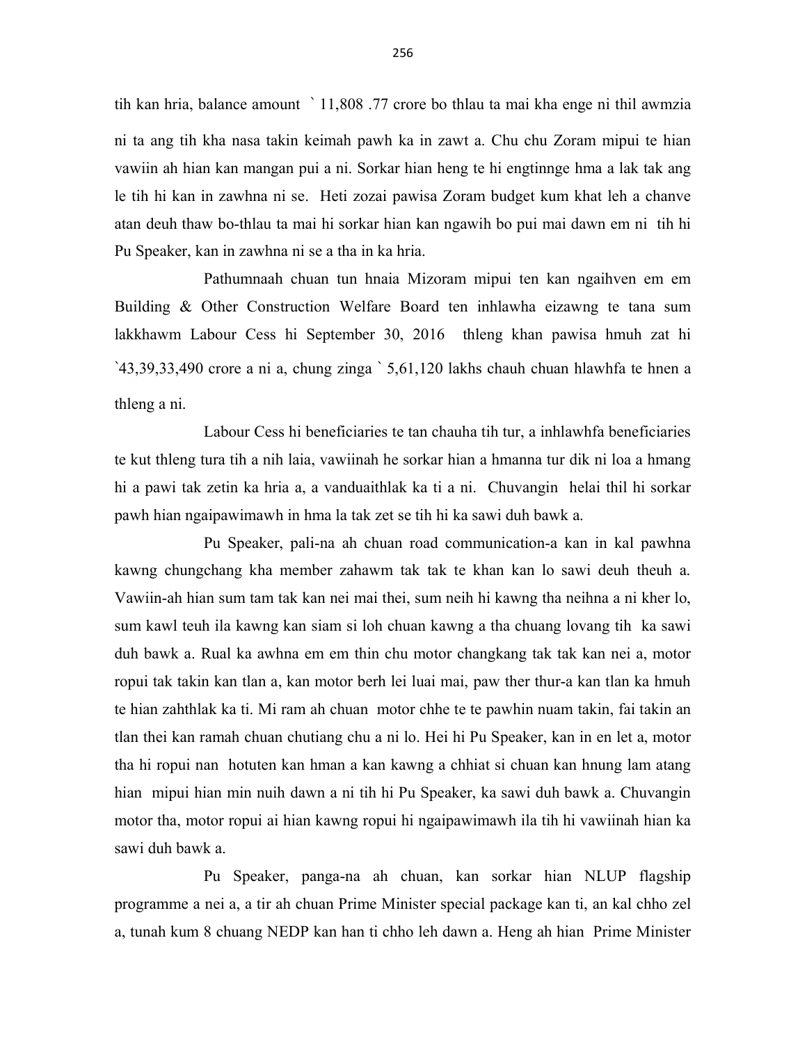tih kan hria, balance amount ` 11,808 .77 crore bo thlau ta mai kha enge ni thil awmzia ni ta ang tih kha nasa takin keimah pawh ka in zawt a. Chu chu Zoram mipui te hian vawiin ah hian kan mangan pui a ni. Sorkar hian heng te hi engtinnge hma a lak tak ang le tih hi kan in zawhna ni se. Heti zozai pawisa Zoram budget kum khat leh a chanve atan deuh thaw bo-thlau ta mai hi sorkar hian kan ngawih bo pui mai dawn em ni tih hi Pu Speaker, kan in zawhna ni se a tha in ka hria.

Pathumnaah chuan tun hnaia Mizoram mipui ten kan ngaihven em em Building & Other Construction Welfare Board ten inhlawha eizawng te tana sum lakkhawm Labour Cess hi September 30, 2016 thleng khan pawisa hmuh zat hi `43,39,33,490 crore a ni a, chung zinga ` 5,61,120 lakhs chauh chuan hlawhfa te hnen a thleng a ni.

Labour Cess hi beneficiaries te tan chauha tih tur, a inhlawhfa beneficiaries te kut thleng tura tih a nih laia, vawiinah he sorkar hian a hmanna tur dik ni loa a hmang hi a pawi tak zetin ka hria a, a vanduaithlak ka ti a ni. Chuvangin helai thil hi sorkar pawh hian ngaipawimawh in hma la tak zet se tih hi ka sawi duh bawk a.

Pu Speaker, pali-na ah chuan road communication-a kan in kal pawhna kawng chungchang kha member zahawm tak tak te khan kan lo sawi deuh theuh a. Vawiin-ah hian sum tam tak kan nei mai thei, sum neih hi kawng tha neihna a ni kher lo, sum kawl teuh ila kawng kan siam si loh chuan kawng a tha chuang lovang tih ka sawi duh bawk a. Rual ka awhna em em thin chu motor changkang tak tak kan nei a, motor ropui tak takin kan tlan a, kan motor berh lei luai mai, paw ther thur-a kan tlan ka hmuh te hian zahthlak ka ti. Mi ram ah chuan motor chhe te te pawhin nuam takin, fai takin an tlan thei kan ramah chuan chutiang chu a ni lo. Hei hi Pu Speaker, kan in en let a, motor tha hi ropui nan hotuten kan hman a kan kawng a chhiat si chuan kan hnung lam atang hian mipui hian min nuih dawn a ni tih hi Pu Speaker, ka sawi duh bawk a. Chuvangin motor tha, motor ropui ai hian kawng ropui hi ngaipawimawh ila tih hi vawiinah hian ka sawi duh bawk a.

Pu Speaker, panga-na ah chuan, kan sorkar hian NLUP flagship programme a nei a, a tir ah chuan Prime Minister special package kan ti, an kal chho zel a, tunah kum 8 chuang NEDP kan han ti chho leh dawn a. Heng ah hian Prime Minister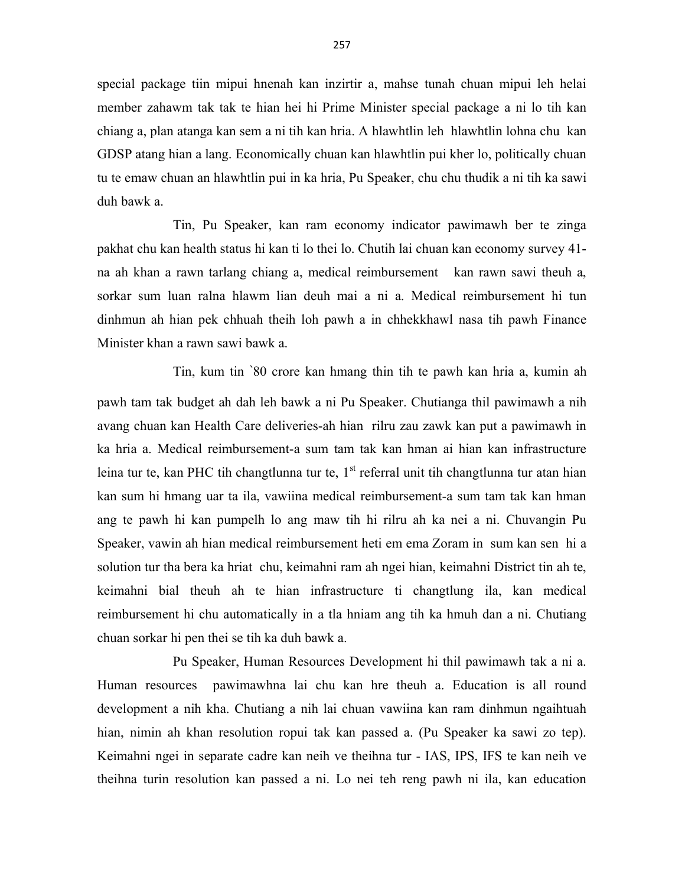special package tiin mipui hnenah kan inzirtir a, mahse tunah chuan mipui leh helai member zahawm tak tak te hian hei hi Prime Minister special package a ni lo tih kan chiang a, plan atanga kan sem a ni tih kan hria. A hlawhtlin leh hlawhtlin lohna chu kan GDSP atang hian a lang. Economically chuan kan hlawhtlin pui kher lo, politically chuan tu te emaw chuan an hlawhtlin pui in ka hria, Pu Speaker, chu chu thudik a ni tih ka sawi duh bawk a.

Tin, Pu Speaker, kan ram economy indicator pawimawh ber te zinga pakhat chu kan health status hi kan ti lo thei lo. Chutih lai chuan kan economy survey 41-na ah khan a rawn tarlang chiang a, medical reimbursement kan rawn sawi theuh a, sorkar sum luan ralna hlawm lian deuh mai a ni a. Medical reimbursement hi tun dinhmun ah hian pek chhuah theih loh pawh a in chhekkhawl nasa tih pawh Finance Minister khan a rawn sawi bawk a.

Tin, kum tin `80 crore kan hmang thin tih te pawh kan hria a, kumin ah pawh tam tak budget ah dah leh bawk a ni Pu Speaker. Chutianga thil pawimawh a nih avang chuan kan Health Care deliveries-ah hian rilru zau zawk kan put a pawimawh in ka hria a. Medical reimbursement-a sum tam tak kan hman ai hian kan infrastructure leina tur te, kan PHC tih changtlunna tur te, 1st referral unit tih changtlunna tur atan hian kan sum hi hmang uar ta ila, vawiina medical reimbursement-a sum tam tak kan hman ang te pawh hi kan pumpelh lo ang maw tih hi rilru ah ka nei a ni. Chuvangin Pu Speaker, vawin ah hian medical reimbursement heti em ema Zoram in sum kan sen hi a solution tur tha bera ka hriat chu, keimahni ram ah ngei hian, keimahni District tin ah te, keimahni bial theuh ah te hian infrastructure ti changtlung ila, kan medical reimbursement hi chu automatically in a tla hniam ang tih ka hmuh dan a ni. Chutiang chuan sorkar hi pen thei se tih ka duh bawk a.

Pu Speaker, Human Resources Development hi thil pawimawh tak a ni a. Human resources pawimawhna lai chu kan hre theuh a. Education is all round development a nih kha. Chutiang a nih lai chuan vawiina kan ram dinhmun ngaihtuah hian, nimin ah khan resolution ropui tak kan passed a. (Pu Speaker ka sawi zo tep). Keimahni ngei in separate cadre kan neih ve theihna tur - IAS, IPS, IFS te kan neih ve theihna turin resolution kan passed a ni. Lo nei teh reng pawh ni ila, kan education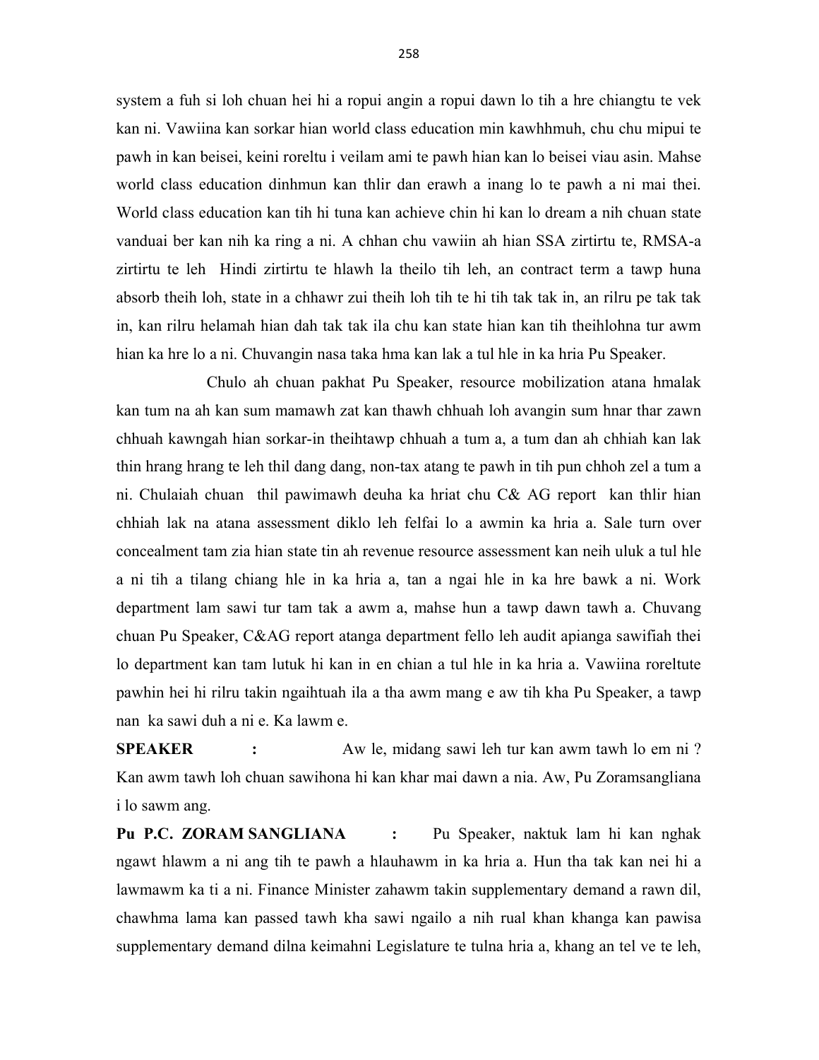system a fuh si loh chuan hei hi a ropui angin a ropui dawn lo tih a hre chiangtu te vek kan ni. Vawiina kan sorkar hian world class education min kawhhmuh, chu chu mipui te pawh in kan beisei, keini roreltu i veilam ami te pawh hian kan lo beisei viau asin. Mahse world class education dinhmun kan thlir dan erawh a inang lo te pawh a ni mai thei. World class education kan tih hi tuna kan achieve chin hi kan lo dream a nih chuan state vanduai ber kan nih ka ring a ni. A chhan chu vawiin ah hian SSA zirtirtu te, RMSA-a zirtirtu te leh Hindi zirtirtu te hlawh la theilo tih leh, an contract term a tawp huna absorb theih loh, state in a chhawr zui theih loh tih te hi tih tak tak in, an rilru pe tak tak in, kan rilru helamah hian dah tak tak ila chu kan state hian kan tih theihlohna tur awm hian ka hre lo a ni. Chuvangin nasa taka hma kan lak a tul hle in ka hria Pu Speaker.

Chulo ah chuan pakhat Pu Speaker, resource mobilization atana hmalak kan tum na ah kan sum mamawh zat kan thawh chhuah loh avangin sum hnar thar zawn chhuah kawngah hian sorkar-in theihtawp chhuah a tum a, a tum dan ah chhiah kan lak thin hrang hrang te leh thil dang dang, non-tax atang te pawh in tih pun chhoh zel a tum a ni. Chulaiah chuan thil pawimawh deuha ka hriat chu C& AG report kan thlir hian chhiah lak na atana assessment diklo leh felfai lo a awmin ka hria a. Sale turn over concealment tam zia hian state tin ah revenue resource assessment kan neih uluk a tul hle a ni tih a tilang chiang hle in ka hria a, tan a ngai hle in ka hre bawk a ni. Work department lam sawi tur tam tak a awm a, mahse hun a tawp dawn tawh a. Chuvang chuan Pu Speaker, C&AG report atanga department fello leh audit apianga sawifiah thei lo department kan tam lutuk hi kan in en chian a tul hle in ka hria a. Vawiina roreltute pawhin hei hi rilru takin ngaihtuah ila a tha awm mang e aw tih kha Pu Speaker, a tawp nan ka sawi duh a ni e. Ka lawm e.

**SPEAKER** : Aw le, midang sawi leh tur kan awm tawh lo em ni ? Kan awm tawh loh chuan sawihona hi kan khar mai dawn a nia. Aw, Pu Zoramsangliana i lo sawm ang.

**Pu P.C. ZORAM SANGLIANA** : Pu Speaker, naktuk lam hi kan nghak ngawt hlawm a ni ang tih te pawh a hlauhawm in ka hria a. Hun tha tak kan nei hi a lawmawm ka ti a ni. Finance Minister zahawm takin supplementary demand a rawn dil, chawhma lama kan passed tawh kha sawi ngailo a nih rual khan khanga kan pawisa supplementary demand dilna keimahni Legislature te tulna hria a, khang an tel ve te leh,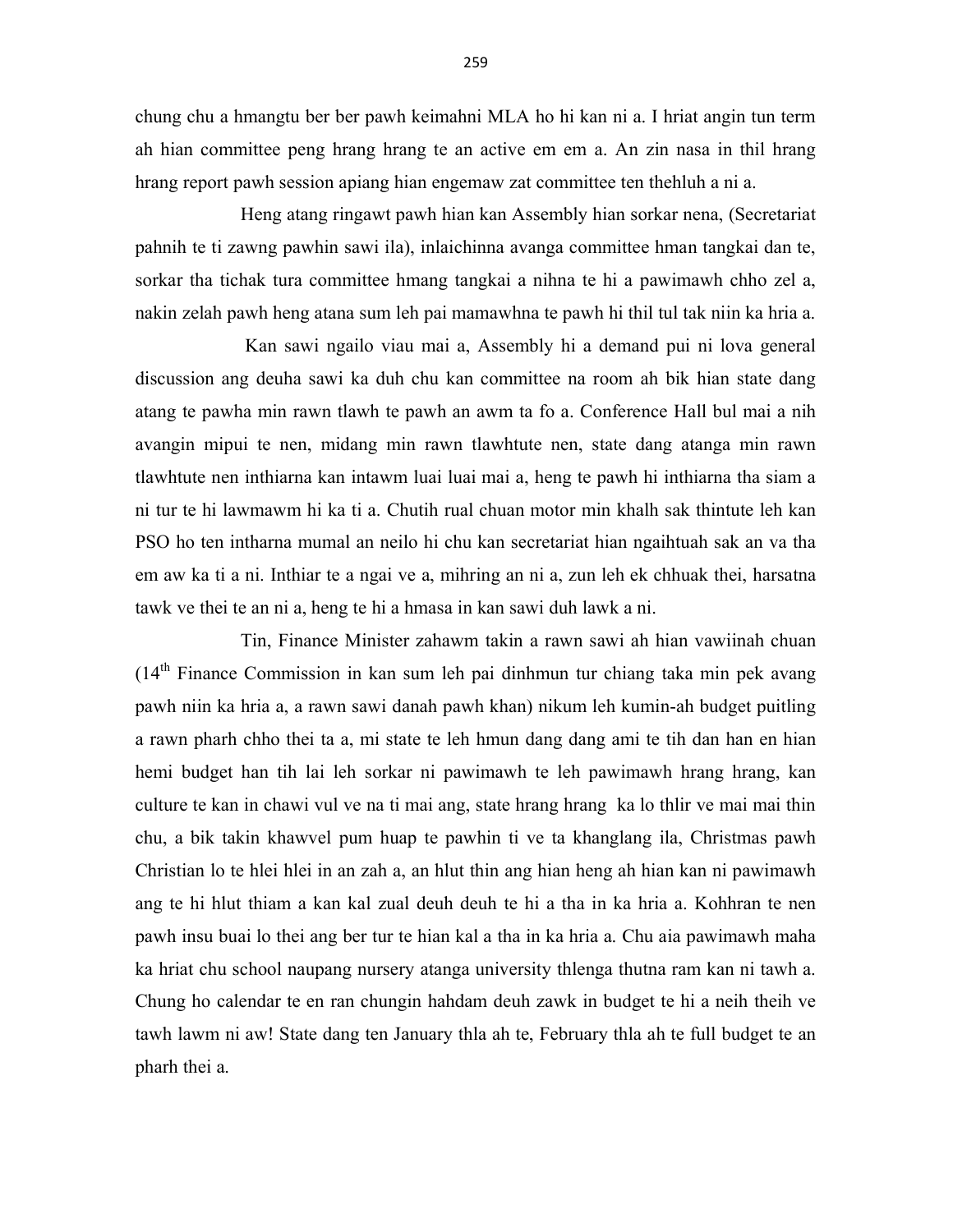chung chu a hmangtu ber ber pawh keimahni MLA ho hi kan ni a. I hriat angin tun term ah hian committee peng hrang hrang te an active em em a. An zin nasa in thil hrang hrang report pawh session apiang hian engemaw zat committee ten thehluh a ni a.

Heng atang ringawt pawh hian kan Assembly hian sorkar nena, (Secretariat pahnih te ti zawng pawhin sawi ila), inlaichinna avanga committee hman tangkai dan te, sorkar tha tichak tura committee hmang tangkai a nihna te hi a pawimawh chho zel a, nakin zelah pawh heng atana sum leh pai mamawhna te pawh hi thil tul tak niin ka hria a.

Kan sawi ngailo viau mai a, Assembly hi a demand pui ni lova general discussion ang deuha sawi ka duh chu kan committee na room ah bik hian state dang atang te pawha min rawn tlawh te pawh an awm ta fo a. Conference Hall bul mai a nih avangin mipui te nen, midang min rawn tlawhtute nen, state dang atanga min rawn tlawhtute nen inthiarna kan intawm luai luai mai a, heng te pawh hi inthiarna tha siam a ni tur te hi lawmawm hi ka ti a. Chutih rual chuan motor min khalh sak thintute leh kan PSO ho ten intharna mumal an neilo hi chu kan secretariat hian ngaihtuah sak an va tha em aw ka ti a ni. Inthiar te a ngai ve a, mihring an ni a, zun leh ek chhuak thei, harsatna tawk ve thei te an ni a, heng te hi a hmasa in kan sawi duh lawk a ni.

Tin, Finance Minister zahawm takin a rawn sawi ah hian vawiinah chuan (14th Finance Commission in kan sum leh pai dinhmun tur chiang taka min pek avang pawh niin ka hria a, a rawn sawi danah pawh khan) nikum leh kumin-ah budget puitling a rawn pharh chho thei ta a, mi state te leh hmun dang dang ami te tih dan han en hian hemi budget han tih lai leh sorkar ni pawimawh te leh pawimawh hrang hrang, kan culture te kan in chawi vul ve na ti mai ang, state hrang hrang ka lo thlir ve mai mai thin chu, a bik takin khawvel pum huap te pawhin ti ve ta khanglang ila, Christmas pawh Christian lo te hlei hlei in an zah a, an hlut thin ang hian heng ah hian kan ni pawimawh ang te hi hlut thiam a kan kal zual deuh deuh te hi a tha in ka hria a. Kohhran te nen pawh insu buai lo thei ang ber tur te hian kal a tha in ka hria a. Chu aia pawimawh maha ka hriat chu school naupang nursery atanga university thlenga thutna ram kan ni tawh a. Chung ho calendar te en ran chungin hahdam deuh zawk in budget te hi a neih theih ve tawh lawm ni aw! State dang ten January thla ah te, February thla ah te full budget te an pharh thei a.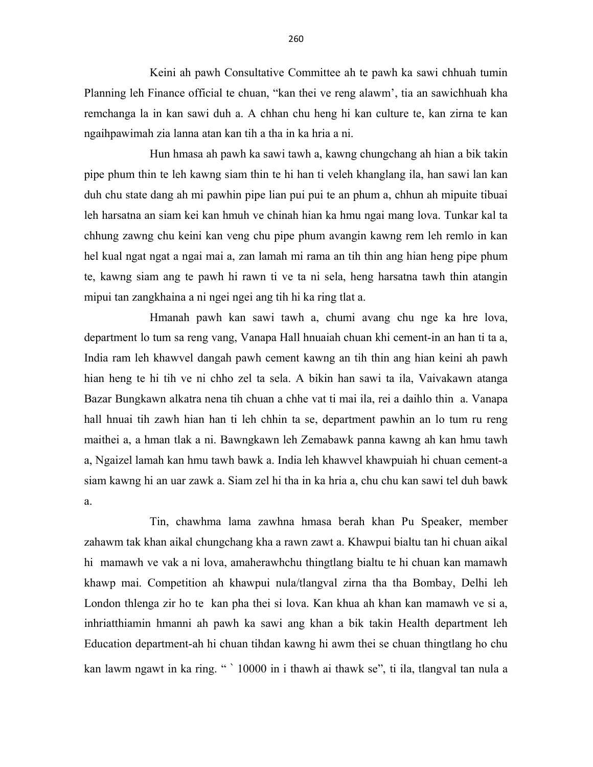Keini ah pawh Consultative Committee ah te pawh ka sawi chhuah tumin Planning leh Finance official te chuan, "kan thei ve reng alawm', tia an sawichhuah kha remchanga la in kan sawi duh a. A chhan chu heng hi kan culture te, kan zirna te kan ngaihpawimah zia lanna atan kan tih a tha in ka hria a ni.

Hun hmasa ah pawh ka sawi tawh a, kawng chungchang ah hian a bik takin pipe phum thin te leh kawng siam thin te hi han ti veleh khanglang ila, han sawi lan kan duh chu state dang ah mi pawhin pipe lian pui pui te an phum a, chhun ah mipuite tibuai leh harsatna an siam kei kan hmuh ve chinah hian ka hmu ngai mang lova. Tunkar kal ta chhung zawng chu keini kan veng chu pipe phum avangin kawng rem leh remlo in kan hel kual ngat ngat a ngai mai a, zan lamah mi rama an tih thin ang hian heng pipe phum te, kawng siam ang te pawh hi rawn ti ve ta ni sela, heng harsatna tawh thin atangin mipui tan zangkhaina a ni ngei ngei ang tih hi ka ring tlat a.

Hmanah pawh kan sawi tawh a, chumi avang chu nge ka hre lova, department lo tum sa reng vang, Vanapa Hall hnuaiah chuan khi cement-in an han ti ta a, India ram leh khawvel dangah pawh cement kawng an tih thin ang hian keini ah pawh hian heng te hi tih ve ni chho zel ta sela. A bikin han sawi ta ila, Vaivakawn atanga Bazar Bungkawn alkatra nena tih chuan a chhe vat ti mai ila, rei a daihlo thin a. Vanapa hall hnuai tih zawh hian han ti leh chhin ta se, department pawhin an lo tum ru reng maithei a, a hman tlak a ni. Bawngkawn leh Zemabawk panna kawng ah kan hmu tawh a, Ngaizel lamah kan hmu tawh bawk a. India leh khawvel khawpuiah hi chuan cement-a siam kawng hi an uar zawk a. Siam zel hi tha in ka hria a, chu chu kan sawi tel duh bawk a.

Tin, chawhma lama zawhna hmasa berah khan Pu Speaker, member zahawm tak khan aikal chungchang kha a rawn zawt a. Khawpui bialtu tan hi chuan aikal hi mamawh ve vak a ni lova, amaherawhchu thingtlang bialtu te hi chuan kan mamawh khawp mai. Competition ah khawpui nula/tlangval zirna tha tha Bombay, Delhi leh London thlenga zir ho te kan pha thei si lova. Kan khua ah khan kan mamawh ve si a, inhriatthiamin hmanni ah pawh ka sawi ang khan a bik takin Health department leh Education department-ah hi chuan tihdan kawng hi awm thei se chuan thingtlang ho chu kan lawm ngawt in ka ring. " ` 10000 in i thawh ai thawk se", ti ila, tlangval tan nula a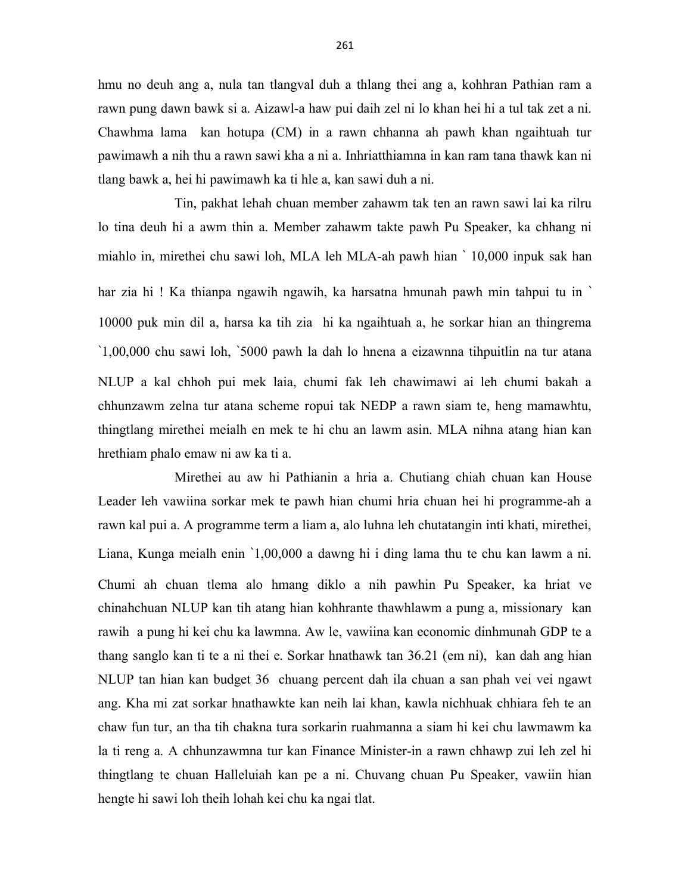hmu no deuh ang a, nula tan tlangval duh a thlang thei ang a, kohhran Pathian ram a rawn pung dawn bawk si a. Aizawl-a haw pui daih zel ni lo khan hei hi a tul tak zet a ni. Chawhma lama kan hotupa (CM) in a rawn chhanna ah pawh khan ngaihtuah tur pawimawh a nih thu a rawn sawi kha a ni a. Inhriatthiamna in kan ram tana thawk kan ni tlang bawk a, hei hi pawimawh ka ti hle a, kan sawi duh a ni.

Tin, pakhat lehah chuan member zahawm tak ten an rawn sawi lai ka rilru lo tina deuh hi a awm thin a. Member zahawm takte pawh Pu Speaker, ka chhang ni miahlo in, mirethei chu sawi loh, MLA leh MLA-ah pawh hian ` 10,000 inpuk sak han har zia hi ! Ka thianpa ngawih ngawih, ka harsatna hmunah pawh min tahpui tu in ` 10000 puk min dil a, harsa ka tih zia hi ka ngaihtuah a, he sorkar hian an thingrema `1,00,000 chu sawi loh, `5000 pawh la dah lo hnena a eizawnna tihpuitlin na tur atana NLUP a kal chhoh pui mek laia, chumi fak leh chawimawi ai leh chumi bakah a chhunzawm zelna tur atana scheme ropui tak NEDP a rawn siam te, heng mamawhtu, thingtlang mirethei meialh en mek te hi chu an lawm asin. MLA nihna atang hian kan hrethiam phalo emaw ni aw ka ti a.

Mirethei au aw hi Pathianin a hria a. Chutiang chiah chuan kan House Leader leh vawiina sorkar mek te pawh hian chumi hria chuan hei hi programme-ah a rawn kal pui a. A programme term a liam a, alo luhna leh chutatangin inti khati, mirethei, Liana, Kunga meialh enin `1,00,000 a dawng hi i ding lama thu te chu kan lawm a ni. Chumi ah chuan tlema alo hmang diklo a nih pawhin Pu Speaker, ka hriat ve chinahchuan NLUP kan tih atang hian kohhrante thawhlawm a pung a, missionary kan rawih a pung hi kei chu ka lawmna. Aw le, vawiina kan economic dinhmunah GDP te a thang sanglo kan ti te a ni thei e. Sorkar hnathawk tan 36.21 (em ni), kan dah ang hian NLUP tan hian kan budget 36 chuang percent dah ila chuan a san phah vei vei ngawt ang. Kha mi zat sorkar hnathawkte kan neih lai khan, kawla nichhuak chhiara feh te an chaw fun tur, an tha tih chakna tura sorkarin ruahmanna a siam hi kei chu lawmawm ka la ti reng a. A chhunzawmna tur kan Finance Minister-in a rawn chhawp zui leh zel hi thingtlang te chuan Halleluiah kan pe a ni. Chuvang chuan Pu Speaker, vawiin hian hengte hi sawi loh theih lohah kei chu ka ngai tlat.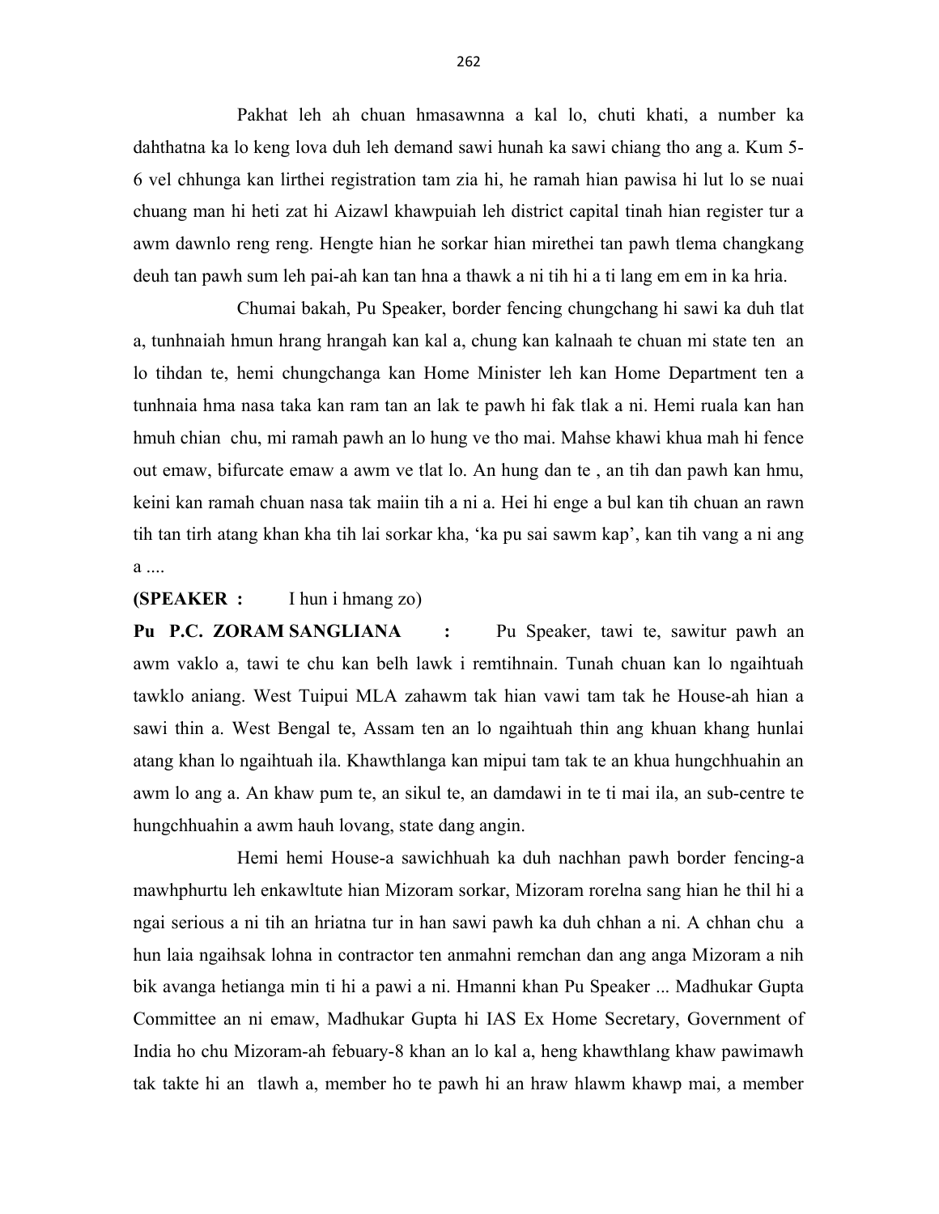Pakhat leh ah chuan hmasawnna a kal lo, chuti khati, a number ka dahthatna ka lo keng lova duh leh demand sawi hunah ka sawi chiang tho ang a. Kum 5-6 vel chhunga kan lirthei registration tam zia hi, he ramah hian pawisa hi lut lo se nuai chuang man hi heti zat hi Aizawl khawpuiah leh district capital tinah hian register tur a awm dawnlo reng reng. Hengte hian he sorkar hian mirethei tan pawh tlema changkang deuh tan pawh sum leh pai-ah kan tan hna a thawk a ni tih hi a ti lang em em in ka hria.

Chumai bakah, Pu Speaker, border fencing chungchang hi sawi ka duh tlat a, tunhnaiah hmun hrang hrangah kan kal a, chung kan kalnaah te chuan mi state ten an lo tihdan te, hemi chungchanga kan Home Minister leh kan Home Department ten a tunhnaia hma nasa taka kan ram tan an lak te pawh hi fak tlak a ni. Hemi ruala kan han hmuh chian chu, mi ramah pawh an lo hung ve tho mai. Mahse khawi khua mah hi fence out emaw, bifurcate emaw a awm ve tlat lo. An hung dan te , an tih dan pawh kan hmu, keini kan ramah chuan nasa tak maiin tih a ni a. Hei hi enge a bul kan tih chuan an rawn tih tan tirh atang khan kha tih lai sorkar kha, 'ka pu sai sawm kap', kan tih vang a ni ang a ....

**(SPEAKER :** I hun i hmang zo)

**Pu P.C. ZORAM SANGLIANA :** Pu Speaker, tawi te, sawitur pawh an awm vaklo a, tawi te chu kan belh lawk i remtihnain. Tunah chuan kan lo ngaihtuah tawklo aniang. West Tuipui MLA zahawm tak hian vawi tam tak he House-ah hian a sawi thin a. West Bengal te, Assam ten an lo ngaihtuah thin ang khuan khang hunlai atang khan lo ngaihtuah ila. Khawthlanga kan mipui tam tak te an khua hungchhuahin an awm lo ang a. An khaw pum te, an sikul te, an damdawi in te ti mai ila, an sub-centre te hungchhuahin a awm hauh lovang, state dang angin.

Hemi hemi House-a sawichhuah ka duh nachhan pawh border fencing-a mawhphurtu leh enkawltute hian Mizoram sorkar, Mizoram rorelna sang hian he thil hi a ngai serious a ni tih an hriatna tur in han sawi pawh ka duh chhan a ni. A chhan chu a hun laia ngaihsak lohna in contractor ten anmahni remchan dan ang anga Mizoram a nih bik avanga hetianga min ti hi a pawi a ni. Hmanni khan Pu Speaker ... Madhukar Gupta Committee an ni emaw, Madhukar Gupta hi IAS Ex Home Secretary, Government of India ho chu Mizoram-ah febuary-8 khan an lo kal a, heng khawthlang khaw pawimawh tak takte hi an tlawh a, member ho te pawh hi an hraw hlawm khawp mai, a member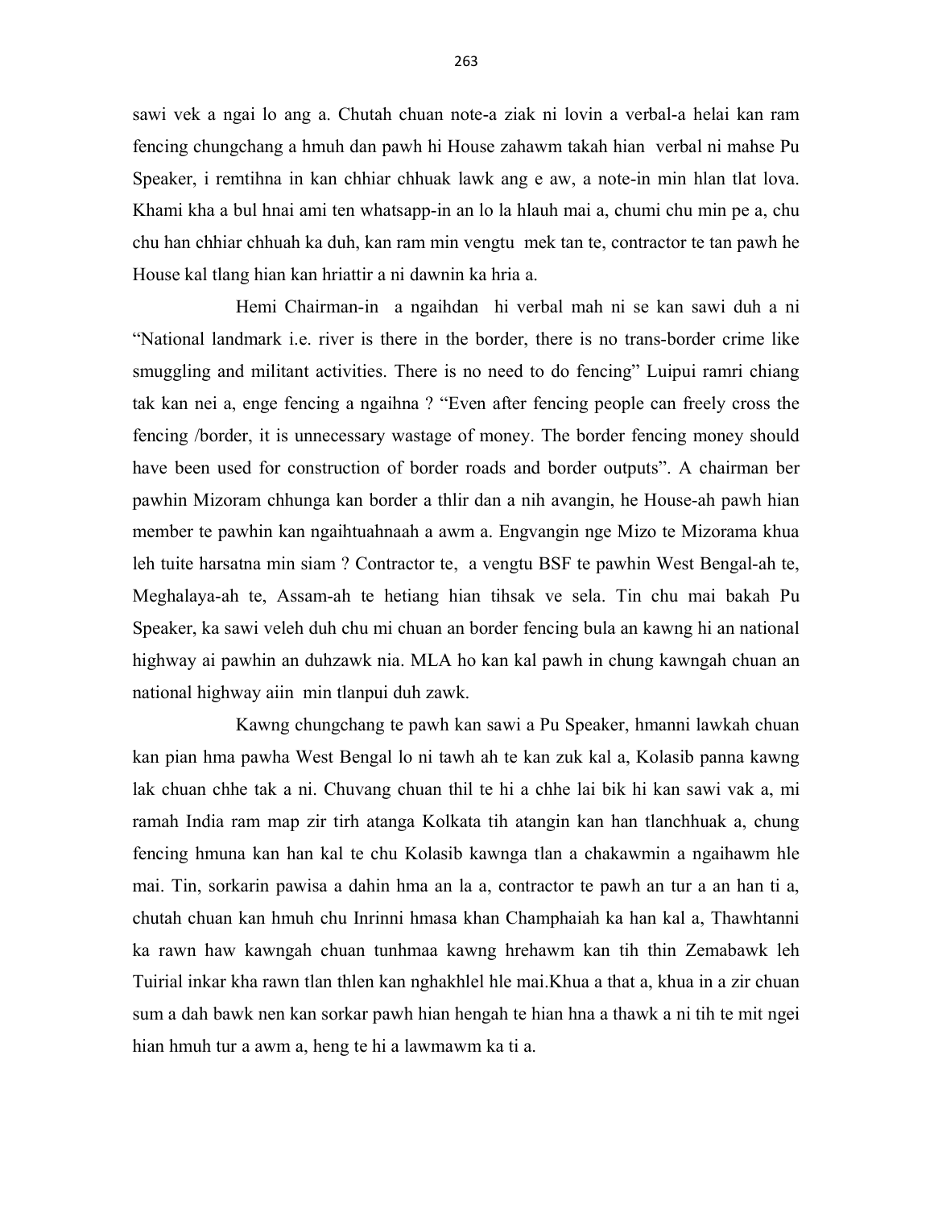sawi vek a ngai lo ang a. Chutah chuan note-a ziak ni lovin a verbal-a helai kan ram fencing chungchang a hmuh dan pawh hi House zahawm takah hian verbal ni mahse Pu Speaker, i remtihna in kan chhiar chhuak lawk ang e aw, a note-in min hlan tlat lova. Khami kha a bul hnai ami ten whatsapp-in an lo la hlauh mai a, chumi chu min pe a, chu chu han chhiar chhuah ka duh, kan ram min vengtu mek tan te, contractor te tan pawh he House kal tlang hian kan hriattir a ni dawnin ka hria a.

Hemi Chairman-in a ngaihdan hi verbal mah ni se kan sawi duh a ni "National landmark i.e. river is there in the border, there is no trans-border crime like smuggling and militant activities. There is no need to do fencing" Luipui ramri chiang tak kan nei a, enge fencing a ngaihna ? "Even after fencing people can freely cross the fencing /border, it is unnecessary wastage of money. The border fencing money should have been used for construction of border roads and border outputs". A chairman ber pawhin Mizoram chhunga kan border a thlir dan a nih avangin, he House-ah pawh hian member te pawhin kan ngaihtuahnaah a awm a. Engvangin nge Mizo te Mizorama khua leh tuite harsatna min siam ? Contractor te, a vengtu BSF te pawhin West Bengal-ah te, Meghalaya-ah te, Assam-ah te hetiang hian tihsak ve sela. Tin chu mai bakah Pu Speaker, ka sawi veleh duh chu mi chuan an border fencing bula an kawng hi an national highway ai pawhin an duhzawk nia. MLA ho kan kal pawh in chung kawngah chuan an national highway aiin min tlanpui duh zawk.

Kawng chungchang te pawh kan sawi a Pu Speaker, hmanni lawkah chuan kan pian hma pawha West Bengal lo ni tawh ah te kan zuk kal a, Kolasib panna kawng lak chuan chhe tak a ni. Chuvang chuan thil te hi a chhe lai bik hi kan sawi vak a, mi ramah India ram map zir tirh atanga Kolkata tih atangin kan han tlanchhuak a, chung fencing hmuna kan han kal te chu Kolasib kawnga tlan a chakawmin a ngaihawm hle mai. Tin, sorkarin pawisa a dahin hma an la a, contractor te pawh an tur a an han ti a, chutah chuan kan hmuh chu Inrinni hmasa khan Champhaiah ka han kal a, Thawhtanni ka rawn haw kawngah chuan tunhmaa kawng hrehawm kan tih thin Zemabawk leh Tuirial inkar kha rawn tlan thlen kan nghakhlel hle mai.Khua a that a, khua in a zir chuan sum a dah bawk nen kan sorkar pawh hian hengah te hian hna a thawk a ni tih te mit ngei hian hmuh tur a awm a, heng te hi a lawmawm ka ti a.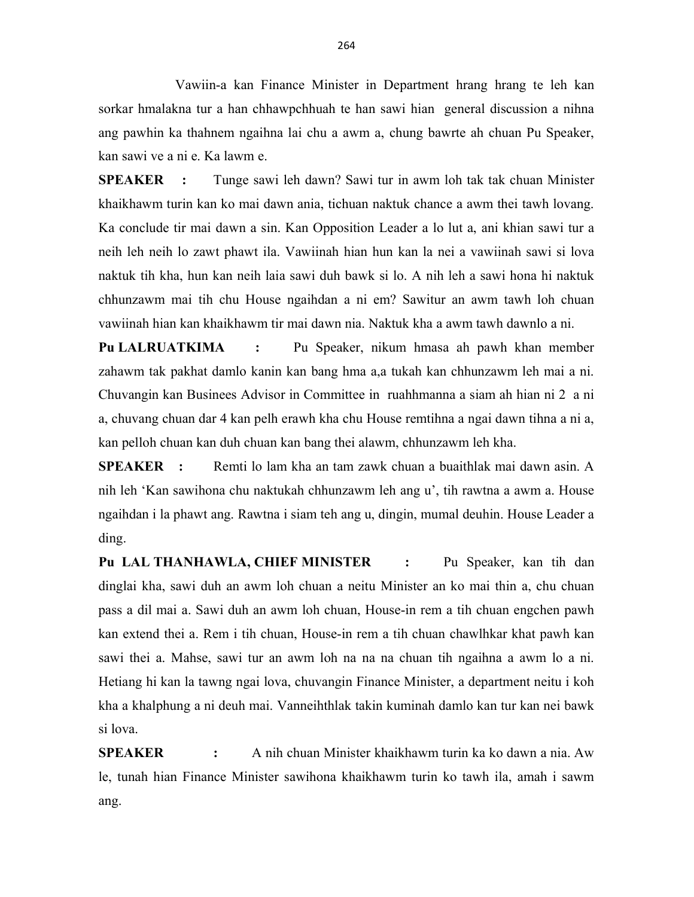Vawiin-a kan Finance Minister in Department hrang hrang te leh kan sorkar hmalakna tur a han chhawpchhuah te han sawi hian general discussion a nihna ang pawhin ka thahnem ngaihna lai chu a awm a, chung bawrte ah chuan Pu Speaker, kan sawi ve a ni e. Ka lawm e.

**SPEAKER :** Tunge sawi leh dawn? Sawi tur in awm loh tak tak chuan Minister khaikhawm turin kan ko mai dawn ania, tichuan naktuk chance a awm thei tawh lovang. Ka conclude tir mai dawn a sin. Kan Opposition Leader a lo lut a, ani khian sawi tur a neih leh neih lo zawt phawt ila. Vawiinah hian hun kan la nei a vawiinah sawi si lova naktuk tih kha, hun kan neih laia sawi duh bawk si lo. A nih leh a sawi hona hi naktuk chhunzawm mai tih chu House ngaihdan a ni em? Sawitur an awm tawh loh chuan vawiinah hian kan khaikhawm tir mai dawn nia. Naktuk kha a awm tawh dawnlo a ni.

**Pu LALRUATKIMA :** Pu Speaker, nikum hmasa ah pawh khan member zahawm tak pakhat damlo kanin kan bang hma a,a tukah kan chhunzawm leh mai a ni. Chuvangin kan Businees Advisor in Committee in ruahhmanna a siam ah hian ni 2 a ni a, chuvang chuan dar 4 kan pelh erawh kha chu House remtihna a ngai dawn tihna a ni a, kan pelloh chuan kan duh chuan kan bang thei alawm, chhunzawm leh kha.

**SPEAKER :** Remti lo lam kha an tam zawk chuan a buaithlak mai dawn asin. A nih leh 'Kan sawihona chu naktukah chhunzawm leh ang u', tih rawtna a awm a. House ngaihdan i la phawt ang. Rawtna i siam teh ang u, dingin, mumal deuhin. House Leader a ding.

**Pu LAL THANHAWLA, CHIEF MINISTER :** Pu Speaker, kan tih dan dinglai kha, sawi duh an awm loh chuan a neitu Minister an ko mai thin a, chu chuan pass a dil mai a. Sawi duh an awm loh chuan, House-in rem a tih chuan engchen pawh kan extend thei a. Rem i tih chuan, House-in rem a tih chuan chawlhkar khat pawh kan sawi thei a. Mahse, sawi tur an awm loh na na na chuan tih ngaihna a awm lo a ni. Hetiang hi kan la tawng ngai lova, chuvangin Finance Minister, a department neitu i koh kha a khalphung a ni deuh mai. Vanneihthlak takin kuminah damlo kan tur kan nei bawk si lova.

**SPEAKER :** A nih chuan Minister khaikhawm turin ka ko dawn a nia. Aw le, tunah hian Finance Minister sawihona khaikhawm turin ko tawh ila, amah i sawm ang.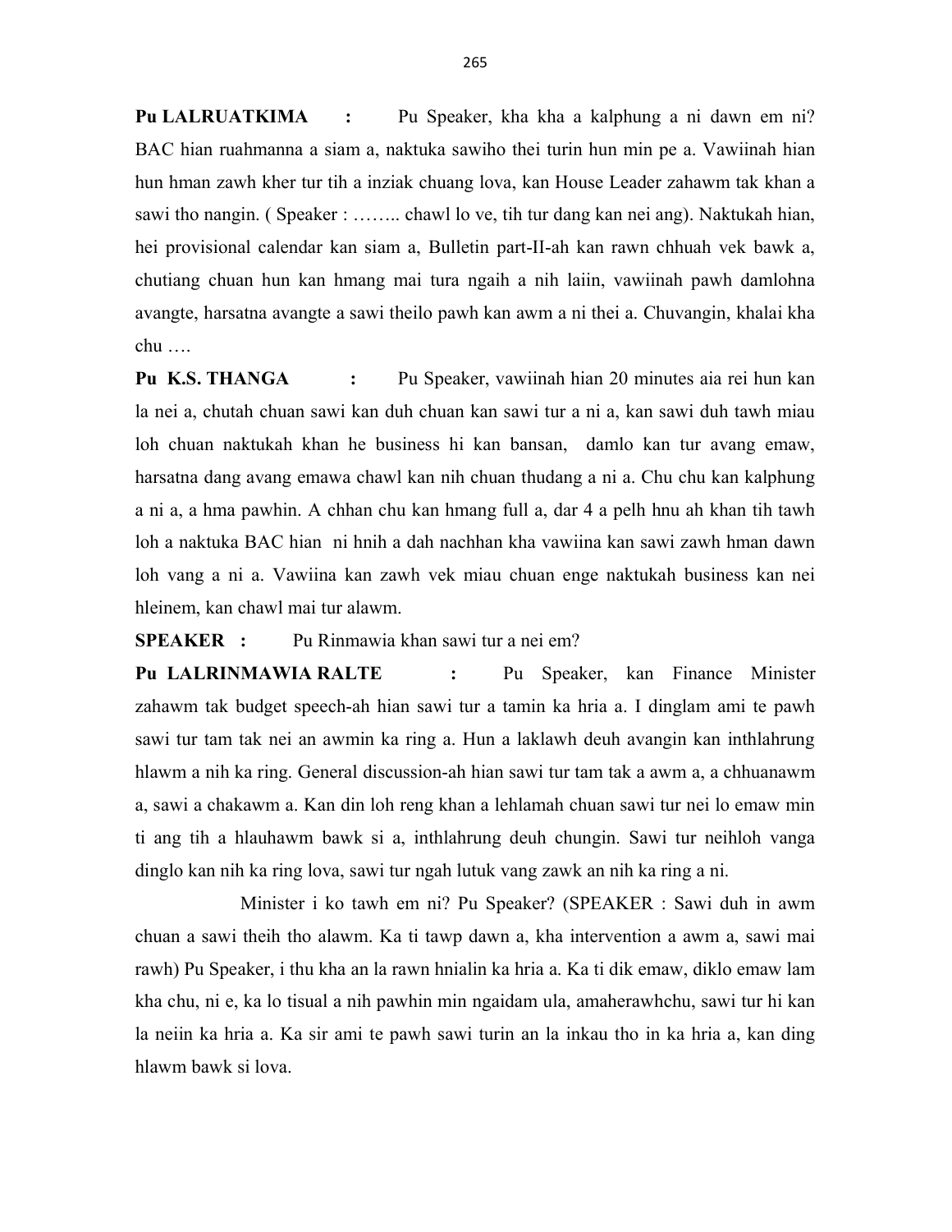**Pu LALRUATKIMA :** Pu Speaker, kha kha a kalphung a ni dawn em ni? BAC hian ruahmanna a siam a, naktuka sawiho thei turin hun min pe a. Vawiinah hian hun hman zawh kher tur tih a inziak chuang lova, kan House Leader zahawm tak khan a sawi tho nangin. ( Speaker : …….. chawl lo ve, tih tur dang kan nei ang). Naktukah hian, hei provisional calendar kan siam a, Bulletin part-II-ah kan rawn chhuah vek bawk a, chutiang chuan hun kan hmang mai tura ngaih a nih laiin, vawiinah pawh damlohna avangte, harsatna avangte a sawi theilo pawh kan awm a ni thei a. Chuvangin, khalai kha chu ….

**Pu K.S. THANGA :** Pu Speaker, vawiinah hian 20 minutes aia rei hun kan la nei a, chutah chuan sawi kan duh chuan kan sawi tur a ni a, kan sawi duh tawh miau loh chuan naktukah khan he business hi kan bansan, damlo kan tur avang emaw, harsatna dang avang emawa chawl kan nih chuan thudang a ni a. Chu chu kan kalphung a ni a, a hma pawhin. A chhan chu kan hmang full a, dar 4 a pelh hnu ah khan tih tawh loh a naktuka BAC hian ni hnih a dah nachhan kha vawiina kan sawi zawh hman dawn loh vang a ni a. Vawiina kan zawh vek miau chuan enge naktukah business kan nei hleinem, kan chawl mai tur alawm.

**SPEAKER :** Pu Rinmawia khan sawi tur a nei em?

**Pu LALRINMAWIA RALTE :** Pu Speaker, kan Finance Minister zahawm tak budget speech-ah hian sawi tur a tamin ka hria a. I dinglam ami te pawh sawi tur tam tak nei an awmin ka ring a. Hun a laklawh deuh avangin kan inthlahrung hlawm a nih ka ring. General discussion-ah hian sawi tur tam tak a awm a, a chhuanawm a, sawi a chakawm a. Kan din loh reng khan a lehlamah chuan sawi tur nei lo emaw min ti ang tih a hlauhawm bawk si a, inthlahrung deuh chungin. Sawi tur neihloh vanga dinglo kan nih ka ring lova, sawi tur ngah lutuk vang zawk an nih ka ring a ni.

Minister i ko tawh em ni? Pu Speaker? (SPEAKER : Sawi duh in awm chuan a sawi theih tho alawm. Ka ti tawp dawn a, kha intervention a awm a, sawi mai rawh) Pu Speaker, i thu kha an la rawn hnialin ka hria a. Ka ti dik emaw, diklo emaw lam kha chu, ni e, ka lo tisual a nih pawhin min ngaidam ula, amaherawhchu, sawi tur hi kan la neiin ka hria a. Ka sir ami te pawh sawi turin an la inkau tho in ka hria a, kan ding hlawm bawk si lova.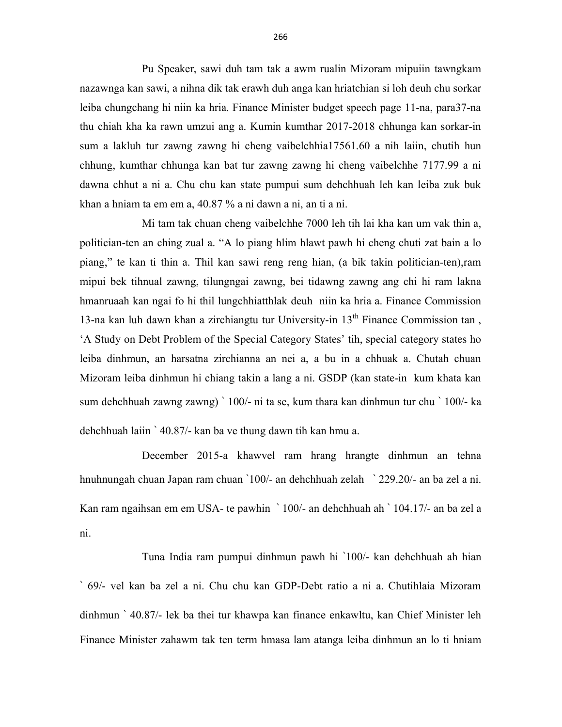Pu Speaker, sawi duh tam tak a awm rualin Mizoram mipuiin tawngkam nazawnga kan sawi, a nihna dik tak erawh duh anga kan hriatchian si loh deuh chu sorkar leiba chungchang hi niin ka hria. Finance Minister budget speech page 11-na, para37-na thu chiah kha ka rawn umzui ang a. Kumin kumthar 2017-2018 chhunga kan sorkar-in sum a lakluh tur zawng zawng hi cheng vaibelchhia17561.60 a nih laiin, chutih hun chhung, kumthar chhunga kan bat tur zawng zawng hi cheng vaibelchhe 7177.99 a ni dawna chhut a ni a. Chu chu kan state pumpui sum dehchhuah leh kan leiba zuk buk khan a hniam ta em em a, 40.87 % a ni dawn a ni, an ti a ni.

Mi tam tak chuan cheng vaibelchhe 7000 leh tih lai kha kan um vak thin a, politician-ten an ching zual a. "A lo piang hlim hlawt pawh hi cheng chuti zat bain a lo piang," te kan ti thin a. Thil kan sawi reng reng hian, (a bik takin politician-ten),ram mipui bek tihnual zawng, tilungngai zawng, bei tidawng zawng ang chi hi ram lakna hmanruaah kan ngai fo hi thil lungchhiatthlak deuh niin ka hria a. Finance Commission 13-na kan luh dawn khan a zirchiangtu tur University-in 13th Finance Commission tan , 'A Study on Debt Problem of the Special Category States' tih, special category states ho leiba dinhmun, an harsatna zirchianna an nei a, a bu in a chhuak a. Chutah chuan Mizoram leiba dinhmun hi chiang takin a lang a ni. GSDP (kan state-in kum khata kan sum dehchhuah zawng zawng) ` 100/- ni ta se, kum thara kan dinhmun tur chu ` 100/- ka dehchhuah laiin ` 40.87/- kan ba ve thung dawn tih kan hmu a.

December 2015-a khawvel ram hrang hrangte dinhmun an tehna hnuhnungah chuan Japan ram chuan `100/- an dehchhuah zelah ` 229.20/- an ba zel a ni. Kan ram ngaihsan em em USA- te pawhin ` 100/- an dehchhuah ah ` 104.17/- an ba zel a ni.

Tuna India ram pumpui dinhmun pawh hi `100/- kan dehchhuah ah hian ` 69/- vel kan ba zel a ni. Chu chu kan GDP-Debt ratio a ni a. Chutihlaia Mizoram dinhmun ` 40.87/- lek ba thei tur khawpa kan finance enkawltu, kan Chief Minister leh Finance Minister zahawm tak ten term hmasa lam atanga leiba dinhmun an lo ti hniam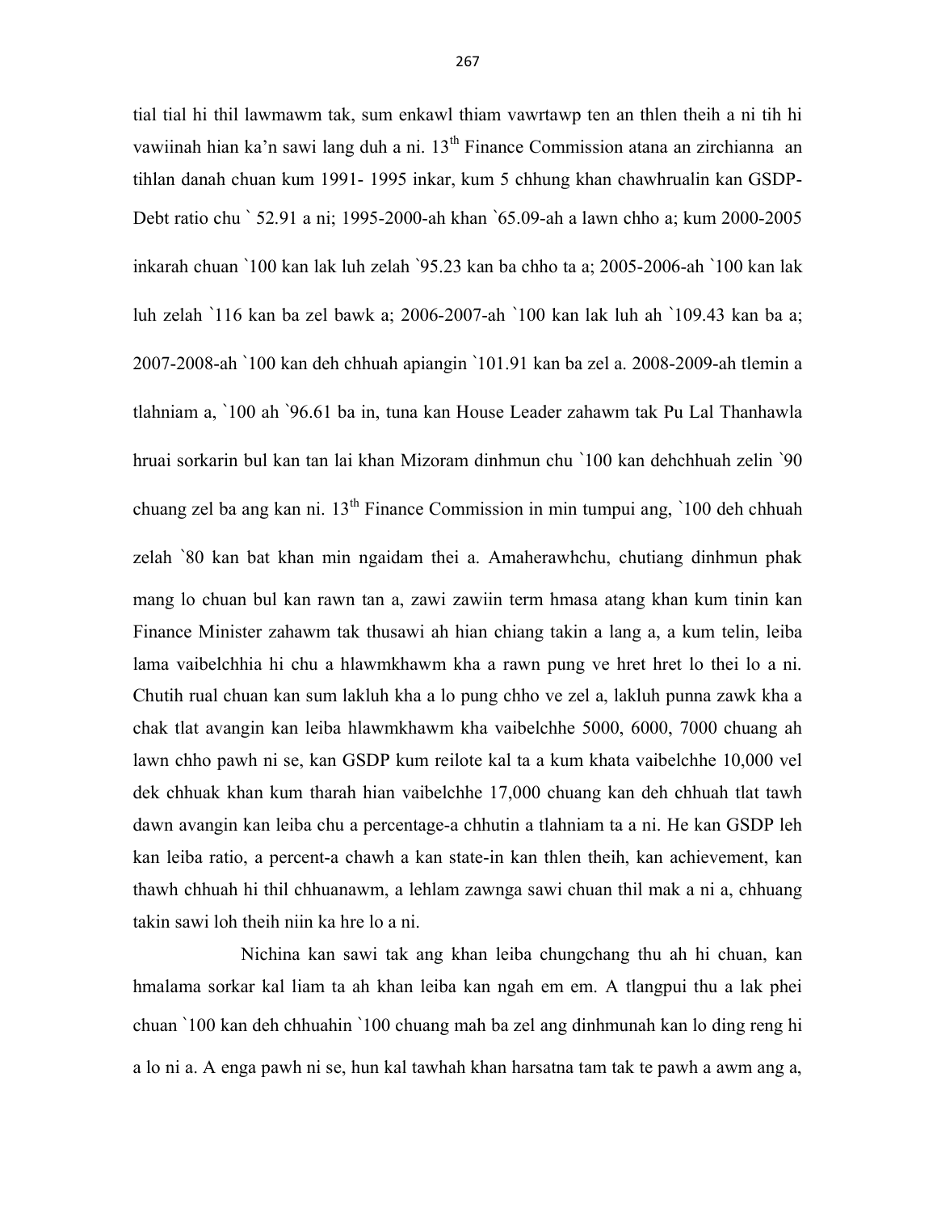tial tial hi thil lawmawm tak, sum enkawl thiam vawrtawp ten an thlen theih a ni tih hi vawiinah hian ka'n sawi lang duh a ni. 13th Finance Commission atana an zirchianna an tihlan danah chuan kum 1991- 1995 inkar, kum 5 chhung khan chawhrualin kan GSDP-Debt ratio chu ` 52.91 a ni; 1995-2000-ah khan `65.09-ah a lawn chho a; kum 2000-2005 inkarah chuan `100 kan lak luh zelah `95.23 kan ba chho ta a; 2005-2006-ah `100 kan lak luh zelah `116 kan ba zel bawk a; 2006-2007-ah `100 kan lak luh ah `109.43 kan ba a; 2007-2008-ah `100 kan deh chhuah apiangin `101.91 kan ba zel a. 2008-2009-ah tlemin a tlahniam a, `100 ah `96.61 ba in, tuna kan House Leader zahawm tak Pu Lal Thanhawla hruai sorkarin bul kan tan lai khan Mizoram dinhmun chu `100 kan dehchhuah zelin `90 chuang zel ba ang kan ni. 13th Finance Commission in min tumpui ang, `100 deh chhuah zelah `80 kan bat khan min ngaidam thei a. Amaherawhchu, chutiang dinhmun phak mang lo chuan bul kan rawn tan a, zawi zawiin term hmasa atang khan kum tinin kan Finance Minister zahawm tak thusawi ah hian chiang takin a lang a, a kum telin, leiba lama vaibelchhia hi chu a hlawmkhawm kha a rawn pung ve hret hret lo thei lo a ni. Chutih rual chuan kan sum lakluh kha a lo pung chho ve zel a, lakluh punna zawk kha a chak tlat avangin kan leiba hlawmkhawm kha vaibelchhe 5000, 6000, 7000 chuang ah lawn chho pawh ni se, kan GSDP kum reilote kal ta a kum khata vaibelchhe 10,000 vel dek chhuak khan kum tharah hian vaibelchhe 17,000 chuang kan deh chhuah tlat tawh dawn avangin kan leiba chu a percentage-a chhutin a tlahniam ta a ni. He kan GSDP leh kan leiba ratio, a percent-a chawh a kan state-in kan thlen theih, kan achievement, kan thawh chhuah hi thil chhuanawm, a lehlam zawnga sawi chuan thil mak a ni a, chhuang takin sawi loh theih niin ka hre lo a ni.

Nichina kan sawi tak ang khan leiba chungchang thu ah hi chuan, kan hmalama sorkar kal liam ta ah khan leiba kan ngah em em. A tlangpui thu a lak phei chuan `100 kan deh chhuahin `100 chuang mah ba zel ang dinhmunah kan lo ding reng hi a lo ni a. A enga pawh ni se, hun kal tawhah khan harsatna tam tak te pawh a awm ang a,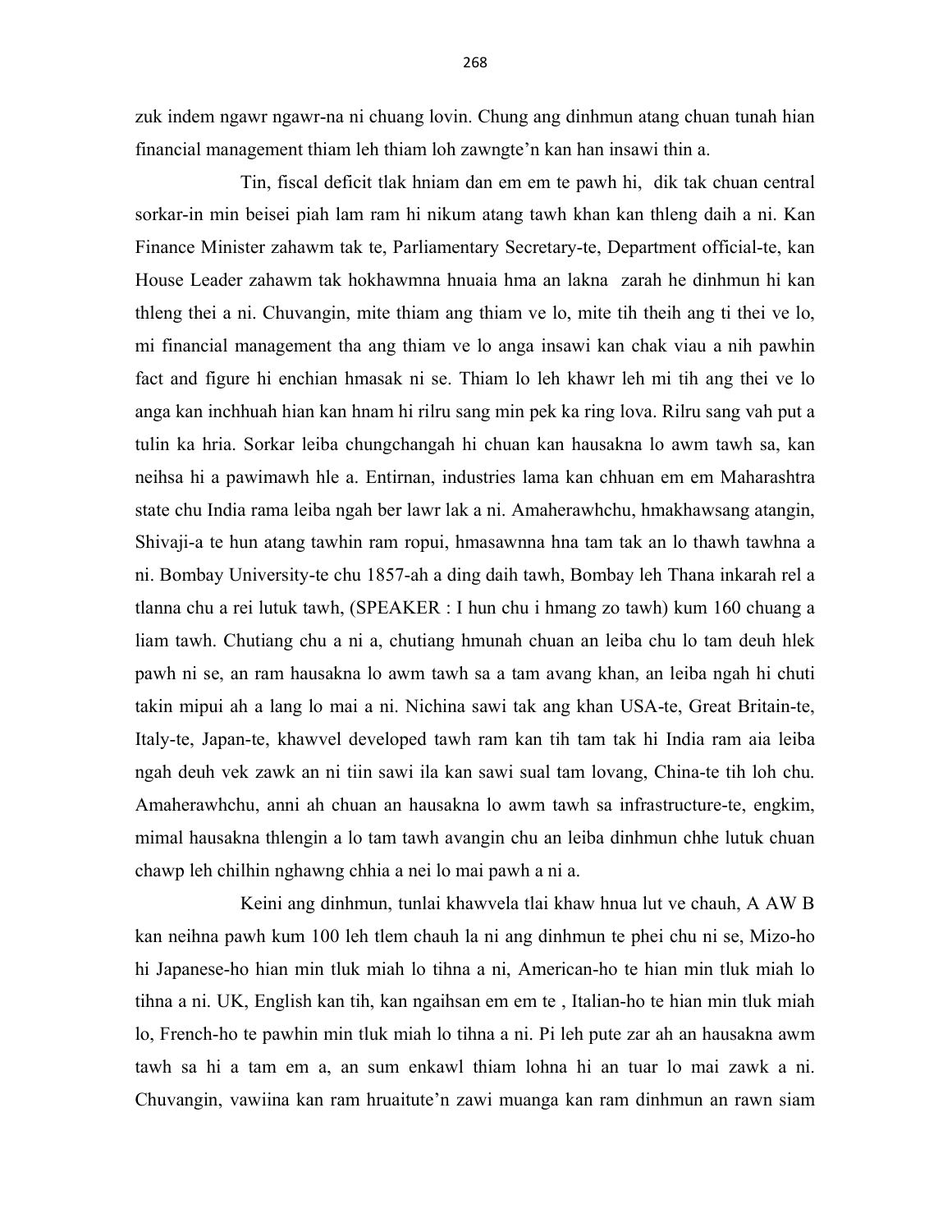zuk indem ngawr ngawr-na ni chuang lovin. Chung ang dinhmun atang chuan tunah hian financial management thiam leh thiam loh zawngte'n kan han insawi thin a.

Tin, fiscal deficit tlak hniam dan em em te pawh hi, dik tak chuan central sorkar-in min beisei piah lam ram hi nikum atang tawh khan kan thleng daih a ni. Kan Finance Minister zahawm tak te, Parliamentary Secretary-te, Department official-te, kan House Leader zahawm tak hokhawmna hnuaia hma an lakna zarah he dinhmun hi kan thleng thei a ni. Chuvangin, mite thiam ang thiam ve lo, mite tih theih ang ti thei ve lo, mi financial management tha ang thiam ve lo anga insawi kan chak viau a nih pawhin fact and figure hi enchian hmasak ni se. Thiam lo leh khawr leh mi tih ang thei ve lo anga kan inchhuah hian kan hnam hi rilru sang min pek ka ring lova. Rilru sang vah put a tulin ka hria. Sorkar leiba chungchangah hi chuan kan hausakna lo awm tawh sa, kan neihsa hi a pawimawh hle a. Entirnan, industries lama kan chhuan em em Maharashtra state chu India rama leiba ngah ber lawr lak a ni. Amaherawhchu, hmakhawsang atangin, Shivaji-a te hun atang tawhin ram ropui, hmasawnna hna tam tak an lo thawh tawhna a ni. Bombay University-te chu 1857-ah a ding daih tawh, Bombay leh Thana inkarah rel a tlanna chu a rei lutuk tawh, (SPEAKER : I hun chu i hmang zo tawh) kum 160 chuang a liam tawh. Chutiang chu a ni a, chutiang hmunah chuan an leiba chu lo tam deuh hlek pawh ni se, an ram hausakna lo awm tawh sa a tam avang khan, an leiba ngah hi chuti takin mipui ah a lang lo mai a ni. Nichina sawi tak ang khan USA-te, Great Britain-te, Italy-te, Japan-te, khawvel developed tawh ram kan tih tam tak hi India ram aia leiba ngah deuh vek zawk an ni tiin sawi ila kan sawi sual tam lovang, China-te tih loh chu. Amaherawhchu, anni ah chuan an hausakna lo awm tawh sa infrastructure-te, engkim, mimal hausakna thlengin a lo tam tawh avangin chu an leiba dinhmun chhe lutuk chuan chawp leh chilhin nghawng chhia a nei lo mai pawh a ni a.

Keini ang dinhmun, tunlai khawvela tlai khaw hnua lut ve chauh, A AW B kan neihna pawh kum 100 leh tlem chauh la ni ang dinhmun te phei chu ni se, Mizo-ho hi Japanese-ho hian min tluk miah lo tihna a ni, American-ho te hian min tluk miah lo tihna a ni. UK, English kan tih, kan ngaihsan em em te , Italian-ho te hian min tluk miah lo, French-ho te pawhin min tluk miah lo tihna a ni. Pi leh pute zar ah an hausakna awm tawh sa hi a tam em a, an sum enkawl thiam lohna hi an tuar lo mai zawk a ni. Chuvangin, vawiina kan ram hruaitute'n zawi muanga kan ram dinhmun an rawn siam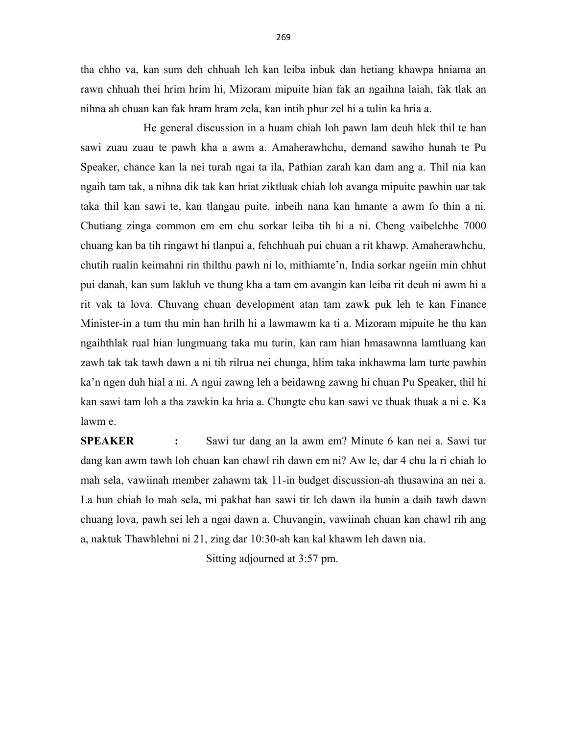tha chho va, kan sum deh chhuah leh kan leiba inbuk dan hetiang khawpa hniama an rawn chhuah thei hrim hrim hi, Mizoram mipuite hian fak an ngaihna laiah, fak tlak an nihna ah chuan kan fak hram hram zela, kan intih phur zel hi a tulin ka hria a.

He general discussion in a huam chiah loh pawn lam deuh hlek thil te han sawi zuau zuau te pawh kha a awm a. Amaherawhchu, demand sawiho hunah te Pu Speaker, chance kan la nei turah ngai ta ila, Pathian zarah kan dam ang a. Thil nia kan ngaih tam tak, a nihna dik tak kan hriat ziktluak chiah loh avanga mipuite pawhin uar tak taka thil kan sawi te, kan tlangau puite, inbeih nana kan hmante a awm fo thin a ni. Chutiang zinga common em em chu sorkar leiba tih hi a ni. Cheng vaibelchhe 7000 chuang kan ba tih ringawt hi tlanpui a, fehchhuah pui chuan a rit khawp. Amaherawhchu, chutih rualin keimahni rin thilthu pawh ni lo, mithiamte'n, India sorkar ngeiin min chhut pui danah, kan sum lakluh ve thung kha a tam em avangin kan leiba rit deuh ni awm hi a rit vak ta lova. Chuvang chuan development atan tam zawk puk leh te kan Finance Minister-in a tum thu min han hrilh hi a lawmawm ka ti a. Mizoram mipuite he thu kan ngaihthlak rual hian lungmuang taka mu turin, kan ram hian hmasawnna lamtluang kan zawh tak tak tawh dawn a ni tih rilrua nei chunga, hlim taka inkhawma lam turte pawhin ka'n ngen duh hial a ni. A ngui zawng leh a beidawng zawng hi chuan Pu Speaker, thil hi kan sawi tam loh a tha zawkin ka hria a. Chungte chu kan sawi ve thuak thuak a ni e. Ka lawm e.

**SPEAKER** **:** Sawi tur dang an la awm em? Minute 6 kan nei a. Sawi tur dang kan awm tawh loh chuan kan chawl rih dawn em ni? Aw le, dar 4 chu la ri chiah lo mah sela, vawiinah member zahawm tak 11-in budget discussion-ah thusawina an nei a. La hun chiah lo mah sela, mi pakhat han sawi tir leh dawn ila hunin a daih tawh dawn chuang lova, pawh sei leh a ngai dawn a. Chuvangin, vawiinah chuan kan chawl rih ang a, naktuk Thawhlehni ni 21, zing dar 10:30-ah kan kal khawm leh dawn nia.

Sitting adjourned at 3:57 pm.